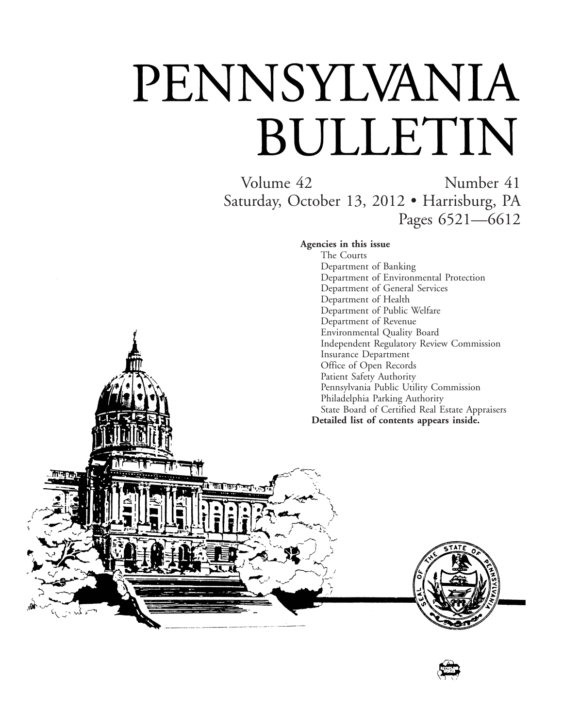# PENNSYLVANIA BULLETIN

Volume 42 Number 41

Saturday, October 13, 2012 • Harrisburg, PA

Pages 6521—6612

**Agencies in this issue**

The Courts
Department of Banking
Department of Environmental Protection
Department of General Services
Department of Health
Department of Public Welfare
Department of Revenue
Environmental Quality Board
Independent Regulatory Review Commission
Insurance Department
Office of Open Records
Patient Safety Authority
Pennsylvania Public Utility Commission
Philadelphia Parking Authority
State Board of Certified Real Estate Appraisers

**Detailed list of contents appears inside.**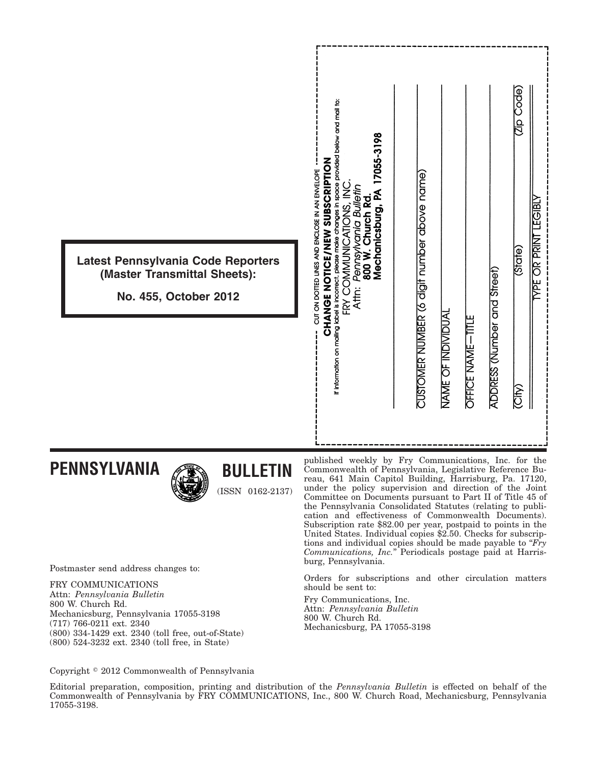**Latest Pennsylvania Code Reporters (Master Transmittal Sheets):**

**No. 455, October 2012**

CUT ON DOTTED LINES AND ENCLOSE IN AN ENVELOPE

**CHANGE NOTICE/NEW SUBSCRIPTION**

If information on mailing label is incorrect, please make changes in space provided below and mail to:

FRY COMMUNICATIONS, INC.
Attn: *Pennsylvania Bulletin*
**800 W. Church Rd.**
**Mechanicsburg, PA 17055-3198**

CUSTOMER NUMBER (6 digit number above name)

NAME OF INDIVIDUAL

OFFICE NAME—TITLE

ADDRESS (Number and Street)

(City) (State) (Zip Code)

TYPE OR PRINT LEGIBLY

# PENNSYLVANIA BULLETIN

(ISSN 0162-2137)

Postmaster send address changes to:

FRY COMMUNICATIONS
Attn: *Pennsylvania Bulletin*
800 W. Church Rd.
Mechanicsburg, Pennsylvania 17055-3198
(717) 766-0211 ext. 2340
(800) 334-1429 ext. 2340 (toll free, out-of-State)
(800) 524-3232 ext. 2340 (toll free, in State)

published weekly by Fry Communications, Inc. for the Commonwealth of Pennsylvania, Legislative Reference Bureau, 641 Main Capitol Building, Harrisburg, Pa. 17120, under the policy supervision and direction of the Joint Committee on Documents pursuant to Part II of Title 45 of the Pennsylvania Consolidated Statutes (relating to publication and effectiveness of Commonwealth Documents). Subscription rate $82.00 per year, postpaid to points in the United States. Individual copies $2.50. Checks for subscriptions and individual copies should be made payable to "*Fry Communications, Inc.*" Periodicals postage paid at Harrisburg, Pennsylvania.

Orders for subscriptions and other circulation matters should be sent to:

Fry Communications, Inc.
Attn: *Pennsylvania Bulletin*
800 W. Church Rd.
Mechanicsburg, PA 17055-3198

Copyright © 2012 Commonwealth of Pennsylvania

Editorial preparation, composition, printing and distribution of the *Pennsylvania Bulletin* is effected on behalf of the Commonwealth of Pennsylvania by FRY COMMUNICATIONS, Inc., 800 W. Church Road, Mechanicsburg, Pennsylvania 17055-3198.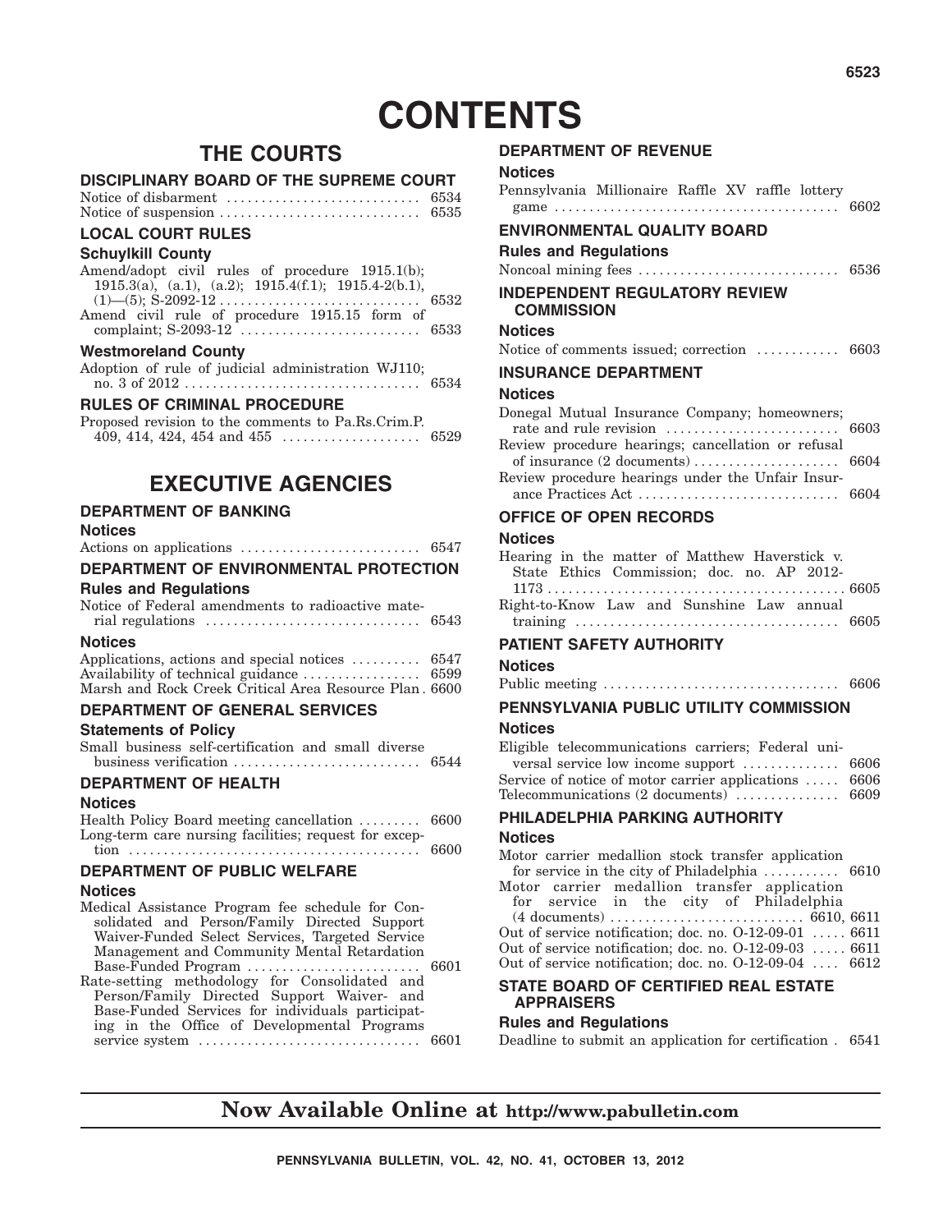# CONTENTS

## THE COURTS

### DISCIPLINARY BOARD OF THE SUPREME COURT

Notice of disbarment . . . . . . . . . . . . . . . . . . . . . . . . . . . . 6534
Notice of suspension . . . . . . . . . . . . . . . . . . . . . . . . . . . . 6535

### LOCAL COURT RULES

#### Schuylkill County

Amend/adopt civil rules of procedure 1915.1(b); 1915.3(a), (a.1), (a.2); 1915.4(f.1); 1915.4-2(b.1), (1)—(5); S-2092-12 . . . . . . . . . . . . . . . . . . . . . . . . . . . . 6532
Amend civil rule of procedure 1915.15 form of complaint; S-2093-12 . . . . . . . . . . . . . . . . . . . . . . . . . . 6533

#### Westmoreland County

Adoption of rule of judicial administration WJ110; no. 3 of 2012 . . . . . . . . . . . . . . . . . . . . . . . . . . . . . . . . . . 6534

### RULES OF CRIMINAL PROCEDURE

Proposed revision to the comments to Pa.Rs.Crim.P. 409, 414, 424, 454 and 455 . . . . . . . . . . . . . . . . . . . . 6529

## EXECUTIVE AGENCIES

### DEPARTMENT OF BANKING

#### Notices

Actions on applications . . . . . . . . . . . . . . . . . . . . . . . . . . 6547

### DEPARTMENT OF ENVIRONMENTAL PROTECTION

#### Rules and Regulations

Notice of Federal amendments to radioactive material regulations . . . . . . . . . . . . . . . . . . . . . . . . . . . . . . 6543

#### Notices

Applications, actions and special notices . . . . . . . . . . 6547
Availability of technical guidance . . . . . . . . . . . . . . . . . 6599
Marsh and Rock Creek Critical Area Resource Plan . 6600

### DEPARTMENT OF GENERAL SERVICES

#### Statements of Policy

Small business self-certification and small diverse business verification . . . . . . . . . . . . . . . . . . . . . . . . . . . 6544

### DEPARTMENT OF HEALTH

#### Notices

Health Policy Board meeting cancellation . . . . . . . . . 6600
Long-term care nursing facilities; request for exception . . . . . . . . . . . . . . . . . . . . . . . . . . . . . . . . . . . . . . . . . . 6600

### DEPARTMENT OF PUBLIC WELFARE

#### Notices

Medical Assistance Program fee schedule for Consolidated and Person/Family Directed Support Waiver-Funded Select Services, Targeted Service Management and Community Mental Retardation Base-Funded Program . . . . . . . . . . . . . . . . . . . . . . . . 6601
Rate-setting methodology for Consolidated and Person/Family Directed Support Waiver- and Base-Funded Services for individuals participating in the Office of Developmental Programs service system . . . . . . . . . . . . . . . . . . . . . . . . . . . . . . . . 6601

### DEPARTMENT OF REVENUE

#### Notices

Pennsylvania Millionaire Raffle XV raffle lottery game . . . . . . . . . . . . . . . . . . . . . . . . . . . . . . . . . . . . . . . . . 6602

### ENVIRONMENTAL QUALITY BOARD

#### Rules and Regulations

Noncoal mining fees . . . . . . . . . . . . . . . . . . . . . . . . . . . . 6536

### INDEPENDENT REGULATORY REVIEW COMMISSION

#### Notices

Notice of comments issued; correction . . . . . . . . . . . 6603

### INSURANCE DEPARTMENT

#### Notices

Donegal Mutual Insurance Company; homeowners; rate and rule revision . . . . . . . . . . . . . . . . . . . . . . . . . 6603
Review procedure hearings; cancellation or refusal of insurance (2 documents) . . . . . . . . . . . . . . . . . . . . 6604
Review procedure hearings under the Unfair Insurance Practices Act . . . . . . . . . . . . . . . . . . . . . . . . . . . . 6604

### OFFICE OF OPEN RECORDS

#### Notices

Hearing in the matter of Matthew Haverstick v. State Ethics Commission; doc. no. AP 2012-1173 . . . . . . . . . . . . . . . . . . . . . . . . . . . . . . . . . . . . . . . . . . 6605
Right-to-Know Law and Sunshine Law annual training . . . . . . . . . . . . . . . . . . . . . . . . . . . . . . . . . . . . . 6605

### PATIENT SAFETY AUTHORITY

#### Notices

Public meeting . . . . . . . . . . . . . . . . . . . . . . . . . . . . . . . . . 6606

### PENNSYLVANIA PUBLIC UTILITY COMMISSION

#### Notices

Eligible telecommunications carriers; Federal universal service low income support . . . . . . . . . . . . . 6606
Service of notice of motor carrier applications . . . . . 6606
Telecommunications (2 documents) . . . . . . . . . . . . . . . 6609

### PHILADELPHIA PARKING AUTHORITY

#### Notices

Motor carrier medallion stock transfer application for service in the city of Philadelphia . . . . . . . . . . . 6610
Motor carrier medallion transfer application for service in the city of Philadelphia (4 documents) . . . . . . . . . . . . . . . . . . . . . . . . . . . 6610, 6611
Out of service notification; doc. no. O-12-09-01 . . . . . 6611
Out of service notification; doc. no. O-12-09-03 . . . . . 6611
Out of service notification; doc. no. O-12-09-04 . . . . 6612

### STATE BOARD OF CERTIFIED REAL ESTATE APPRAISERS

#### Rules and Regulations

Deadline to submit an application for certification . 6541

**Now Available Online at http://www.pabulletin.com**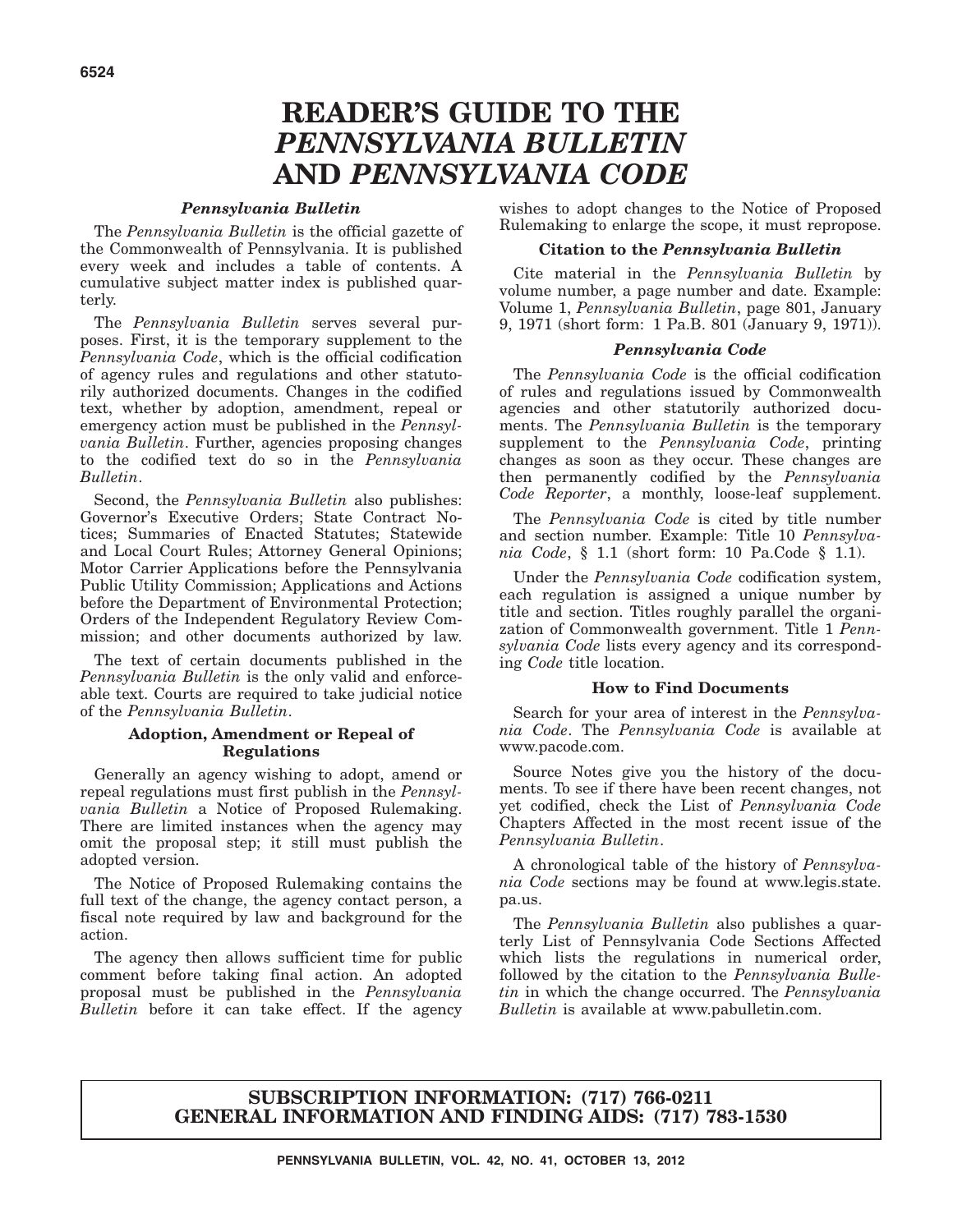# READER'S GUIDE TO THE *PENNSYLVANIA BULLETIN* AND *PENNSYLVANIA CODE*

### *Pennsylvania Bulletin*

The *Pennsylvania Bulletin* is the official gazette of the Commonwealth of Pennsylvania. It is published every week and includes a table of contents. A cumulative subject matter index is published quarterly.

The *Pennsylvania Bulletin* serves several purposes. First, it is the temporary supplement to the *Pennsylvania Code*, which is the official codification of agency rules and regulations and other statutorily authorized documents. Changes in the codified text, whether by adoption, amendment, repeal or emergency action must be published in the *Pennsylvania Bulletin*. Further, agencies proposing changes to the codified text do so in the *Pennsylvania Bulletin*.

Second, the *Pennsylvania Bulletin* also publishes: Governor's Executive Orders; State Contract Notices; Summaries of Enacted Statutes; Statewide and Local Court Rules; Attorney General Opinions; Motor Carrier Applications before the Pennsylvania Public Utility Commission; Applications and Actions before the Department of Environmental Protection; Orders of the Independent Regulatory Review Commission; and other documents authorized by law.

The text of certain documents published in the *Pennsylvania Bulletin* is the only valid and enforceable text. Courts are required to take judicial notice of the *Pennsylvania Bulletin*.

### Adoption, Amendment or Repeal of Regulations

Generally an agency wishing to adopt, amend or repeal regulations must first publish in the *Pennsylvania Bulletin* a Notice of Proposed Rulemaking. There are limited instances when the agency may omit the proposal step; it still must publish the adopted version.

The Notice of Proposed Rulemaking contains the full text of the change, the agency contact person, a fiscal note required by law and background for the action.

The agency then allows sufficient time for public comment before taking final action. An adopted proposal must be published in the *Pennsylvania Bulletin* before it can take effect. If the agency wishes to adopt changes to the Notice of Proposed Rulemaking to enlarge the scope, it must repropose.

### Citation to the *Pennsylvania Bulletin*

Cite material in the *Pennsylvania Bulletin* by volume number, a page number and date. Example: Volume 1, *Pennsylvania Bulletin*, page 801, January 9, 1971 (short form: 1 Pa.B. 801 (January 9, 1971)).

### *Pennsylvania Code*

The *Pennsylvania Code* is the official codification of rules and regulations issued by Commonwealth agencies and other statutorily authorized documents. The *Pennsylvania Bulletin* is the temporary supplement to the *Pennsylvania Code*, printing changes as soon as they occur. These changes are then permanently codified by the *Pennsylvania Code Reporter*, a monthly, loose-leaf supplement.

The *Pennsylvania Code* is cited by title number and section number. Example: Title 10 *Pennsylvania Code*, § 1.1 (short form: 10 Pa.Code § 1.1).

Under the *Pennsylvania Code* codification system, each regulation is assigned a unique number by title and section. Titles roughly parallel the organization of Commonwealth government. Title 1 *Pennsylvania Code* lists every agency and its corresponding *Code* title location.

### How to Find Documents

Search for your area of interest in the *Pennsylvania Code*. The *Pennsylvania Code* is available at www.pacode.com.

Source Notes give you the history of the documents. To see if there have been recent changes, not yet codified, check the List of *Pennsylvania Code* Chapters Affected in the most recent issue of the *Pennsylvania Bulletin*.

A chronological table of the history of *Pennsylvania Code* sections may be found at www.legis.state.pa.us.

The *Pennsylvania Bulletin* also publishes a quarterly List of Pennsylvania Code Sections Affected which lists the regulations in numerical order, followed by the citation to the *Pennsylvania Bulletin* in which the change occurred. The *Pennsylvania Bulletin* is available at www.pabulletin.com.

**SUBSCRIPTION INFORMATION: (717) 766-0211**
**GENERAL INFORMATION AND FINDING AIDS: (717) 783-1530**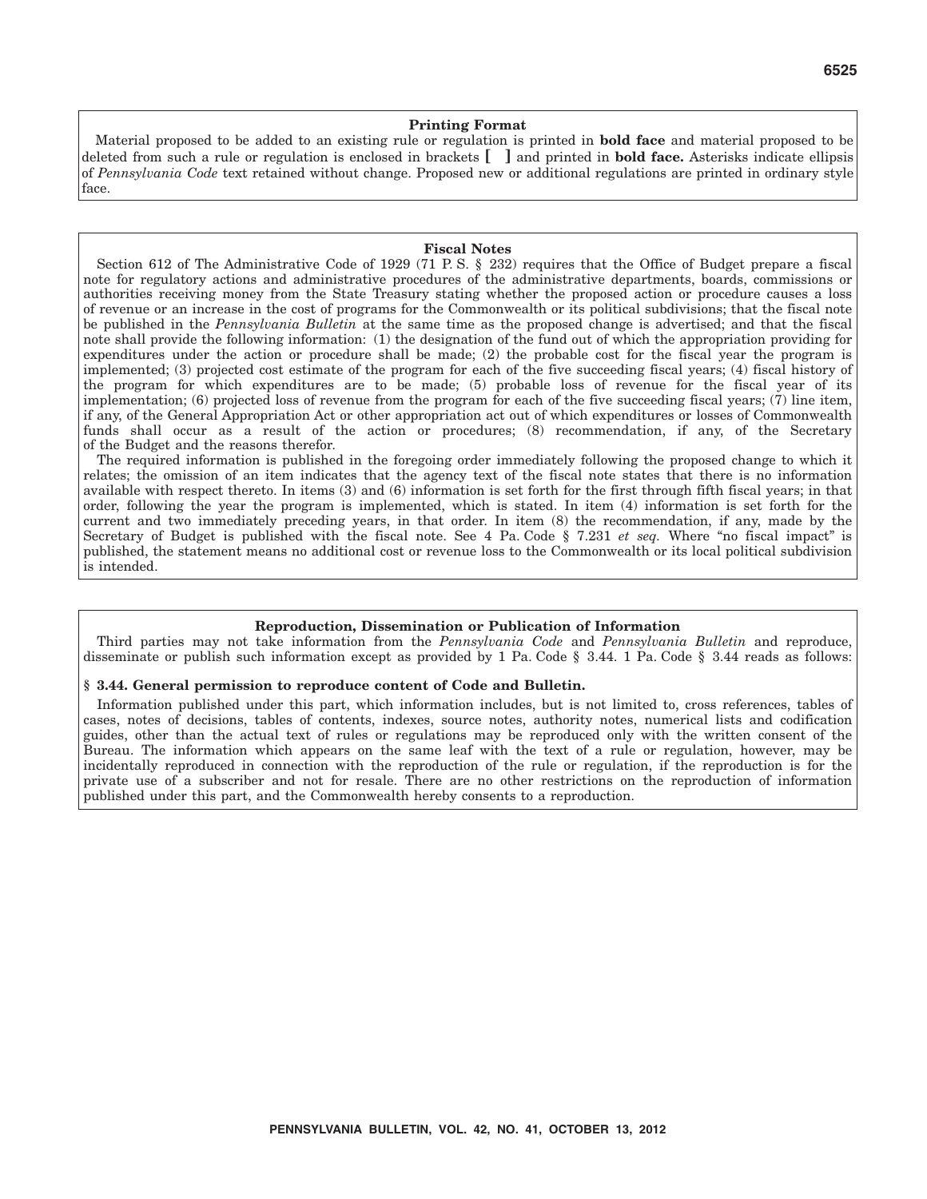## Printing Format

Material proposed to be added to an existing rule or regulation is printed in **bold face** and material proposed to be deleted from such a rule or regulation is enclosed in brackets **[ ]** and printed in **bold face.** Asterisks indicate ellipsis of *Pennsylvania Code* text retained without change. Proposed new or additional regulations are printed in ordinary style face.

## Fiscal Notes

Section 612 of The Administrative Code of 1929 (71 P. S. § 232) requires that the Office of Budget prepare a fiscal note for regulatory actions and administrative procedures of the administrative departments, boards, commissions or authorities receiving money from the State Treasury stating whether the proposed action or procedure causes a loss of revenue or an increase in the cost of programs for the Commonwealth or its political subdivisions; that the fiscal note be published in the *Pennsylvania Bulletin* at the same time as the proposed change is advertised; and that the fiscal note shall provide the following information: (1) the designation of the fund out of which the appropriation providing for expenditures under the action or procedure shall be made; (2) the probable cost for the fiscal year the program is implemented; (3) projected cost estimate of the program for each of the five succeeding fiscal years; (4) fiscal history of the program for which expenditures are to be made; (5) probable loss of revenue for the fiscal year of its implementation; (6) projected loss of revenue from the program for each of the five succeeding fiscal years; (7) line item, if any, of the General Appropriation Act or other appropriation act out of which expenditures or losses of Commonwealth funds shall occur as a result of the action or procedures; (8) recommendation, if any, of the Secretary of the Budget and the reasons therefor.

The required information is published in the foregoing order immediately following the proposed change to which it relates; the omission of an item indicates that the agency text of the fiscal note states that there is no information available with respect thereto. In items (3) and (6) information is set forth for the first through fifth fiscal years; in that order, following the year the program is implemented, which is stated. In item (4) information is set forth for the current and two immediately preceding years, in that order. In item (8) the recommendation, if any, made by the Secretary of Budget is published with the fiscal note. See 4 Pa. Code § 7.231 *et seq.* Where "no fiscal impact" is published, the statement means no additional cost or revenue loss to the Commonwealth or its local political subdivision is intended.

## Reproduction, Dissemination or Publication of Information

Third parties may not take information from the *Pennsylvania Code* and *Pennsylvania Bulletin* and reproduce, disseminate or publish such information except as provided by 1 Pa. Code § 3.44. 1 Pa. Code § 3.44 reads as follows:

**§ 3.44. General permission to reproduce content of Code and Bulletin.**

Information published under this part, which information includes, but is not limited to, cross references, tables of cases, notes of decisions, tables of contents, indexes, source notes, authority notes, numerical lists and codification guides, other than the actual text of rules or regulations may be reproduced only with the written consent of the Bureau. The information which appears on the same leaf with the text of a rule or regulation, however, may be incidentally reproduced in connection with the reproduction of the rule or regulation, if the reproduction is for the private use of a subscriber and not for resale. There are no other restrictions on the reproduction of information published under this part, and the Commonwealth hereby consents to a reproduction.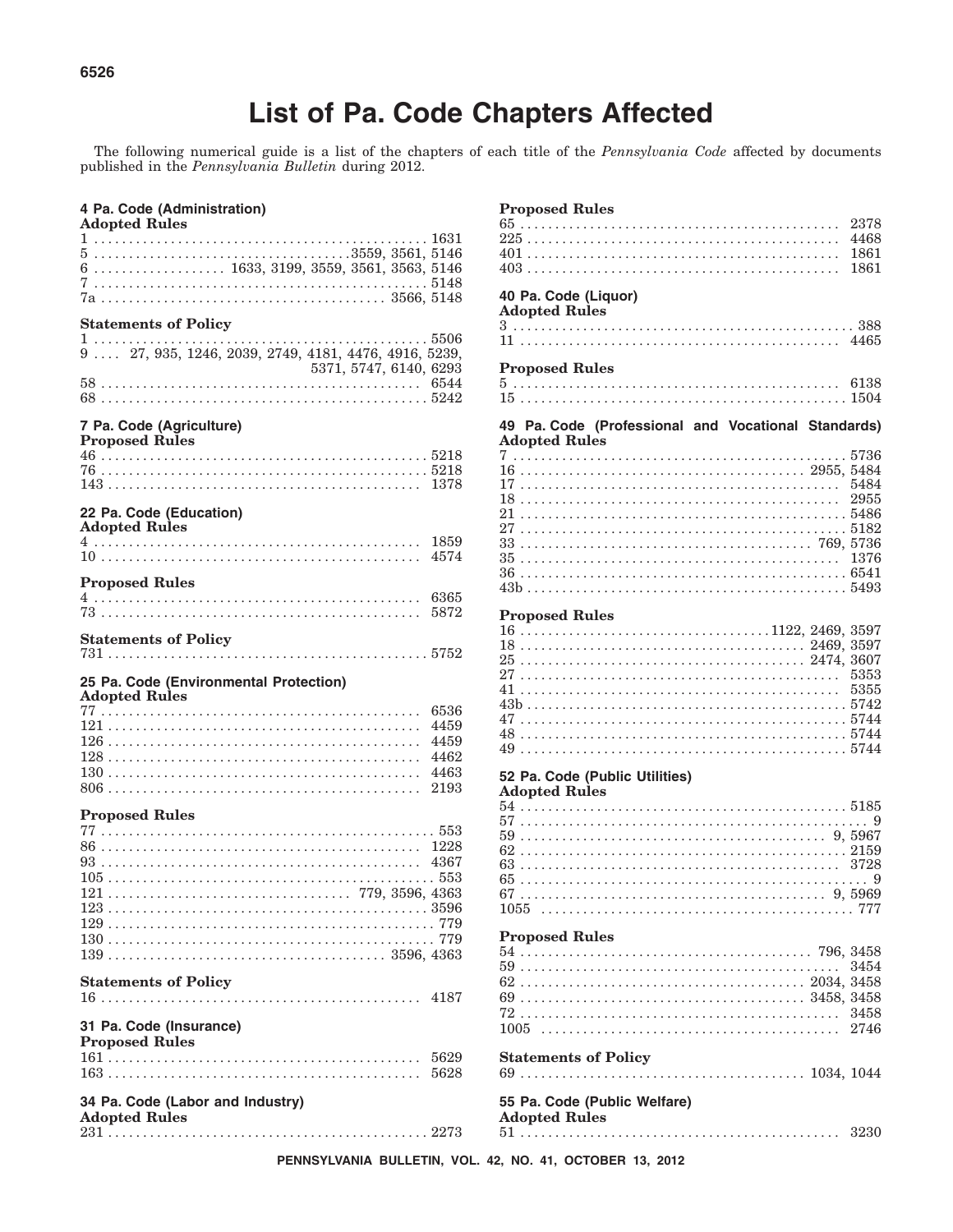# List of Pa. Code Chapters Affected

The following numerical guide is a list of the chapters of each title of the *Pennsylvania Code* affected by documents published in the *Pennsylvania Bulletin* during 2012.

## 4 Pa. Code (Administration)

**Adopted Rules**

1 . . . . . . . . . . . . . . . . . . . . . . . . . . . . . . . . . . . . . . . . . . . . . . . . 1631
5 . . . . . . . . . . . . . . . . . . . . . . . . . . . . . . . . . . . 3559, 3561, 5146
6 . . . . . . . . . . . . . . . . . . 1633, 3199, 3559, 3561, 3563, 5146
7 . . . . . . . . . . . . . . . . . . . . . . . . . . . . . . . . . . . . . . . . . . . . . . . . 5148
7a . . . . . . . . . . . . . . . . . . . . . . . . . . . . . . . . . . . . . . . . 3566, 5148

**Statements of Policy**

1 . . . . . . . . . . . . . . . . . . . . . . . . . . . . . . . . . . . . . . . . . . . . . . . . 5506
9 . . . . 27, 935, 1246, 2039, 2749, 4181, 4476, 4916, 5239, 5371, 5747, 6140, 6293
58 . . . . . . . . . . . . . . . . . . . . . . . . . . . . . . . . . . . . . . . . . . . . . . . 6544
68 . . . . . . . . . . . . . . . . . . . . . . . . . . . . . . . . . . . . . . . . . . . . . . . 5242

## 7 Pa. Code (Agriculture)

**Proposed Rules**

46 . . . . . . . . . . . . . . . . . . . . . . . . . . . . . . . . . . . . . . . . . . . . . . . 5218
76 . . . . . . . . . . . . . . . . . . . . . . . . . . . . . . . . . . . . . . . . . . . . . . . 5218
143 . . . . . . . . . . . . . . . . . . . . . . . . . . . . . . . . . . . . . . . . . . . . . . 1378

## 22 Pa. Code (Education)

**Adopted Rules**

4 . . . . . . . . . . . . . . . . . . . . . . . . . . . . . . . . . . . . . . . . . . . . . . . . 1859
10 . . . . . . . . . . . . . . . . . . . . . . . . . . . . . . . . . . . . . . . . . . . . . . . 4574

**Proposed Rules**

4 . . . . . . . . . . . . . . . . . . . . . . . . . . . . . . . . . . . . . . . . . . . . . . . . 6365
73 . . . . . . . . . . . . . . . . . . . . . . . . . . . . . . . . . . . . . . . . . . . . . . . 5872

**Statements of Policy**

731 . . . . . . . . . . . . . . . . . . . . . . . . . . . . . . . . . . . . . . . . . . . . . . 5752

## 25 Pa. Code (Environmental Protection)

**Adopted Rules**

77 . . . . . . . . . . . . . . . . . . . . . . . . . . . . . . . . . . . . . . . . . . . . . . . 6536
121 . . . . . . . . . . . . . . . . . . . . . . . . . . . . . . . . . . . . . . . . . . . . . . 4459
126 . . . . . . . . . . . . . . . . . . . . . . . . . . . . . . . . . . . . . . . . . . . . . . 4459
128 . . . . . . . . . . . . . . . . . . . . . . . . . . . . . . . . . . . . . . . . . . . . . . 4462
130 . . . . . . . . . . . . . . . . . . . . . . . . . . . . . . . . . . . . . . . . . . . . . . 4463
806 . . . . . . . . . . . . . . . . . . . . . . . . . . . . . . . . . . . . . . . . . . . . . . 2193

**Proposed Rules**

77 . . . . . . . . . . . . . . . . . . . . . . . . . . . . . . . . . . . . . . . . . . . . . . . 553
86 . . . . . . . . . . . . . . . . . . . . . . . . . . . . . . . . . . . . . . . . . . . . . . . 1228
93 . . . . . . . . . . . . . . . . . . . . . . . . . . . . . . . . . . . . . . . . . . . . . . . 4367
105 . . . . . . . . . . . . . . . . . . . . . . . . . . . . . . . . . . . . . . . . . . . . . . 553
121 . . . . . . . . . . . . . . . . . . . . . . . . . . . . . . . . . . 779, 3596, 4363
123 . . . . . . . . . . . . . . . . . . . . . . . . . . . . . . . . . . . . . . . . . . . . . . 3596
129 . . . . . . . . . . . . . . . . . . . . . . . . . . . . . . . . . . . . . . . . . . . . . . 779
130 . . . . . . . . . . . . . . . . . . . . . . . . . . . . . . . . . . . . . . . . . . . . . . 779
139 . . . . . . . . . . . . . . . . . . . . . . . . . . . . . . . . . . . . . . . 3596, 4363

**Statements of Policy**

16 . . . . . . . . . . . . . . . . . . . . . . . . . . . . . . . . . . . . . . . . . . . . . . . 4187

## 31 Pa. Code (Insurance)

**Proposed Rules**

161 . . . . . . . . . . . . . . . . . . . . . . . . . . . . . . . . . . . . . . . . . . . . . . 5629
163 . . . . . . . . . . . . . . . . . . . . . . . . . . . . . . . . . . . . . . . . . . . . . . 5628

## 34 Pa. Code (Labor and Industry)

**Adopted Rules**

231 . . . . . . . . . . . . . . . . . . . . . . . . . . . . . . . . . . . . . . . . . . . . . . 2273

**Proposed Rules**

65 . . . . . . . . . . . . . . . . . . . . . . . . . . . . . . . . . . . . . . . . . . . . . . . 2378
225 . . . . . . . . . . . . . . . . . . . . . . . . . . . . . . . . . . . . . . . . . . . . . . 4468
401 . . . . . . . . . . . . . . . . . . . . . . . . . . . . . . . . . . . . . . . . . . . . . . 1861
403 . . . . . . . . . . . . . . . . . . . . . . . . . . . . . . . . . . . . . . . . . . . . . . 1861

## 40 Pa. Code (Liquor)

**Adopted Rules**

3 . . . . . . . . . . . . . . . . . . . . . . . . . . . . . . . . . . . . . . . . . . . . . . . . 388
11 . . . . . . . . . . . . . . . . . . . . . . . . . . . . . . . . . . . . . . . . . . . . . . . 4465

**Proposed Rules**

5 . . . . . . . . . . . . . . . . . . . . . . . . . . . . . . . . . . . . . . . . . . . . . . . . 6138
15 . . . . . . . . . . . . . . . . . . . . . . . . . . . . . . . . . . . . . . . . . . . . . . . 1504

## 49 Pa. Code (Professional and Vocational Standards)

**Adopted Rules**

7 . . . . . . . . . . . . . . . . . . . . . . . . . . . . . . . . . . . . . . . . . . . . . . . . 5736
16 . . . . . . . . . . . . . . . . . . . . . . . . . . . . . . . . . . . . . . . . 2955, 5484
17 . . . . . . . . . . . . . . . . . . . . . . . . . . . . . . . . . . . . . . . . . . . . . . . 5484
18 . . . . . . . . . . . . . . . . . . . . . . . . . . . . . . . . . . . . . . . . . . . . . . . 2955
21 . . . . . . . . . . . . . . . . . . . . . . . . . . . . . . . . . . . . . . . . . . . . . . . 5486
27 . . . . . . . . . . . . . . . . . . . . . . . . . . . . . . . . . . . . . . . . . . . . . . . 5182
33 . . . . . . . . . . . . . . . . . . . . . . . . . . . . . . . . . . . . . . . . . . 769, 5736
35 . . . . . . . . . . . . . . . . . . . . . . . . . . . . . . . . . . . . . . . . . . . . . . . 1376
36 . . . . . . . . . . . . . . . . . . . . . . . . . . . . . . . . . . . . . . . . . . . . . . . 6541
43b . . . . . . . . . . . . . . . . . . . . . . . . . . . . . . . . . . . . . . . . . . . . . . 5493

**Proposed Rules**

16 . . . . . . . . . . . . . . . . . . . . . . . . . . . . . . . . . . . . 1122, 2469, 3597
18 . . . . . . . . . . . . . . . . . . . . . . . . . . . . . . . . . . . . . . . . 2469, 3597
25 . . . . . . . . . . . . . . . . . . . . . . . . . . . . . . . . . . . . . . . . 2474, 3607
27 . . . . . . . . . . . . . . . . . . . . . . . . . . . . . . . . . . . . . . . . . . . . . . . 5353
41 . . . . . . . . . . . . . . . . . . . . . . . . . . . . . . . . . . . . . . . . . . . . . . . 5355
43b . . . . . . . . . . . . . . . . . . . . . . . . . . . . . . . . . . . . . . . . . . . . . . 5742
47 . . . . . . . . . . . . . . . . . . . . . . . . . . . . . . . . . . . . . . . . . . . . . . . 5744
48 . . . . . . . . . . . . . . . . . . . . . . . . . . . . . . . . . . . . . . . . . . . . . . . 5744
49 . . . . . . . . . . . . . . . . . . . . . . . . . . . . . . . . . . . . . . . . . . . . . . . 5744

## 52 Pa. Code (Public Utilities)

**Adopted Rules**

54 . . . . . . . . . . . . . . . . . . . . . . . . . . . . . . . . . . . . . . . . . . . . . . . 5185
57 . . . . . . . . . . . . . . . . . . . . . . . . . . . . . . . . . . . . . . . . . . . . . . . 9
59 . . . . . . . . . . . . . . . . . . . . . . . . . . . . . . . . . . . . . . . . . . . 9, 5967
62 . . . . . . . . . . . . . . . . . . . . . . . . . . . . . . . . . . . . . . . . . . . . . . . 2159
63 . . . . . . . . . . . . . . . . . . . . . . . . . . . . . . . . . . . . . . . . . . . . . . . 3728
65 . . . . . . . . . . . . . . . . . . . . . . . . . . . . . . . . . . . . . . . . . . . . . . . 9
67 . . . . . . . . . . . . . . . . . . . . . . . . . . . . . . . . . . . . . . . . . . . 9, 5969
1055 . . . . . . . . . . . . . . . . . . . . . . . . . . . . . . . . . . . . . . . . . . . . . 777

**Proposed Rules**

54 . . . . . . . . . . . . . . . . . . . . . . . . . . . . . . . . . . . . . . . . . . 796, 3458
59 . . . . . . . . . . . . . . . . . . . . . . . . . . . . . . . . . . . . . . . . . . . . . . . 3454
62 . . . . . . . . . . . . . . . . . . . . . . . . . . . . . . . . . . . . . . . . 2034, 3458
69 . . . . . . . . . . . . . . . . . . . . . . . . . . . . . . . . . . . . . . . . 3458, 3458
72 . . . . . . . . . . . . . . . . . . . . . . . . . . . . . . . . . . . . . . . . . . . . . . . 3458
1005 . . . . . . . . . . . . . . . . . . . . . . . . . . . . . . . . . . . . . . . . . . . . . 2746

**Statements of Policy**

69 . . . . . . . . . . . . . . . . . . . . . . . . . . . . . . . . . . . . . . . . 1034, 1044

## 55 Pa. Code (Public Welfare)

**Adopted Rules**

51 . . . . . . . . . . . . . . . . . . . . . . . . . . . . . . . . . . . . . . . . . . . . . . . 3230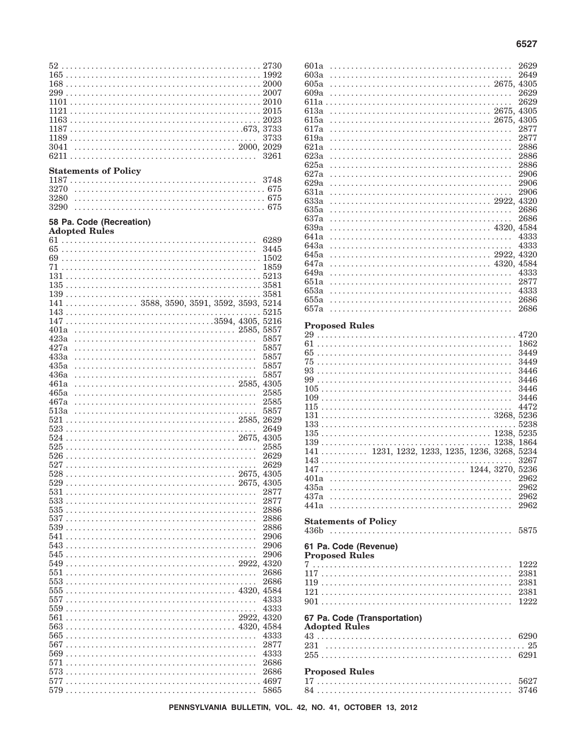52 . . . . . . . . . . . . . . . . . . . . . . . . . . . . . . . . . . . . . . . . . . . . . . 2730
165 . . . . . . . . . . . . . . . . . . . . . . . . . . . . . . . . . . . . . . . . . . . . . 1992
168 . . . . . . . . . . . . . . . . . . . . . . . . . . . . . . . . . . . . . . . . . . . . . 2000
299 . . . . . . . . . . . . . . . . . . . . . . . . . . . . . . . . . . . . . . . . . . . . . 2007
1101 . . . . . . . . . . . . . . . . . . . . . . . . . . . . . . . . . . . . . . . . . . . . 2010
1121 . . . . . . . . . . . . . . . . . . . . . . . . . . . . . . . . . . . . . . . . . . . . 2015
1163 . . . . . . . . . . . . . . . . . . . . . . . . . . . . . . . . . . . . . . . . . . . . 2023
1187 . . . . . . . . . . . . . . . . . . . . . . . . . . . . . . . . . . . . . . . . 673, 3733
1189 . . . . . . . . . . . . . . . . . . . . . . . . . . . . . . . . . . . . . . . . . . . . 3733
3041 . . . . . . . . . . . . . . . . . . . . . . . . . . . . . . . . . . . . . . . 2000, 2029
6211 . . . . . . . . . . . . . . . . . . . . . . . . . . . . . . . . . . . . . . . . . . . . 3261

**Statements of Policy**

1187 . . . . . . . . . . . . . . . . . . . . . . . . . . . . . . . . . . . . . . . . . . . . 3748
3270 . . . . . . . . . . . . . . . . . . . . . . . . . . . . . . . . . . . . . . . . . . . . . 675
3280 . . . . . . . . . . . . . . . . . . . . . . . . . . . . . . . . . . . . . . . . . . . . . 675
3290 . . . . . . . . . . . . . . . . . . . . . . . . . . . . . . . . . . . . . . . . . . . . . 675

## 58 Pa. Code (Recreation)

**Adopted Rules**

61 . . . . . . . . . . . . . . . . . . . . . . . . . . . . . . . . . . . . . . . . . . . . . . 6289
65 . . . . . . . . . . . . . . . . . . . . . . . . . . . . . . . . . . . . . . . . . . . . . . 3445
69 . . . . . . . . . . . . . . . . . . . . . . . . . . . . . . . . . . . . . . . . . . . . . . 1502
71 . . . . . . . . . . . . . . . . . . . . . . . . . . . . . . . . . . . . . . . . . . . . . . 1859
131 . . . . . . . . . . . . . . . . . . . . . . . . . . . . . . . . . . . . . . . . . . . . . 5213
135 . . . . . . . . . . . . . . . . . . . . . . . . . . . . . . . . . . . . . . . . . . . . . 3581
139 . . . . . . . . . . . . . . . . . . . . . . . . . . . . . . . . . . . . . . . . . . . . . 3581
141 . . . . . . . . . . . . . . . . 3588, 3590, 3591, 3592, 3593, 5214
143 . . . . . . . . . . . . . . . . . . . . . . . . . . . . . . . . . . . . . . . . . . . . . 5215
147 . . . . . . . . . . . . . . . . . . . . . . . . . . . . . . . . . . . 3594, 4305, 5216
401a . . . . . . . . . . . . . . . . . . . . . . . . . . . . . . . . . . . . . . . 2585, 5857
423a . . . . . . . . . . . . . . . . . . . . . . . . . . . . . . . . . . . . . . . . . . . . 5857
427a . . . . . . . . . . . . . . . . . . . . . . . . . . . . . . . . . . . . . . . . . . . . 5857
433a . . . . . . . . . . . . . . . . . . . . . . . . . . . . . . . . . . . . . . . . . . . . 5857
435a . . . . . . . . . . . . . . . . . . . . . . . . . . . . . . . . . . . . . . . . . . . . 5857
436a . . . . . . . . . . . . . . . . . . . . . . . . . . . . . . . . . . . . . . . . . . . . 5857
461a . . . . . . . . . . . . . . . . . . . . . . . . . . . . . . . . . . . . . . . 2585, 4305
465a . . . . . . . . . . . . . . . . . . . . . . . . . . . . . . . . . . . . . . . . . . . . 2585
467a . . . . . . . . . . . . . . . . . . . . . . . . . . . . . . . . . . . . . . . . . . . . 2585
513a . . . . . . . . . . . . . . . . . . . . . . . . . . . . . . . . . . . . . . . . . . . . 5857
521 . . . . . . . . . . . . . . . . . . . . . . . . . . . . . . . . . . . . . . . . 2585, 2629
523 . . . . . . . . . . . . . . . . . . . . . . . . . . . . . . . . . . . . . . . . . . . . . 2649
524 . . . . . . . . . . . . . . . . . . . . . . . . . . . . . . . . . . . . . . . . 2675, 4305
525 . . . . . . . . . . . . . . . . . . . . . . . . . . . . . . . . . . . . . . . . . . . . . 2585
526 . . . . . . . . . . . . . . . . . . . . . . . . . . . . . . . . . . . . . . . . . . . . . 2629
527 . . . . . . . . . . . . . . . . . . . . . . . . . . . . . . . . . . . . . . . . . . . . . 2629
528 . . . . . . . . . . . . . . . . . . . . . . . . . . . . . . . . . . . . . . . . 2675, 4305
529 . . . . . . . . . . . . . . . . . . . . . . . . . . . . . . . . . . . . . . . . 2675, 4305
531 . . . . . . . . . . . . . . . . . . . . . . . . . . . . . . . . . . . . . . . . . . . . . 2877
533 . . . . . . . . . . . . . . . . . . . . . . . . . . . . . . . . . . . . . . . . . . . . . 2877
535 . . . . . . . . . . . . . . . . . . . . . . . . . . . . . . . . . . . . . . . . . . . . . 2886
537 . . . . . . . . . . . . . . . . . . . . . . . . . . . . . . . . . . . . . . . . . . . . . 2886
539 . . . . . . . . . . . . . . . . . . . . . . . . . . . . . . . . . . . . . . . . . . . . . 2886
541 . . . . . . . . . . . . . . . . . . . . . . . . . . . . . . . . . . . . . . . . . . . . . 2906
543 . . . . . . . . . . . . . . . . . . . . . . . . . . . . . . . . . . . . . . . . . . . . . 2906
545 . . . . . . . . . . . . . . . . . . . . . . . . . . . . . . . . . . . . . . . . . . . . . 2906
549 . . . . . . . . . . . . . . . . . . . . . . . . . . . . . . . . . . . . . . . . 2922, 4320
551 . . . . . . . . . . . . . . . . . . . . . . . . . . . . . . . . . . . . . . . . . . . . . 2686
553 . . . . . . . . . . . . . . . . . . . . . . . . . . . . . . . . . . . . . . . . . . . . . 2686
555 . . . . . . . . . . . . . . . . . . . . . . . . . . . . . . . . . . . . . . . . 4320, 4584
557 . . . . . . . . . . . . . . . . . . . . . . . . . . . . . . . . . . . . . . . . . . . . . 4333
559 . . . . . . . . . . . . . . . . . . . . . . . . . . . . . . . . . . . . . . . . . . . . . 4333
561 . . . . . . . . . . . . . . . . . . . . . . . . . . . . . . . . . . . . . . . . 2922, 4320
563 . . . . . . . . . . . . . . . . . . . . . . . . . . . . . . . . . . . . . . . . 4320, 4584
565 . . . . . . . . . . . . . . . . . . . . . . . . . . . . . . . . . . . . . . . . . . . . . 4333
567 . . . . . . . . . . . . . . . . . . . . . . . . . . . . . . . . . . . . . . . . . . . . . 2877
569 . . . . . . . . . . . . . . . . . . . . . . . . . . . . . . . . . . . . . . . . . . . . . 4333
571 . . . . . . . . . . . . . . . . . . . . . . . . . . . . . . . . . . . . . . . . . . . . . 2686
573 . . . . . . . . . . . . . . . . . . . . . . . . . . . . . . . . . . . . . . . . . . . . . 2686
577 . . . . . . . . . . . . . . . . . . . . . . . . . . . . . . . . . . . . . . . . . . . . . 4697
579 . . . . . . . . . . . . . . . . . . . . . . . . . . . . . . . . . . . . . . . . . . . . . 5865
601a . . . . . . . . . . . . . . . . . . . . . . . . . . . . . . . . . . . . . . . . . . . . 2629
603a . . . . . . . . . . . . . . . . . . . . . . . . . . . . . . . . . . . . . . . . . . . . 2649
605a . . . . . . . . . . . . . . . . . . . . . . . . . . . . . . . . . . . . . . . 2675, 4305
609a . . . . . . . . . . . . . . . . . . . . . . . . . . . . . . . . . . . . . . . . . . . . 2629
611a . . . . . . . . . . . . . . . . . . . . . . . . . . . . . . . . . . . . . . . . . . . . 2629
613a . . . . . . . . . . . . . . . . . . . . . . . . . . . . . . . . . . . . . . . 2675, 4305
615a . . . . . . . . . . . . . . . . . . . . . . . . . . . . . . . . . . . . . . . 2675, 4305
617a . . . . . . . . . . . . . . . . . . . . . . . . . . . . . . . . . . . . . . . . . . . . 2877
619a . . . . . . . . . . . . . . . . . . . . . . . . . . . . . . . . . . . . . . . . . . . . 2877
621a . . . . . . . . . . . . . . . . . . . . . . . . . . . . . . . . . . . . . . . . . . . . 2886
623a . . . . . . . . . . . . . . . . . . . . . . . . . . . . . . . . . . . . . . . . . . . . 2886
625a . . . . . . . . . . . . . . . . . . . . . . . . . . . . . . . . . . . . . . . . . . . . 2886
627a . . . . . . . . . . . . . . . . . . . . . . . . . . . . . . . . . . . . . . . . . . . . 2906
629a . . . . . . . . . . . . . . . . . . . . . . . . . . . . . . . . . . . . . . . . . . . . 2906
631a . . . . . . . . . . . . . . . . . . . . . . . . . . . . . . . . . . . . . . . . . . . . 2906
633a . . . . . . . . . . . . . . . . . . . . . . . . . . . . . . . . . . . . . . . 2922, 4320
635a . . . . . . . . . . . . . . . . . . . . . . . . . . . . . . . . . . . . . . . . . . . . 2686
637a . . . . . . . . . . . . . . . . . . . . . . . . . . . . . . . . . . . . . . . . . . . . 2686
639a . . . . . . . . . . . . . . . . . . . . . . . . . . . . . . . . . . . . . . . 4320, 4584
641a . . . . . . . . . . . . . . . . . . . . . . . . . . . . . . . . . . . . . . . . . . . . 4333
643a . . . . . . . . . . . . . . . . . . . . . . . . . . . . . . . . . . . . . . . . . . . . 4333
645a . . . . . . . . . . . . . . . . . . . . . . . . . . . . . . . . . . . . . . . 2922, 4320
647a . . . . . . . . . . . . . . . . . . . . . . . . . . . . . . . . . . . . . . . 4320, 4584
649a . . . . . . . . . . . . . . . . . . . . . . . . . . . . . . . . . . . . . . . . . . . . 4333
651a . . . . . . . . . . . . . . . . . . . . . . . . . . . . . . . . . . . . . . . . . . . . 2877
653a . . . . . . . . . . . . . . . . . . . . . . . . . . . . . . . . . . . . . . . . . . . . 4333
655a . . . . . . . . . . . . . . . . . . . . . . . . . . . . . . . . . . . . . . . . . . . . 2686
657a . . . . . . . . . . . . . . . . . . . . . . . . . . . . . . . . . . . . . . . . . . . . 2686

**Proposed Rules**

29 . . . . . . . . . . . . . . . . . . . . . . . . . . . . . . . . . . . . . . . . . . . . . . 4720
61 . . . . . . . . . . . . . . . . . . . . . . . . . . . . . . . . . . . . . . . . . . . . . . 1862
65 . . . . . . . . . . . . . . . . . . . . . . . . . . . . . . . . . . . . . . . . . . . . . . 3449
75 . . . . . . . . . . . . . . . . . . . . . . . . . . . . . . . . . . . . . . . . . . . . . . 3449
93 . . . . . . . . . . . . . . . . . . . . . . . . . . . . . . . . . . . . . . . . . . . . . . 3446
99 . . . . . . . . . . . . . . . . . . . . . . . . . . . . . . . . . . . . . . . . . . . . . . 3446
105 . . . . . . . . . . . . . . . . . . . . . . . . . . . . . . . . . . . . . . . . . . . . . 3446
109 . . . . . . . . . . . . . . . . . . . . . . . . . . . . . . . . . . . . . . . . . . . . . 3446
115 . . . . . . . . . . . . . . . . . . . . . . . . . . . . . . . . . . . . . . . . . . . . . 4472
131 . . . . . . . . . . . . . . . . . . . . . . . . . . . . . . . . . . . . . . . . 3268, 5236
133 . . . . . . . . . . . . . . . . . . . . . . . . . . . . . . . . . . . . . . . . . . . . . 5238
135 . . . . . . . . . . . . . . . . . . . . . . . . . . . . . . . . . . . . . . . . 1238, 5235
139 . . . . . . . . . . . . . . . . . . . . . . . . . . . . . . . . . . . . . . . . 1238, 1864
141 . . . . . . . . . . . 1231, 1232, 1233, 1235, 1236, 3268, 5234
143 . . . . . . . . . . . . . . . . . . . . . . . . . . . . . . . . . . . . . . . . . . . . . 3267
147 . . . . . . . . . . . . . . . . . . . . . . . . . . . . . . . . . . . 1244, 3270, 5236
401a . . . . . . . . . . . . . . . . . . . . . . . . . . . . . . . . . . . . . . . . . . . . 2962
435a . . . . . . . . . . . . . . . . . . . . . . . . . . . . . . . . . . . . . . . . . . . . 2962
437a . . . . . . . . . . . . . . . . . . . . . . . . . . . . . . . . . . . . . . . . . . . . 2962
441a . . . . . . . . . . . . . . . . . . . . . . . . . . . . . . . . . . . . . . . . . . . . 2962

**Statements of Policy**

436b . . . . . . . . . . . . . . . . . . . . . . . . . . . . . . . . . . . . . . . . . . . . 5875

## 61 Pa. Code (Revenue)

**Proposed Rules**

7 . . . . . . . . . . . . . . . . . . . . . . . . . . . . . . . . . . . . . . . . . . . . . . . 1222
117 . . . . . . . . . . . . . . . . . . . . . . . . . . . . . . . . . . . . . . . . . . . . . 2381
119 . . . . . . . . . . . . . . . . . . . . . . . . . . . . . . . . . . . . . . . . . . . . . 2381
121 . . . . . . . . . . . . . . . . . . . . . . . . . . . . . . . . . . . . . . . . . . . . . 2381
901 . . . . . . . . . . . . . . . . . . . . . . . . . . . . . . . . . . . . . . . . . . . . . 1222

## 67 Pa. Code (Transportation)

**Adopted Rules**

43 . . . . . . . . . . . . . . . . . . . . . . . . . . . . . . . . . . . . . . . . . . . . . . 6290
231 . . . . . . . . . . . . . . . . . . . . . . . . . . . . . . . . . . . . . . . . . . . . . . 25
255 . . . . . . . . . . . . . . . . . . . . . . . . . . . . . . . . . . . . . . . . . . . . . 6291

**Proposed Rules**

17 . . . . . . . . . . . . . . . . . . . . . . . . . . . . . . . . . . . . . . . . . . . . . . 5627
84 . . . . . . . . . . . . . . . . . . . . . . . . . . . . . . . . . . . . . . . . . . . . . . 3746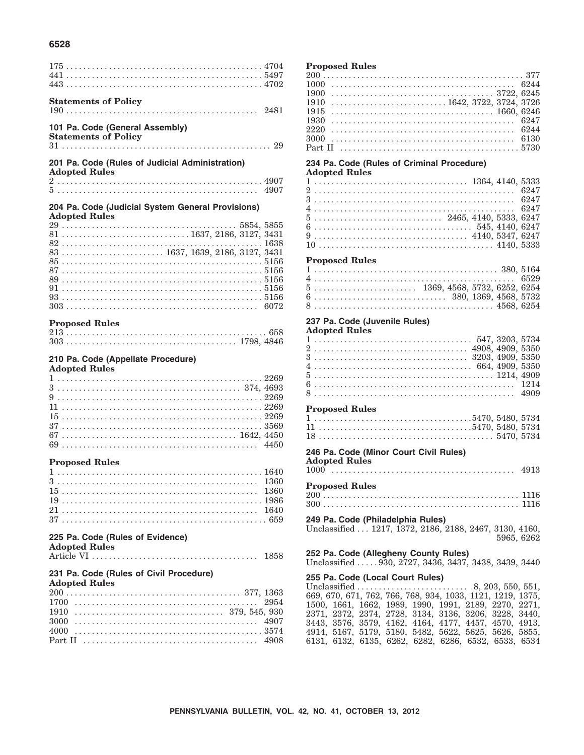175 . . . . . . . . . . . . . . . . . . . . . . . . . . . . . . . . . . . . . . . . . . . . . . 4704
441 . . . . . . . . . . . . . . . . . . . . . . . . . . . . . . . . . . . . . . . . . . . . . . 5497
443 . . . . . . . . . . . . . . . . . . . . . . . . . . . . . . . . . . . . . . . . . . . . . . 4702

**Statements of Policy**
190 . . . . . . . . . . . . . . . . . . . . . . . . . . . . . . . . . . . . . . . . . . . . . . 2481

**101 Pa. Code (General Assembly)**
**Statements of Policy**
31 . . . . . . . . . . . . . . . . . . . . . . . . . . . . . . . . . . . . . . . . . . . . . . . 29

**201 Pa. Code (Rules of Judicial Administration)**
**Adopted Rules**
2 . . . . . . . . . . . . . . . . . . . . . . . . . . . . . . . . . . . . . . . . . . . . . . . 4907
5 . . . . . . . . . . . . . . . . . . . . . . . . . . . . . . . . . . . . . . . . . . . . . . . 4907

**204 Pa. Code (Judicial System General Provisions)**
**Adopted Rules**
29 . . . . . . . . . . . . . . . . . . . . . . . . . . . . . . . . . . . . . . . . 5854, 5855
81 . . . . . . . . . . . . . . . . . . . . . . . . . . . . 1637, 2186, 3127, 3431
82 . . . . . . . . . . . . . . . . . . . . . . . . . . . . . . . . . . . . . . . . . . . . . . 1638
83 . . . . . . . . . . . . . . . . . . . . . . 1637, 1639, 2186, 3127, 3431
85 . . . . . . . . . . . . . . . . . . . . . . . . . . . . . . . . . . . . . . . . . . . . . . 5156
87 . . . . . . . . . . . . . . . . . . . . . . . . . . . . . . . . . . . . . . . . . . . . . . 5156
89 . . . . . . . . . . . . . . . . . . . . . . . . . . . . . . . . . . . . . . . . . . . . . . 5156
91 . . . . . . . . . . . . . . . . . . . . . . . . . . . . . . . . . . . . . . . . . . . . . . 5156
93 . . . . . . . . . . . . . . . . . . . . . . . . . . . . . . . . . . . . . . . . . . . . . . 5156
303 . . . . . . . . . . . . . . . . . . . . . . . . . . . . . . . . . . . . . . . . . . . . . 6072

**Proposed Rules**
213 . . . . . . . . . . . . . . . . . . . . . . . . . . . . . . . . . . . . . . . . . . . . . . 658
303 . . . . . . . . . . . . . . . . . . . . . . . . . . . . . . . . . . . . . . . 1798, 4846

**210 Pa. Code (Appellate Procedure)**
**Adopted Rules**
1 . . . . . . . . . . . . . . . . . . . . . . . . . . . . . . . . . . . . . . . . . . . . . . . 2269
3 . . . . . . . . . . . . . . . . . . . . . . . . . . . . . . . . . . . . . . . . . . 374, 4693
9 . . . . . . . . . . . . . . . . . . . . . . . . . . . . . . . . . . . . . . . . . . . . . . . 2269
11 . . . . . . . . . . . . . . . . . . . . . . . . . . . . . . . . . . . . . . . . . . . . . . 2269
15 . . . . . . . . . . . . . . . . . . . . . . . . . . . . . . . . . . . . . . . . . . . . . . 2269
37 . . . . . . . . . . . . . . . . . . . . . . . . . . . . . . . . . . . . . . . . . . . . . . 3569
67 . . . . . . . . . . . . . . . . . . . . . . . . . . . . . . . . . . . . . . . . 1642, 4450
69 . . . . . . . . . . . . . . . . . . . . . . . . . . . . . . . . . . . . . . . . . . . . . . 4450

**Proposed Rules**
1 . . . . . . . . . . . . . . . . . . . . . . . . . . . . . . . . . . . . . . . . . . . . . . . 1640
3 . . . . . . . . . . . . . . . . . . . . . . . . . . . . . . . . . . . . . . . . . . . . . . . 1360
15 . . . . . . . . . . . . . . . . . . . . . . . . . . . . . . . . . . . . . . . . . . . . . . 1360
19 . . . . . . . . . . . . . . . . . . . . . . . . . . . . . . . . . . . . . . . . . . . . . . 1986
21 . . . . . . . . . . . . . . . . . . . . . . . . . . . . . . . . . . . . . . . . . . . . . . 1640
37 . . . . . . . . . . . . . . . . . . . . . . . . . . . . . . . . . . . . . . . . . . . . . . 659

**225 Pa. Code (Rules of Evidence)**
**Adopted Rules**
Article VI . . . . . . . . . . . . . . . . . . . . . . . . . . . . . . . . . . . . . . . 1858

**231 Pa. Code (Rules of Civil Procedure)**
**Adopted Rules**
200 . . . . . . . . . . . . . . . . . . . . . . . . . . . . . . . . . . . . . . . . . 377, 1363
1700 . . . . . . . . . . . . . . . . . . . . . . . . . . . . . . . . . . . . . . . . . . . . 2954
1910 . . . . . . . . . . . . . . . . . . . . . . . . . . . . . . . . . . . 379, 545, 930
3000 . . . . . . . . . . . . . . . . . . . . . . . . . . . . . . . . . . . . . . . . . . . . 4907
4000 . . . . . . . . . . . . . . . . . . . . . . . . . . . . . . . . . . . . . . . . . . . . 3574
Part II . . . . . . . . . . . . . . . . . . . . . . . . . . . . . . . . . . . . . . . . . . 4908

**Proposed Rules**
200 . . . . . . . . . . . . . . . . . . . . . . . . . . . . . . . . . . . . . . . . . . . . . . 377
1000 . . . . . . . . . . . . . . . . . . . . . . . . . . . . . . . . . . . . . . . . . . . . 6244
1900 . . . . . . . . . . . . . . . . . . . . . . . . . . . . . . . . . . . . . . . . 3722, 6245
1910 . . . . . . . . . . . . . . . . . . . . . . . . . . . . 1642, 3722, 3724, 3726
1915 . . . . . . . . . . . . . . . . . . . . . . . . . . . . . . . . . . . . . . . . 1660, 6246
1930 . . . . . . . . . . . . . . . . . . . . . . . . . . . . . . . . . . . . . . . . . . . . 6247
2220 . . . . . . . . . . . . . . . . . . . . . . . . . . . . . . . . . . . . . . . . . . . . 6244
3000 . . . . . . . . . . . . . . . . . . . . . . . . . . . . . . . . . . . . . . . . . . . . 6130
Part II . . . . . . . . . . . . . . . . . . . . . . . . . . . . . . . . . . . . . . . . . . 5730

**234 Pa. Code (Rules of Criminal Procedure)**
**Adopted Rules**
1 . . . . . . . . . . . . . . . . . . . . . . . . . . . . . . . . . . . . 1364, 4140, 5333
2 . . . . . . . . . . . . . . . . . . . . . . . . . . . . . . . . . . . . . . . . . . . . . . . 6247
3 . . . . . . . . . . . . . . . . . . . . . . . . . . . . . . . . . . . . . . . . . . . . . . . 6247
4 . . . . . . . . . . . . . . . . . . . . . . . . . . . . . . . . . . . . . . . . . . . . . . . 6247
5 . . . . . . . . . . . . . . . . . . . . . . . . . . . . . . 2465, 4140, 5333, 6247
6 . . . . . . . . . . . . . . . . . . . . . . . . . . . . . . . . . . . . . 545, 4140, 6247
9 . . . . . . . . . . . . . . . . . . . . . . . . . . . . . . . . . . . . 4140, 5347, 6247
10 . . . . . . . . . . . . . . . . . . . . . . . . . . . . . . . . . . . . . . . . . 4140, 5333

**Proposed Rules**
1 . . . . . . . . . . . . . . . . . . . . . . . . . . . . . . . . . . . . . . . . . . . 380, 5164
4 . . . . . . . . . . . . . . . . . . . . . . . . . . . . . . . . . . . . . . . . . . . . . . . 6529
5 . . . . . . . . . . . . . . . . . . . . . . . . 1369, 4568, 5732, 6252, 6254
6 . . . . . . . . . . . . . . . . . . . . . . . . . . . . . . . . 380, 1369, 4568, 5732
8 . . . . . . . . . . . . . . . . . . . . . . . . . . . . . . . . . . . . . . . . . . 4568, 6254

**237 Pa. Code (Juvenile Rules)**
**Adopted Rules**
1 . . . . . . . . . . . . . . . . . . . . . . . . . . . . . . . . . . . . . 547, 3203, 5734
2 . . . . . . . . . . . . . . . . . . . . . . . . . . . . . . . . . . . . 4908, 4909, 5350
3 . . . . . . . . . . . . . . . . . . . . . . . . . . . . . . . . . . . . 3203, 4909, 5350
4 . . . . . . . . . . . . . . . . . . . . . . . . . . . . . . . . . . . . . 664, 4909, 5350
5 . . . . . . . . . . . . . . . . . . . . . . . . . . . . . . . . . . . . . . . . . . 1214, 4909
6 . . . . . . . . . . . . . . . . . . . . . . . . . . . . . . . . . . . . . . . . . . . . . . . 1214
8 . . . . . . . . . . . . . . . . . . . . . . . . . . . . . . . . . . . . . . . . . . . . . . . 4909

**Proposed Rules**
1 . . . . . . . . . . . . . . . . . . . . . . . . . . . . . . . . . . . . .5470, 5480, 5734
11 . . . . . . . . . . . . . . . . . . . . . . . . . . . . . . . . . . . .5470, 5480, 5734
18 . . . . . . . . . . . . . . . . . . . . . . . . . . . . . . . . . . . . . . . . . 5470, 5734

**246 Pa. Code (Minor Court Civil Rules)**
**Adopted Rules**
1000 . . . . . . . . . . . . . . . . . . . . . . . . . . . . . . . . . . . . . . . . . . . . 4913

**Proposed Rules**
200 . . . . . . . . . . . . . . . . . . . . . . . . . . . . . . . . . . . . . . . . . . . . . . 1116
300 . . . . . . . . . . . . . . . . . . . . . . . . . . . . . . . . . . . . . . . . . . . . . . 1116

**249 Pa. Code (Philadelphia Rules)**
Unclassified . . . 1217, 1372, 2186, 2188, 2467, 3130, 4160, 5965, 6262

**252 Pa. Code (Allegheny County Rules)**
Unclassified . . . . . 930, 2727, 3436, 3437, 3438, 3439, 3440

**255 Pa. Code (Local Court Rules)**
Unclassified . . . . . . . . . . . . . . . . . . . . . . . . . 8, 203, 550, 551, 669, 670, 671, 762, 766, 768, 934, 1033, 1121, 1219, 1375, 1500, 1661, 1662, 1989, 1990, 1991, 2189, 2270, 2271, 2371, 2372, 2374, 2728, 3134, 3136, 3206, 3228, 3440, 3443, 3576, 3579, 4162, 4164, 4177, 4457, 4570, 4913, 4914, 5167, 5179, 5180, 5482, 5622, 5625, 5626, 5855, 6131, 6132, 6135, 6262, 6282, 6286, 6532, 6533, 6534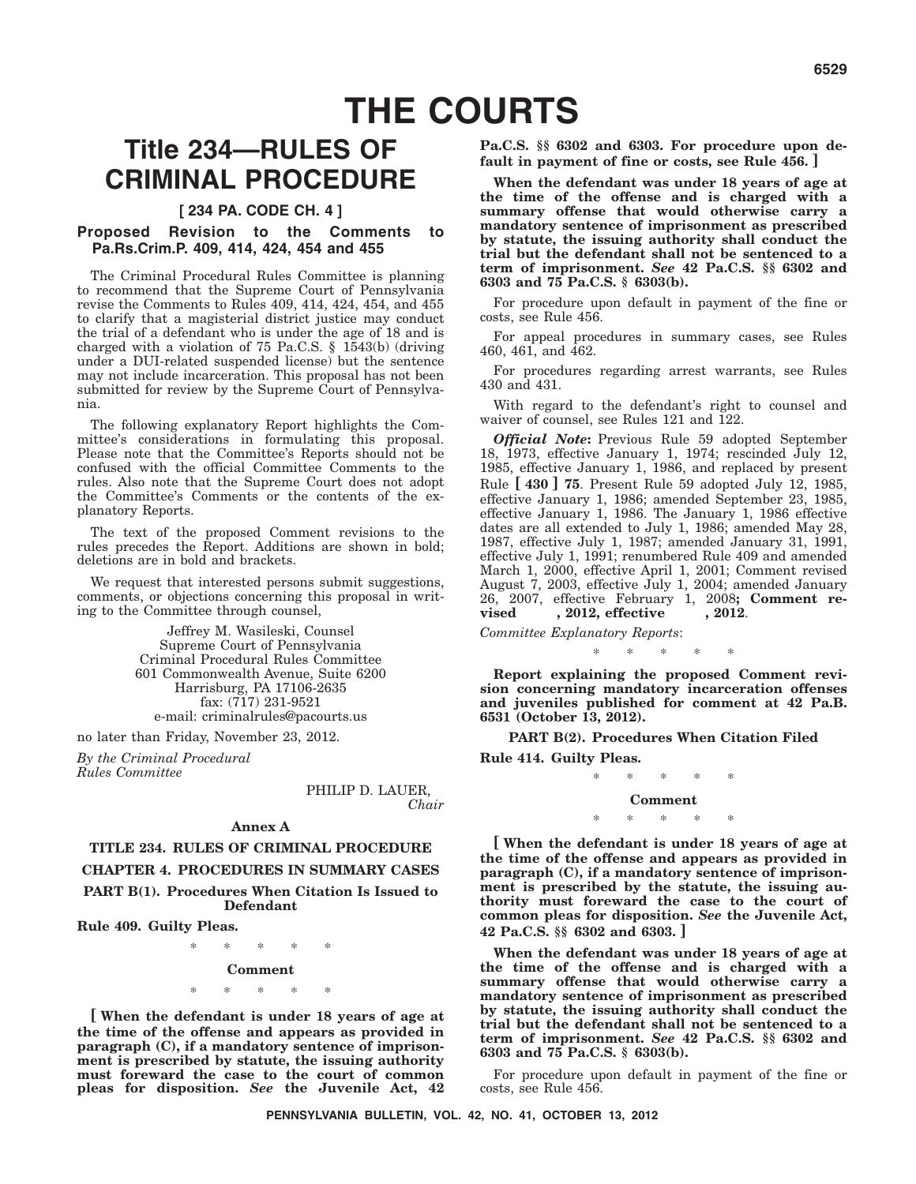# THE COURTS

## Title 234—RULES OF CRIMINAL PROCEDURE

### [ 234 PA. CODE CH. 4 ]

### Proposed Revision to the Comments to Pa.Rs.Crim.P. 409, 414, 424, 454 and 455

The Criminal Procedural Rules Committee is planning to recommend that the Supreme Court of Pennsylvania revise the Comments to Rules 409, 414, 424, 454, and 455 to clarify that a magisterial district justice may conduct the trial of a defendant who is under the age of 18 and is charged with a violation of 75 Pa.C.S. § 1543(b) (driving under a DUI-related suspended license) but the sentence may not include incarceration. This proposal has not been submitted for review by the Supreme Court of Pennsylvania.

The following explanatory Report highlights the Committee's considerations in formulating this proposal. Please note that the Committee's Reports should not be confused with the official Committee Comments to the rules. Also note that the Supreme Court does not adopt the Committee's Comments or the contents of the explanatory Reports.

The text of the proposed Comment revisions to the rules precedes the Report. Additions are shown in bold; deletions are in bold and brackets.

We request that interested persons submit suggestions, comments, or objections concerning this proposal in writing to the Committee through counsel,

Jeffrey M. Wasileski, Counsel
Supreme Court of Pennsylvania
Criminal Procedural Rules Committee
601 Commonwealth Avenue, Suite 6200
Harrisburg, PA 17106-2635
fax: (717) 231-9521
e-mail: criminalrules@pacourts.us

no later than Friday, November 23, 2012.

*By the Criminal Procedural Rules Committee*

PHILIP D. LAUER,
*Chair*

**Annex A**

**TITLE 234. RULES OF CRIMINAL PROCEDURE**

**CHAPTER 4. PROCEDURES IN SUMMARY CASES**

**PART B(1). Procedures When Citation Is Issued to Defendant**

**Rule 409. Guilty Pleas.**

\* \* \* \* \*

**Comment**

\* \* \* \* \*

**[ When the defendant is under 18 years of age at the time of the offense and appears as provided in paragraph (C), if a mandatory sentence of imprisonment is prescribed by statute, the issuing authority must foreward the case to the court of common pleas for disposition. *See* the Juvenile Act, 42 Pa.C.S. §§ 6302 and 6303. For procedure upon default in payment of fine or costs, see Rule 456. ]**

**When the defendant was under 18 years of age at the time of the offense and is charged with a summary offense that would otherwise carry a mandatory sentence of imprisonment as prescribed by statute, the issuing authority shall conduct the trial but the defendant shall not be sentenced to a term of imprisonment. *See* 42 Pa.C.S. §§ 6302 and 6303 and 75 Pa.C.S. § 6303(b).**

For procedure upon default in payment of the fine or costs, see Rule 456.

For appeal procedures in summary cases, see Rules 460, 461, and 462.

For procedures regarding arrest warrants, see Rules 430 and 431.

With regard to the defendant's right to counsel and waiver of counsel, see Rules 121 and 122.

***Official Note*:** Previous Rule 59 adopted September 18, 1973, effective January 1, 1974; rescinded July 12, 1985, effective January 1, 1986, and replaced by present Rule **[ 430 ] 75**. Present Rule 59 adopted July 12, 1985, effective January 1, 1986; amended September 23, 1985, effective January 1, 1986. The January 1, 1986 effective dates are all extended to July 1, 1986; amended May 28, 1987, effective July 1, 1987; amended January 31, 1991, effective July 1, 1991; renumbered Rule 409 and amended March 1, 2000, effective April 1, 2001; Comment revised August 7, 2003, effective July 1, 2004; amended January 26, 2007, effective February 1, 2008**; Comment revised , 2012, effective , 2012**.

*Committee Explanatory Reports*:

\* \* \* \* \*

**Report explaining the proposed Comment revision concerning mandatory incarceration offenses and juveniles published for comment at 42 Pa.B. 6531 (October 13, 2012).**

**PART B(2). Procedures When Citation Filed**

**Rule 414. Guilty Pleas.**

\* \* \* \* \*

**Comment**

\* \* \* \* \*

**[ When the defendant is under 18 years of age at the time of the offense and appears as provided in paragraph (C), if a mandatory sentence of imprisonment is prescribed by the statute, the issuing authority must foreward the case to the court of common pleas for disposition. *See* the Juvenile Act, 42 Pa.C.S. §§ 6302 and 6303. ]**

**When the defendant was under 18 years of age at the time of the offense and is charged with a summary offense that would otherwise carry a mandatory sentence of imprisonment as prescribed by statute, the issuing authority shall conduct the trial but the defendant shall not be sentenced to a term of imprisonment. *See* 42 Pa.C.S. §§ 6302 and 6303 and 75 Pa.C.S. § 6303(b).**

For procedure upon default in payment of the fine or costs, see Rule 456.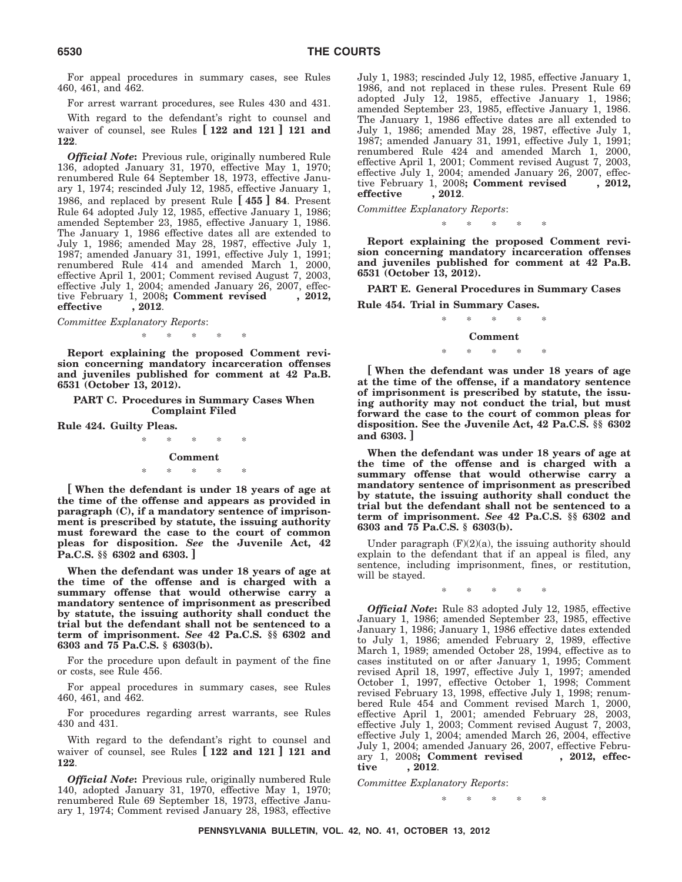For appeal procedures in summary cases, see Rules 460, 461, and 462.

For arrest warrant procedures, see Rules 430 and 431.

With regard to the defendant's right to counsel and waiver of counsel, see Rules **[ 122 and 121 ] 121 and 122**.

***Official Note*:** Previous rule, originally numbered Rule 136, adopted January 31, 1970, effective May 1, 1970; renumbered Rule 64 September 18, 1973, effective January 1, 1974; rescinded July 12, 1985, effective January 1, 1986, and replaced by present Rule **[ 455 ] 84**. Present Rule 64 adopted July 12, 1985, effective January 1, 1986; amended September 23, 1985, effective January 1, 1986. The January 1, 1986 effective dates all are extended to July 1, 1986; amended May 28, 1987, effective July 1, 1987; amended January 31, 1991, effective July 1, 1991; renumbered Rule 414 and amended March 1, 2000, effective April 1, 2001; Comment revised August 7, 2003, effective July 1, 2004; amended January 26, 2007, effective February 1, 2008**; Comment revised , 2012, effective , 2012**.

*Committee Explanatory Reports*:

\* \* \* \* \*

**Report explaining the proposed Comment revision concerning mandatory incarceration offenses and juveniles published for comment at 42 Pa.B. 6531 (October 13, 2012).**

**PART C. Procedures in Summary Cases When Complaint Filed**

**Rule 424. Guilty Pleas.**

\* \* \* \* \*

**Comment**

\* \* \* \* \*

**[ When the defendant is under 18 years of age at the time of the offense and appears as provided in paragraph (C), if a mandatory sentence of imprisonment is prescribed by statute, the issuing authority must foreward the case to the court of common pleas for disposition. *See* the Juvenile Act, 42 Pa.C.S. §§ 6302 and 6303. ]**

**When the defendant was under 18 years of age at the time of the offense and is charged with a summary offense that would otherwise carry a mandatory sentence of imprisonment as prescribed by statute, the issuing authority shall conduct the trial but the defendant shall not be sentenced to a term of imprisonment. *See* 42 Pa.C.S. §§ 6302 and 6303 and 75 Pa.C.S. § 6303(b).**

For the procedure upon default in payment of the fine or costs, see Rule 456.

For appeal procedures in summary cases, see Rules 460, 461, and 462.

For procedures regarding arrest warrants, see Rules 430 and 431.

With regard to the defendant's right to counsel and waiver of counsel, see Rules **[ 122 and 121 ] 121 and 122**.

***Official Note*:** Previous rule, originally numbered Rule 140, adopted January 31, 1970, effective May 1, 1970; renumbered Rule 69 September 18, 1973, effective January 1, 1974; Comment revised January 28, 1983, effective July 1, 1983; rescinded July 12, 1985, effective January 1, 1986, and not replaced in these rules. Present Rule 69 adopted July 12, 1985, effective January 1, 1986; amended September 23, 1985, effective January 1, 1986. The January 1, 1986 effective dates are all extended to July 1, 1986; amended May 28, 1987, effective July 1, 1987; amended January 31, 1991, effective July 1, 1991; renumbered Rule 424 and amended March 1, 2000, effective April 1, 2001; Comment revised August 7, 2003, effective July 1, 2004; amended January 26, 2007, effective February 1, 2008**; Comment revised , 2012, effective , 2012**.

*Committee Explanatory Reports*:

\* \* \* \* \*

**Report explaining the proposed Comment revision concerning mandatory incarceration offenses and juveniles published for comment at 42 Pa.B. 6531 (October 13, 2012).**

**PART E. General Procedures in Summary Cases**

**Rule 454. Trial in Summary Cases.**

\* \* \* \* \*

**Comment**

\* \* \* \* \*

**[ When the defendant was under 18 years of age at the time of the offense, if a mandatory sentence of imprisonment is prescribed by statute, the issuing authority may not conduct the trial, but must forward the case to the court of common pleas for disposition. See the Juvenile Act, 42 Pa.C.S. §§ 6302 and 6303. ]**

**When the defendant was under 18 years of age at the time of the offense and is charged with a summary offense that would otherwise carry a mandatory sentence of imprisonment as prescribed by statute, the issuing authority shall conduct the trial but the defendant shall not be sentenced to a term of imprisonment. *See* 42 Pa.C.S. §§ 6302 and 6303 and 75 Pa.C.S. § 6303(b).**

Under paragraph (F)(2)(a), the issuing authority should explain to the defendant that if an appeal is filed, any sentence, including imprisonment, fines, or restitution, will be stayed.

\* \* \* \* \*

***Official Note*:** Rule 83 adopted July 12, 1985, effective January 1, 1986; amended September 23, 1985, effective January 1, 1986; January 1, 1986 effective dates extended to July 1, 1986; amended February 2, 1989, effective March 1, 1989; amended October 28, 1994, effective as to cases instituted on or after January 1, 1995; Comment revised April 18, 1997, effective July 1, 1997; amended October 1, 1997, effective October 1, 1998; Comment revised February 13, 1998, effective July 1, 1998; renumbered Rule 454 and Comment revised March 1, 2000, effective April 1, 2001; amended February 28, 2003, effective July 1, 2003; Comment revised August 7, 2003, effective July 1, 2004; amended March 26, 2004, effective July 1, 2004; amended January 26, 2007, effective February 1, 2008**; Comment revised , 2012, effective , 2012**.

*Committee Explanatory Reports*:

\* \* \* \* \*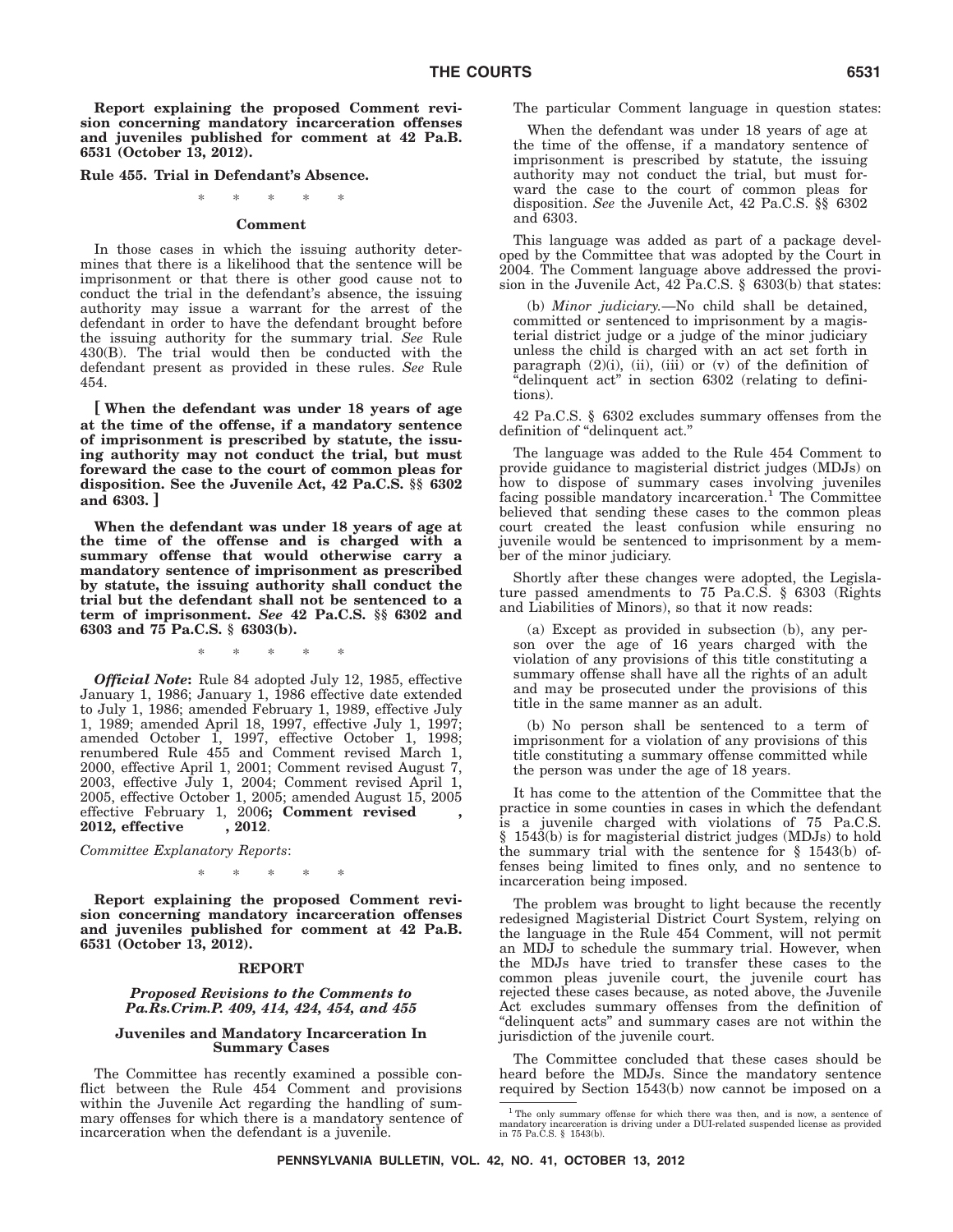**Report explaining the proposed Comment revision concerning mandatory incarceration offenses and juveniles published for comment at 42 Pa.B. 6531 (October 13, 2012).**

**Rule 455. Trial in Defendant's Absence.**

\* \* \* \* \*

**Comment**

In those cases in which the issuing authority determines that there is a likelihood that the sentence will be imprisonment or that there is other good cause not to conduct the trial in the defendant's absence, the issuing authority may issue a warrant for the arrest of the defendant in order to have the defendant brought before the issuing authority for the summary trial. *See* Rule 430(B). The trial would then be conducted with the defendant present as provided in these rules. *See* Rule 454.

**[ When the defendant was under 18 years of age at the time of the offense, if a mandatory sentence of imprisonment is prescribed by statute, the issuing authority may not conduct the trial, but must foreward the case to the court of common pleas for disposition. See the Juvenile Act, 42 Pa.C.S. §§ 6302 and 6303. ]**

**When the defendant was under 18 years of age at the time of the offense and is charged with a summary offense that would otherwise carry a mandatory sentence of imprisonment as prescribed by statute, the issuing authority shall conduct the trial but the defendant shall not be sentenced to a term of imprisonment. *See* 42 Pa.C.S. §§ 6302 and 6303 and 75 Pa.C.S. § 6303(b).**

\* \* \* \* \*

***Official Note*:** Rule 84 adopted July 12, 1985, effective January 1, 1986; January 1, 1986 effective date extended to July 1, 1986; amended February 1, 1989, effective July 1, 1989; amended April 18, 1997, effective July 1, 1997; amended October 1, 1997, effective October 1, 1998; renumbered Rule 455 and Comment revised March 1, 2000, effective April 1, 2001; Comment revised August 7, 2003, effective July 1, 2004; Comment revised April 1, 2005, effective October 1, 2005; amended August 15, 2005 effective February 1, 2006**; Comment revised , 2012, effective , 2012**.

*Committee Explanatory Reports*:

\* \* \* \* \*

**Report explaining the proposed Comment revision concerning mandatory incarceration offenses and juveniles published for comment at 42 Pa.B. 6531 (October 13, 2012).**

## REPORT

### *Proposed Revisions to the Comments to Pa.Rs.Crim.P. 409, 414, 424, 454, and 455*

### Juveniles and Mandatory Incarceration In Summary Cases

The Committee has recently examined a possible conflict between the Rule 454 Comment and provisions within the Juvenile Act regarding the handling of summary offenses for which there is a mandatory sentence of incarceration when the defendant is a juvenile.

The particular Comment language in question states:

> When the defendant was under 18 years of age at the time of the offense, if a mandatory sentence of imprisonment is prescribed by statute, the issuing authority may not conduct the trial, but must forward the case to the court of common pleas for disposition. *See* the Juvenile Act, 42 Pa.C.S. §§ 6302 and 6303.

This language was added as part of a package developed by the Committee that was adopted by the Court in 2004. The Comment language above addressed the provision in the Juvenile Act, 42 Pa.C.S. § 6303(b) that states:

> (b) *Minor judiciary.*—No child shall be detained, committed or sentenced to imprisonment by a magisterial district judge or a judge of the minor judiciary unless the child is charged with an act set forth in paragraph (2)(i), (ii), (iii) or (v) of the definition of "delinquent act" in section 6302 (relating to definitions).

42 Pa.C.S. § 6302 excludes summary offenses from the definition of "delinquent act."

The language was added to the Rule 454 Comment to provide guidance to magisterial district judges (MDJs) on how to dispose of summary cases involving juveniles facing possible mandatory incarceration.[1] The Committee believed that sending these cases to the common pleas court created the least confusion while ensuring no juvenile would be sentenced to imprisonment by a member of the minor judiciary.

Shortly after these changes were adopted, the Legislature passed amendments to 75 Pa.C.S. § 6303 (Rights and Liabilities of Minors), so that it now reads:

> (a) Except as provided in subsection (b), any person over the age of 16 years charged with the violation of any provisions of this title constituting a summary offense shall have all the rights of an adult and may be prosecuted under the provisions of this title in the same manner as an adult.
>
> (b) No person shall be sentenced to a term of imprisonment for a violation of any provisions of this title constituting a summary offense committed while the person was under the age of 18 years.

It has come to the attention of the Committee that the practice in some counties in cases in which the defendant is a juvenile charged with violations of 75 Pa.C.S. § 1543(b) is for magisterial district judges (MDJs) to hold the summary trial with the sentence for § 1543(b) offenses being limited to fines only, and no sentence to incarceration being imposed.

The problem was brought to light because the recently redesigned Magisterial District Court System, relying on the language in the Rule 454 Comment, will not permit an MDJ to schedule the summary trial. However, when the MDJs have tried to transfer these cases to the common pleas juvenile court, the juvenile court has rejected these cases because, as noted above, the Juvenile Act excludes summary offenses from the definition of "delinquent acts" and summary cases are not within the jurisdiction of the juvenile court.

The Committee concluded that these cases should be heard before the MDJs. Since the mandatory sentence required by Section 1543(b) now cannot be imposed on a

[1] The only summary offense for which there was then, and is now, a sentence of mandatory incarceration is driving under a DUI-related suspended license as provided in 75 Pa.C.S. § 1543(b).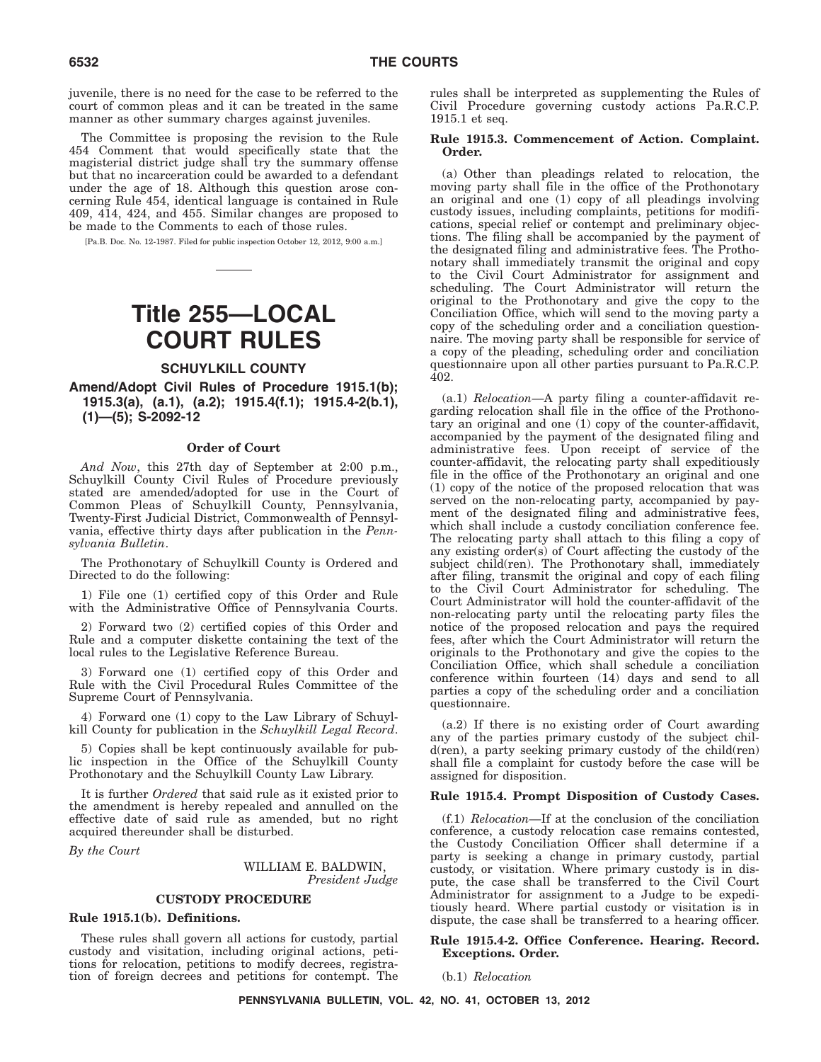juvenile, there is no need for the case to be referred to the court of common pleas and it can be treated in the same manner as other summary charges against juveniles.

The Committee is proposing the revision to the Rule 454 Comment that would specifically state that the magisterial district judge shall try the summary offense but that no incarceration could be awarded to a defendant under the age of 18. Although this question arose concerning Rule 454, identical language is contained in Rule 409, 414, 424, and 455. Similar changes are proposed to be made to the Comments to each of those rules.

[Pa.B. Doc. No. 12-1987. Filed for public inspection October 12, 2012, 9:00 a.m.]

# Title 255—LOCAL COURT RULES

## SCHUYLKILL COUNTY

### Amend/Adopt Civil Rules of Procedure 1915.1(b); 1915.3(a), (a.1), (a.2); 1915.4(f.1); 1915.4-2(b.1), (1)—(5); S-2092-12

#### Order of Court

*And Now*, this 27th day of September at 2:00 p.m., Schuylkill County Civil Rules of Procedure previously stated are amended/adopted for use in the Court of Common Pleas of Schuylkill County, Pennsylvania, Twenty-First Judicial District, Commonwealth of Pennsylvania, effective thirty days after publication in the *Pennsylvania Bulletin*.

The Prothonotary of Schuylkill County is Ordered and Directed to do the following:

1) File one (1) certified copy of this Order and Rule with the Administrative Office of Pennsylvania Courts.

2) Forward two (2) certified copies of this Order and Rule and a computer diskette containing the text of the local rules to the Legislative Reference Bureau.

3) Forward one (1) certified copy of this Order and Rule with the Civil Procedural Rules Committee of the Supreme Court of Pennsylvania.

4) Forward one (1) copy to the Law Library of Schuylkill County for publication in the *Schuylkill Legal Record*.

5) Copies shall be kept continuously available for public inspection in the Office of the Schuylkill County Prothonotary and the Schuylkill County Law Library.

It is further *Ordered* that said rule as it existed prior to the amendment is hereby repealed and annulled on the effective date of said rule as amended, but no right acquired thereunder shall be disturbed.

*By the Court*

WILLIAM E. BALDWIN,
*President Judge*

#### CUSTODY PROCEDURE

**Rule 1915.1(b). Definitions.**

These rules shall govern all actions for custody, partial custody and visitation, including original actions, petitions for relocation, petitions to modify decrees, registration of foreign decrees and petitions for contempt. The rules shall be interpreted as supplementing the Rules of Civil Procedure governing custody actions Pa.R.C.P. 1915.1 et seq.

**Rule 1915.3. Commencement of Action. Complaint. Order.**

(a) Other than pleadings related to relocation, the moving party shall file in the office of the Prothonotary an original and one (1) copy of all pleadings involving custody issues, including complaints, petitions for modifications, special relief or contempt and preliminary objections. The filing shall be accompanied by the payment of the designated filing and administrative fees. The Prothonotary shall immediately transmit the original and copy to the Civil Court Administrator for assignment and scheduling. The Court Administrator will return the original to the Prothonotary and give the copy to the Conciliation Office, which will send to the moving party a copy of the scheduling order and a conciliation questionnaire. The moving party shall be responsible for service of a copy of the pleading, scheduling order and conciliation questionnaire upon all other parties pursuant to Pa.R.C.P. 402.

(a.1) *Relocation*—A party filing a counter-affidavit regarding relocation shall file in the office of the Prothonotary an original and one (1) copy of the counter-affidavit, accompanied by the payment of the designated filing and administrative fees. Upon receipt of service of the counter-affidavit, the relocating party shall expeditiously file in the office of the Prothonotary an original and one (1) copy of the notice of the proposed relocation that was served on the non-relocating party, accompanied by payment of the designated filing and administrative fees, which shall include a custody conciliation conference fee. The relocating party shall attach to this filing a copy of any existing order(s) of Court affecting the custody of the subject child(ren). The Prothonotary shall, immediately after filing, transmit the original and copy of each filing to the Civil Court Administrator for scheduling. The Court Administrator will hold the counter-affidavit of the non-relocating party until the relocating party files the notice of the proposed relocation and pays the required fees, after which the Court Administrator will return the originals to the Prothonotary and give the copies to the Conciliation Office, which shall schedule a conciliation conference within fourteen (14) days and send to all parties a copy of the scheduling order and a conciliation questionnaire.

(a.2) If there is no existing order of Court awarding any of the parties primary custody of the subject child(ren), a party seeking primary custody of the child(ren) shall file a complaint for custody before the case will be assigned for disposition.

**Rule 1915.4. Prompt Disposition of Custody Cases.**

(f.1) *Relocation*—If at the conclusion of the conciliation conference, a custody relocation case remains contested, the Custody Conciliation Officer shall determine if a party is seeking a change in primary custody, partial custody, or visitation. Where primary custody is in dispute, the case shall be transferred to the Civil Court Administrator for assignment to a Judge to be expeditiously heard. Where partial custody or visitation is in dispute, the case shall be transferred to a hearing officer.

**Rule 1915.4-2. Office Conference. Hearing. Record. Exceptions. Order.**

(b.1) *Relocation*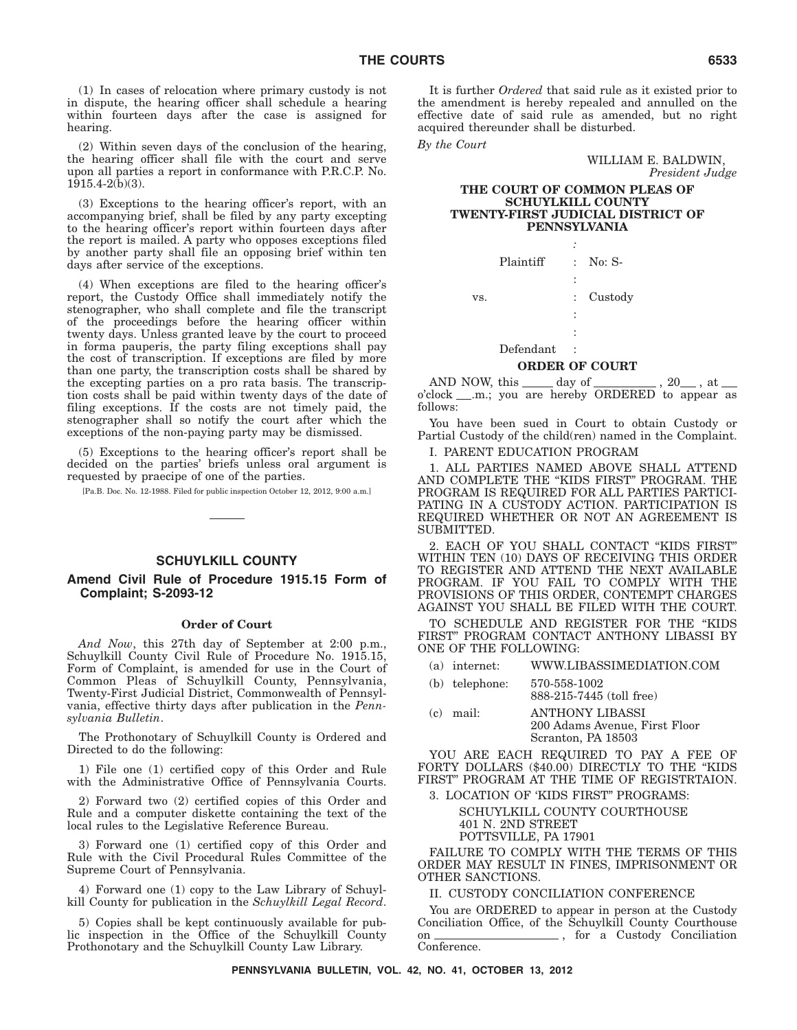(1) In cases of relocation where primary custody is not in dispute, the hearing officer shall schedule a hearing within fourteen days after the case is assigned for hearing.

(2) Within seven days of the conclusion of the hearing, the hearing officer shall file with the court and serve upon all parties a report in conformance with P.R.C.P. No. 1915.4-2(b)(3).

(3) Exceptions to the hearing officer's report, with an accompanying brief, shall be filed by any party excepting to the hearing officer's report within fourteen days after the report is mailed. A party who opposes exceptions filed by another party shall file an opposing brief within ten days after service of the exceptions.

(4) When exceptions are filed to the hearing officer's report, the Custody Office shall immediately notify the stenographer, who shall complete and file the transcript of the proceedings before the hearing officer within twenty days. Unless granted leave by the court to proceed in forma pauperis, the party filing exceptions shall pay the cost of transcription. If exceptions are filed by more than one party, the transcription costs shall be shared by the excepting parties on a pro rata basis. The transcription costs shall be paid within twenty days of the date of filing exceptions. If the costs are not timely paid, the stenographer shall so notify the court after which the exceptions of the non-paying party may be dismissed.

(5) Exceptions to the hearing officer's report shall be decided on the parties' briefs unless oral argument is requested by praecipe of one of the parties.

[Pa.B. Doc. No. 12-1988. Filed for public inspection October 12, 2012, 9:00 a.m.]

---

## SCHUYLKILL COUNTY

### Amend Civil Rule of Procedure 1915.15 Form of Complaint; S-2093-12

**Order of Court**

*And Now*, this 27th day of September at 2:00 p.m., Schuylkill County Civil Rule of Procedure No. 1915.15, Form of Complaint, is amended for use in the Court of Common Pleas of Schuylkill County, Pennsylvania, Twenty-First Judicial District, Commonwealth of Pennsylvania, effective thirty days after publication in the *Pennsylvania Bulletin*.

The Prothonotary of Schuylkill County is Ordered and Directed to do the following:

1) File one (1) certified copy of this Order and Rule with the Administrative Office of Pennsylvania Courts.

2) Forward two (2) certified copies of this Order and Rule and a computer diskette containing the text of the local rules to the Legislative Reference Bureau.

3) Forward one (1) certified copy of this Order and Rule with the Civil Procedural Rules Committee of the Supreme Court of Pennsylvania.

4) Forward one (1) copy to the Law Library of Schuylkill County for publication in the *Schuylkill Legal Record*.

5) Copies shall be kept continuously available for public inspection in the Office of the Schuylkill County Prothonotary and the Schuylkill County Law Library.

It is further *Ordered* that said rule as it existed prior to the amendment is hereby repealed and annulled on the effective date of said rule as amended, but no right acquired thereunder shall be disturbed.

*By the Court*

WILLIAM E. BALDWIN,
*President Judge*

**THE COURT OF COMMON PLEAS OF SCHUYLKILL COUNTY TWENTY-FIRST JUDICIAL DISTRICT OF PENNSYLVANIA**

| | | |
|---|---|---|
| | : | |
| Plaintiff | : | No: S- |
| | : | |
| vs. | : | Custody |
| | : | |
| | : | |
| Defendant | : | |

**ORDER OF COURT**

AND NOW, this _____ day of __________ , 20___ , at ___ o'clock ___.m.; you are hereby ORDERED to appear as follows:

You have been sued in Court to obtain Custody or Partial Custody of the child(ren) named in the Complaint.

I. PARENT EDUCATION PROGRAM

1. ALL PARTIES NAMED ABOVE SHALL ATTEND AND COMPLETE THE "KIDS FIRST" PROGRAM. THE PROGRAM IS REQUIRED FOR ALL PARTIES PARTICIPATING IN A CUSTODY ACTION. PARTICIPATION IS REQUIRED WHETHER OR NOT AN AGREEMENT IS SUBMITTED.

2. EACH OF YOU SHALL CONTACT "KIDS FIRST" WITHIN TEN (10) DAYS OF RECEIVING THIS ORDER TO REGISTER AND ATTEND THE NEXT AVAILABLE PROGRAM. IF YOU FAIL TO COMPLY WITH THE PROVISIONS OF THIS ORDER, CONTEMPT CHARGES AGAINST YOU SHALL BE FILED WITH THE COURT.

TO SCHEDULE AND REGISTER FOR THE "KIDS FIRST" PROGRAM CONTACT ANTHONY LIBASSI BY ONE OF THE FOLLOWING:

(a) internet: WWW.LIBASSIMEDIATION.COM

(b) telephone: 570-558-1002
888-215-7445 (toll free)

(c) mail: ANTHONY LIBASSI
200 Adams Avenue, First Floor
Scranton, PA 18503

YOU ARE EACH REQUIRED TO PAY A FEE OF FORTY DOLLARS ($40.00) DIRECTLY TO THE "KIDS FIRST" PROGRAM AT THE TIME OF REGISTRTAION.

3. LOCATION OF 'KIDS FIRST" PROGRAMS:

SCHUYLKILL COUNTY COURTHOUSE
401 N. 2ND STREET
POTTSVILLE, PA 17901

FAILURE TO COMPLY WITH THE TERMS OF THIS ORDER MAY RESULT IN FINES, IMPRISONMENT OR OTHER SANCTIONS.

II. CUSTODY CONCILIATION CONFERENCE

You are ORDERED to appear in person at the Custody Conciliation Office, of the Schuylkill County Courthouse on ____________________ , for a Custody Conciliation Conference.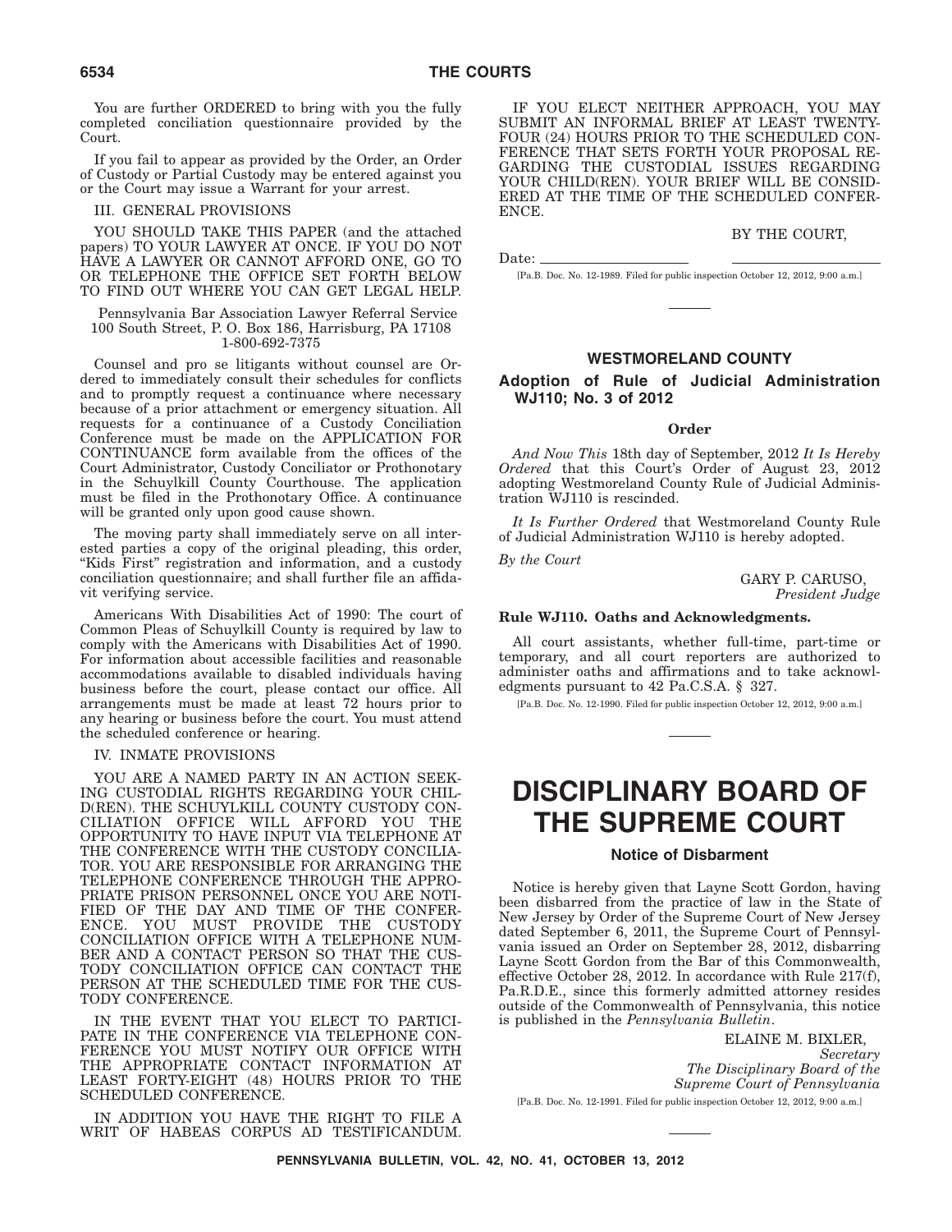You are further ORDERED to bring with you the fully completed conciliation questionnaire provided by the Court.

If you fail to appear as provided by the Order, an Order of Custody or Partial Custody may be entered against you or the Court may issue a Warrant for your arrest.

III. GENERAL PROVISIONS

YOU SHOULD TAKE THIS PAPER (and the attached papers) TO YOUR LAWYER AT ONCE. IF YOU DO NOT HAVE A LAWYER OR CANNOT AFFORD ONE, GO TO OR TELEPHONE THE OFFICE SET FORTH BELOW TO FIND OUT WHERE YOU CAN GET LEGAL HELP.

Pennsylvania Bar Association Lawyer Referral Service
100 South Street, P. O. Box 186, Harrisburg, PA 17108
1-800-692-7375

Counsel and pro se litigants without counsel are Ordered to immediately consult their schedules for conflicts and to promptly request a continuance where necessary because of a prior attachment or emergency situation. All requests for a continuance of a Custody Conciliation Conference must be made on the APPLICATION FOR CONTINUANCE form available from the offices of the Court Administrator, Custody Conciliator or Prothonotary in the Schuylkill County Courthouse. The application must be filed in the Prothonotary Office. A continuance will be granted only upon good cause shown.

The moving party shall immediately serve on all interested parties a copy of the original pleading, this order, "Kids First" registration and information, and a custody conciliation questionnaire; and shall further file an affidavit verifying service.

Americans With Disabilities Act of 1990: The court of Common Pleas of Schuylkill County is required by law to comply with the Americans with Disabilities Act of 1990. For information about accessible facilities and reasonable accommodations available to disabled individuals having business before the court, please contact our office. All arrangements must be made at least 72 hours prior to any hearing or business before the court. You must attend the scheduled conference or hearing.

IV. INMATE PROVISIONS

YOU ARE A NAMED PARTY IN AN ACTION SEEKING CUSTODIAL RIGHTS REGARDING YOUR CHILD(REN). THE SCHUYLKILL COUNTY CUSTODY CONCILIATION OFFICE WILL AFFORD YOU THE OPPORTUNITY TO HAVE INPUT VIA TELEPHONE AT THE CONFERENCE WITH THE CUSTODY CONCILIATOR. YOU ARE RESPONSIBLE FOR ARRANGING THE TELEPHONE CONFERENCE THROUGH THE APPROPRIATE PRISON PERSONNEL ONCE YOU ARE NOTIFIED OF THE DAY AND TIME OF THE CONFERENCE. YOU MUST PROVIDE THE CUSTODY CONCILIATION OFFICE WITH A TELEPHONE NUMBER AND A CONTACT PERSON SO THAT THE CUSTODY CONCILIATION OFFICE CAN CONTACT THE PERSON AT THE SCHEDULED TIME FOR THE CUSTODY CONFERENCE.

IN THE EVENT THAT YOU ELECT TO PARTICIPATE IN THE CONFERENCE VIA TELEPHONE CONFERENCE YOU MUST NOTIFY OUR OFFICE WITH THE APPROPRIATE CONTACT INFORMATION AT LEAST FORTY-EIGHT (48) HOURS PRIOR TO THE SCHEDULED CONFERENCE.

IN ADDITION YOU HAVE THE RIGHT TO FILE A WRIT OF HABEAS CORPUS AD TESTIFICANDUM.

IF YOU ELECT NEITHER APPROACH, YOU MAY SUBMIT AN INFORMAL BRIEF AT LEAST TWENTY-FOUR (24) HOURS PRIOR TO THE SCHEDULED CONFERENCE THAT SETS FORTH YOUR PROPOSAL REGARDING THE CUSTODIAL ISSUES REGARDING YOUR CHILD(REN). YOUR BRIEF WILL BE CONSIDERED AT THE TIME OF THE SCHEDULED CONFERENCE.

BY THE COURT,

Date: \_\_\_\_\_\_\_\_\_\_\_\_\_\_\_\_ \_\_\_\_\_\_\_\_\_\_\_\_\_\_\_\_

[Pa.B. Doc. No. 12-1989. Filed for public inspection October 12, 2012, 9:00 a.m.]

## WESTMORELAND COUNTY

### Adoption of Rule of Judicial Administration WJ110; No. 3 of 2012

**Order**

*And Now This* 18th day of September, 2012 *It Is Hereby Ordered* that this Court's Order of August 23, 2012 adopting Westmoreland County Rule of Judicial Administration WJ110 is rescinded.

*It Is Further Ordered* that Westmoreland County Rule of Judicial Administration WJ110 is hereby adopted.

*By the Court*

GARY P. CARUSO,
*President Judge*

**Rule WJ110. Oaths and Acknowledgments.**

All court assistants, whether full-time, part-time or temporary, and all court reporters are authorized to administer oaths and affirmations and to take acknowledgments pursuant to 42 Pa.C.S.A. § 327.

[Pa.B. Doc. No. 12-1990. Filed for public inspection October 12, 2012, 9:00 a.m.]

# DISCIPLINARY BOARD OF THE SUPREME COURT

## Notice of Disbarment

Notice is hereby given that Layne Scott Gordon, having been disbarred from the practice of law in the State of New Jersey by Order of the Supreme Court of New Jersey dated September 6, 2011, the Supreme Court of Pennsylvania issued an Order on September 28, 2012, disbarring Layne Scott Gordon from the Bar of this Commonwealth, effective October 28, 2012. In accordance with Rule 217(f), Pa.R.D.E., since this formerly admitted attorney resides outside of the Commonwealth of Pennsylvania, this notice is published in the *Pennsylvania Bulletin*.

ELAINE M. BIXLER,
*Secretary*
*The Disciplinary Board of the Supreme Court of Pennsylvania*

[Pa.B. Doc. No. 12-1991. Filed for public inspection October 12, 2012, 9:00 a.m.]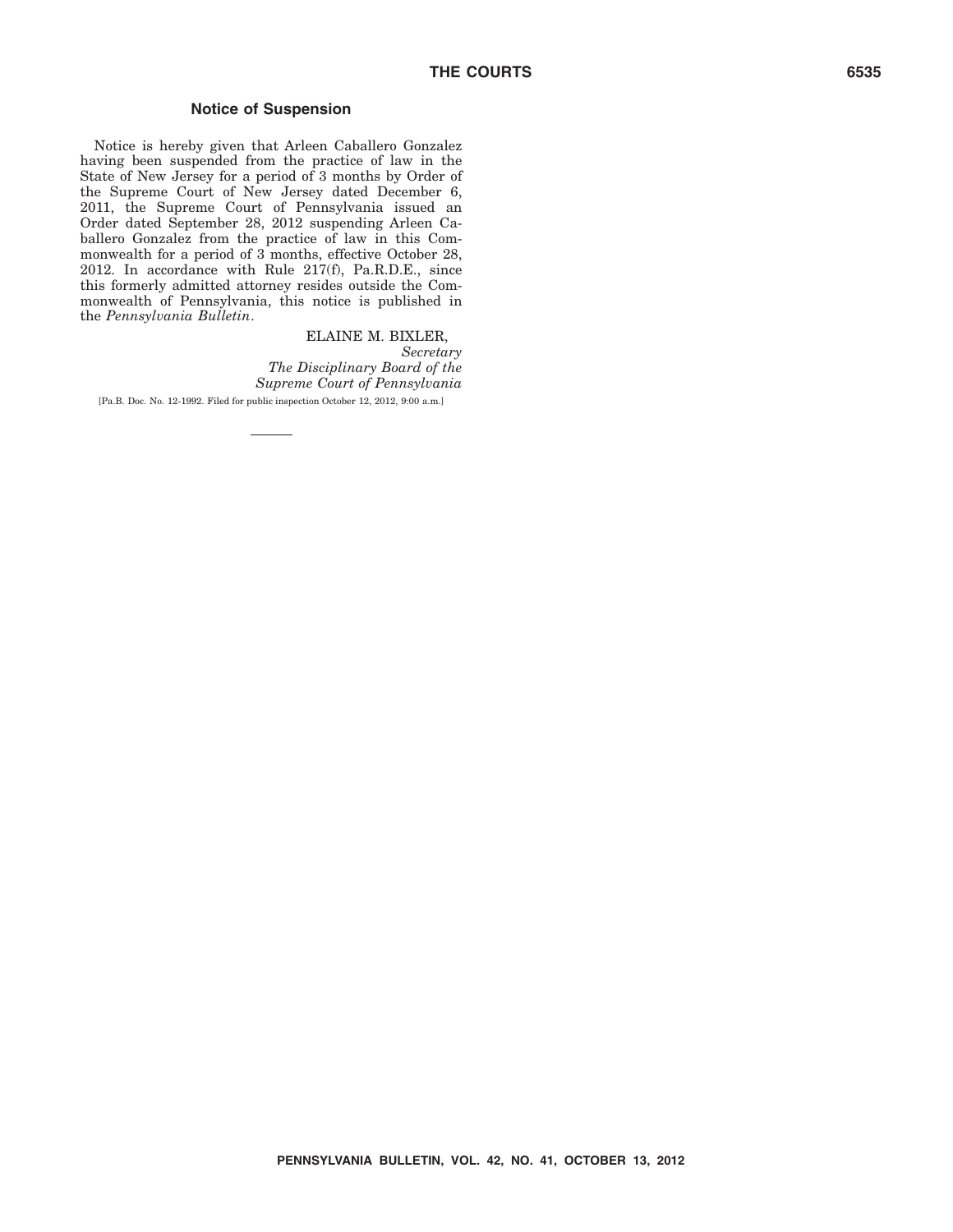## Notice of Suspension

Notice is hereby given that Arleen Caballero Gonzalez having been suspended from the practice of law in the State of New Jersey for a period of 3 months by Order of the Supreme Court of New Jersey dated December 6, 2011, the Supreme Court of Pennsylvania issued an Order dated September 28, 2012 suspending Arleen Caballero Gonzalez from the practice of law in this Commonwealth for a period of 3 months, effective October 28, 2012. In accordance with Rule 217(f), Pa.R.D.E., since this formerly admitted attorney resides outside the Commonwealth of Pennsylvania, this notice is published in the *Pennsylvania Bulletin*.

ELAINE M. BIXLER,
*Secretary*
*The Disciplinary Board of the Supreme Court of Pennsylvania*

[Pa.B. Doc. No. 12-1992. Filed for public inspection October 12, 2012, 9:00 a.m.]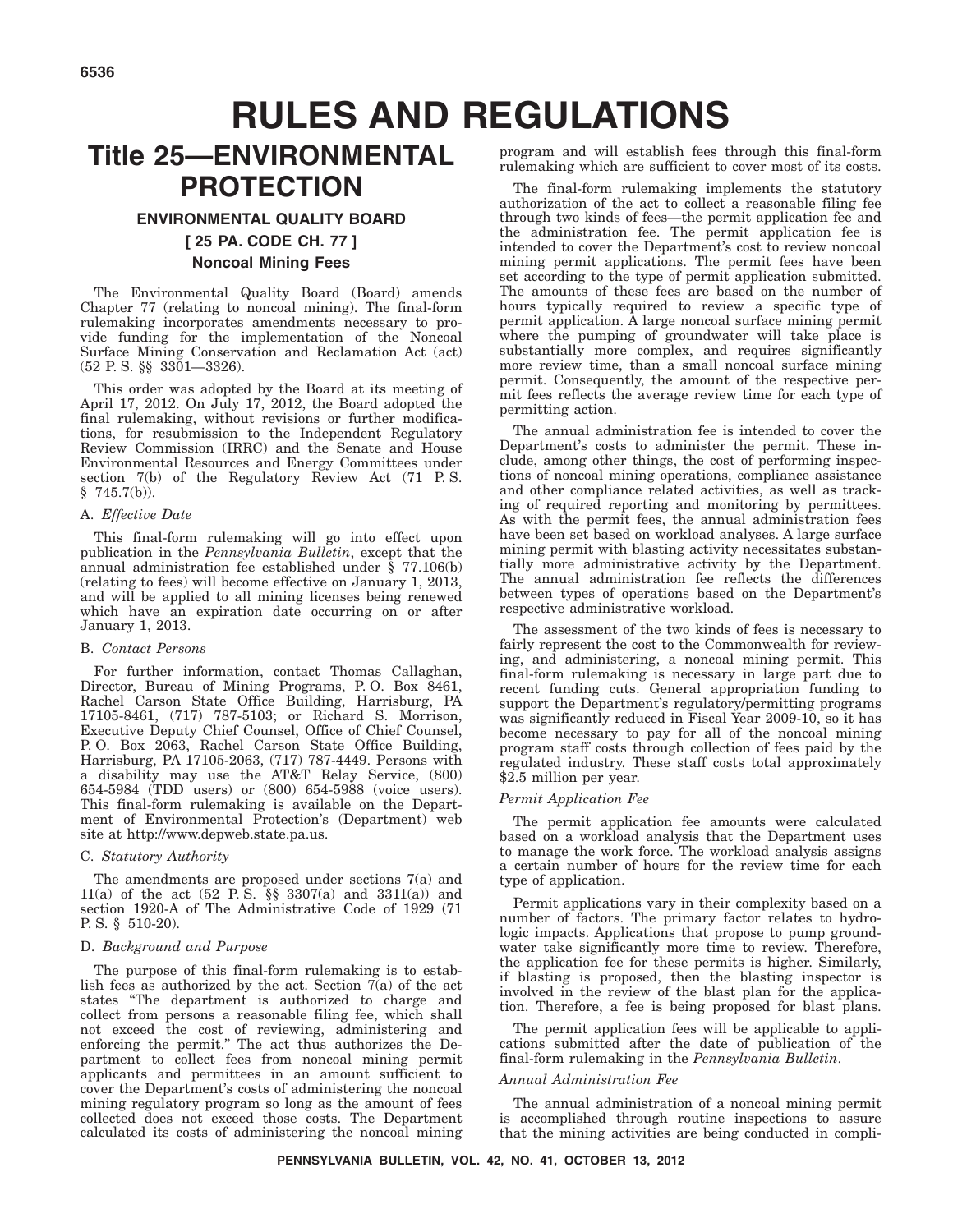# RULES AND REGULATIONS

## Title 25—ENVIRONMENTAL PROTECTION

### ENVIRONMENTAL QUALITY BOARD

### [ 25 PA. CODE CH. 77 ]

### Noncoal Mining Fees

The Environmental Quality Board (Board) amends Chapter 77 (relating to noncoal mining). The final-form rulemaking incorporates amendments necessary to provide funding for the implementation of the Noncoal Surface Mining Conservation and Reclamation Act (act) (52 P. S. §§ 3301—3326).

This order was adopted by the Board at its meeting of April 17, 2012. On July 17, 2012, the Board adopted the final rulemaking, without revisions or further modifications, for resubmission to the Independent Regulatory Review Commission (IRRC) and the Senate and House Environmental Resources and Energy Committees under section 7(b) of the Regulatory Review Act (71 P. S. § 745.7(b)).

#### A. *Effective Date*

This final-form rulemaking will go into effect upon publication in the *Pennsylvania Bulletin*, except that the annual administration fee established under § 77.106(b) (relating to fees) will become effective on January 1, 2013, and will be applied to all mining licenses being renewed which have an expiration date occurring on or after January 1, 2013.

#### B. *Contact Persons*

For further information, contact Thomas Callaghan, Director, Bureau of Mining Programs, P. O. Box 8461, Rachel Carson State Office Building, Harrisburg, PA 17105-8461, (717) 787-5103; or Richard S. Morrison, Executive Deputy Chief Counsel, Office of Chief Counsel, P. O. Box 2063, Rachel Carson State Office Building, Harrisburg, PA 17105-2063, (717) 787-4449. Persons with a disability may use the AT&T Relay Service, (800) 654-5984 (TDD users) or (800) 654-5988 (voice users). This final-form rulemaking is available on the Department of Environmental Protection's (Department) web site at http://www.depweb.state.pa.us.

#### C. *Statutory Authority*

The amendments are proposed under sections 7(a) and 11(a) of the act (52 P. S. §§ 3307(a) and 3311(a)) and section 1920-A of The Administrative Code of 1929 (71 P. S. § 510-20).

#### D. *Background and Purpose*

The purpose of this final-form rulemaking is to establish fees as authorized by the act. Section 7(a) of the act states "The department is authorized to charge and collect from persons a reasonable filing fee, which shall not exceed the cost of reviewing, administering and enforcing the permit." The act thus authorizes the Department to collect fees from noncoal mining permit applicants and permittees in an amount sufficient to cover the Department's costs of administering the noncoal mining regulatory program so long as the amount of fees collected does not exceed those costs. The Department calculated its costs of administering the noncoal mining program and will establish fees through this final-form rulemaking which are sufficient to cover most of its costs.

The final-form rulemaking implements the statutory authorization of the act to collect a reasonable filing fee through two kinds of fees—the permit application fee and the administration fee. The permit application fee is intended to cover the Department's cost to review noncoal mining permit applications. The permit fees have been set according to the type of permit application submitted. The amounts of these fees are based on the number of hours typically required to review a specific type of permit application. A large noncoal surface mining permit where the pumping of groundwater will take place is substantially more complex, and requires significantly more review time, than a small noncoal surface mining permit. Consequently, the amount of the respective permit fees reflects the average review time for each type of permitting action.

The annual administration fee is intended to cover the Department's costs to administer the permit. These include, among other things, the cost of performing inspections of noncoal mining operations, compliance assistance and other compliance related activities, as well as tracking of required reporting and monitoring by permittees. As with the permit fees, the annual administration fees have been set based on workload analyses. A large surface mining permit with blasting activity necessitates substantially more administrative activity by the Department. The annual administration fee reflects the differences between types of operations based on the Department's respective administrative workload.

The assessment of the two kinds of fees is necessary to fairly represent the cost to the Commonwealth for reviewing, and administering, a noncoal mining permit. This final-form rulemaking is necessary in large part due to recent funding cuts. General appropriation funding to support the Department's regulatory/permitting programs was significantly reduced in Fiscal Year 2009-10, so it has become necessary to pay for all of the noncoal mining program staff costs through collection of fees paid by the regulated industry. These staff costs total approximately $2.5 million per year.

*Permit Application Fee*

The permit application fee amounts were calculated based on a workload analysis that the Department uses to manage the work force. The workload analysis assigns a certain number of hours for the review time for each type of application.

Permit applications vary in their complexity based on a number of factors. The primary factor relates to hydrologic impacts. Applications that propose to pump groundwater take significantly more time to review. Therefore, the application fee for these permits is higher. Similarly, if blasting is proposed, then the blasting inspector is involved in the review of the blast plan for the application. Therefore, a fee is being proposed for blast plans.

The permit application fees will be applicable to applications submitted after the date of publication of the final-form rulemaking in the *Pennsylvania Bulletin*.

*Annual Administration Fee*

The annual administration of a noncoal mining permit is accomplished through routine inspections to assure that the mining activities are being conducted in compli-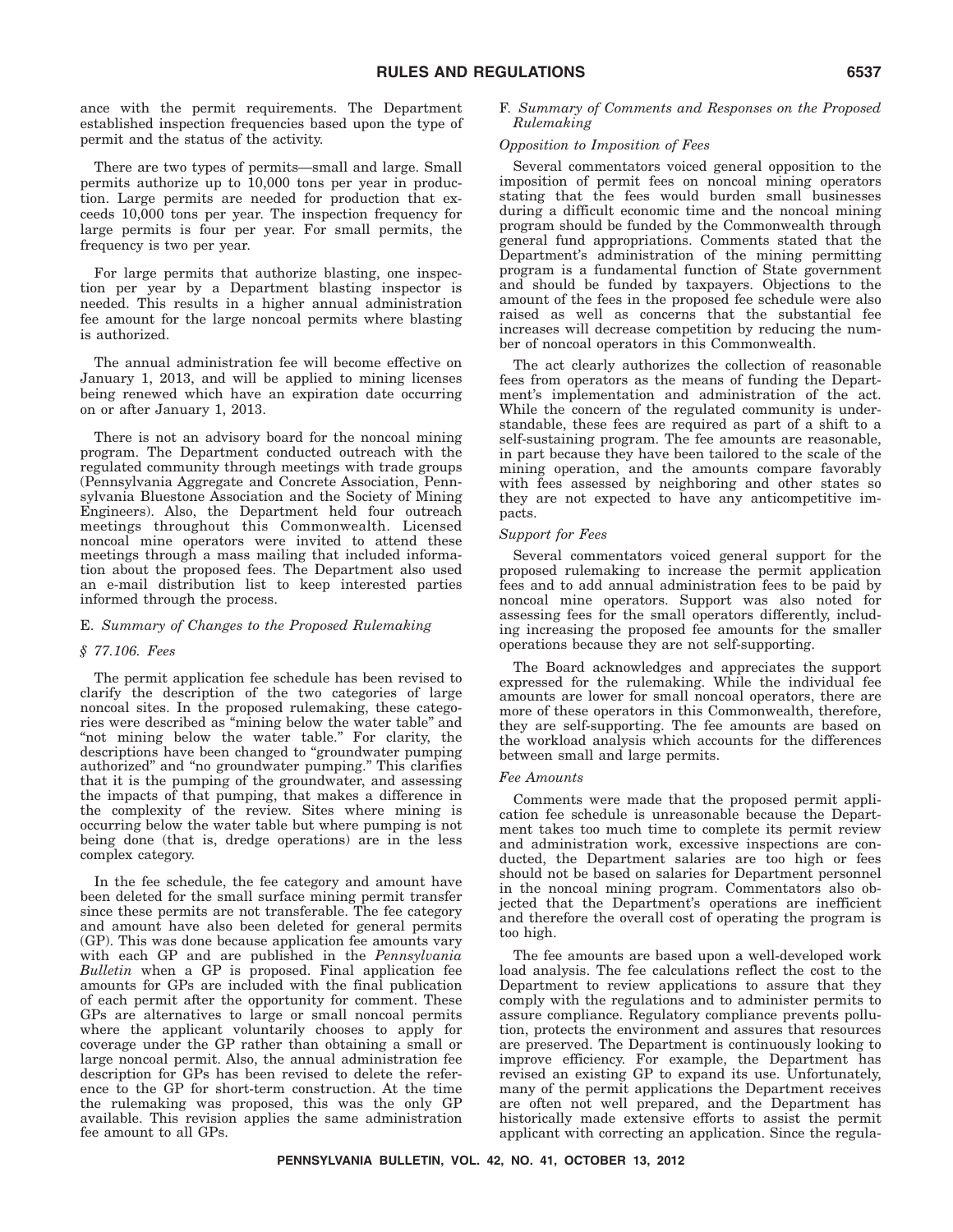ance with the permit requirements. The Department established inspection frequencies based upon the type of permit and the status of the activity.

There are two types of permits—small and large. Small permits authorize up to 10,000 tons per year in production. Large permits are needed for production that exceeds 10,000 tons per year. The inspection frequency for large permits is four per year. For small permits, the frequency is two per year.

For large permits that authorize blasting, one inspection per year by a Department blasting inspector is needed. This results in a higher annual administration fee amount for the large noncoal permits where blasting is authorized.

The annual administration fee will become effective on January 1, 2013, and will be applied to mining licenses being renewed which have an expiration date occurring on or after January 1, 2013.

There is not an advisory board for the noncoal mining program. The Department conducted outreach with the regulated community through meetings with trade groups (Pennsylvania Aggregate and Concrete Association, Pennsylvania Bluestone Association and the Society of Mining Engineers). Also, the Department held four outreach meetings throughout this Commonwealth. Licensed noncoal mine operators were invited to attend these meetings through a mass mailing that included information about the proposed fees. The Department also used an e-mail distribution list to keep interested parties informed through the process.

E. *Summary of Changes to the Proposed Rulemaking*

*§ 77.106. Fees*

The permit application fee schedule has been revised to clarify the description of the two categories of large noncoal sites. In the proposed rulemaking, these categories were described as "mining below the water table" and "not mining below the water table." For clarity, the descriptions have been changed to "groundwater pumping authorized" and "no groundwater pumping." This clarifies that it is the pumping of the groundwater, and assessing the impacts of that pumping, that makes a difference in the complexity of the review. Sites where mining is occurring below the water table but where pumping is not being done (that is, dredge operations) are in the less complex category.

In the fee schedule, the fee category and amount have been deleted for the small surface mining permit transfer since these permits are not transferable. The fee category and amount have also been deleted for general permits (GP). This was done because application fee amounts vary with each GP and are published in the *Pennsylvania Bulletin* when a GP is proposed. Final application fee amounts for GPs are included with the final publication of each permit after the opportunity for comment. These GPs are alternatives to large or small noncoal permits where the applicant voluntarily chooses to apply for coverage under the GP rather than obtaining a small or large noncoal permit. Also, the annual administration fee description for GPs has been revised to delete the reference to the GP for short-term construction. At the time the rulemaking was proposed, this was the only GP available. This revision applies the same administration fee amount to all GPs.

F. *Summary of Comments and Responses on the Proposed Rulemaking*

*Opposition to Imposition of Fees*

Several commentators voiced general opposition to the imposition of permit fees on noncoal mining operators stating that the fees would burden small businesses during a difficult economic time and the noncoal mining program should be funded by the Commonwealth through general fund appropriations. Comments stated that the Department's administration of the mining permitting program is a fundamental function of State government and should be funded by taxpayers. Objections to the amount of the fees in the proposed fee schedule were also raised as well as concerns that the substantial fee increases will decrease competition by reducing the number of noncoal operators in this Commonwealth.

The act clearly authorizes the collection of reasonable fees from operators as the means of funding the Department's implementation and administration of the act. While the concern of the regulated community is understandable, these fees are required as part of a shift to a self-sustaining program. The fee amounts are reasonable, in part because they have been tailored to the scale of the mining operation, and the amounts compare favorably with fees assessed by neighboring and other states so they are not expected to have any anticompetitive impacts.

*Support for Fees*

Several commentators voiced general support for the proposed rulemaking to increase the permit application fees and to add annual administration fees to be paid by noncoal mine operators. Support was also noted for assessing fees for the small operators differently, including increasing the proposed fee amounts for the smaller operations because they are not self-supporting.

The Board acknowledges and appreciates the support expressed for the rulemaking. While the individual fee amounts are lower for small noncoal operators, there are more of these operators in this Commonwealth, therefore, they are self-supporting. The fee amounts are based on the workload analysis which accounts for the differences between small and large permits.

*Fee Amounts*

Comments were made that the proposed permit application fee schedule is unreasonable because the Department takes too much time to complete its permit review and administration work, excessive inspections are conducted, the Department salaries are too high or fees should not be based on salaries for Department personnel in the noncoal mining program. Commentators also objected that the Department's operations are inefficient and therefore the overall cost of operating the program is too high.

The fee amounts are based upon a well-developed work load analysis. The fee calculations reflect the cost to the Department to review applications to assure that they comply with the regulations and to administer permits to assure compliance. Regulatory compliance prevents pollution, protects the environment and assures that resources are preserved. The Department is continuously looking to improve efficiency. For example, the Department has revised an existing GP to expand its use. Unfortunately, many of the permit applications the Department receives are often not well prepared, and the Department has historically made extensive efforts to assist the permit applicant with correcting an application. Since the regula-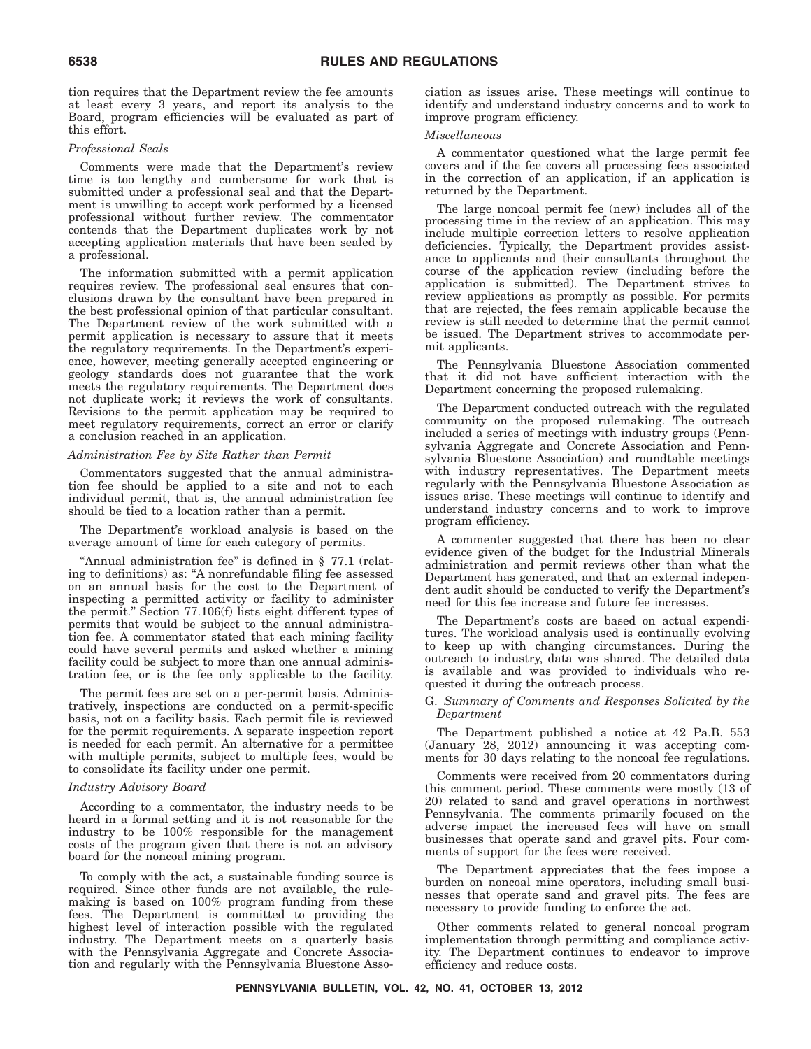tion requires that the Department review the fee amounts at least every 3 years, and report its analysis to the Board, program efficiencies will be evaluated as part of this effort.

*Professional Seals*

Comments were made that the Department's review time is too lengthy and cumbersome for work that is submitted under a professional seal and that the Department is unwilling to accept work performed by a licensed professional without further review. The commentator contends that the Department duplicates work by not accepting application materials that have been sealed by a professional.

The information submitted with a permit application requires review. The professional seal ensures that conclusions drawn by the consultant have been prepared in the best professional opinion of that particular consultant. The Department review of the work submitted with a permit application is necessary to assure that it meets the regulatory requirements. In the Department's experience, however, meeting generally accepted engineering or geology standards does not guarantee that the work meets the regulatory requirements. The Department does not duplicate work; it reviews the work of consultants. Revisions to the permit application may be required to meet regulatory requirements, correct an error or clarify a conclusion reached in an application.

*Administration Fee by Site Rather than Permit*

Commentators suggested that the annual administration fee should be applied to a site and not to each individual permit, that is, the annual administration fee should be tied to a location rather than a permit.

The Department's workload analysis is based on the average amount of time for each category of permits.

"Annual administration fee" is defined in § 77.1 (relating to definitions) as: "A nonrefundable filing fee assessed on an annual basis for the cost to the Department of inspecting a permitted activity or facility to administer the permit." Section 77.106(f) lists eight different types of permits that would be subject to the annual administration fee. A commentator stated that each mining facility could have several permits and asked whether a mining facility could be subject to more than one annual administration fee, or is the fee only applicable to the facility.

The permit fees are set on a per-permit basis. Administratively, inspections are conducted on a permit-specific basis, not on a facility basis. Each permit file is reviewed for the permit requirements. A separate inspection report is needed for each permit. An alternative for a permittee with multiple permits, subject to multiple fees, would be to consolidate its facility under one permit.

*Industry Advisory Board*

According to a commentator, the industry needs to be heard in a formal setting and it is not reasonable for the industry to be 100% responsible for the management costs of the program given that there is not an advisory board for the noncoal mining program.

To comply with the act, a sustainable funding source is required. Since other funds are not available, the rulemaking is based on 100% program funding from these fees. The Department is committed to providing the highest level of interaction possible with the regulated industry. The Department meets on a quarterly basis with the Pennsylvania Aggregate and Concrete Association and regularly with the Pennsylvania Bluestone Association as issues arise. These meetings will continue to identify and understand industry concerns and to work to improve program efficiency.

*Miscellaneous*

A commentator questioned what the large permit fee covers and if the fee covers all processing fees associated in the correction of an application, if an application is returned by the Department.

The large noncoal permit fee (new) includes all of the processing time in the review of an application. This may include multiple correction letters to resolve application deficiencies. Typically, the Department provides assistance to applicants and their consultants throughout the course of the application review (including before the application is submitted). The Department strives to review applications as promptly as possible. For permits that are rejected, the fees remain applicable because the review is still needed to determine that the permit cannot be issued. The Department strives to accommodate permit applicants.

The Pennsylvania Bluestone Association commented that it did not have sufficient interaction with the Department concerning the proposed rulemaking.

The Department conducted outreach with the regulated community on the proposed rulemaking. The outreach included a series of meetings with industry groups (Pennsylvania Aggregate and Concrete Association and Pennsylvania Bluestone Association) and roundtable meetings with industry representatives. The Department meets regularly with the Pennsylvania Bluestone Association as issues arise. These meetings will continue to identify and understand industry concerns and to work to improve program efficiency.

A commenter suggested that there has been no clear evidence given of the budget for the Industrial Minerals administration and permit reviews other than what the Department has generated, and that an external independent audit should be conducted to verify the Department's need for this fee increase and future fee increases.

The Department's costs are based on actual expenditures. The workload analysis used is continually evolving to keep up with changing circumstances. During the outreach to industry, data was shared. The detailed data is available and was provided to individuals who requested it during the outreach process.

G. *Summary of Comments and Responses Solicited by the Department*

The Department published a notice at 42 Pa.B. 553 (January 28, 2012) announcing it was accepting comments for 30 days relating to the noncoal fee regulations.

Comments were received from 20 commentators during this comment period. These comments were mostly (13 of 20) related to sand and gravel operations in northwest Pennsylvania. The comments primarily focused on the adverse impact the increased fees will have on small businesses that operate sand and gravel pits. Four comments of support for the fees were received.

The Department appreciates that the fees impose a burden on noncoal mine operators, including small businesses that operate sand and gravel pits. The fees are necessary to provide funding to enforce the act.

Other comments related to general noncoal program implementation through permitting and compliance activity. The Department continues to endeavor to improve efficiency and reduce costs.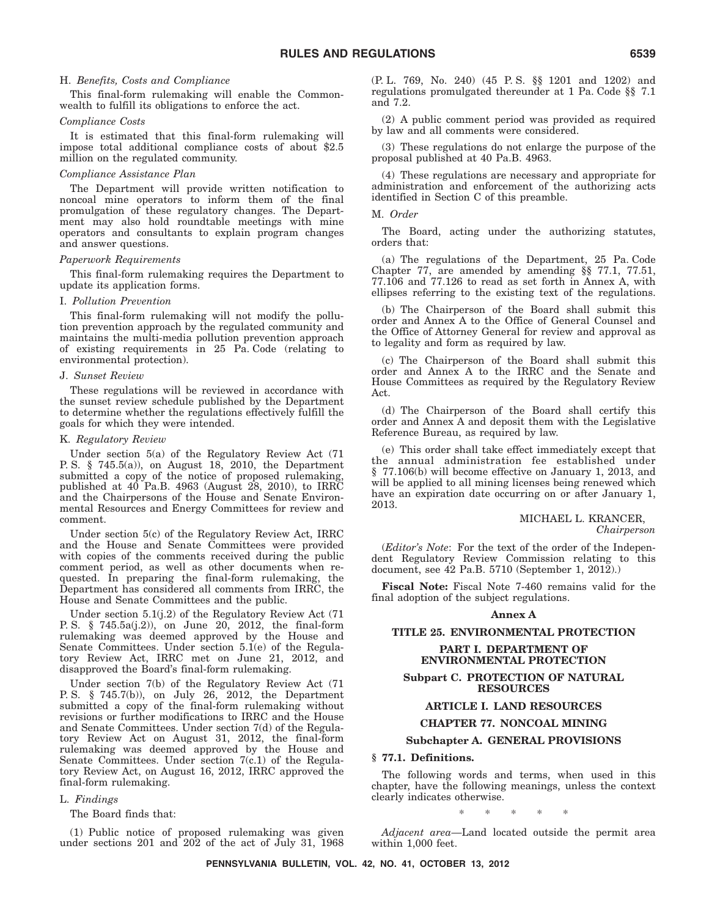H. *Benefits, Costs and Compliance*

This final-form rulemaking will enable the Commonwealth to fulfill its obligations to enforce the act.

*Compliance Costs*

It is estimated that this final-form rulemaking will impose total additional compliance costs of about $2.5 million on the regulated community.

*Compliance Assistance Plan*

The Department will provide written notification to noncoal mine operators to inform them of the final promulgation of these regulatory changes. The Department may also hold roundtable meetings with mine operators and consultants to explain program changes and answer questions.

*Paperwork Requirements*

This final-form rulemaking requires the Department to update its application forms.

I. *Pollution Prevention*

This final-form rulemaking will not modify the pollution prevention approach by the regulated community and maintains the multi-media pollution prevention approach of existing requirements in 25 Pa. Code (relating to environmental protection).

J. *Sunset Review*

These regulations will be reviewed in accordance with the sunset review schedule published by the Department to determine whether the regulations effectively fulfill the goals for which they were intended.

K. *Regulatory Review*

Under section 5(a) of the Regulatory Review Act (71 P. S. § 745.5(a)), on August 18, 2010, the Department submitted a copy of the notice of proposed rulemaking, published at 40 Pa.B. 4963 (August 28, 2010), to IRRC and the Chairpersons of the House and Senate Environmental Resources and Energy Committees for review and comment.

Under section 5(c) of the Regulatory Review Act, IRRC and the House and Senate Committees were provided with copies of the comments received during the public comment period, as well as other documents when requested. In preparing the final-form rulemaking, the Department has considered all comments from IRRC, the House and Senate Committees and the public.

Under section 5.1(j.2) of the Regulatory Review Act (71 P. S. § 745.5a(j.2)), on June 20, 2012, the final-form rulemaking was deemed approved by the House and Senate Committees. Under section 5.1(e) of the Regulatory Review Act, IRRC met on June 21, 2012, and disapproved the Board's final-form rulemaking.

Under section 7(b) of the Regulatory Review Act (71 P. S. § 745.7(b)), on July 26, 2012, the Department submitted a copy of the final-form rulemaking without revisions or further modifications to IRRC and the House and Senate Committees. Under section 7(d) of the Regulatory Review Act on August 31, 2012, the final-form rulemaking was deemed approved by the House and Senate Committees. Under section 7(c.1) of the Regulatory Review Act, on August 16, 2012, IRRC approved the final-form rulemaking.

L. *Findings*

The Board finds that:

(1) Public notice of proposed rulemaking was given under sections 201 and 202 of the act of July 31, 1968 (P. L. 769, No. 240) (45 P. S. §§ 1201 and 1202) and regulations promulgated thereunder at 1 Pa. Code §§ 7.1 and 7.2.

(2) A public comment period was provided as required by law and all comments were considered.

(3) These regulations do not enlarge the purpose of the proposal published at 40 Pa.B. 4963.

(4) These regulations are necessary and appropriate for administration and enforcement of the authorizing acts identified in Section C of this preamble.

M. *Order*

The Board, acting under the authorizing statutes, orders that:

(a) The regulations of the Department, 25 Pa. Code Chapter 77, are amended by amending §§ 77.1, 77.51, 77.106 and 77.126 to read as set forth in Annex A, with ellipses referring to the existing text of the regulations.

(b) The Chairperson of the Board shall submit this order and Annex A to the Office of General Counsel and the Office of Attorney General for review and approval as to legality and form as required by law.

(c) The Chairperson of the Board shall submit this order and Annex A to the IRRC and the Senate and House Committees as required by the Regulatory Review Act.

(d) The Chairperson of the Board shall certify this order and Annex A and deposit them with the Legislative Reference Bureau, as required by law.

(e) This order shall take effect immediately except that the annual administration fee established under § 77.106(b) will become effective on January 1, 2013, and will be applied to all mining licenses being renewed which have an expiration date occurring on or after January 1, 2013.

MICHAEL L. KRANCER,
*Chairperson*

(*Editor's Note*: For the text of the order of the Independent Regulatory Review Commission relating to this document, see 42 Pa.B. 5710 (September 1, 2012).)

**Fiscal Note:** Fiscal Note 7-460 remains valid for the final adoption of the subject regulations.

**Annex A**

**TITLE 25. ENVIRONMENTAL PROTECTION**

**PART I. DEPARTMENT OF ENVIRONMENTAL PROTECTION**

**Subpart C. PROTECTION OF NATURAL RESOURCES**

**ARTICLE I. LAND RESOURCES**

**CHAPTER 77. NONCOAL MINING**

**Subchapter A. GENERAL PROVISIONS**

**§ 77.1. Definitions.**

The following words and terms, when used in this chapter, have the following meanings, unless the context clearly indicates otherwise.

\* \* \* \* \*

*Adjacent area*—Land located outside the permit area within 1,000 feet.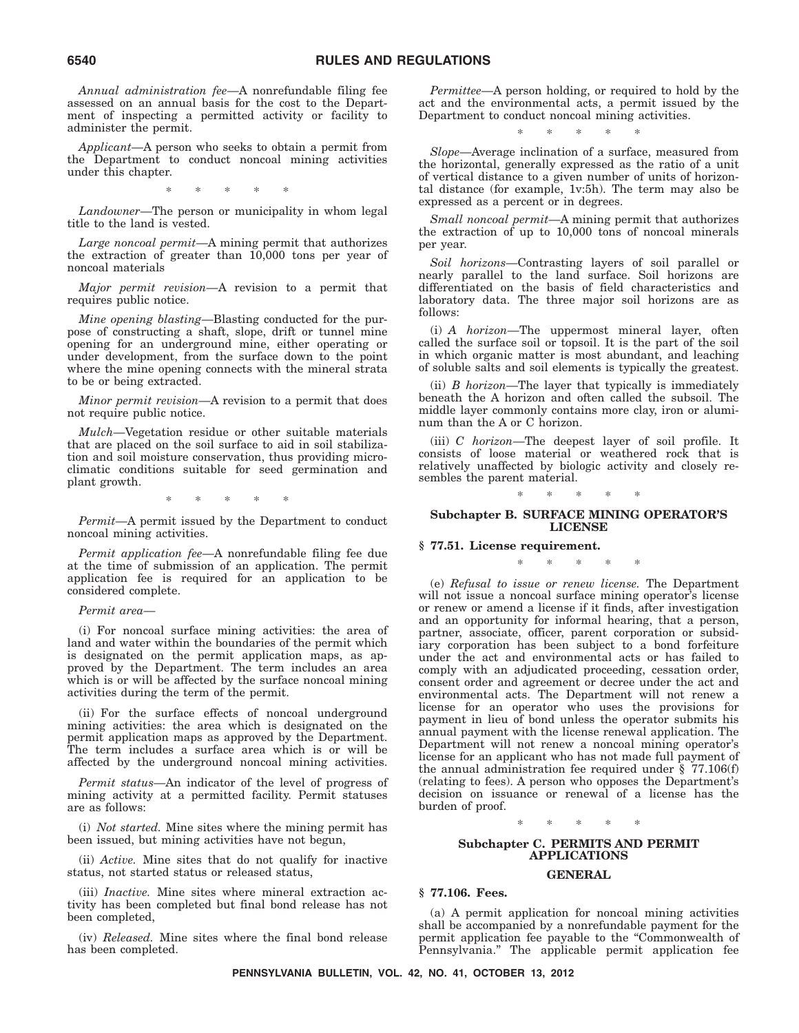*Annual administration fee*—A nonrefundable filing fee assessed on an annual basis for the cost to the Department of inspecting a permitted activity or facility to administer the permit.

*Applicant*—A person who seeks to obtain a permit from the Department to conduct noncoal mining activities under this chapter.

\* \* \* \* \*

*Landowner*—The person or municipality in whom legal title to the land is vested.

*Large noncoal permit*—A mining permit that authorizes the extraction of greater than 10,000 tons per year of noncoal materials

*Major permit revision*—A revision to a permit that requires public notice.

*Mine opening blasting*—Blasting conducted for the purpose of constructing a shaft, slope, drift or tunnel mine opening for an underground mine, either operating or under development, from the surface down to the point where the mine opening connects with the mineral strata to be or being extracted.

*Minor permit revision*—A revision to a permit that does not require public notice.

*Mulch*—Vegetation residue or other suitable materials that are placed on the soil surface to aid in soil stabilization and soil moisture conservation, thus providing microclimatic conditions suitable for seed germination and plant growth.

\* \* \* \* \*

*Permit*—A permit issued by the Department to conduct noncoal mining activities.

*Permit application fee*—A nonrefundable filing fee due at the time of submission of an application. The permit application fee is required for an application to be considered complete.

*Permit area*—

(i) For noncoal surface mining activities: the area of land and water within the boundaries of the permit which is designated on the permit application maps, as approved by the Department. The term includes an area which is or will be affected by the surface noncoal mining activities during the term of the permit.

(ii) For the surface effects of noncoal underground mining activities: the area which is designated on the permit application maps as approved by the Department. The term includes a surface area which is or will be affected by the underground noncoal mining activities.

*Permit status*—An indicator of the level of progress of mining activity at a permitted facility. Permit statuses are as follows:

(i) *Not started.* Mine sites where the mining permit has been issued, but mining activities have not begun,

(ii) *Active.* Mine sites that do not qualify for inactive status, not started status or released status,

(iii) *Inactive.* Mine sites where mineral extraction activity has been completed but final bond release has not been completed,

(iv) *Released.* Mine sites where the final bond release has been completed.

*Permittee*—A person holding, or required to hold by the act and the environmental acts, a permit issued by the Department to conduct noncoal mining activities.

\* \* \* \* \*

*Slope*—Average inclination of a surface, measured from the horizontal, generally expressed as the ratio of a unit of vertical distance to a given number of units of horizontal distance (for example, 1v:5h). The term may also be expressed as a percent or in degrees.

*Small noncoal permit*—A mining permit that authorizes the extraction of up to 10,000 tons of noncoal minerals per year.

*Soil horizons*—Contrasting layers of soil parallel or nearly parallel to the land surface. Soil horizons are differentiated on the basis of field characteristics and laboratory data. The three major soil horizons are as follows:

(i) *A horizon*—The uppermost mineral layer, often called the surface soil or topsoil. It is the part of the soil in which organic matter is most abundant, and leaching of soluble salts and soil elements is typically the greatest.

(ii) *B horizon*—The layer that typically is immediately beneath the A horizon and often called the subsoil. The middle layer commonly contains more clay, iron or aluminum than the A or C horizon.

(iii) *C horizon*—The deepest layer of soil profile. It consists of loose material or weathered rock that is relatively unaffected by biologic activity and closely resembles the parent material.

\* \* \* \* \*

## Subchapter B. SURFACE MINING OPERATOR'S LICENSE

### § 77.51. License requirement.

\* \* \* \* \*

(e) *Refusal to issue or renew license.* The Department will not issue a noncoal surface mining operator's license or renew or amend a license if it finds, after investigation and an opportunity for informal hearing, that a person, partner, associate, officer, parent corporation or subsidiary corporation has been subject to a bond forfeiture under the act and environmental acts or has failed to comply with an adjudicated proceeding, cessation order, consent order and agreement or decree under the act and environmental acts. The Department will not renew a license for an operator who uses the provisions for payment in lieu of bond unless the operator submits his annual payment with the license renewal application. The Department will not renew a noncoal mining operator's license for an applicant who has not made full payment of the annual administration fee required under § 77.106(f) (relating to fees). A person who opposes the Department's decision on issuance or renewal of a license has the burden of proof.

\* \* \* \* \*

## Subchapter C. PERMITS AND PERMIT APPLICATIONS

### GENERAL

### § 77.106. Fees.

(a) A permit application for noncoal mining activities shall be accompanied by a nonrefundable payment for the permit application fee payable to the "Commonwealth of Pennsylvania." The applicable permit application fee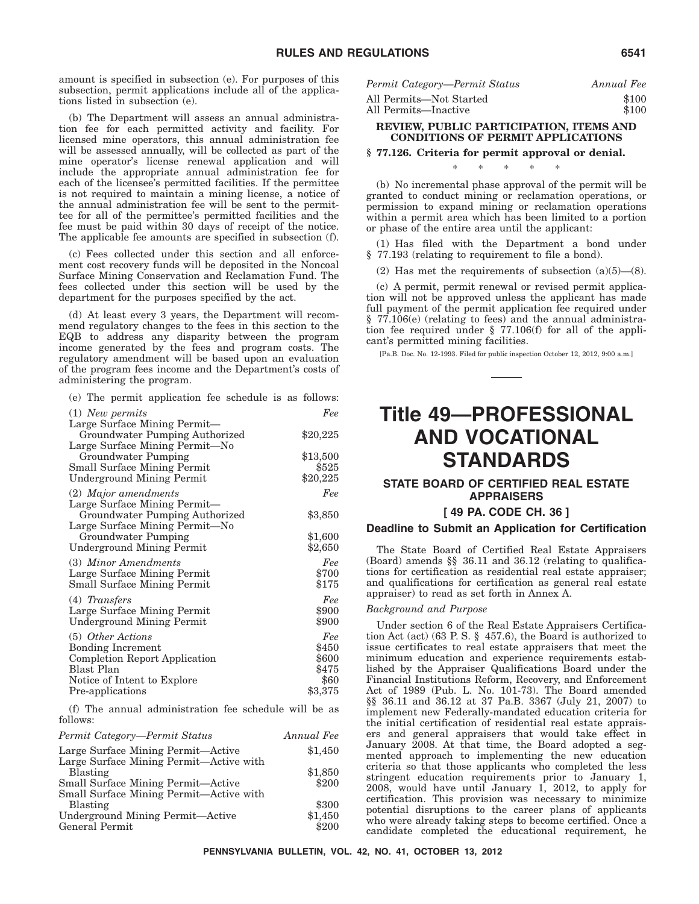amount is specified in subsection (e). For purposes of this subsection, permit applications include all of the applications listed in subsection (e).

(b) The Department will assess an annual administration fee for each permitted activity and facility. For licensed mine operators, this annual administration fee will be assessed annually, will be collected as part of the mine operator's license renewal application and will include the appropriate annual administration fee for each of the licensee's permitted facilities. If the permittee is not required to maintain a mining license, a notice of the annual administration fee will be sent to the permittee for all of the permittee's permitted facilities and the fee must be paid within 30 days of receipt of the notice. The applicable fee amounts are specified in subsection (f).

(c) Fees collected under this section and all enforcement cost recovery funds will be deposited in the Noncoal Surface Mining Conservation and Reclamation Fund. The fees collected under this section will be used by the department for the purposes specified by the act.

(d) At least every 3 years, the Department will recommend regulatory changes to the fees in this section to the EQB to address any disparity between the program income generated by the fees and program costs. The regulatory amendment will be based upon an evaluation of the program fees income and the Department's costs of administering the program.

(e) The permit application fee schedule is as follows:

| (1) *New permits* | *Fee* |
|---|---|
| Large Surface Mining Permit—Groundwater Pumping Authorized | $20,225 |
| Large Surface Mining Permit—No Groundwater Pumping | $13,500 |
| Small Surface Mining Permit | $525 |
| Underground Mining Permit | $20,225 |
| (2) *Major amendments* | *Fee* |
| Large Surface Mining Permit—Groundwater Pumping Authorized | $3,850 |
| Large Surface Mining Permit—No Groundwater Pumping | $1,600 |
| Underground Mining Permit | $2,650 |
| (3) *Minor Amendments* | *Fee* |
| Large Surface Mining Permit | $700 |
| Small Surface Mining Permit | $175 |
| (4) *Transfers* | *Fee* |
| Large Surface Mining Permit | $900 |
| Underground Mining Permit | $900 |
| (5) *Other Actions* | *Fee* |
| Bonding Increment | $450 |
| Completion Report Application | $600 |
| Blast Plan | $475 |
| Notice of Intent to Explore | $60 |
| Pre-applications | $3,375 |

(f) The annual administration fee schedule will be as follows:

| *Permit Category—Permit Status* | *Annual Fee* |
|---|---|
| Large Surface Mining Permit—Active | $1,450 |
| Large Surface Mining Permit—Active with Blasting | $1,850 |
| Small Surface Mining Permit—Active | $200 |
| Small Surface Mining Permit—Active with Blasting | $300 |
| Underground Mining Permit—Active | $1,450 |
| General Permit | $200 |
| All Permits—Not Started | $100 |
| All Permits—Inactive | $100 |

**REVIEW, PUBLIC PARTICIPATION, ITEMS AND CONDITIONS OF PERMIT APPLICATIONS**

**§ 77.126. Criteria for permit approval or denial.**

\* \* \* \* \*

(b) No incremental phase approval of the permit will be granted to conduct mining or reclamation operations, or permission to expand mining or reclamation operations within a permit area which has been limited to a portion or phase of the entire area until the applicant:

(1) Has filed with the Department a bond under § 77.193 (relating to requirement to file a bond).

(2) Has met the requirements of subsection (a)(5)—(8).

(c) A permit, permit renewal or revised permit application will not be approved unless the applicant has made full payment of the permit application fee required under § 77.106(e) (relating to fees) and the annual administration fee required under § 77.106(f) for all of the applicant's permitted mining facilities.

[Pa.B. Doc. No. 12-1993. Filed for public inspection October 12, 2012, 9:00 a.m.]

# Title 49—PROFESSIONAL AND VOCATIONAL STANDARDS

## STATE BOARD OF CERTIFIED REAL ESTATE APPRAISERS

## [ 49 PA. CODE CH. 36 ]

### Deadline to Submit an Application for Certification

The State Board of Certified Real Estate Appraisers (Board) amends §§ 36.11 and 36.12 (relating to qualifications for certification as residential real estate appraiser; and qualifications for certification as general real estate appraiser) to read as set forth in Annex A.

*Background and Purpose*

Under section 6 of the Real Estate Appraisers Certification Act (act) (63 P. S. § 457.6), the Board is authorized to issue certificates to real estate appraisers that meet the minimum education and experience requirements established by the Appraiser Qualifications Board under the Financial Institutions Reform, Recovery, and Enforcement Act of 1989 (Pub. L. No. 101-73). The Board amended §§ 36.11 and 36.12 at 37 Pa.B. 3367 (July 21, 2007) to implement new Federally-mandated education criteria for the initial certification of residential real estate appraisers and general appraisers that would take effect in January 2008. At that time, the Board adopted a segmented approach to implementing the new education criteria so that those applicants who completed the less stringent education requirements prior to January 1, 2008, would have until January 1, 2012, to apply for certification. This provision was necessary to minimize potential disruptions to the career plans of applicants who were already taking steps to become certified. Once a candidate completed the educational requirement, he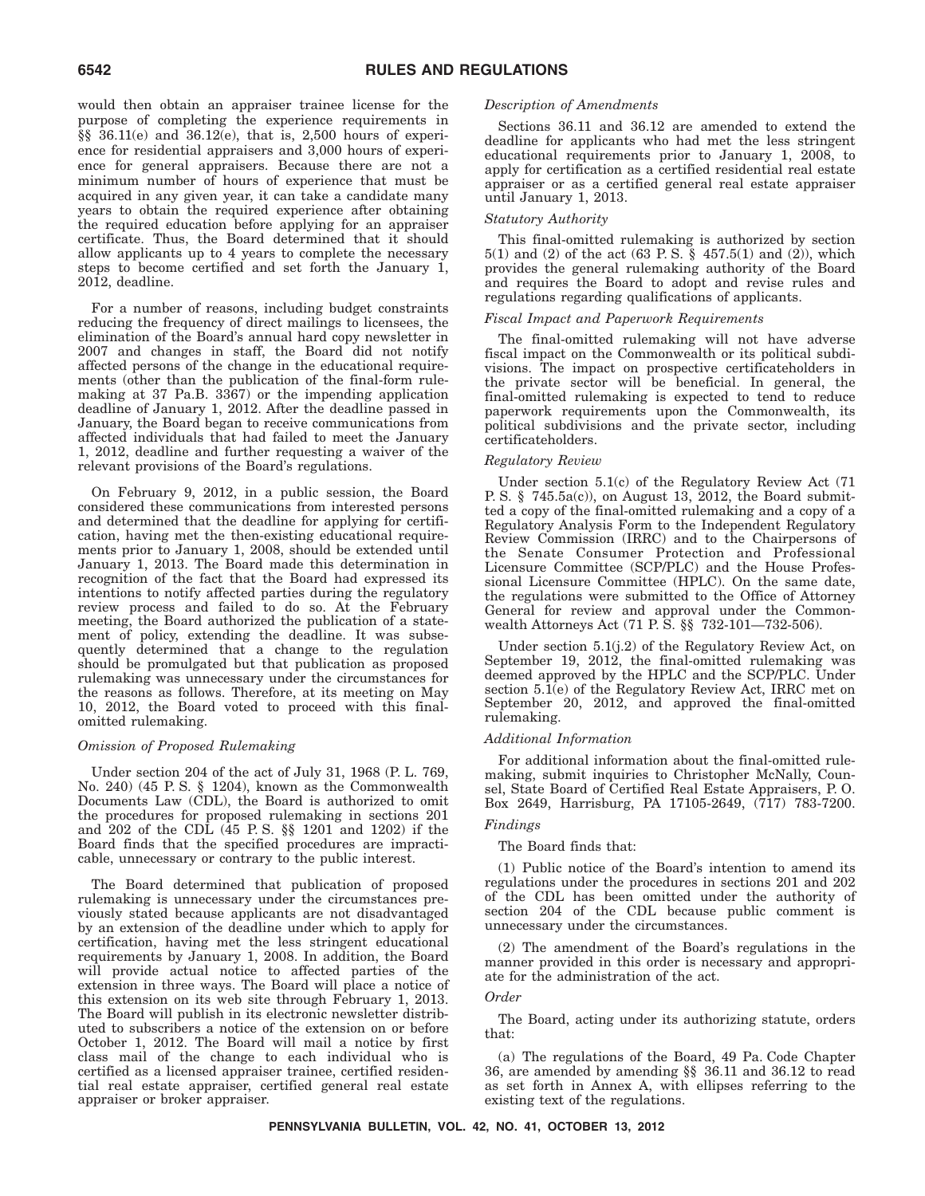would then obtain an appraiser trainee license for the purpose of completing the experience requirements in §§ 36.11(e) and 36.12(e), that is, 2,500 hours of experience for residential appraisers and 3,000 hours of experience for general appraisers. Because there are not a minimum number of hours of experience that must be acquired in any given year, it can take a candidate many years to obtain the required experience after obtaining the required education before applying for an appraiser certificate. Thus, the Board determined that it should allow applicants up to 4 years to complete the necessary steps to become certified and set forth the January 1, 2012, deadline.

For a number of reasons, including budget constraints reducing the frequency of direct mailings to licensees, the elimination of the Board's annual hard copy newsletter in 2007 and changes in staff, the Board did not notify affected persons of the change in the educational requirements (other than the publication of the final-form rulemaking at 37 Pa.B. 3367) or the impending application deadline of January 1, 2012. After the deadline passed in January, the Board began to receive communications from affected individuals that had failed to meet the January 1, 2012, deadline and further requesting a waiver of the relevant provisions of the Board's regulations.

On February 9, 2012, in a public session, the Board considered these communications from interested persons and determined that the deadline for applying for certification, having met the then-existing educational requirements prior to January 1, 2008, should be extended until January 1, 2013. The Board made this determination in recognition of the fact that the Board had expressed its intentions to notify affected parties during the regulatory review process and failed to do so. At the February meeting, the Board authorized the publication of a statement of policy, extending the deadline. It was subsequently determined that a change to the regulation should be promulgated but that publication as proposed rulemaking was unnecessary under the circumstances for the reasons as follows. Therefore, at its meeting on May 10, 2012, the Board voted to proceed with this final-omitted rulemaking.

*Omission of Proposed Rulemaking*

Under section 204 of the act of July 31, 1968 (P. L. 769, No. 240) (45 P. S. § 1204), known as the Commonwealth Documents Law (CDL), the Board is authorized to omit the procedures for proposed rulemaking in sections 201 and 202 of the CDL (45 P. S. §§ 1201 and 1202) if the Board finds that the specified procedures are impracticable, unnecessary or contrary to the public interest.

The Board determined that publication of proposed rulemaking is unnecessary under the circumstances previously stated because applicants are not disadvantaged by an extension of the deadline under which to apply for certification, having met the less stringent educational requirements by January 1, 2008. In addition, the Board will provide actual notice to affected parties of the extension in three ways. The Board will place a notice of this extension on its web site through February 1, 2013. The Board will publish in its electronic newsletter distributed to subscribers a notice of the extension on or before October 1, 2012. The Board will mail a notice by first class mail of the change to each individual who is certified as a licensed appraiser trainee, certified residential real estate appraiser, certified general real estate appraiser or broker appraiser.

*Description of Amendments*

Sections 36.11 and 36.12 are amended to extend the deadline for applicants who had met the less stringent educational requirements prior to January 1, 2008, to apply for certification as a certified residential real estate appraiser or as a certified general real estate appraiser until January 1, 2013.

*Statutory Authority*

This final-omitted rulemaking is authorized by section 5(1) and (2) of the act (63 P. S. § 457.5(1) and (2)), which provides the general rulemaking authority of the Board and requires the Board to adopt and revise rules and regulations regarding qualifications of applicants.

*Fiscal Impact and Paperwork Requirements*

The final-omitted rulemaking will not have adverse fiscal impact on the Commonwealth or its political subdivisions. The impact on prospective certificateholders in the private sector will be beneficial. In general, the final-omitted rulemaking is expected to tend to reduce paperwork requirements upon the Commonwealth, its political subdivisions and the private sector, including certificateholders.

*Regulatory Review*

Under section 5.1(c) of the Regulatory Review Act (71 P. S. § 745.5a(c)), on August 13, 2012, the Board submitted a copy of the final-omitted rulemaking and a copy of a Regulatory Analysis Form to the Independent Regulatory Review Commission (IRRC) and to the Chairpersons of the Senate Consumer Protection and Professional Licensure Committee (SCP/PLC) and the House Professional Licensure Committee (HPLC). On the same date, the regulations were submitted to the Office of Attorney General for review and approval under the Commonwealth Attorneys Act (71 P. S. §§ 732-101—732-506).

Under section 5.1(j.2) of the Regulatory Review Act, on September 19, 2012, the final-omitted rulemaking was deemed approved by the HPLC and the SCP/PLC. Under section 5.1(e) of the Regulatory Review Act, IRRC met on September 20, 2012, and approved the final-omitted rulemaking.

*Additional Information*

For additional information about the final-omitted rulemaking, submit inquiries to Christopher McNally, Counsel, State Board of Certified Real Estate Appraisers, P. O. Box 2649, Harrisburg, PA 17105-2649, (717) 783-7200.

*Findings*

The Board finds that:

(1) Public notice of the Board's intention to amend its regulations under the procedures in sections 201 and 202 of the CDL has been omitted under the authority of section 204 of the CDL because public comment is unnecessary under the circumstances.

(2) The amendment of the Board's regulations in the manner provided in this order is necessary and appropriate for the administration of the act.

*Order*

The Board, acting under its authorizing statute, orders that:

(a) The regulations of the Board, 49 Pa. Code Chapter 36, are amended by amending §§ 36.11 and 36.12 to read as set forth in Annex A, with ellipses referring to the existing text of the regulations.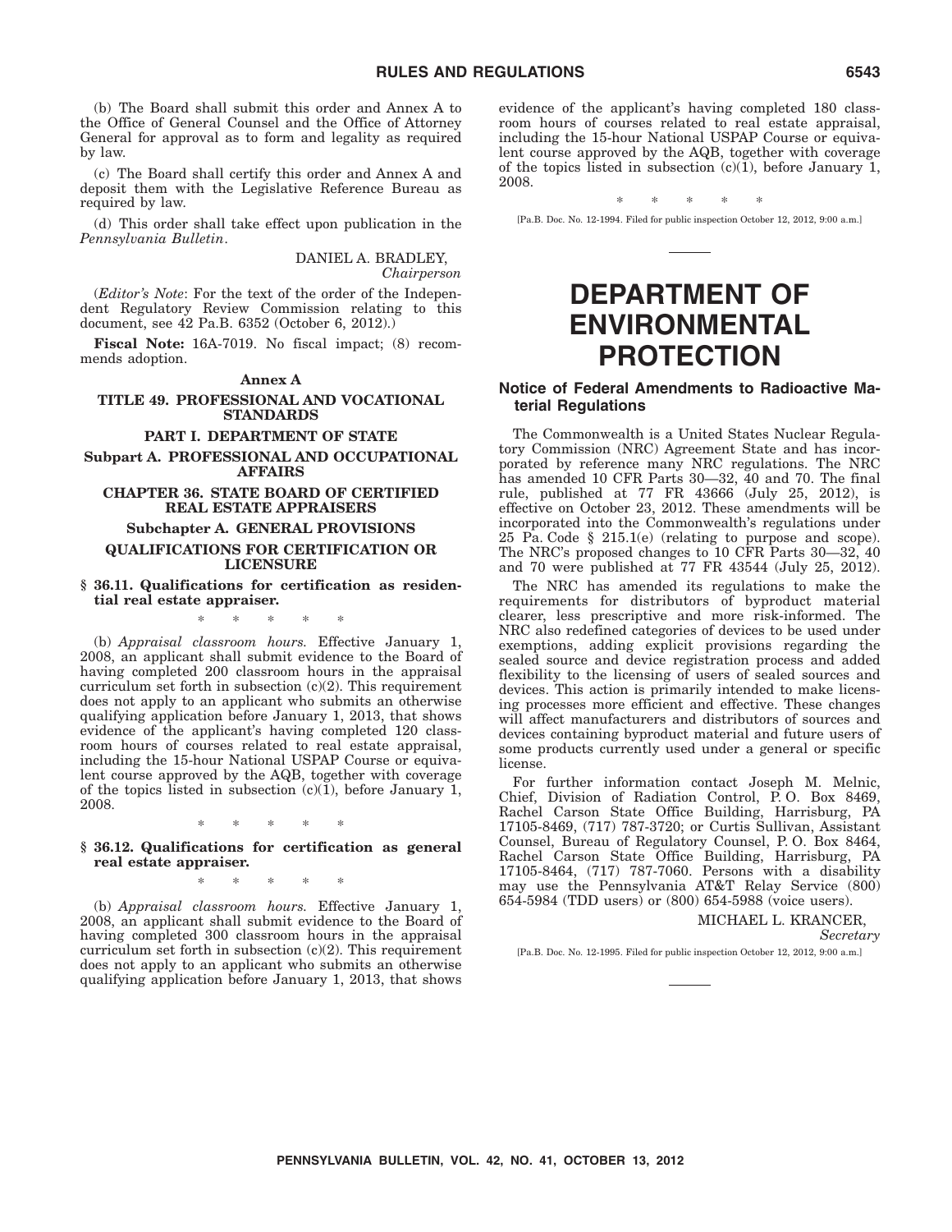(b) The Board shall submit this order and Annex A to the Office of General Counsel and the Office of Attorney General for approval as to form and legality as required by law.

(c) The Board shall certify this order and Annex A and deposit them with the Legislative Reference Bureau as required by law.

(d) This order shall take effect upon publication in the *Pennsylvania Bulletin*.

DANIEL A. BRADLEY,
*Chairperson*

(*Editor's Note*: For the text of the order of the Independent Regulatory Review Commission relating to this document, see 42 Pa.B. 6352 (October 6, 2012).)

**Fiscal Note:** 16A-7019. No fiscal impact; (8) recommends adoption.

**Annex A**

**TITLE 49. PROFESSIONAL AND VOCATIONAL STANDARDS**

**PART I. DEPARTMENT OF STATE**

**Subpart A. PROFESSIONAL AND OCCUPATIONAL AFFAIRS**

**CHAPTER 36. STATE BOARD OF CERTIFIED REAL ESTATE APPRAISERS**

**Subchapter A. GENERAL PROVISIONS**

**QUALIFICATIONS FOR CERTIFICATION OR LICENSURE**

**§ 36.11. Qualifications for certification as residential real estate appraiser.**

\* \* \* \* \*

(b) *Appraisal classroom hours.* Effective January 1, 2008, an applicant shall submit evidence to the Board of having completed 200 classroom hours in the appraisal curriculum set forth in subsection (c)(2). This requirement does not apply to an applicant who submits an otherwise qualifying application before January 1, 2013, that shows evidence of the applicant's having completed 120 classroom hours of courses related to real estate appraisal, including the 15-hour National USPAP Course or equivalent course approved by the AQB, together with coverage of the topics listed in subsection (c)(1), before January 1, 2008.

\* \* \* \* \*

**§ 36.12. Qualifications for certification as general real estate appraiser.**

\* \* \* \* \*

(b) *Appraisal classroom hours.* Effective January 1, 2008, an applicant shall submit evidence to the Board of having completed 300 classroom hours in the appraisal curriculum set forth in subsection (c)(2). This requirement does not apply to an applicant who submits an otherwise qualifying application before January 1, 2013, that shows evidence of the applicant's having completed 180 classroom hours of courses related to real estate appraisal, including the 15-hour National USPAP Course or equivalent course approved by the AQB, together with coverage of the topics listed in subsection (c)(1), before January 1, 2008.

\* \* \* \* \*

[Pa.B. Doc. No. 12-1994. Filed for public inspection October 12, 2012, 9:00 a.m.]

# DEPARTMENT OF ENVIRONMENTAL PROTECTION

## Notice of Federal Amendments to Radioactive Material Regulations

The Commonwealth is a United States Nuclear Regulatory Commission (NRC) Agreement State and has incorporated by reference many NRC regulations. The NRC has amended 10 CFR Parts 30—32, 40 and 70. The final rule, published at 77 FR 43666 (July 25, 2012), is effective on October 23, 2012. These amendments will be incorporated into the Commonwealth's regulations under 25 Pa. Code § 215.1(e) (relating to purpose and scope). The NRC's proposed changes to 10 CFR Parts 30—32, 40 and 70 were published at 77 FR 43544 (July 25, 2012).

The NRC has amended its regulations to make the requirements for distributors of byproduct material clearer, less prescriptive and more risk-informed. The NRC also redefined categories of devices to be used under exemptions, adding explicit provisions regarding the sealed source and device registration process and added flexibility to the licensing of users of sealed sources and devices. This action is primarily intended to make licensing processes more efficient and effective. These changes will affect manufacturers and distributors of sources and devices containing byproduct material and future users of some products currently used under a general or specific license.

For further information contact Joseph M. Melnic, Chief, Division of Radiation Control, P. O. Box 8469, Rachel Carson State Office Building, Harrisburg, PA 17105-8469, (717) 787-3720; or Curtis Sullivan, Assistant Counsel, Bureau of Regulatory Counsel, P. O. Box 8464, Rachel Carson State Office Building, Harrisburg, PA 17105-8464, (717) 787-7060. Persons with a disability may use the Pennsylvania AT&T Relay Service (800) 654-5984 (TDD users) or (800) 654-5988 (voice users).

MICHAEL L. KRANCER,
*Secretary*

[Pa.B. Doc. No. 12-1995. Filed for public inspection October 12, 2012, 9:00 a.m.]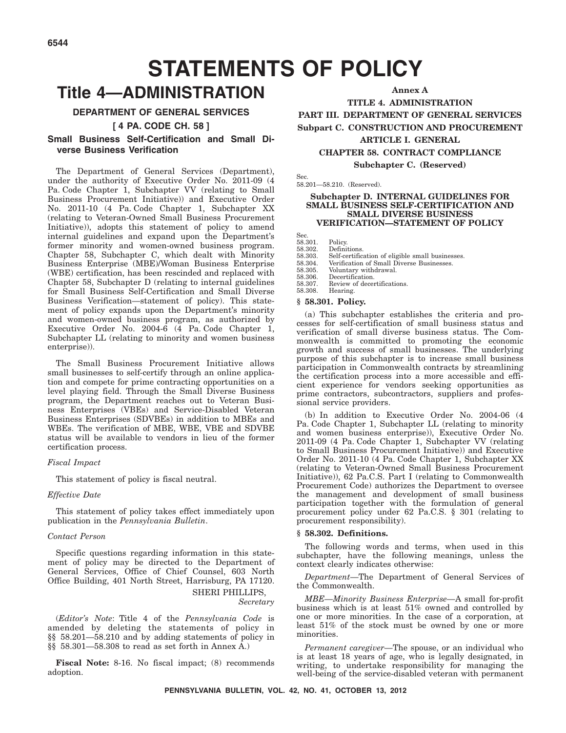# STATEMENTS OF POLICY

## Title 4—ADMINISTRATION

### DEPARTMENT OF GENERAL SERVICES

### [ 4 PA. CODE CH. 58 ]

### Small Business Self-Certification and Small Diverse Business Verification

The Department of General Services (Department), under the authority of Executive Order No. 2011-09 (4 Pa. Code Chapter 1, Subchapter VV (relating to Small Business Procurement Initiative)) and Executive Order No. 2011-10 (4 Pa. Code Chapter 1, Subchapter XX (relating to Veteran-Owned Small Business Procurement Initiative)), adopts this statement of policy to amend internal guidelines and expand upon the Department's former minority and women-owned business program. Chapter 58, Subchapter C, which dealt with Minority Business Enterprise (MBE)/Woman Business Enterprise (WBE) certification, has been rescinded and replaced with Chapter 58, Subchapter D (relating to internal guidelines for Small Business Self-Certification and Small Diverse Business Verification—statement of policy). This statement of policy expands upon the Department's minority and women-owned business program, as authorized by Executive Order No. 2004-6 (4 Pa. Code Chapter 1, Subchapter LL (relating to minority and women business enterprise)).

The Small Business Procurement Initiative allows small businesses to self-certify through an online application and compete for prime contracting opportunities on a level playing field. Through the Small Diverse Business program, the Department reaches out to Veteran Business Enterprises (VBEs) and Service-Disabled Veteran Business Enterprises (SDVBEs) in addition to MBEs and WBEs. The verification of MBE, WBE, VBE and SDVBE status will be available to vendors in lieu of the former certification process.

*Fiscal Impact*

This statement of policy is fiscal neutral.

*Effective Date*

This statement of policy takes effect immediately upon publication in the *Pennsylvania Bulletin*.

*Contact Person*

Specific questions regarding information in this statement of policy may be directed to the Department of General Services, Office of Chief Counsel, 603 North Office Building, 401 North Street, Harrisburg, PA 17120.

SHERI PHILLIPS,
*Secretary*

(*Editor's Note*: Title 4 of the *Pennsylvania Code* is amended by deleting the statements of policy in §§ 58.201—58.210 and by adding statements of policy in §§ 58.301—58.308 to read as set forth in Annex A.)

**Fiscal Note:** 8-16. No fiscal impact; (8) recommends adoption.

**Annex A**

**TITLE 4. ADMINISTRATION**

**PART III. DEPARTMENT OF GENERAL SERVICES**

**Subpart C. CONSTRUCTION AND PROCUREMENT**

**ARTICLE I. GENERAL**

**CHAPTER 58. CONTRACT COMPLIANCE**

**Subchapter C. (Reserved)**

Sec.
58.201—58.210. (Reserved).

**Subchapter D. INTERNAL GUIDELINES FOR SMALL BUSINESS SELF-CERTIFICATION AND SMALL DIVERSE BUSINESS VERIFICATION—STATEMENT OF POLICY**

Sec.
58.301. Policy.
58.302. Definitions.
58.303. Self-certification of eligible small businesses.
58.304. Verification of Small Diverse Businesses.
58.305. Voluntary withdrawal.
58.306. Decertification.
58.307. Review of decertifications.
58.308. Hearing.

**§ 58.301. Policy.**

(a) This subchapter establishes the criteria and processes for self-certification of small business status and verification of small diverse business status. The Commonwealth is committed to promoting the economic growth and success of small businesses. The underlying purpose of this subchapter is to increase small business participation in Commonwealth contracts by streamlining the certification process into a more accessible and efficient experience for vendors seeking opportunities as prime contractors, subcontractors, suppliers and professional service providers.

(b) In addition to Executive Order No. 2004-06 (4 Pa. Code Chapter 1, Subchapter LL (relating to minority and women business enterprise)), Executive Order No. 2011-09 (4 Pa. Code Chapter 1, Subchapter VV (relating to Small Business Procurement Initiative)) and Executive Order No. 2011-10 (4 Pa. Code Chapter 1, Subchapter XX (relating to Veteran-Owned Small Business Procurement Initiative)), 62 Pa.C.S. Part I (relating to Commonwealth Procurement Code) authorizes the Department to oversee the management and development of small business participation together with the formulation of general procurement policy under 62 Pa.C.S. § 301 (relating to procurement responsibility).

**§ 58.302. Definitions.**

The following words and terms, when used in this subchapter, have the following meanings, unless the context clearly indicates otherwise:

*Department*—The Department of General Services of the Commonwealth.

*MBE—Minority Business Enterprise*—A small for-profit business which is at least 51% owned and controlled by one or more minorities. In the case of a corporation, at least 51% of the stock must be owned by one or more minorities.

*Permanent caregiver*—The spouse, or an individual who is at least 18 years of age, who is legally designated, in writing, to undertake responsibility for managing the well-being of the service-disabled veteran with permanent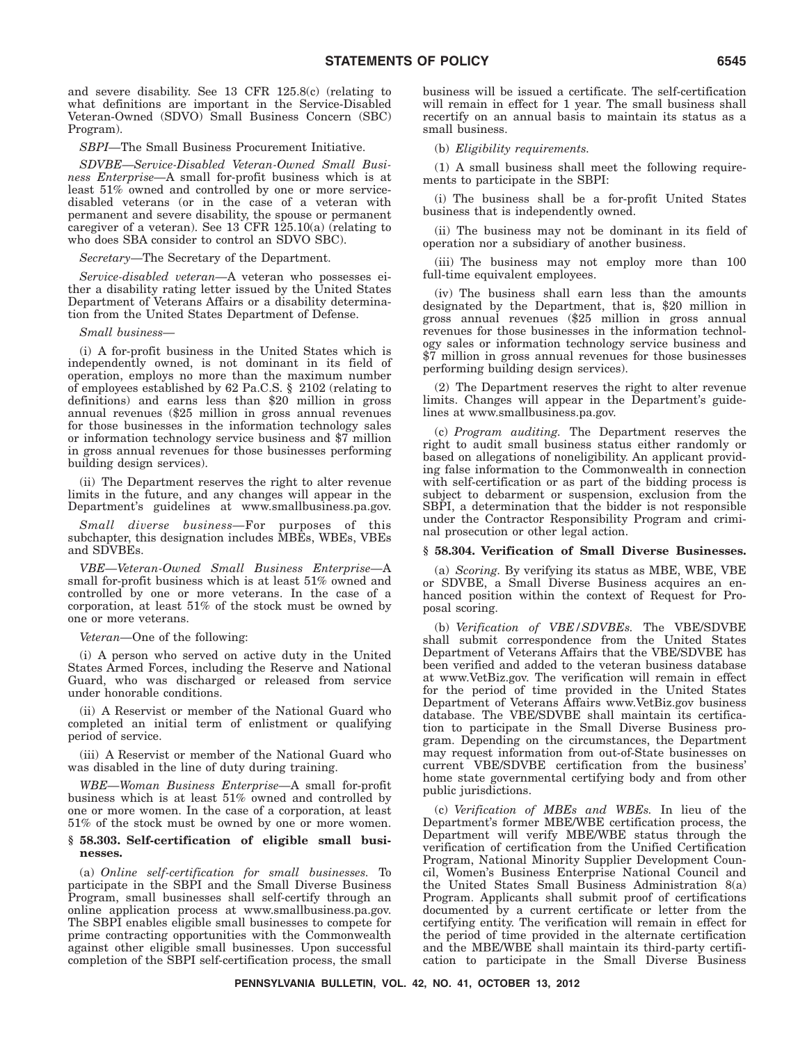and severe disability. See 13 CFR 125.8(c) (relating to what definitions are important in the Service-Disabled Veteran-Owned (SDVO) Small Business Concern (SBC) Program).

*SBPI*—The Small Business Procurement Initiative.

*SDVBE—Service-Disabled Veteran-Owned Small Business Enterprise*—A small for-profit business which is at least 51% owned and controlled by one or more service-disabled veterans (or in the case of a veteran with permanent and severe disability, the spouse or permanent caregiver of a veteran). See 13 CFR 125.10(a) (relating to who does SBA consider to control an SDVO SBC).

*Secretary*—The Secretary of the Department.

*Service-disabled veteran*—A veteran who possesses either a disability rating letter issued by the United States Department of Veterans Affairs or a disability determination from the United States Department of Defense.

*Small business*—

(i) A for-profit business in the United States which is independently owned, is not dominant in its field of operation, employs no more than the maximum number of employees established by 62 Pa.C.S. § 2102 (relating to definitions) and earns less than $20 million in gross annual revenues ($25 million in gross annual revenues for those businesses in the information technology sales or information technology service business and $7 million in gross annual revenues for those businesses performing building design services).

(ii) The Department reserves the right to alter revenue limits in the future, and any changes will appear in the Department's guidelines at www.smallbusiness.pa.gov.

*Small diverse business*—For purposes of this subchapter, this designation includes MBEs, WBEs, VBEs and SDVBEs.

*VBE—Veteran-Owned Small Business Enterprise*—A small for-profit business which is at least 51% owned and controlled by one or more veterans. In the case of a corporation, at least 51% of the stock must be owned by one or more veterans.

*Veteran*—One of the following:

(i) A person who served on active duty in the United States Armed Forces, including the Reserve and National Guard, who was discharged or released from service under honorable conditions.

(ii) A Reservist or member of the National Guard who completed an initial term of enlistment or qualifying period of service.

(iii) A Reservist or member of the National Guard who was disabled in the line of duty during training.

*WBE—Woman Business Enterprise*—A small for-profit business which is at least 51% owned and controlled by one or more women. In the case of a corporation, at least 51% of the stock must be owned by one or more women.

**§ 58.303. Self-certification of eligible small businesses.**

(a) *Online self-certification for small businesses.* To participate in the SBPI and the Small Diverse Business Program, small businesses shall self-certify through an online application process at www.smallbusiness.pa.gov. The SBPI enables eligible small businesses to compete for prime contracting opportunities with the Commonwealth against other eligible small businesses. Upon successful completion of the SBPI self-certification process, the small business will be issued a certificate. The self-certification will remain in effect for 1 year. The small business shall recertify on an annual basis to maintain its status as a small business.

(b) *Eligibility requirements.*

(1) A small business shall meet the following requirements to participate in the SBPI:

(i) The business shall be a for-profit United States business that is independently owned.

(ii) The business may not be dominant in its field of operation nor a subsidiary of another business.

(iii) The business may not employ more than 100 full-time equivalent employees.

(iv) The business shall earn less than the amounts designated by the Department, that is, $20 million in gross annual revenues ($25 million in gross annual revenues for those businesses in the information technology sales or information technology service business and $7 million in gross annual revenues for those businesses performing building design services).

(2) The Department reserves the right to alter revenue limits. Changes will appear in the Department's guidelines at www.smallbusiness.pa.gov.

(c) *Program auditing.* The Department reserves the right to audit small business status either randomly or based on allegations of noneligibility. An applicant providing false information to the Commonwealth in connection with self-certification or as part of the bidding process is subject to debarment or suspension, exclusion from the SBPI, a determination that the bidder is not responsible under the Contractor Responsibility Program and criminal prosecution or other legal action.

**§ 58.304. Verification of Small Diverse Businesses.**

(a) *Scoring.* By verifying its status as MBE, WBE, VBE or SDVBE, a Small Diverse Business acquires an enhanced position within the context of Request for Proposal scoring.

(b) *Verification of VBE/SDVBEs.* The VBE/SDVBE shall submit correspondence from the United States Department of Veterans Affairs that the VBE/SDVBE has been verified and added to the veteran business database at www.VetBiz.gov. The verification will remain in effect for the period of time provided in the United States Department of Veterans Affairs www.VetBiz.gov business database. The VBE/SDVBE shall maintain its certification to participate in the Small Diverse Business program. Depending on the circumstances, the Department may request information from out-of-State businesses on current VBE/SDVBE certification from the business' home state governmental certifying body and from other public jurisdictions.

(c) *Verification of MBEs and WBEs.* In lieu of the Department's former MBE/WBE certification process, the Department will verify MBE/WBE status through the verification of certification from the Unified Certification Program, National Minority Supplier Development Council, Women's Business Enterprise National Council and the United States Small Business Administration 8(a) Program. Applicants shall submit proof of certifications documented by a current certificate or letter from the certifying entity. The verification will remain in effect for the period of time provided in the alternate certification and the MBE/WBE shall maintain its third-party certification to participate in the Small Diverse Business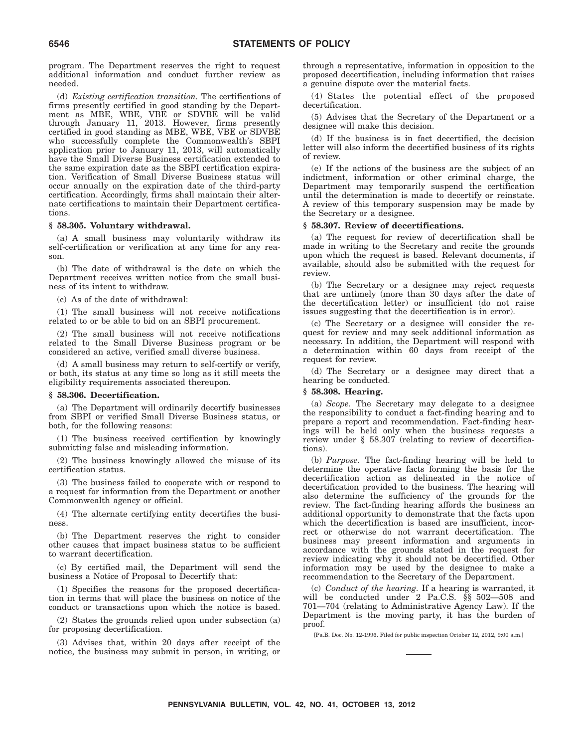program. The Department reserves the right to request additional information and conduct further review as needed.

(d) *Existing certification transition.* The certifications of firms presently certified in good standing by the Department as MBE, WBE, VBE or SDVBE will be valid through January 11, 2013. However, firms presently certified in good standing as MBE, WBE, VBE or SDVBE who successfully complete the Commonwealth's SBPI application prior to January 11, 2013, will automatically have the Small Diverse Business certification extended to the same expiration date as the SBPI certification expiration. Verification of Small Diverse Business status will occur annually on the expiration date of the third-party certification. Accordingly, firms shall maintain their alternate certifications to maintain their Department certifications.

**§ 58.305. Voluntary withdrawal.**

(a) A small business may voluntarily withdraw its self-certification or verification at any time for any reason.

(b) The date of withdrawal is the date on which the Department receives written notice from the small business of its intent to withdraw.

(c) As of the date of withdrawal:

(1) The small business will not receive notifications related to or be able to bid on an SBPI procurement.

(2) The small business will not receive notifications related to the Small Diverse Business program or be considered an active, verified small diverse business.

(d) A small business may return to self-certify or verify, or both, its status at any time so long as it still meets the eligibility requirements associated thereupon.

**§ 58.306. Decertification.**

(a) The Department will ordinarily decertify businesses from SBPI or verified Small Diverse Business status, or both, for the following reasons:

(1) The business received certification by knowingly submitting false and misleading information.

(2) The business knowingly allowed the misuse of its certification status.

(3) The business failed to cooperate with or respond to a request for information from the Department or another Commonwealth agency or official.

(4) The alternate certifying entity decertifies the business.

(b) The Department reserves the right to consider other causes that impact business status to be sufficient to warrant decertification.

(c) By certified mail, the Department will send the business a Notice of Proposal to Decertify that:

(1) Specifies the reasons for the proposed decertification in terms that will place the business on notice of the conduct or transactions upon which the notice is based.

(2) States the grounds relied upon under subsection (a) for proposing decertification.

(3) Advises that, within 20 days after receipt of the notice, the business may submit in person, in writing, or through a representative, information in opposition to the proposed decertification, including information that raises a genuine dispute over the material facts.

(4) States the potential effect of the proposed decertification.

(5) Advises that the Secretary of the Department or a designee will make this decision.

(d) If the business is in fact decertified, the decision letter will also inform the decertified business of its rights of review.

(e) If the actions of the business are the subject of an indictment, information or other criminal charge, the Department may temporarily suspend the certification until the determination is made to decertify or reinstate. A review of this temporary suspension may be made by the Secretary or a designee.

**§ 58.307. Review of decertifications.**

(a) The request for review of decertification shall be made in writing to the Secretary and recite the grounds upon which the request is based. Relevant documents, if available, should also be submitted with the request for review.

(b) The Secretary or a designee may reject requests that are untimely (more than 30 days after the date of the decertification letter) or insufficient (do not raise issues suggesting that the decertification is in error).

(c) The Secretary or a designee will consider the request for review and may seek additional information as necessary. In addition, the Department will respond with a determination within 60 days from receipt of the request for review.

(d) The Secretary or a designee may direct that a hearing be conducted.

**§ 58.308. Hearing.**

(a) *Scope.* The Secretary may delegate to a designee the responsibility to conduct a fact-finding hearing and to prepare a report and recommendation. Fact-finding hearings will be held only when the business requests a review under § 58.307 (relating to review of decertifications).

(b) *Purpose.* The fact-finding hearing will be held to determine the operative facts forming the basis for the decertification action as delineated in the notice of decertification provided to the business. The hearing will also determine the sufficiency of the grounds for the review. The fact-finding hearing affords the business an additional opportunity to demonstrate that the facts upon which the decertification is based are insufficient, incorrect or otherwise do not warrant decertification. The business may present information and arguments in accordance with the grounds stated in the request for review indicating why it should not be decertified. Other information may be used by the designee to make a recommendation to the Secretary of the Department.

(c) *Conduct of the hearing.* If a hearing is warranted, it will be conducted under 2 Pa.C.S. §§ 502—508 and 701—704 (relating to Administrative Agency Law). If the Department is the moving party, it has the burden of proof.

[Pa.B. Doc. No. 12-1996. Filed for public inspection October 12, 2012, 9:00 a.m.]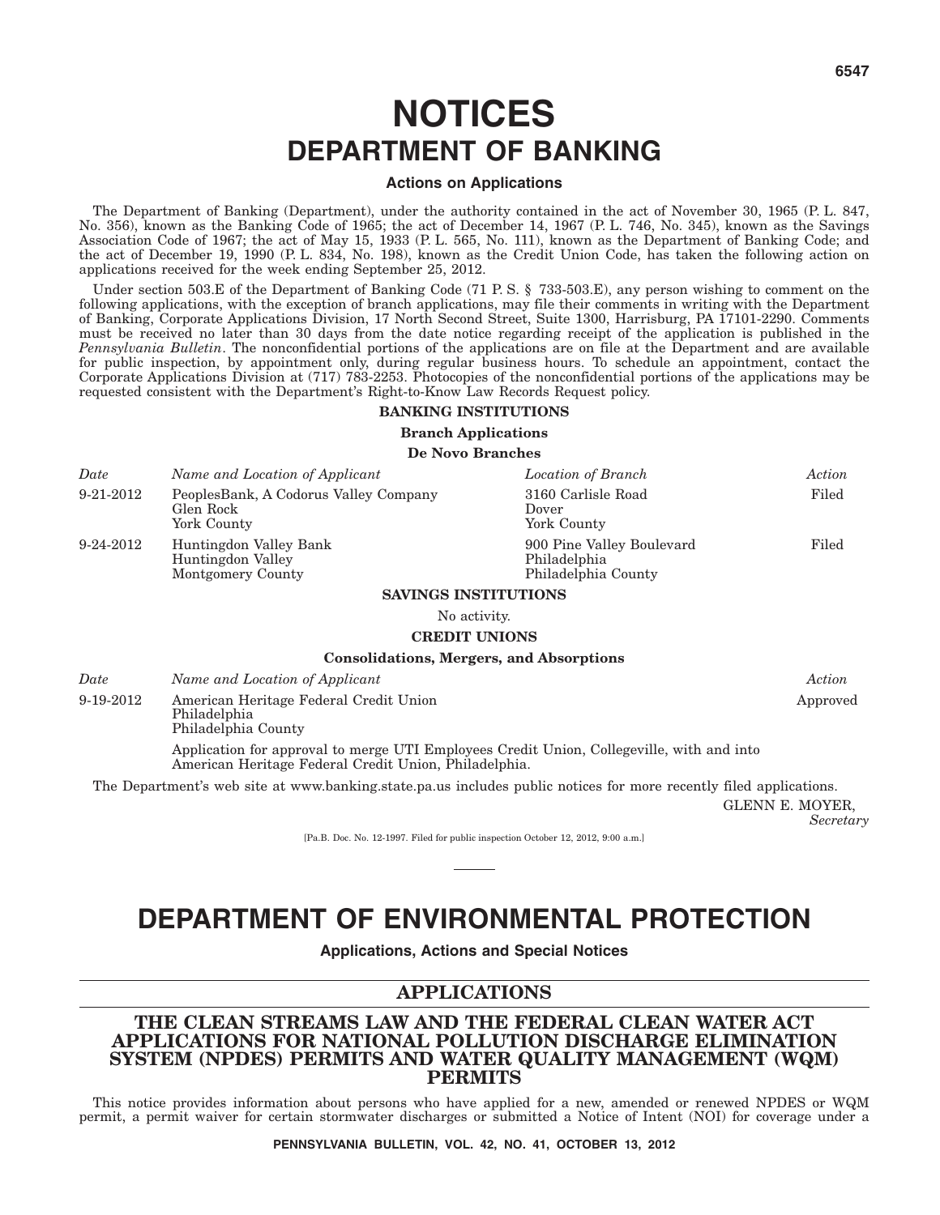# NOTICES

# DEPARTMENT OF BANKING

### Actions on Applications

The Department of Banking (Department), under the authority contained in the act of November 30, 1965 (P. L. 847, No. 356), known as the Banking Code of 1965; the act of December 14, 1967 (P. L. 746, No. 345), known as the Savings Association Code of 1967; the act of May 15, 1933 (P. L. 565, No. 111), known as the Department of Banking Code; and the act of December 19, 1990 (P. L. 834, No. 198), known as the Credit Union Code, has taken the following action on applications received for the week ending September 25, 2012.

Under section 503.E of the Department of Banking Code (71 P. S. § 733-503.E), any person wishing to comment on the following applications, with the exception of branch applications, may file their comments in writing with the Department of Banking, Corporate Applications Division, 17 North Second Street, Suite 1300, Harrisburg, PA 17101-2290. Comments must be received no later than 30 days from the date notice regarding receipt of the application is published in the *Pennsylvania Bulletin*. The nonconfidential portions of the applications are on file at the Department and are available for public inspection, by appointment only, during regular business hours. To schedule an appointment, contact the Corporate Applications Division at (717) 783-2253. Photocopies of the nonconfidential portions of the applications may be requested consistent with the Department's Right-to-Know Law Records Request policy.

**BANKING INSTITUTIONS**

**Branch Applications**

**De Novo Branches**

| *Date* | *Name and Location of Applicant* | *Location of Branch* | *Action* |
|---|---|---|---|
| 9-21-2012 | PeoplesBank, A Codorus Valley Company<br>Glen Rock<br>York County | 3160 Carlisle Road<br>Dover<br>York County | Filed |
| 9-24-2012 | Huntingdon Valley Bank<br>Huntingdon Valley<br>Montgomery County | 900 Pine Valley Boulevard<br>Philadelphia<br>Philadelphia County | Filed |

**SAVINGS INSTITUTIONS**

No activity.

**CREDIT UNIONS**

**Consolidations, Mergers, and Absorptions**

| *Date* | *Name and Location of Applicant* | *Action* |
|---|---|---|
| 9-19-2012 | American Heritage Federal Credit Union<br>Philadelphia<br>Philadelphia County | Approved |

Application for approval to merge UTI Employees Credit Union, Collegeville, with and into American Heritage Federal Credit Union, Philadelphia.

The Department's web site at www.banking.state.pa.us includes public notices for more recently filed applications.

GLENN E. MOYER,
*Secretary*

[Pa.B. Doc. No. 12-1997. Filed for public inspection October 12, 2012, 9:00 a.m.]

# DEPARTMENT OF ENVIRONMENTAL PROTECTION

### Applications, Actions and Special Notices

## APPLICATIONS

## THE CLEAN STREAMS LAW AND THE FEDERAL CLEAN WATER ACT APPLICATIONS FOR NATIONAL POLLUTION DISCHARGE ELIMINATION SYSTEM (NPDES) PERMITS AND WATER QUALITY MANAGEMENT (WQM) PERMITS

This notice provides information about persons who have applied for a new, amended or renewed NPDES or WQM permit, a permit waiver for certain stormwater discharges or submitted a Notice of Intent (NOI) for coverage under a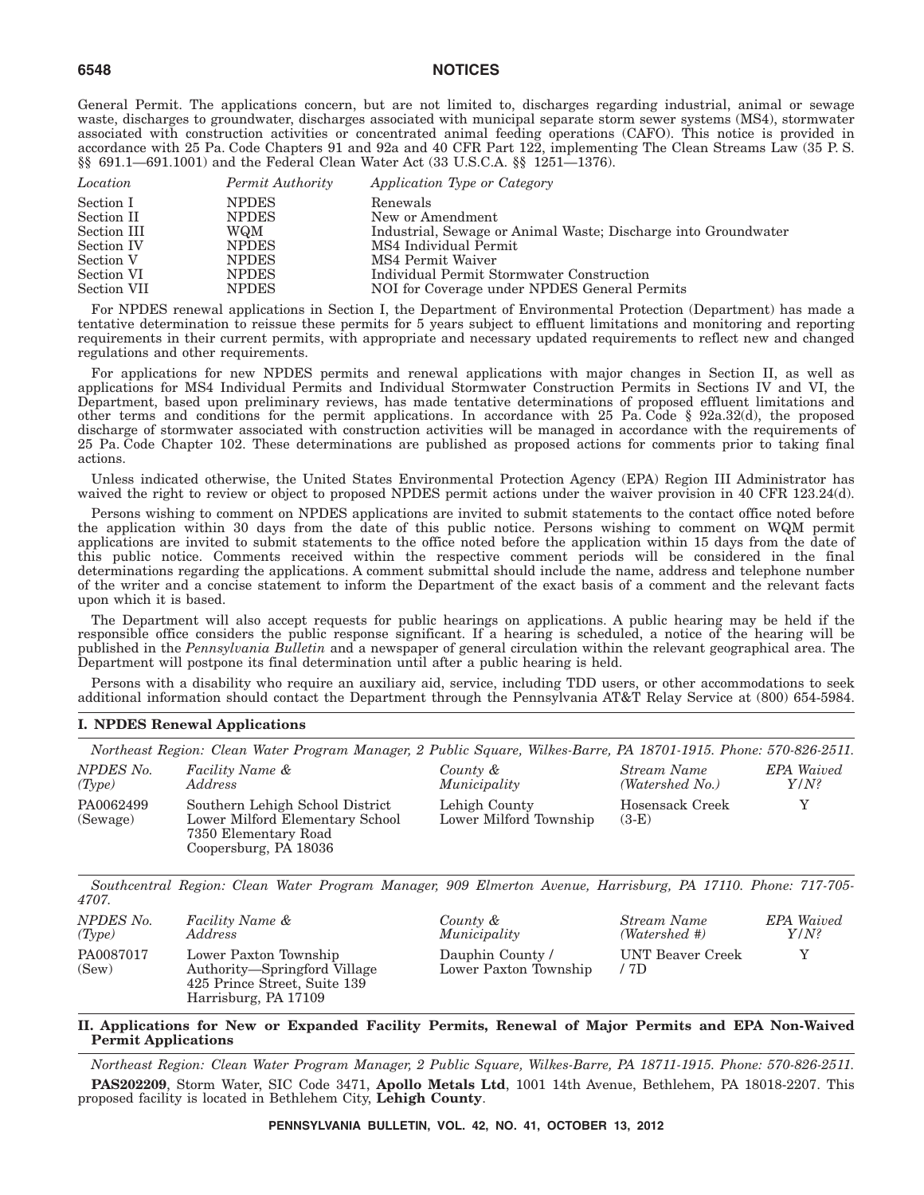General Permit. The applications concern, but are not limited to, discharges regarding industrial, animal or sewage waste, discharges to groundwater, discharges associated with municipal separate storm sewer systems (MS4), stormwater associated with construction activities or concentrated animal feeding operations (CAFO). This notice is provided in accordance with 25 Pa. Code Chapters 91 and 92a and 40 CFR Part 122, implementing The Clean Streams Law (35 P. S. §§ 691.1—691.1001) and the Federal Clean Water Act (33 U.S.C.A. §§ 1251—1376).

| *Location* | *Permit Authority* | *Application Type or Category* |
|---|---|---|
| Section I | NPDES | Renewals |
| Section II | NPDES | New or Amendment |
| Section III | WQM | Industrial, Sewage or Animal Waste; Discharge into Groundwater |
| Section IV | NPDES | MS4 Individual Permit |
| Section V | NPDES | MS4 Permit Waiver |
| Section VI | NPDES | Individual Permit Stormwater Construction |
| Section VII | NPDES | NOI for Coverage under NPDES General Permits |

For NPDES renewal applications in Section I, the Department of Environmental Protection (Department) has made a tentative determination to reissue these permits for 5 years subject to effluent limitations and monitoring and reporting requirements in their current permits, with appropriate and necessary updated requirements to reflect new and changed regulations and other requirements.

For applications for new NPDES permits and renewal applications with major changes in Section II, as well as applications for MS4 Individual Permits and Individual Stormwater Construction Permits in Sections IV and VI, the Department, based upon preliminary reviews, has made tentative determinations of proposed effluent limitations and other terms and conditions for the permit applications. In accordance with 25 Pa. Code § 92a.32(d), the proposed discharge of stormwater associated with construction activities will be managed in accordance with the requirements of 25 Pa. Code Chapter 102. These determinations are published as proposed actions for comments prior to taking final actions.

Unless indicated otherwise, the United States Environmental Protection Agency (EPA) Region III Administrator has waived the right to review or object to proposed NPDES permit actions under the waiver provision in 40 CFR 123.24(d).

Persons wishing to comment on NPDES applications are invited to submit statements to the contact office noted before the application within 30 days from the date of this public notice. Persons wishing to comment on WQM permit applications are invited to submit statements to the office noted before the application within 15 days from the date of this public notice. Comments received within the respective comment periods will be considered in the final determinations regarding the applications. A comment submittal should include the name, address and telephone number of the writer and a concise statement to inform the Department of the exact basis of a comment and the relevant facts upon which it is based.

The Department will also accept requests for public hearings on applications. A public hearing may be held if the responsible office considers the public response significant. If a hearing is scheduled, a notice of the hearing will be published in the *Pennsylvania Bulletin* and a newspaper of general circulation within the relevant geographical area. The Department will postpone its final determination until after a public hearing is held.

Persons with a disability who require an auxiliary aid, service, including TDD users, or other accommodations to seek additional information should contact the Department through the Pennsylvania AT&T Relay Service at (800) 654-5984.

## I. NPDES Renewal Applications

*Northeast Region: Clean Water Program Manager, 2 Public Square, Wilkes-Barre, PA 18701-1915. Phone: 570-826-2511.*

| *NPDES No. (Type)* | *Facility Name & Address* | *County & Municipality* | *Stream Name (Watershed No.)* | *EPA Waived Y/N?* |
|---|---|---|---|---|
| PA0062499 (Sewage) | Southern Lehigh School District Lower Milford Elementary School 7350 Elementary Road Coopersburg, PA 18036 | Lehigh County Lower Milford Township | Hosensack Creek (3-E) | Y |

*Southcentral Region: Clean Water Program Manager, 909 Elmerton Avenue, Harrisburg, PA 17110. Phone: 717-705-4707.*

| *NPDES No. (Type)* | *Facility Name & Address* | *County & Municipality* | *Stream Name (Watershed #)* | *EPA Waived Y/N?* |
|---|---|---|---|---|
| PA0087017 (Sew) | Lower Paxton Township Authority—Springford Village 425 Prince Street, Suite 139 Harrisburg, PA 17109 | Dauphin County / Lower Paxton Township | UNT Beaver Creek / 7D | Y |

## II. Applications for New or Expanded Facility Permits, Renewal of Major Permits and EPA Non-Waived Permit Applications

*Northeast Region: Clean Water Program Manager, 2 Public Square, Wilkes-Barre, PA 18711-1915. Phone: 570-826-2511.*

**PAS202209**, Storm Water, SIC Code 3471, **Apollo Metals Ltd**, 1001 14th Avenue, Bethlehem, PA 18018-2207. This proposed facility is located in Bethlehem City, **Lehigh County**.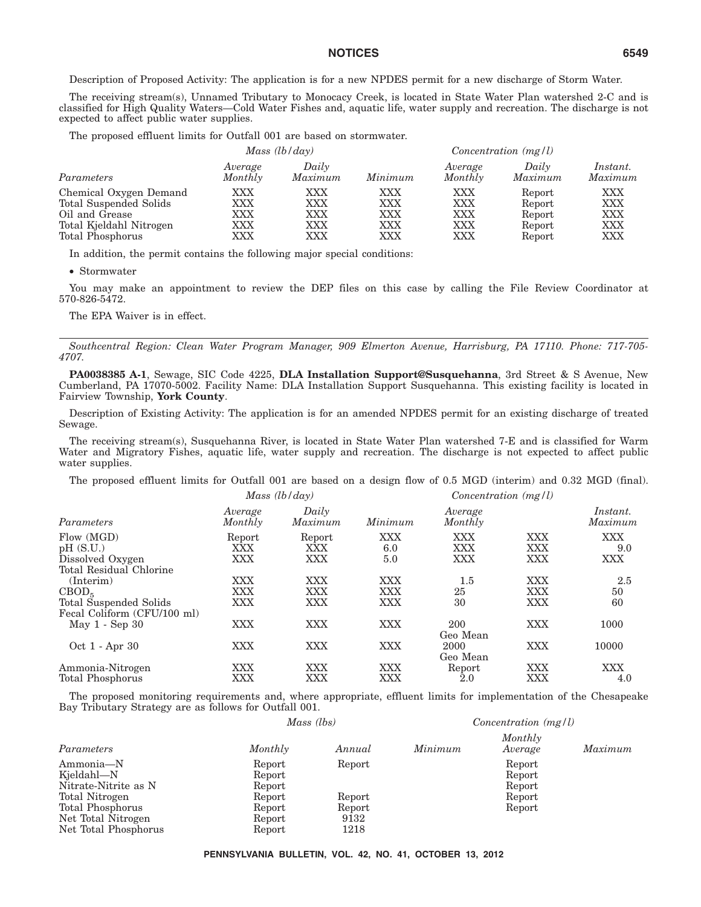Description of Proposed Activity: The application is for a new NPDES permit for a new discharge of Storm Water.

The receiving stream(s), Unnamed Tributary to Monocacy Creek, is located in State Water Plan watershed 2-C and is classified for High Quality Waters—Cold Water Fishes and, aquatic life, water supply and recreation. The discharge is not expected to affect public water supplies.

The proposed effluent limits for Outfall 001 are based on stormwater.

| | *Mass (lb/day)* | | | *Concentration (mg/l)* | | |
|---|---|---|---|---|---|---|
| *Parameters* | *Average Monthly* | *Daily Maximum* | *Minimum* | *Average Monthly* | *Daily Maximum* | *Instant. Maximum* |
| Chemical Oxygen Demand | XXX | XXX | XXX | XXX | Report | XXX |
| Total Suspended Solids | XXX | XXX | XXX | XXX | Report | XXX |
| Oil and Grease | XXX | XXX | XXX | XXX | Report | XXX |
| Total Kjeldahl Nitrogen | XXX | XXX | XXX | XXX | Report | XXX |
| Total Phosphorus | XXX | XXX | XXX | XXX | Report | XXX |

In addition, the permit contains the following major special conditions:

- Stormwater

You may make an appointment to review the DEP files on this case by calling the File Review Coordinator at 570-826-5472.

The EPA Waiver is in effect.

---

*Southcentral Region: Clean Water Program Manager, 909 Elmerton Avenue, Harrisburg, PA 17110. Phone: 717-705-4707.*

**PA0038385 A-1**, Sewage, SIC Code 4225, **DLA Installation Support@Susquehanna**, 3rd Street & S Avenue, New Cumberland, PA 17070-5002. Facility Name: DLA Installation Support Susquehanna. This existing facility is located in Fairview Township, **York County**.

Description of Existing Activity: The application is for an amended NPDES permit for an existing discharge of treated Sewage.

The receiving stream(s), Susquehanna River, is located in State Water Plan watershed 7-E and is classified for Warm Water and Migratory Fishes, aquatic life, water supply and recreation. The discharge is not expected to affect public water supplies.

The proposed effluent limits for Outfall 001 are based on a design flow of 0.5 MGD (interim) and 0.32 MGD (final).

| | *Mass (lb/day)* | | | *Concentration (mg/l)* | | |
|---|---|---|---|---|---|---|
| *Parameters* | *Average Monthly* | *Daily Maximum* | *Minimum* | *Average Monthly* | | *Instant. Maximum* |
| Flow (MGD) | Report | Report | XXX | XXX | XXX | XXX |
| pH (S.U.) | XXX | XXX | 6.0 | XXX | XXX | 9.0 |
| Dissolved Oxygen | XXX | XXX | 5.0 | XXX | XXX | XXX |
| Total Residual Chlorine (Interim) | XXX | XXX | XXX | 1.5 | XXX | 2.5 |
| $CBOD_5$ | XXX | XXX | XXX | 25 | XXX | 50 |
| Total Suspended Solids | XXX | XXX | XXX | 30 | XXX | 60 |
| Fecal Coliform (CFU/100 ml) May 1 - Sep 30 | XXX | XXX | XXX | 200 Geo Mean | XXX | 1000 |
| Oct 1 - Apr 30 | XXX | XXX | XXX | 2000 Geo Mean | XXX | 10000 |
| Ammonia-Nitrogen | XXX | XXX | XXX | Report | XXX | XXX |
| Total Phosphorus | XXX | XXX | XXX | 2.0 | XXX | 4.0 |

The proposed monitoring requirements and, where appropriate, effluent limits for implementation of the Chesapeake Bay Tributary Strategy are as follows for Outfall 001.

| | *Mass (lbs)* | | *Concentration (mg/l)* | | |
|---|---|---|---|---|---|
| *Parameters* | *Monthly* | *Annual* | *Minimum* | *Monthly Average* | *Maximum* |
| Ammonia—N | Report | Report | | Report | |
| Kjeldahl—N | Report | | | Report | |
| Nitrate-Nitrite as N | Report | | | Report | |
| Total Nitrogen | Report | Report | | Report | |
| Total Phosphorus | Report | Report | | Report | |
| Net Total Nitrogen | Report | 9132 | | | |
| Net Total Phosphorus | Report | 1218 | | | |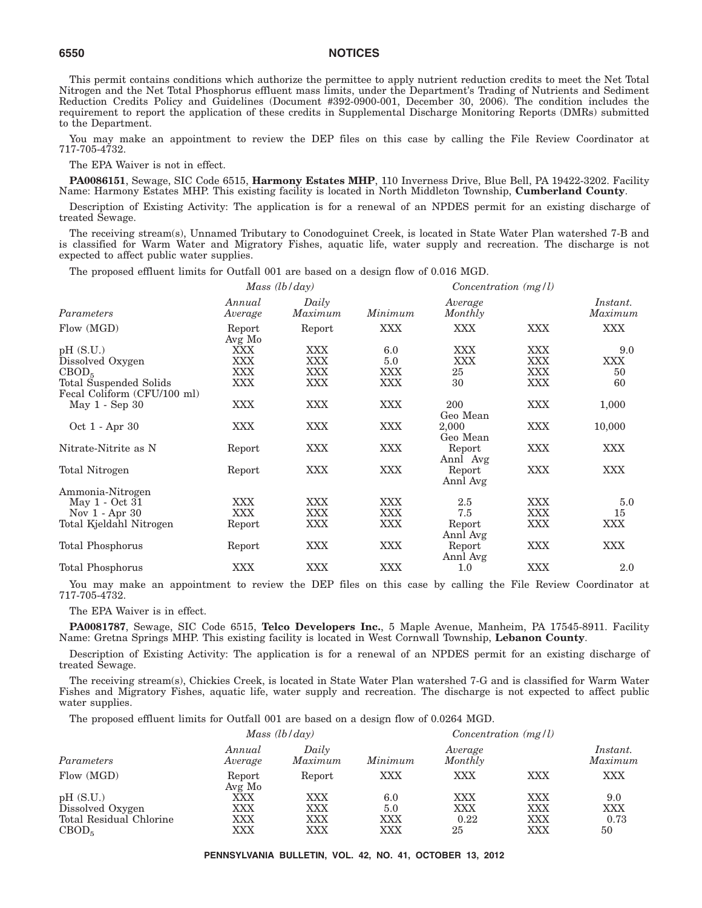This permit contains conditions which authorize the permittee to apply nutrient reduction credits to meet the Net Total Nitrogen and the Net Total Phosphorus effluent mass limits, under the Department's Trading of Nutrients and Sediment Reduction Credits Policy and Guidelines (Document #392-0900-001, December 30, 2006). The condition includes the requirement to report the application of these credits in Supplemental Discharge Monitoring Reports (DMRs) submitted to the Department.

You may make an appointment to review the DEP files on this case by calling the File Review Coordinator at 717-705-4732.

The EPA Waiver is not in effect.

**PA0086151**, Sewage, SIC Code 6515, **Harmony Estates MHP**, 110 Inverness Drive, Blue Bell, PA 19422-3202. Facility Name: Harmony Estates MHP. This existing facility is located in North Middleton Township, **Cumberland County**.

Description of Existing Activity: The application is for a renewal of an NPDES permit for an existing discharge of treated Sewage.

The receiving stream(s), Unnamed Tributary to Conodoguinet Creek, is located in State Water Plan watershed 7-B and is classified for Warm Water and Migratory Fishes, aquatic life, water supply and recreation. The discharge is not expected to affect public water supplies.

The proposed effluent limits for Outfall 001 are based on a design flow of 0.016 MGD.

| | *Mass (lb/day)* | | | *Concentration (mg/l)* | | |
|---|---|---|---|---|---|---|
| *Parameters* | *Annual Average* | *Daily Maximum* | *Minimum* | *Average Monthly* | | *Instant. Maximum* |
| Flow (MGD) | Report Avg Mo | Report | XXX | XXX | XXX | XXX |
| pH (S.U.) | XXX | XXX | 6.0 | XXX | XXX | 9.0 |
| Dissolved Oxygen | XXX | XXX | 5.0 | XXX | XXX | XXX |
| $CBOD_5$ | XXX | XXX | XXX | 25 | XXX | 50 |
| Total Suspended Solids | XXX | XXX | XXX | 30 | XXX | 60 |
| Fecal Coliform (CFU/100 ml) | | | | | | |
| May 1 - Sep 30 | XXX | XXX | XXX | 200 Geo Mean | XXX | 1,000 |
| Oct 1 - Apr 30 | XXX | XXX | XXX | 2,000 Geo Mean | XXX | 10,000 |
| Nitrate-Nitrite as N | Report | XXX | XXX | Report Annl Avg | XXX | XXX |
| Total Nitrogen | Report | XXX | XXX | Report Annl Avg | XXX | XXX |
| Ammonia-Nitrogen | | | | | | |
| May 1 - Oct 31 | XXX | XXX | XXX | 2.5 | XXX | 5.0 |
| Nov 1 - Apr 30 | XXX | XXX | XXX | 7.5 | XXX | 15 |
| Total Kjeldahl Nitrogen | Report | XXX | XXX | Report Annl Avg | XXX | XXX |
| Total Phosphorus | Report | XXX | XXX | Report Annl Avg | XXX | XXX |
| Total Phosphorus | XXX | XXX | XXX | 1.0 | XXX | 2.0 |

You may make an appointment to review the DEP files on this case by calling the File Review Coordinator at 717-705-4732.

The EPA Waiver is in effect.

**PA0081787**, Sewage, SIC Code 6515, **Telco Developers Inc.**, 5 Maple Avenue, Manheim, PA 17545-8911. Facility Name: Gretna Springs MHP. This existing facility is located in West Cornwall Township, **Lebanon County**.

Description of Existing Activity: The application is for a renewal of an NPDES permit for an existing discharge of treated Sewage.

The receiving stream(s), Chickies Creek, is located in State Water Plan watershed 7-G and is classified for Warm Water Fishes and Migratory Fishes, aquatic life, water supply and recreation. The discharge is not expected to affect public water supplies.

The proposed effluent limits for Outfall 001 are based on a design flow of 0.0264 MGD.

| | *Mass (lb/day)* | | | *Concentration (mg/l)* | | |
|---|---|---|---|---|---|---|
| *Parameters* | *Annual Average* | *Daily Maximum* | *Minimum* | *Average Monthly* | | *Instant. Maximum* |
| Flow (MGD) | Report Avg Mo | Report | XXX | XXX | XXX | XXX |
| pH (S.U.) | XXX | XXX | 6.0 | XXX | XXX | 9.0 |
| Dissolved Oxygen | XXX | XXX | 5.0 | XXX | XXX | XXX |
| Total Residual Chlorine | XXX | XXX | XXX | 0.22 | XXX | 0.73 |
| $CBOD_5$ | XXX | XXX | XXX | 25 | XXX | 50 |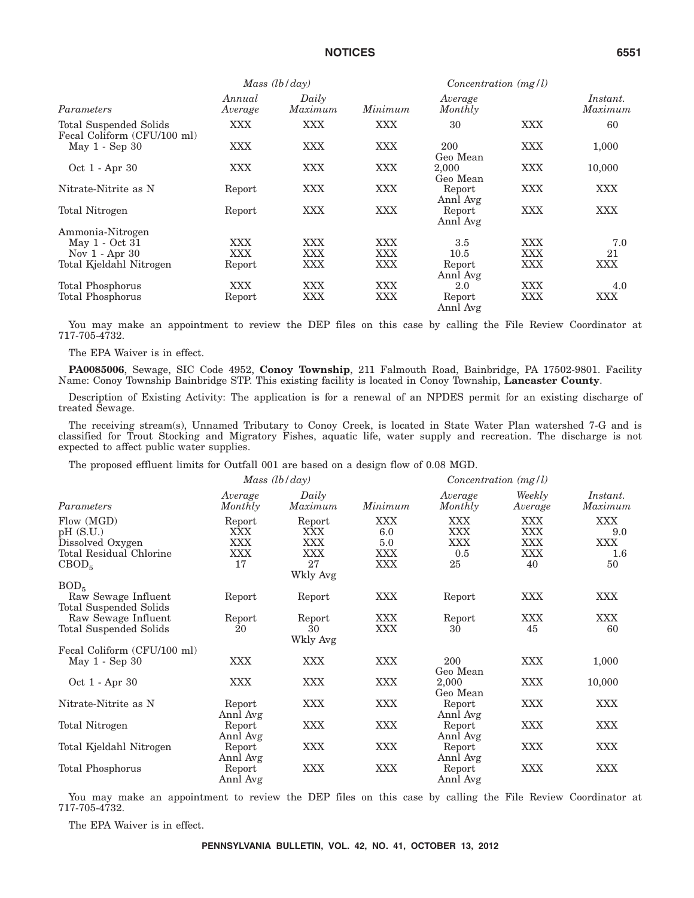| | Mass (lb/day) | | | Concentration (mg/l) | | |
|---|---|---|---|---|---|---|
| Parameters | Annual Average | Daily Maximum | Minimum | Average Monthly | | Instant. Maximum |
| Total Suspended Solids | XXX | XXX | XXX | 30 | XXX | 60 |
| Fecal Coliform (CFU/100 ml) | | | | | | |
| May 1 - Sep 30 | XXX | XXX | XXX | 200 Geo Mean | XXX | 1,000 |
| Oct 1 - Apr 30 | XXX | XXX | XXX | 2,000 Geo Mean | XXX | 10,000 |
| Nitrate-Nitrite as N | Report | XXX | XXX | Report Annl Avg | XXX | XXX |
| Total Nitrogen | Report | XXX | XXX | Report Annl Avg | XXX | XXX |
| Ammonia-Nitrogen | | | | | | |
| May 1 - Oct 31 | XXX | XXX | XXX | 3.5 | XXX | 7.0 |
| Nov 1 - Apr 30 | XXX | XXX | XXX | 10.5 | XXX | 21 |
| Total Kjeldahl Nitrogen | Report | XXX | XXX | Report Annl Avg | XXX | XXX |
| Total Phosphorus | XXX | XXX | XXX | 2.0 | XXX | 4.0 |
| Total Phosphorus | Report | XXX | XXX | Report Annl Avg | XXX | XXX |

You may make an appointment to review the DEP files on this case by calling the File Review Coordinator at 717-705-4732.

The EPA Waiver is in effect.

**PA0085006**, Sewage, SIC Code 4952, **Conoy Township**, 211 Falmouth Road, Bainbridge, PA 17502-9801. Facility Name: Conoy Township Bainbridge STP. This existing facility is located in Conoy Township, **Lancaster County**.

Description of Existing Activity: The application is for a renewal of an NPDES permit for an existing discharge of treated Sewage.

The receiving stream(s), Unnamed Tributary to Conoy Creek, is located in State Water Plan watershed 7-G and is classified for Trout Stocking and Migratory Fishes, aquatic life, water supply and recreation. The discharge is not expected to affect public water supplies.

The proposed effluent limits for Outfall 001 are based on a design flow of 0.08 MGD.

| | Mass (lb/day) | | | Concentration (mg/l) | | |
|---|---|---|---|---|---|---|
| Parameters | Average Monthly | Daily Maximum | Minimum | Average Monthly | Weekly Average | Instant. Maximum |
| Flow (MGD) | Report | Report | XXX | XXX | XXX | XXX |
| pH (S.U.) | XXX | XXX | 6.0 | XXX | XXX | 9.0 |
| Dissolved Oxygen | XXX | XXX | 5.0 | XXX | XXX | XXX |
| Total Residual Chlorine | XXX | XXX | XXX | 0.5 | XXX | 1.6 |
| $CBOD_5$ | 17 | 27 Wkly Avg | XXX | 25 | 40 | 50 |
| $BOD_5$ | | | | | | |
| Raw Sewage Influent | Report | Report | XXX | Report | XXX | XXX |
| Total Suspended Solids | | | | | | |
| Raw Sewage Influent | Report | Report | XXX | Report | XXX | XXX |
| Total Suspended Solids | 20 | 30 Wkly Avg | XXX | 30 | 45 | 60 |
| Fecal Coliform (CFU/100 ml) | | | | | | |
| May 1 - Sep 30 | XXX | XXX | XXX | 200 Geo Mean | XXX | 1,000 |
| Oct 1 - Apr 30 | XXX | XXX | XXX | 2,000 Geo Mean | XXX | 10,000 |
| Nitrate-Nitrite as N | Report Annl Avg | XXX | XXX | Report Annl Avg | XXX | XXX |
| Total Nitrogen | Report Annl Avg | XXX | XXX | Report Annl Avg | XXX | XXX |
| Total Kjeldahl Nitrogen | Report Annl Avg | XXX | XXX | Report Annl Avg | XXX | XXX |
| Total Phosphorus | Report Annl Avg | XXX | XXX | Report Annl Avg | XXX | XXX |

You may make an appointment to review the DEP files on this case by calling the File Review Coordinator at 717-705-4732.

The EPA Waiver is in effect.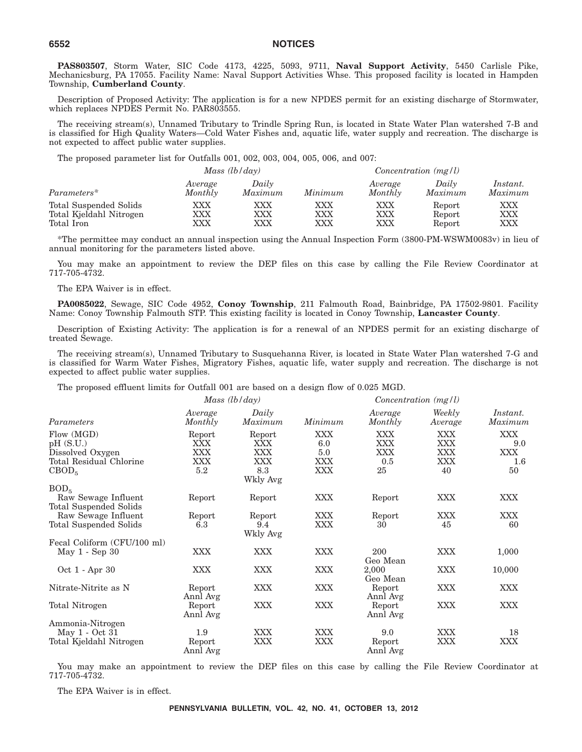**PAS803507**, Storm Water, SIC Code 4173, 4225, 5093, 9711, **Naval Support Activity**, 5450 Carlisle Pike, Mechanicsburg, PA 17055. Facility Name: Naval Support Activities Whse. This proposed facility is located in Hampden Township, **Cumberland County**.

Description of Proposed Activity: The application is for a new NPDES permit for an existing discharge of Stormwater, which replaces NPDES Permit No. PAR803555.

The receiving stream(s), Unnamed Tributary to Trindle Spring Run, is located in State Water Plan watershed 7-B and is classified for High Quality Waters—Cold Water Fishes and, aquatic life, water supply and recreation. The discharge is not expected to affect public water supplies.

The proposed parameter list for Outfalls 001, 002, 003, 004, 005, 006, and 007:

| | *Mass (lb/day)* | | | *Concentration (mg/l)* | | |
|---|---|---|---|---|---|---|
| *Parameters\** | *Average Monthly* | *Daily Maximum* | *Minimum* | *Average Monthly* | *Daily Maximum* | *Instant. Maximum* |
| Total Suspended Solids | XXX | XXX | XXX | XXX | Report | XXX |
| Total Kjeldahl Nitrogen | XXX | XXX | XXX | XXX | Report | XXX |
| Total Iron | XXX | XXX | XXX | XXX | Report | XXX |

\*The permittee may conduct an annual inspection using the Annual Inspection Form (3800-PM-WSWM0083v) in lieu of annual monitoring for the parameters listed above.

You may make an appointment to review the DEP files on this case by calling the File Review Coordinator at 717-705-4732.

The EPA Waiver is in effect.

**PA0085022**, Sewage, SIC Code 4952, **Conoy Township**, 211 Falmouth Road, Bainbridge, PA 17502-9801. Facility Name: Conoy Township Falmouth STP. This existing facility is located in Conoy Township, **Lancaster County**.

Description of Existing Activity: The application is for a renewal of an NPDES permit for an existing discharge of treated Sewage.

The receiving stream(s), Unnamed Tributary to Susquehanna River, is located in State Water Plan watershed 7-G and is classified for Warm Water Fishes, Migratory Fishes, aquatic life, water supply and recreation. The discharge is not expected to affect public water supplies.

The proposed effluent limits for Outfall 001 are based on a design flow of 0.025 MGD.

| | *Mass (lb/day)* | | | *Concentration (mg/l)* | | |
|---|---|---|---|---|---|---|
| *Parameters* | *Average Monthly* | *Daily Maximum* | *Minimum* | *Average Monthly* | *Weekly Average* | *Instant. Maximum* |
| Flow (MGD) | Report | Report | XXX | XXX | XXX | XXX |
| pH (S.U.) | XXX | XXX | 6.0 | XXX | XXX | 9.0 |
| Dissolved Oxygen | XXX | XXX | 5.0 | XXX | XXX | XXX |
| Total Residual Chlorine | XXX | XXX | XXX | 0.5 | XXX | 1.6 |
| $CBOD_5$ | 5.2 | 8.3 Wkly Avg | XXX | 25 | 40 | 50 |
| $BOD_5$ Raw Sewage Influent | Report | Report | XXX | Report | XXX | XXX |
| Total Suspended Solids Raw Sewage Influent | Report | Report | XXX | Report | XXX | XXX |
| Total Suspended Solids | 6.3 | 9.4 Wkly Avg | XXX | 30 | 45 | 60 |
| Fecal Coliform (CFU/100 ml) May 1 - Sep 30 | XXX | XXX | XXX | 200 Geo Mean | XXX | 1,000 |
| Oct 1 - Apr 30 | XXX | XXX | XXX | 2,000 Geo Mean | XXX | 10,000 |
| Nitrate-Nitrite as N | Report Annl Avg | XXX | XXX | Report Annl Avg | XXX | XXX |
| Total Nitrogen | Report Annl Avg | XXX | XXX | Report Annl Avg | XXX | XXX |
| Ammonia-Nitrogen May 1 - Oct 31 | 1.9 | XXX | XXX | 9.0 | XXX | 18 |
| Total Kjeldahl Nitrogen | Report Annl Avg | XXX | XXX | Report Annl Avg | XXX | XXX |

You may make an appointment to review the DEP files on this case by calling the File Review Coordinator at 717-705-4732.

The EPA Waiver is in effect.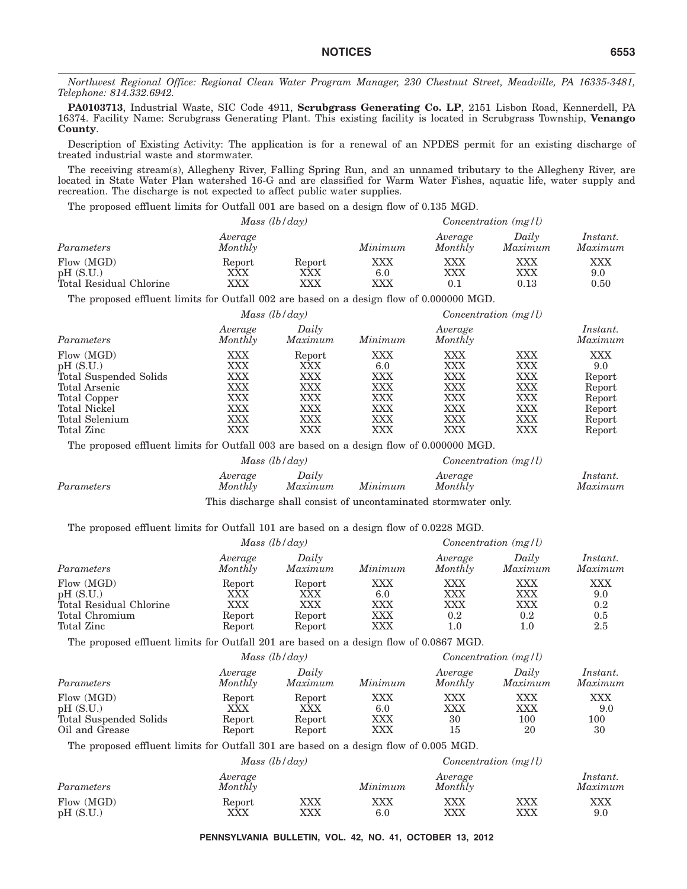*Northwest Regional Office: Regional Clean Water Program Manager, 230 Chestnut Street, Meadville, PA 16335-3481, Telephone: 814.332.6942.*

**PA0103713**, Industrial Waste, SIC Code 4911, **Scrubgrass Generating Co. LP**, 2151 Lisbon Road, Kennerdell, PA 16374. Facility Name: Scrubgrass Generating Plant. This existing facility is located in Scrubgrass Township, **Venango County**.

Description of Existing Activity: The application is for a renewal of an NPDES permit for an existing discharge of treated industrial waste and stormwater.

The receiving stream(s), Allegheny River, Falling Spring Run, and an unnamed tributary to the Allegheny River, are located in State Water Plan watershed 16-G and are classified for Warm Water Fishes, aquatic life, water supply and recreation. The discharge is not expected to affect public water supplies.

The proposed effluent limits for Outfall 001 are based on a design flow of 0.135 MGD.

| | *Mass (lb/day)* | | | *Concentration (mg/l)* | | |
|---|---|---|---|---|---|---|
| *Parameters* | *Average Monthly* | | *Minimum* | *Average Monthly* | *Daily Maximum* | *Instant. Maximum* |
| Flow (MGD) | Report | Report | XXX | XXX | XXX | XXX |
| pH (S.U.) | XXX | XXX | 6.0 | XXX | XXX | 9.0 |
| Total Residual Chlorine | XXX | XXX | XXX | 0.1 | 0.13 | 0.50 |

The proposed effluent limits for Outfall 002 are based on a design flow of 0.000000 MGD.

| | *Mass (lb/day)* | | | *Concentration (mg/l)* | | |
|---|---|---|---|---|---|---|
| *Parameters* | *Average Monthly* | *Daily Maximum* | *Minimum* | *Average Monthly* | | *Instant. Maximum* |
| Flow (MGD) | XXX | Report | XXX | XXX | XXX | XXX |
| pH (S.U.) | XXX | XXX | 6.0 | XXX | XXX | 9.0 |
| Total Suspended Solids | XXX | XXX | XXX | XXX | XXX | Report |
| Total Arsenic | XXX | XXX | XXX | XXX | XXX | Report |
| Total Copper | XXX | XXX | XXX | XXX | XXX | Report |
| Total Nickel | XXX | XXX | XXX | XXX | XXX | Report |
| Total Selenium | XXX | XXX | XXX | XXX | XXX | Report |
| Total Zinc | XXX | XXX | XXX | XXX | XXX | Report |

The proposed effluent limits for Outfall 003 are based on a design flow of 0.000000 MGD.

| | *Mass (lb/day)* | | | *Concentration (mg/l)* | | |
|---|---|---|---|---|---|---|
| *Parameters* | *Average Monthly* | *Daily Maximum* | *Minimum* | *Average Monthly* | | *Instant. Maximum* |

This discharge shall consist of uncontaminated stormwater only.

The proposed effluent limits for Outfall 101 are based on a design flow of 0.0228 MGD.

| | *Mass (lb/day)* | | | *Concentration (mg/l)* | | |
|---|---|---|---|---|---|---|
| *Parameters* | *Average Monthly* | *Daily Maximum* | *Minimum* | *Average Monthly* | *Daily Maximum* | *Instant. Maximum* |
| Flow (MGD) | Report | Report | XXX | XXX | XXX | XXX |
| pH (S.U.) | XXX | XXX | 6.0 | XXX | XXX | 9.0 |
| Total Residual Chlorine | XXX | XXX | XXX | XXX | XXX | 0.2 |
| Total Chromium | Report | Report | XXX | 0.2 | 0.2 | 0.5 |
| Total Zinc | Report | Report | XXX | 1.0 | 1.0 | 2.5 |

The proposed effluent limits for Outfall 201 are based on a design flow of 0.0867 MGD.

| | *Mass (lb/day)* | | | *Concentration (mg/l)* | | |
|---|---|---|---|---|---|---|
| *Parameters* | *Average Monthly* | *Daily Maximum* | *Minimum* | *Average Monthly* | *Daily Maximum* | *Instant. Maximum* |
| Flow (MGD) | Report | Report | XXX | XXX | XXX | XXX |
| pH (S.U.) | XXX | XXX | 6.0 | XXX | XXX | 9.0 |
| Total Suspended Solids | Report | Report | XXX | 30 | 100 | 100 |
| Oil and Grease | Report | Report | XXX | 15 | 20 | 30 |

The proposed effluent limits for Outfall 301 are based on a design flow of 0.005 MGD.

| | *Mass (lb/day)* | | | *Concentration (mg/l)* | | |
|---|---|---|---|---|---|---|
| *Parameters* | *Average Monthly* | | *Minimum* | *Average Monthly* | | *Instant. Maximum* |
| Flow (MGD) | Report | XXX | XXX | XXX | XXX | XXX |
| pH (S.U.) | XXX | XXX | 6.0 | XXX | XXX | 9.0 |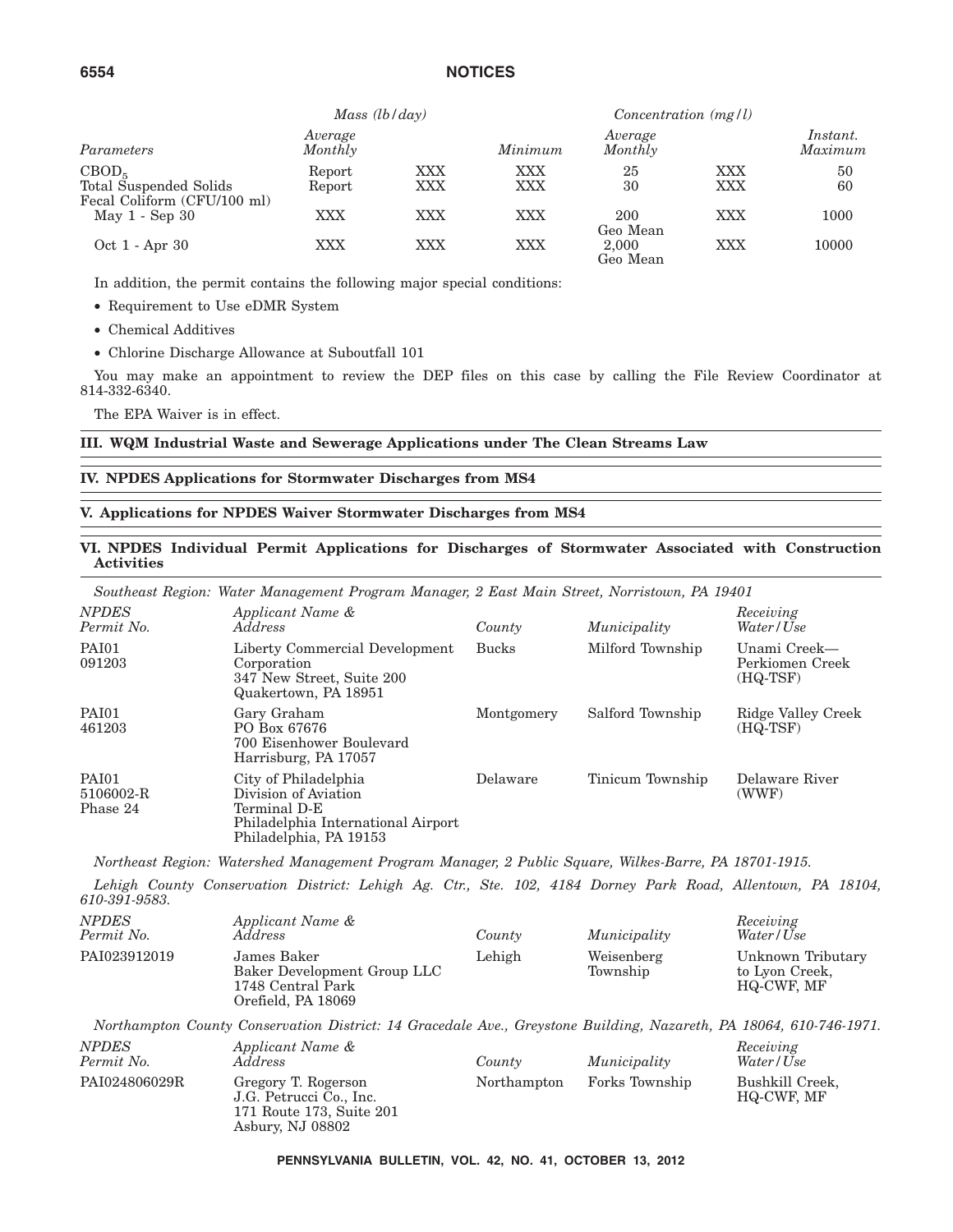| Parameters | Mass (lb/day) | | | Concentration (mg/l) | | |
|---|---|---|---|---|---|---|
| | Average Monthly | | Minimum | Average Monthly | | Instant. Maximum |
| $CBOD_5$ | Report | XXX | XXX | 25 | XXX | 50 |
| Total Suspended Solids | Report | XXX | XXX | 30 | XXX | 60 |
| Fecal Coliform (CFU/100 ml) | | | | | | |
| May 1 - Sep 30 | XXX | XXX | XXX | 200 Geo Mean | XXX | 1000 |
| Oct 1 - Apr 30 | XXX | XXX | XXX | 2,000 Geo Mean | XXX | 10000 |

In addition, the permit contains the following major special conditions:

- Requirement to Use eDMR System
- Chemical Additives
- Chlorine Discharge Allowance at Suboutfall 101

You may make an appointment to review the DEP files on this case by calling the File Review Coordinator at 814-332-6340.

The EPA Waiver is in effect.

## III. WQM Industrial Waste and Sewerage Applications under The Clean Streams Law

## IV. NPDES Applications for Stormwater Discharges from MS4

## V. Applications for NPDES Waiver Stormwater Discharges from MS4

## VI. NPDES Individual Permit Applications for Discharges of Stormwater Associated with Construction Activities

*Southeast Region: Water Management Program Manager, 2 East Main Street, Norristown, PA 19401*

| NPDES Permit No. | Applicant Name & Address | County | Municipality | Receiving Water/Use |
|---|---|---|---|---|
| PAI01 091203 | Liberty Commercial Development Corporation 347 New Street, Suite 200 Quakertown, PA 18951 | Bucks | Milford Township | Unami Creek—Perkiomen Creek (HQ-TSF) |
| PAI01 461203 | Gary Graham PO Box 67676 700 Eisenhower Boulevard Harrisburg, PA 17057 | Montgomery | Salford Township | Ridge Valley Creek (HQ-TSF) |
| PAI01 5106002-R Phase 24 | City of Philadelphia Division of Aviation Terminal D-E Philadelphia International Airport Philadelphia, PA 19153 | Delaware | Tinicum Township | Delaware River (WWF) |

*Northeast Region: Watershed Management Program Manager, 2 Public Square, Wilkes-Barre, PA 18701-1915.*

*Lehigh County Conservation District: Lehigh Ag. Ctr., Ste. 102, 4184 Dorney Park Road, Allentown, PA 18104, 610-391-9583.*

| NPDES Permit No. | Applicant Name & Address | County | Municipality | Receiving Water/Use |
|---|---|---|---|---|
| PAI023912019 | James Baker Baker Development Group LLC 1748 Central Park Orefield, PA 18069 | Lehigh | Weisenberg Township | Unknown Tributary to Lyon Creek, HQ-CWF, MF |

*Northampton County Conservation District: 14 Gracedale Ave., Greystone Building, Nazareth, PA 18064, 610-746-1971.*

| NPDES Permit No. | Applicant Name & Address | County | Municipality | Receiving Water/Use |
|---|---|---|---|---|
| PAI024806029R | Gregory T. Rogerson J.G. Petrucci Co., Inc. 171 Route 173, Suite 201 Asbury, NJ 08802 | Northampton | Forks Township | Bushkill Creek, HQ-CWF, MF |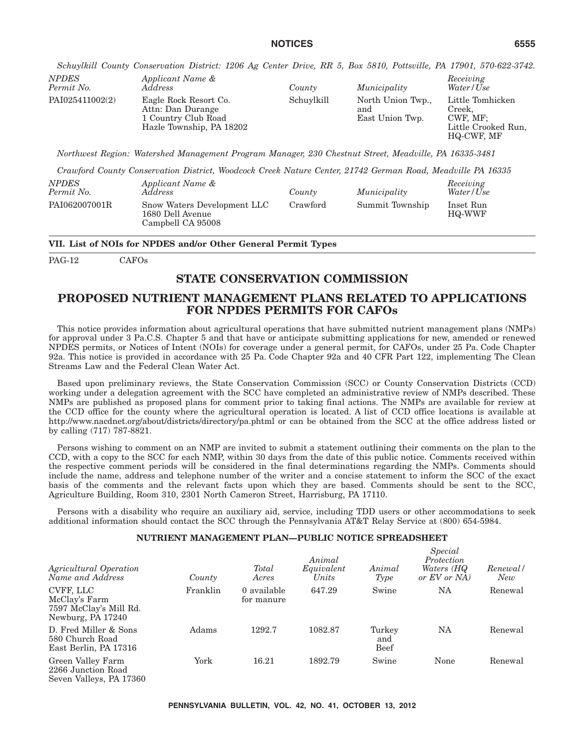*Schuylkill County Conservation District: 1206 Ag Center Drive, RR 5, Box 5810, Pottsville, PA 17901, 570-622-3742.*

| *NPDES Permit No.* | *Applicant Name & Address* | *County* | *Municipality* | *Receiving Water/Use* |
|---|---|---|---|---|
| PAI025411002(2) | Eagle Rock Resort Co. Attn: Dan Durange 1 Country Club Road Hazle Township, PA 18202 | Schuylkill | North Union Twp., and East Union Twp. | Little Tomhicken Creek, CWF, MF; Little Crooked Run, HQ-CWF, MF |

*Northwest Region: Watershed Management Program Manager, 230 Chestnut Street, Meadville, PA 16335-3481*

*Crawford County Conservation District, Woodcock Creek Nature Center, 21742 German Road, Meadville PA 16335*

| *NPDES Permit No.* | *Applicant Name & Address* | *County* | *Municipality* | *Receiving Water/Use* |
|---|---|---|---|---|
| PAI062007001R | Snow Waters Development LLC 1680 Dell Avenue Campbell CA 95008 | Crawford | Summit Township | Inset Run HQ-WWF |

**VII. List of NOIs for NPDES and/or Other General Permit Types**

PAG-12 CAFOs

## STATE CONSERVATION COMMISSION

## PROPOSED NUTRIENT MANAGEMENT PLANS RELATED TO APPLICATIONS FOR NPDES PERMITS FOR CAFOs

This notice provides information about agricultural operations that have submitted nutrient management plans (NMPs) for approval under 3 Pa.C.S. Chapter 5 and that have or anticipate submitting applications for new, amended or renewed NPDES permits, or Notices of Intent (NOIs) for coverage under a general permit, for CAFOs, under 25 Pa. Code Chapter 92a. This notice is provided in accordance with 25 Pa. Code Chapter 92a and 40 CFR Part 122, implementing The Clean Streams Law and the Federal Clean Water Act.

Based upon preliminary reviews, the State Conservation Commission (SCC) or County Conservation Districts (CCD) working under a delegation agreement with the SCC have completed an administrative review of NMPs described. These NMPs are published as proposed plans for comment prior to taking final actions. The NMPs are available for review at the CCD office for the county where the agricultural operation is located. A list of CCD office locations is available at http://www.nacdnet.org/about/districts/directory/pa.phtml or can be obtained from the SCC at the office address listed or by calling (717) 787-8821.

Persons wishing to comment on an NMP are invited to submit a statement outlining their comments on the plan to the CCD, with a copy to the SCC for each NMP, within 30 days from the date of this public notice. Comments received within the respective comment periods will be considered in the final determinations regarding the NMPs. Comments should include the name, address and telephone number of the writer and a concise statement to inform the SCC of the exact basis of the comments and the relevant facts upon which they are based. Comments should be sent to the SCC, Agriculture Building, Room 310, 2301 North Cameron Street, Harrisburg, PA 17110.

Persons with a disability who require an auxiliary aid, service, including TDD users or other accommodations to seek additional information should contact the SCC through the Pennsylvania AT&T Relay Service at (800) 654-5984.

**NUTRIENT MANAGEMENT PLAN—PUBLIC NOTICE SPREADSHEET**

| *Agricultural Operation Name and Address* | *County* | *Total Acres* | *Animal Equivalent Units* | *Animal Type* | *Special Protection Waters (HQ or EV or NA)* | *Renewal/New* |
|---|---|---|---|---|---|---|
| CVFF, LLC McClay's Farm 7597 McClay's Mill Rd. Newburg, PA 17240 | Franklin | 0 available for manure | 647.29 | Swine | NA | Renewal |
| D. Fred Miller & Sons 580 Church Road East Berlin, PA 17316 | Adams | 1292.7 | 1082.87 | Turkey and Beef | NA | Renewal |
| Green Valley Farm 2266 Junction Road Seven Valleys, PA 17360 | York | 16.21 | 1892.79 | Swine | None | Renewal |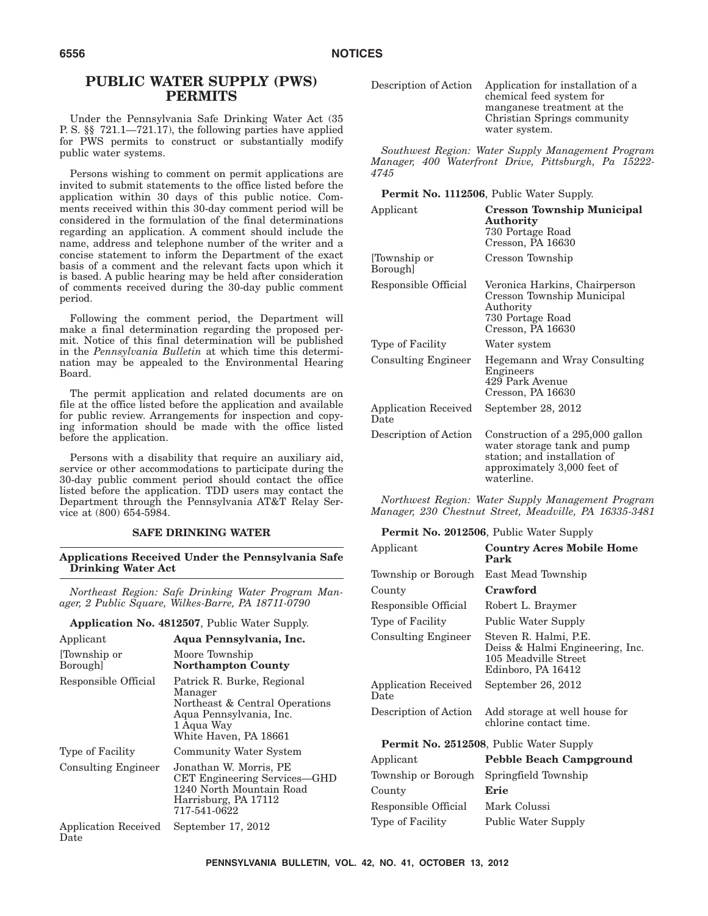# PUBLIC WATER SUPPLY (PWS) PERMITS

Under the Pennsylvania Safe Drinking Water Act (35 P. S. §§ 721.1—721.17), the following parties have applied for PWS permits to construct or substantially modify public water systems.

Persons wishing to comment on permit applications are invited to submit statements to the office listed before the application within 30 days of this public notice. Comments received within this 30-day comment period will be considered in the formulation of the final determinations regarding an application. A comment should include the name, address and telephone number of the writer and a concise statement to inform the Department of the exact basis of a comment and the relevant facts upon which it is based. A public hearing may be held after consideration of comments received during the 30-day public comment period.

Following the comment period, the Department will make a final determination regarding the proposed permit. Notice of this final determination will be published in the *Pennsylvania Bulletin* at which time this determination may be appealed to the Environmental Hearing Board.

The permit application and related documents are on file at the office listed before the application and available for public review. Arrangements for inspection and copying information should be made with the office listed before the application.

Persons with a disability that require an auxiliary aid, service or other accommodations to participate during the 30-day public comment period should contact the office listed before the application. TDD users may contact the Department through the Pennsylvania AT&T Relay Service at (800) 654-5984.

## SAFE DRINKING WATER

### Applications Received Under the Pennsylvania Safe Drinking Water Act

*Northeast Region: Safe Drinking Water Program Manager, 2 Public Square, Wilkes-Barre, PA 18711-0790*

**Application No. 4812507**, Public Water Supply.

| | |
|---|---|
| Applicant | **Aqua Pennsylvania, Inc.** |
| [Township or Borough] | Moore Township<br>**Northampton County** |
| Responsible Official | Patrick R. Burke, Regional Manager<br>Northeast & Central Operations<br>Aqua Pennsylvania, Inc.<br>1 Aqua Way<br>White Haven, PA 18661 |
| Type of Facility | Community Water System |
| Consulting Engineer | Jonathan W. Morris, PE<br>CET Engineering Services—GHD<br>1240 North Mountain Road<br>Harrisburg, PA 17112<br>717-541-0622 |
| Application Received Date | September 17, 2012 |
| Description of Action | Application for installation of a chemical feed system for manganese treatment at the Christian Springs community water system. |

*Southwest Region: Water Supply Management Program Manager, 400 Waterfront Drive, Pittsburgh, Pa 15222-4745*

**Permit No. 1112506**, Public Water Supply.

| | |
|---|---|
| Applicant | **Cresson Township Municipal Authority**<br>730 Portage Road<br>Cresson, PA 16630 |
| [Township or Borough] | Cresson Township |
| Responsible Official | Veronica Harkins, Chairperson<br>Cresson Township Municipal Authority<br>730 Portage Road<br>Cresson, PA 16630 |
| Type of Facility | Water system |
| Consulting Engineer | Hegemann and Wray Consulting Engineers<br>429 Park Avenue<br>Cresson, PA 16630 |
| Application Received Date | September 28, 2012 |
| Description of Action | Construction of a 295,000 gallon water storage tank and pump station; and installation of approximately 3,000 feet of waterline. |

*Northwest Region: Water Supply Management Program Manager, 230 Chestnut Street, Meadville, PA 16335-3481*

**Permit No. 2012506**, Public Water Supply

| | |
|---|---|
| Applicant | **Country Acres Mobile Home Park** |
| Township or Borough | East Mead Township |
| County | **Crawford** |
| Responsible Official | Robert L. Braymer |
| Type of Facility | Public Water Supply |
| Consulting Engineer | Steven R. Halmi, P.E.<br>Deiss & Halmi Engineering, Inc.<br>105 Meadville Street<br>Edinboro, PA 16412 |
| Application Received Date | September 26, 2012 |
| Description of Action | Add storage at well house for chlorine contact time. |

**Permit No. 2512508**, Public Water Supply

| | |
|---|---|
| Applicant | **Pebble Beach Campground** |
| Township or Borough | Springfield Township |
| County | **Erie** |
| Responsible Official | Mark Colussi |
| Type of Facility | Public Water Supply |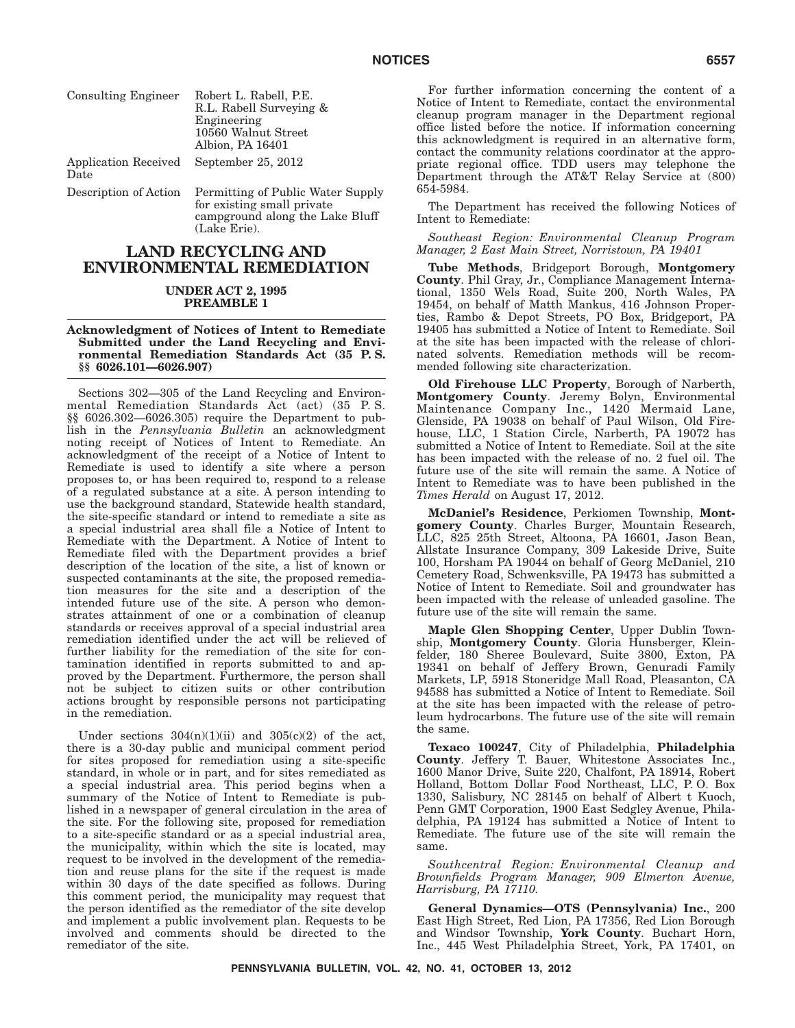| | |
|---|---|
| Consulting Engineer | Robert L. Rabell, P.E.<br>R.L. Rabell Surveying & Engineering<br>10560 Walnut Street<br>Albion, PA 16401 |
| Application Received Date | September 25, 2012 |
| Description of Action | Permitting of Public Water Supply for existing small private campground along the Lake Bluff (Lake Erie). |

## LAND RECYCLING AND ENVIRONMENTAL REMEDIATION

### UNDER ACT 2, 1995 PREAMBLE 1

**Acknowledgment of Notices of Intent to Remediate Submitted under the Land Recycling and Environmental Remediation Standards Act (35 P. S. §§ 6026.101—6026.907)**

Sections 302—305 of the Land Recycling and Environmental Remediation Standards Act (act) (35 P. S. §§ 6026.302—6026.305) require the Department to publish in the *Pennsylvania Bulletin* an acknowledgment noting receipt of Notices of Intent to Remediate. An acknowledgment of the receipt of a Notice of Intent to Remediate is used to identify a site where a person proposes to, or has been required to, respond to a release of a regulated substance at a site. A person intending to use the background standard, Statewide health standard, the site-specific standard or intend to remediate a site as a special industrial area shall file a Notice of Intent to Remediate with the Department. A Notice of Intent to Remediate filed with the Department provides a brief description of the location of the site, a list of known or suspected contaminants at the site, the proposed remediation measures for the site and a description of the intended future use of the site. A person who demonstrates attainment of one or a combination of cleanup standards or receives approval of a special industrial area remediation identified under the act will be relieved of further liability for the remediation of the site for contamination identified in reports submitted to and approved by the Department. Furthermore, the person shall not be subject to citizen suits or other contribution actions brought by responsible persons not participating in the remediation.

Under sections 304(n)(1)(ii) and 305(c)(2) of the act, there is a 30-day public and municipal comment period for sites proposed for remediation using a site-specific standard, in whole or in part, and for sites remediated as a special industrial area. This period begins when a summary of the Notice of Intent to Remediate is published in a newspaper of general circulation in the area of the site. For the following site, proposed for remediation to a site-specific standard or as a special industrial area, the municipality, within which the site is located, may request to be involved in the development of the remediation and reuse plans for the site if the request is made within 30 days of the date specified as follows. During this comment period, the municipality may request that the person identified as the remediator of the site develop and implement a public involvement plan. Requests to be involved and comments should be directed to the remediator of the site.

For further information concerning the content of a Notice of Intent to Remediate, contact the environmental cleanup program manager in the Department regional office listed before the notice. If information concerning this acknowledgment is required in an alternative form, contact the community relations coordinator at the appropriate regional office. TDD users may telephone the Department through the AT&T Relay Service at (800) 654-5984.

The Department has received the following Notices of Intent to Remediate:

*Southeast Region: Environmental Cleanup Program Manager, 2 East Main Street, Norristown, PA 19401*

**Tube Methods**, Bridgeport Borough, **Montgomery County**. Phil Gray, Jr., Compliance Management International, 1350 Wels Road, Suite 200, North Wales, PA 19454, on behalf of Matth Mankus, 416 Johnson Properties, Rambo & Depot Streets, PO Box, Bridgeport, PA 19405 has submitted a Notice of Intent to Remediate. Soil at the site has been impacted with the release of chlorinated solvents. Remediation methods will be recommended following site characterization.

**Old Firehouse LLC Property**, Borough of Narberth, **Montgomery County**. Jeremy Bolyn, Environmental Maintenance Company Inc., 1420 Mermaid Lane, Glenside, PA 19038 on behalf of Paul Wilson, Old Firehouse, LLC, 1 Station Circle, Narberth, PA 19072 has submitted a Notice of Intent to Remediate. Soil at the site has been impacted with the release of no. 2 fuel oil. The future use of the site will remain the same. A Notice of Intent to Remediate was to have been published in the *Times Herald* on August 17, 2012.

**McDaniel's Residence**, Perkiomen Township, **Montgomery County**. Charles Burger, Mountain Research, LLC, 825 25th Street, Altoona, PA 16601, Jason Bean, Allstate Insurance Company, 309 Lakeside Drive, Suite 100, Horsham PA 19044 on behalf of Georg McDaniel, 210 Cemetery Road, Schwenksville, PA 19473 has submitted a Notice of Intent to Remediate. Soil and groundwater has been impacted with the release of unleaded gasoline. The future use of the site will remain the same.

**Maple Glen Shopping Center**, Upper Dublin Township, **Montgomery County**. Gloria Hunsberger, Kleinfelder, 180 Sheree Boulevard, Suite 3800, Exton, PA 19341 on behalf of Jeffery Brown, Genuradi Family Markets, LP, 5918 Stoneridge Mall Road, Pleasanton, CA 94588 has submitted a Notice of Intent to Remediate. Soil at the site has been impacted with the release of petroleum hydrocarbons. The future use of the site will remain the same.

**Texaco 100247**, City of Philadelphia, **Philadelphia County**. Jeffery T. Bauer, Whitestone Associates Inc., 1600 Manor Drive, Suite 220, Chalfont, PA 18914, Robert Holland, Bottom Dollar Food Northeast, LLC, P. O. Box 1330, Salisbury, NC 28145 on behalf of Albert t Kuoch, Penn GMT Corporation, 1900 East Sedgley Avenue, Philadelphia, PA 19124 has submitted a Notice of Intent to Remediate. The future use of the site will remain the same.

*Southcentral Region: Environmental Cleanup and Brownfields Program Manager, 909 Elmerton Avenue, Harrisburg, PA 17110.*

**General Dynamics—OTS (Pennsylvania) Inc.**, 200 East High Street, Red Lion, PA 17356, Red Lion Borough and Windsor Township, **York County**. Buchart Horn, Inc., 445 West Philadelphia Street, York, PA 17401, on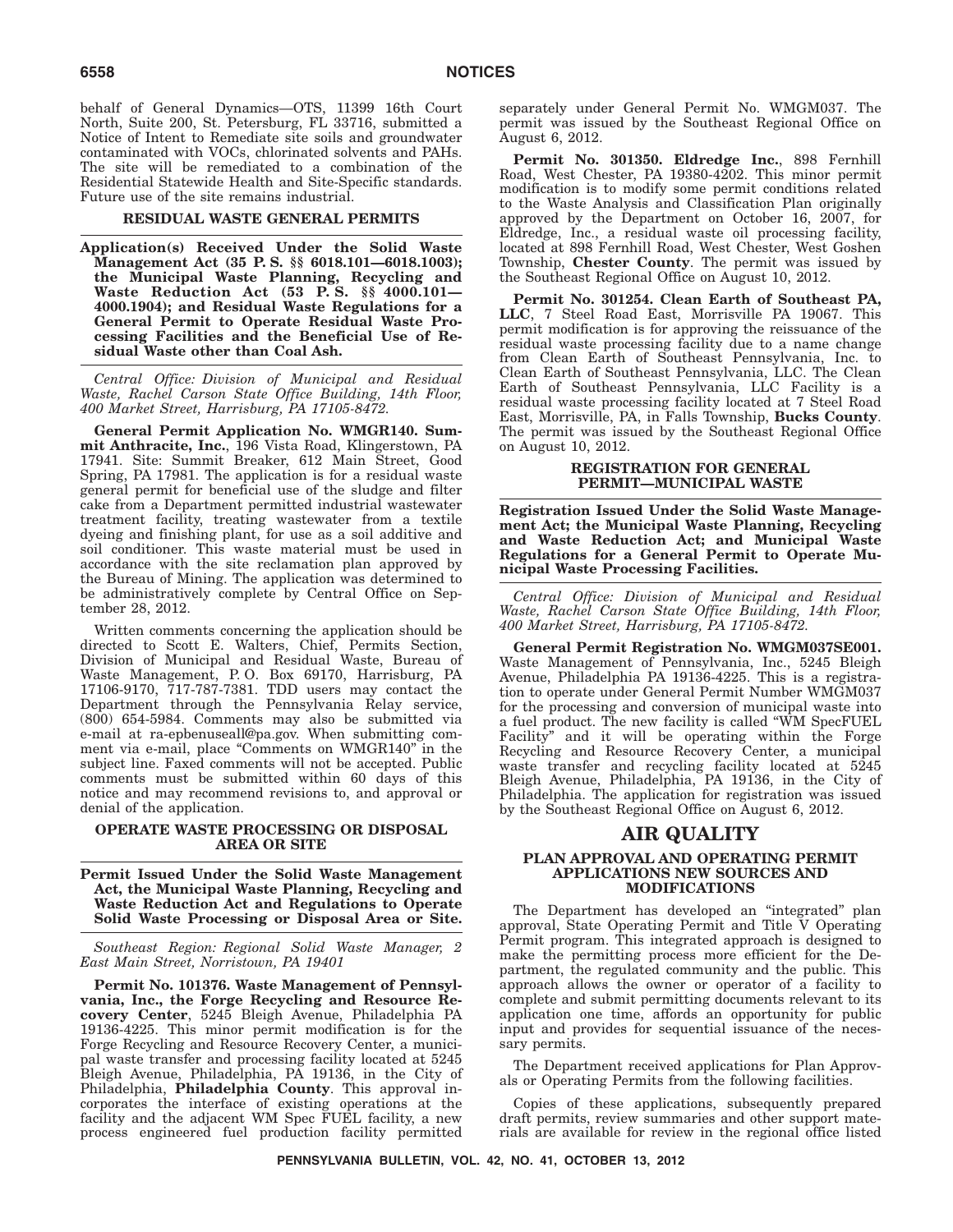behalf of General Dynamics—OTS, 11399 16th Court North, Suite 200, St. Petersburg, FL 33716, submitted a Notice of Intent to Remediate site soils and groundwater contaminated with VOCs, chlorinated solvents and PAHs. The site will be remediated to a combination of the Residential Statewide Health and Site-Specific standards. Future use of the site remains industrial.

### RESIDUAL WASTE GENERAL PERMITS

**Application(s) Received Under the Solid Waste Management Act (35 P. S. §§ 6018.101—6018.1003); the Municipal Waste Planning, Recycling and Waste Reduction Act (53 P. S. §§ 4000.101—4000.1904); and Residual Waste Regulations for a General Permit to Operate Residual Waste Processing Facilities and the Beneficial Use of Residual Waste other than Coal Ash.**

*Central Office: Division of Municipal and Residual Waste, Rachel Carson State Office Building, 14th Floor, 400 Market Street, Harrisburg, PA 17105-8472.*

**General Permit Application No. WMGR140. Summit Anthracite, Inc.**, 196 Vista Road, Klingerstown, PA 17941. Site: Summit Breaker, 612 Main Street, Good Spring, PA 17981. The application is for a residual waste general permit for beneficial use of the sludge and filter cake from a Department permitted industrial wastewater treatment facility, treating wastewater from a textile dyeing and finishing plant, for use as a soil additive and soil conditioner. This waste material must be used in accordance with the site reclamation plan approved by the Bureau of Mining. The application was determined to be administratively complete by Central Office on September 28, 2012.

Written comments concerning the application should be directed to Scott E. Walters, Chief, Permits Section, Division of Municipal and Residual Waste, Bureau of Waste Management, P. O. Box 69170, Harrisburg, PA 17106-9170, 717-787-7381. TDD users may contact the Department through the Pennsylvania Relay service, (800) 654-5984. Comments may also be submitted via e-mail at ra-epbenuseall@pa.gov. When submitting comment via e-mail, place "Comments on WMGR140" in the subject line. Faxed comments will not be accepted. Public comments must be submitted within 60 days of this notice and may recommend revisions to, and approval or denial of the application.

### OPERATE WASTE PROCESSING OR DISPOSAL AREA OR SITE

**Permit Issued Under the Solid Waste Management Act, the Municipal Waste Planning, Recycling and Waste Reduction Act and Regulations to Operate Solid Waste Processing or Disposal Area or Site.**

*Southeast Region: Regional Solid Waste Manager, 2 East Main Street, Norristown, PA 19401*

**Permit No. 101376. Waste Management of Pennsylvania, Inc., the Forge Recycling and Resource Recovery Center**, 5245 Bleigh Avenue, Philadelphia PA 19136-4225. This minor permit modification is for the Forge Recycling and Resource Recovery Center, a municipal waste transfer and processing facility located at 5245 Bleigh Avenue, Philadelphia, PA 19136, in the City of Philadelphia, **Philadelphia County**. This approval incorporates the interface of existing operations at the facility and the adjacent WM Spec FUEL facility, a new process engineered fuel production facility permitted separately under General Permit No. WMGM037. The permit was issued by the Southeast Regional Office on August 6, 2012.

**Permit No. 301350. Eldredge Inc.**, 898 Fernhill Road, West Chester, PA 19380-4202. This minor permit modification is to modify some permit conditions related to the Waste Analysis and Classification Plan originally approved by the Department on October 16, 2007, for Eldredge, Inc., a residual waste oil processing facility, located at 898 Fernhill Road, West Chester, West Goshen Township, **Chester County**. The permit was issued by the Southeast Regional Office on August 10, 2012.

**Permit No. 301254. Clean Earth of Southeast PA, LLC**, 7 Steel Road East, Morrisville PA 19067. This permit modification is for approving the reissuance of the residual waste processing facility due to a name change from Clean Earth of Southeast Pennsylvania, Inc. to Clean Earth of Southeast Pennsylvania, LLC. The Clean Earth of Southeast Pennsylvania, LLC Facility is a residual waste processing facility located at 7 Steel Road East, Morrisville, PA, in Falls Township, **Bucks County**. The permit was issued by the Southeast Regional Office on August 10, 2012.

### REGISTRATION FOR GENERAL PERMIT—MUNICIPAL WASTE

**Registration Issued Under the Solid Waste Management Act; the Municipal Waste Planning, Recycling and Waste Reduction Act; and Municipal Waste Regulations for a General Permit to Operate Municipal Waste Processing Facilities.**

*Central Office: Division of Municipal and Residual Waste, Rachel Carson State Office Building, 14th Floor, 400 Market Street, Harrisburg, PA 17105-8472.*

**General Permit Registration No. WMGM037SE001.** Waste Management of Pennsylvania, Inc., 5245 Bleigh Avenue, Philadelphia PA 19136-4225. This is a registration to operate under General Permit Number WMGM037 for the processing and conversion of municipal waste into a fuel product. The new facility is called "WM SpecFUEL Facility" and it will be operating within the Forge Recycling and Resource Recovery Center, a municipal waste transfer and recycling facility located at 5245 Bleigh Avenue, Philadelphia, PA 19136, in the City of Philadelphia. The application for registration was issued by the Southeast Regional Office on August 6, 2012.

## AIR QUALITY

### PLAN APPROVAL AND OPERATING PERMIT APPLICATIONS NEW SOURCES AND MODIFICATIONS

The Department has developed an "integrated" plan approval, State Operating Permit and Title V Operating Permit program. This integrated approach is designed to make the permitting process more efficient for the Department, the regulated community and the public. This approach allows the owner or operator of a facility to complete and submit permitting documents relevant to its application one time, affords an opportunity for public input and provides for sequential issuance of the necessary permits.

The Department received applications for Plan Approvals or Operating Permits from the following facilities.

Copies of these applications, subsequently prepared draft permits, review summaries and other support materials are available for review in the regional office listed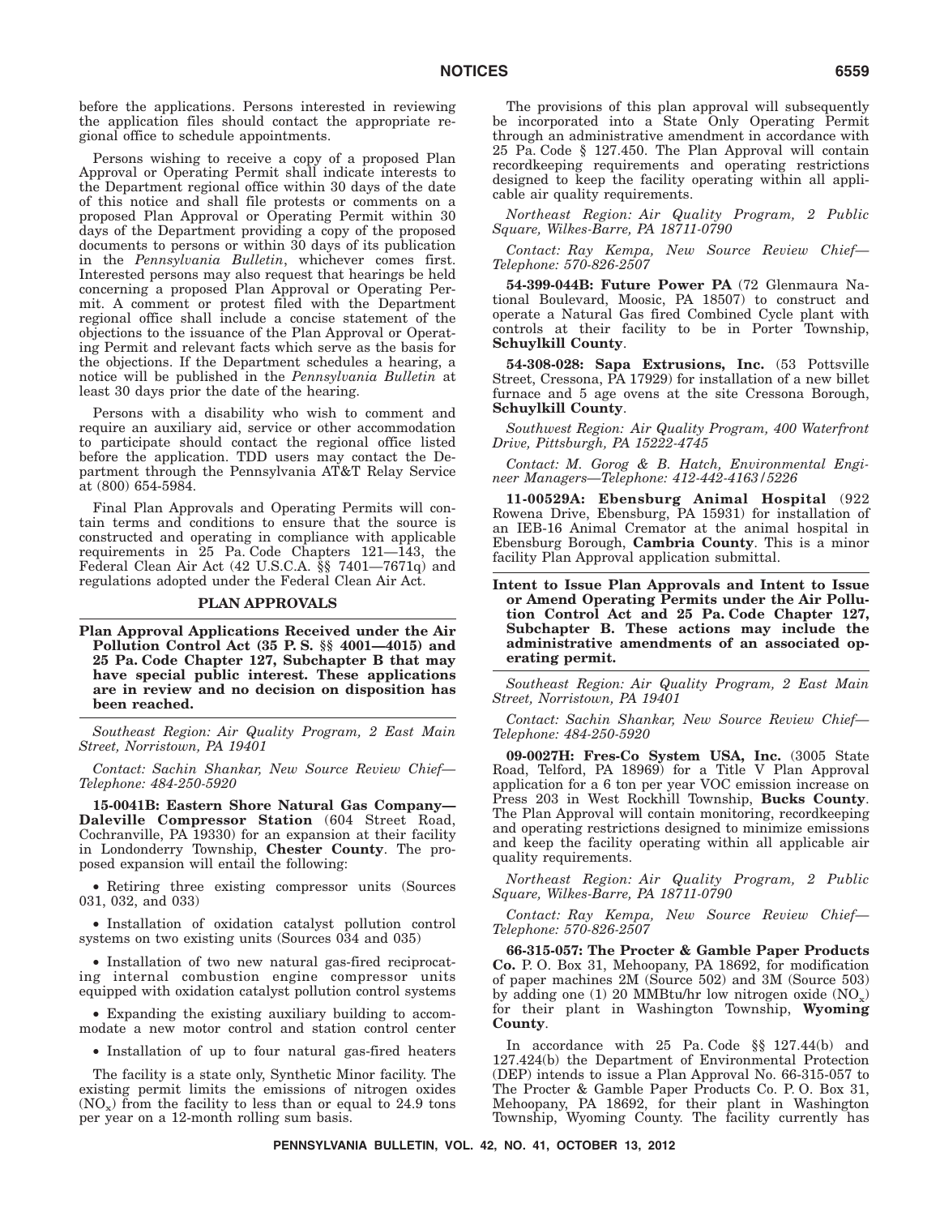before the applications. Persons interested in reviewing the application files should contact the appropriate regional office to schedule appointments.

Persons wishing to receive a copy of a proposed Plan Approval or Operating Permit shall indicate interests to the Department regional office within 30 days of the date of this notice and shall file protests or comments on a proposed Plan Approval or Operating Permit within 30 days of the Department providing a copy of the proposed documents to persons or within 30 days of its publication in the *Pennsylvania Bulletin*, whichever comes first. Interested persons may also request that hearings be held concerning a proposed Plan Approval or Operating Permit. A comment or protest filed with the Department regional office shall include a concise statement of the objections to the issuance of the Plan Approval or Operating Permit and relevant facts which serve as the basis for the objections. If the Department schedules a hearing, a notice will be published in the *Pennsylvania Bulletin* at least 30 days prior the date of the hearing.

Persons with a disability who wish to comment and require an auxiliary aid, service or other accommodation to participate should contact the regional office listed before the application. TDD users may contact the Department through the Pennsylvania AT&T Relay Service at (800) 654-5984.

Final Plan Approvals and Operating Permits will contain terms and conditions to ensure that the source is constructed and operating in compliance with applicable requirements in 25 Pa. Code Chapters 121—143, the Federal Clean Air Act (42 U.S.C.A. §§ 7401—7671q) and regulations adopted under the Federal Clean Air Act.

## PLAN APPROVALS

**Plan Approval Applications Received under the Air Pollution Control Act (35 P. S. §§ 4001—4015) and 25 Pa. Code Chapter 127, Subchapter B that may have special public interest. These applications are in review and no decision on disposition has been reached.**

*Southeast Region: Air Quality Program, 2 East Main Street, Norristown, PA 19401*

*Contact: Sachin Shankar, New Source Review Chief—Telephone: 484-250-5920*

**15-0041B: Eastern Shore Natural Gas Company—Daleville Compressor Station** (604 Street Road, Cochranville, PA 19330) for an expansion at their facility in Londonderry Township, **Chester County**. The proposed expansion will entail the following:

- Retiring three existing compressor units (Sources 031, 032, and 033)
- Installation of oxidation catalyst pollution control systems on two existing units (Sources 034 and 035)
- Installation of two new natural gas-fired reciprocating internal combustion engine compressor units equipped with oxidation catalyst pollution control systems
- Expanding the existing auxiliary building to accommodate a new motor control and station control center
- Installation of up to four natural gas-fired heaters

The facility is a state only, Synthetic Minor facility. The existing permit limits the emissions of nitrogen oxides ($NO_x$) from the facility to less than or equal to 24.9 tons per year on a 12-month rolling sum basis.

The provisions of this plan approval will subsequently be incorporated into a State Only Operating Permit through an administrative amendment in accordance with 25 Pa. Code § 127.450. The Plan Approval will contain recordkeeping requirements and operating restrictions designed to keep the facility operating within all applicable air quality requirements.

*Northeast Region: Air Quality Program, 2 Public Square, Wilkes-Barre, PA 18711-0790*

*Contact: Ray Kempa, New Source Review Chief—Telephone: 570-826-2507*

**54-399-044B: Future Power PA** (72 Glenmaura National Boulevard, Moosic, PA 18507) to construct and operate a Natural Gas fired Combined Cycle plant with controls at their facility to be in Porter Township, **Schuylkill County**.

**54-308-028: Sapa Extrusions, Inc.** (53 Pottsville Street, Cressona, PA 17929) for installation of a new billet furnace and 5 age ovens at the site Cressona Borough, **Schuylkill County**.

*Southwest Region: Air Quality Program, 400 Waterfront Drive, Pittsburgh, PA 15222-4745*

*Contact: M. Gorog & B. Hatch, Environmental Engineer Managers—Telephone: 412-442-4163/5226*

**11-00529A: Ebensburg Animal Hospital** (922 Rowena Drive, Ebensburg, PA 15931) for installation of an IEB-16 Animal Cremator at the animal hospital in Ebensburg Borough, **Cambria County**. This is a minor facility Plan Approval application submittal.

**Intent to Issue Plan Approvals and Intent to Issue or Amend Operating Permits under the Air Pollution Control Act and 25 Pa. Code Chapter 127, Subchapter B. These actions may include the administrative amendments of an associated operating permit.**

*Southeast Region: Air Quality Program, 2 East Main Street, Norristown, PA 19401*

*Contact: Sachin Shankar, New Source Review Chief—Telephone: 484-250-5920*

**09-0027H: Fres-Co System USA, Inc.** (3005 State Road, Telford, PA 18969) for a Title V Plan Approval application for a 6 ton per year VOC emission increase on Press 203 in West Rockhill Township, **Bucks County**. The Plan Approval will contain monitoring, recordkeeping and operating restrictions designed to minimize emissions and keep the facility operating within all applicable air quality requirements.

*Northeast Region: Air Quality Program, 2 Public Square, Wilkes-Barre, PA 18711-0790*

*Contact: Ray Kempa, New Source Review Chief—Telephone: 570-826-2507*

**66-315-057: The Procter & Gamble Paper Products Co.** P. O. Box 31, Mehoopany, PA 18692, for modification of paper machines 2M (Source 502) and 3M (Source 503) by adding one (1) 20 MMBtu/hr low nitrogen oxide ($NO_x$) for their plant in Washington Township, **Wyoming County**.

In accordance with 25 Pa. Code §§ 127.44(b) and 127.424(b) the Department of Environmental Protection (DEP) intends to issue a Plan Approval No. 66-315-057 to The Procter & Gamble Paper Products Co. P. O. Box 31, Mehoopany, PA 18692, for their plant in Washington Township, Wyoming County. The facility currently has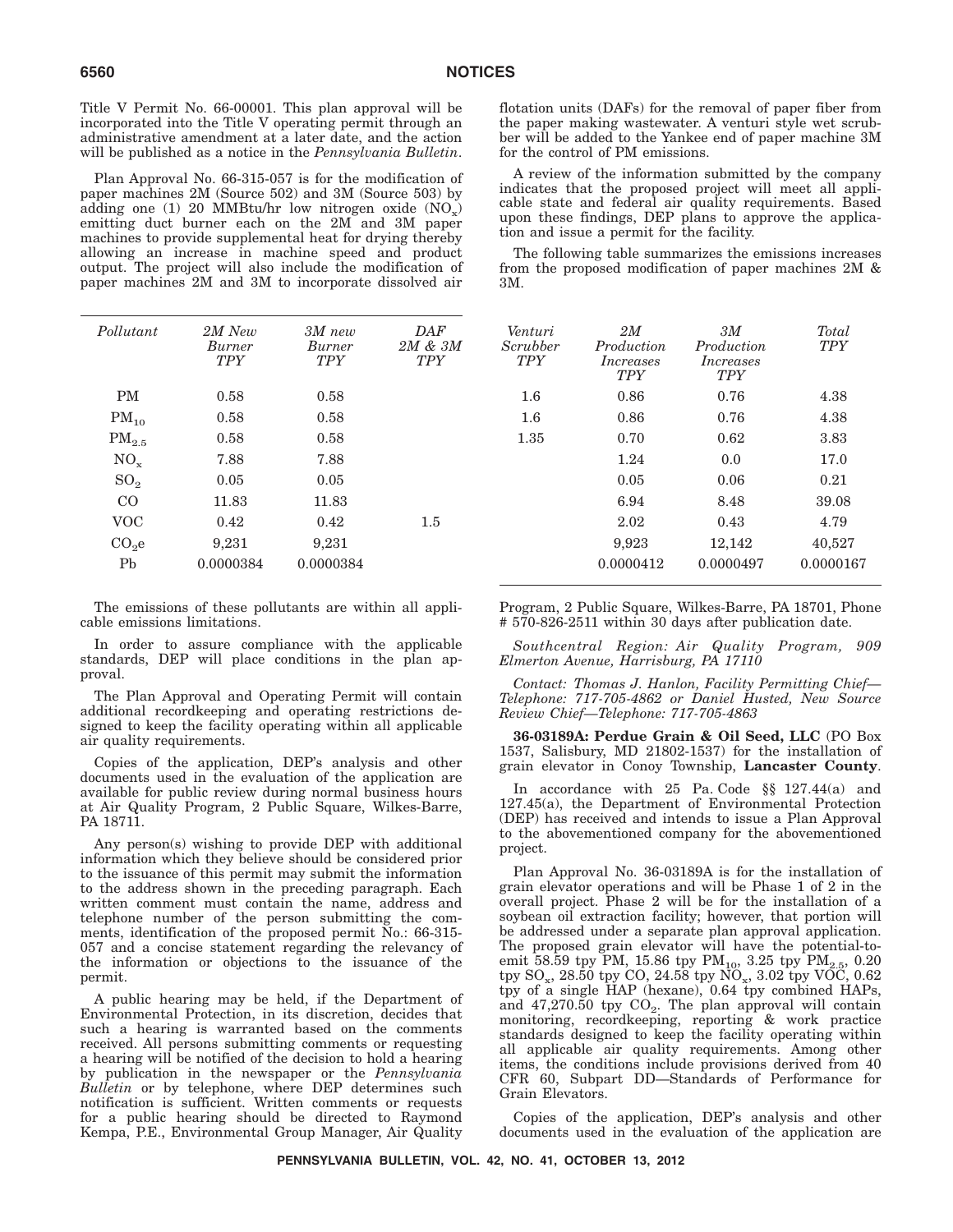Title V Permit No. 66-00001. This plan approval will be incorporated into the Title V operating permit through an administrative amendment at a later date, and the action will be published as a notice in the *Pennsylvania Bulletin*.

Plan Approval No. 66-315-057 is for the modification of paper machines 2M (Source 502) and 3M (Source 503) by adding one (1) 20 MMBtu/hr low nitrogen oxide ($NO_x$) emitting duct burner each on the 2M and 3M paper machines to provide supplemental heat for drying thereby allowing an increase in machine speed and product output. The project will also include the modification of paper machines 2M and 3M to incorporate dissolved air flotation units (DAFs) for the removal of paper fiber from the paper making wastewater. A venturi style wet scrubber will be added to the Yankee end of paper machine 3M for the control of PM emissions.

A review of the information submitted by the company indicates that the proposed project will meet all applicable state and federal air quality requirements. Based upon these findings, DEP plans to approve the application and issue a permit for the facility.

The following table summarizes the emissions increases from the proposed modification of paper machines 2M & 3M.

| *Pollutant* | *2M New Burner TPY* | *3M new Burner TPY* | *DAF 2M & 3M TPY* | *Venturi Scrubber TPY* | *2M Production Increases TPY* | *3M Production Increases TPY* | *Total TPY* |
|---|---|---|---|---|---|---|---|
| PM | 0.58 | 0.58 | | 1.6 | 0.86 | 0.76 | 4.38 |
| $PM_{10}$ | 0.58 | 0.58 | | 1.6 | 0.86 | 0.76 | 4.38 |
| $PM_{2.5}$ | 0.58 | 0.58 | | 1.35 | 0.70 | 0.62 | 3.83 |
| $NO_x$ | 7.88 | 7.88 | | | 1.24 | 0.0 | 17.0 |
| $SO_2$ | 0.05 | 0.05 | | | 0.05 | 0.06 | 0.21 |
| CO | 11.83 | 11.83 | | | 6.94 | 8.48 | 39.08 |
| VOC | 0.42 | 0.42 | 1.5 | | 2.02 | 0.43 | 4.79 |
| $CO_2e$ | 9,231 | 9,231 | | | 9,923 | 12,142 | 40,527 |
| Pb | 0.0000384 | 0.0000384 | | | 0.0000412 | 0.0000497 | 0.0000167 |

The emissions of these pollutants are within all applicable emissions limitations.

In order to assure compliance with the applicable standards, DEP will place conditions in the plan approval.

The Plan Approval and Operating Permit will contain additional recordkeeping and operating restrictions designed to keep the facility operating within all applicable air quality requirements.

Copies of the application, DEP's analysis and other documents used in the evaluation of the application are available for public review during normal business hours at Air Quality Program, 2 Public Square, Wilkes-Barre, PA 18711.

Any person(s) wishing to provide DEP with additional information which they believe should be considered prior to the issuance of this permit may submit the information to the address shown in the preceding paragraph. Each written comment must contain the name, address and telephone number of the person submitting the comments, identification of the proposed permit No.: 66-315-057 and a concise statement regarding the relevancy of the information or objections to the issuance of the permit.

A public hearing may be held, if the Department of Environmental Protection, in its discretion, decides that such a hearing is warranted based on the comments received. All persons submitting comments or requesting a hearing will be notified of the decision to hold a hearing by publication in the newspaper or the *Pennsylvania Bulletin* or by telephone, where DEP determines such notification is sufficient. Written comments or requests for a public hearing should be directed to Raymond Kempa, P.E., Environmental Group Manager, Air Quality Program, 2 Public Square, Wilkes-Barre, PA 18701, Phone # 570-826-2511 within 30 days after publication date.

*Southcentral Region: Air Quality Program, 909 Elmerton Avenue, Harrisburg, PA 17110*

*Contact: Thomas J. Hanlon, Facility Permitting Chief—Telephone: 717-705-4862 or Daniel Husted, New Source Review Chief—Telephone: 717-705-4863*

**36-03189A: Perdue Grain & Oil Seed, LLC** (PO Box 1537, Salisbury, MD 21802-1537) for the installation of grain elevator in Conoy Township, **Lancaster County**.

In accordance with 25 Pa. Code §§ 127.44(a) and 127.45(a), the Department of Environmental Protection (DEP) has received and intends to issue a Plan Approval to the abovementioned company for the abovementioned project.

Plan Approval No. 36-03189A is for the installation of grain elevator operations and will be Phase 1 of 2 in the overall project. Phase 2 will be for the installation of a soybean oil extraction facility; however, that portion will be addressed under a separate plan approval application. The proposed grain elevator will have the potential-to-emit 58.59 tpy PM, 15.86 tpy $PM_{10}$, 3.25 tpy $PM_{2.5}$, 0.20 tpy $SO_x$, 28.50 tpy CO, 24.58 tpy $NO_x$, 3.02 tpy VOC, 0.62 tpy of a single HAP (hexane), 0.64 tpy combined HAPs, and 47,270.50 tpy $CO_2$. The plan approval will contain monitoring, recordkeeping, reporting & work practice standards designed to keep the facility operating within all applicable air quality requirements. Among other items, the conditions include provisions derived from 40 CFR 60, Subpart DD—Standards of Performance for Grain Elevators.

Copies of the application, DEP's analysis and other documents used in the evaluation of the application are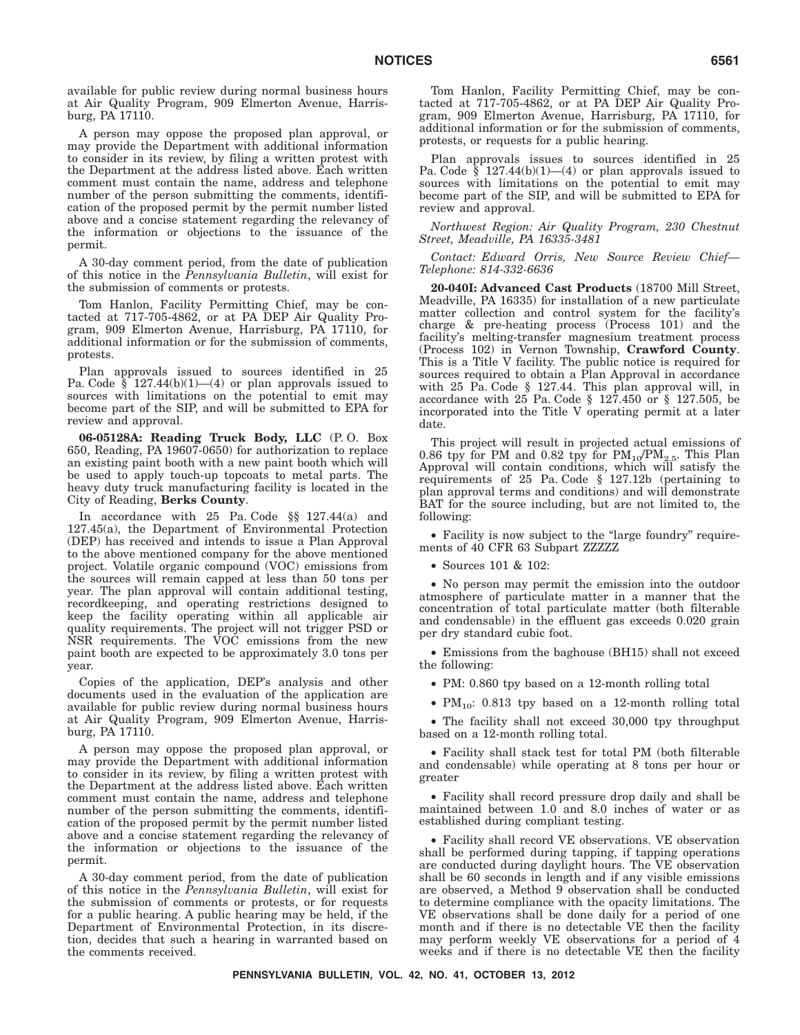available for public review during normal business hours at Air Quality Program, 909 Elmerton Avenue, Harrisburg, PA 17110.

A person may oppose the proposed plan approval, or may provide the Department with additional information to consider in its review, by filing a written protest with the Department at the address listed above. Each written comment must contain the name, address and telephone number of the person submitting the comments, identification of the proposed permit by the permit number listed above and a concise statement regarding the relevancy of the information or objections to the issuance of the permit.

A 30-day comment period, from the date of publication of this notice in the *Pennsylvania Bulletin*, will exist for the submission of comments or protests.

Tom Hanlon, Facility Permitting Chief, may be contacted at 717-705-4862, or at PA DEP Air Quality Program, 909 Elmerton Avenue, Harrisburg, PA 17110, for additional information or for the submission of comments, protests.

Plan approvals issued to sources identified in 25 Pa. Code § 127.44(b)(1)—(4) or plan approvals issued to sources with limitations on the potential to emit may become part of the SIP, and will be submitted to EPA for review and approval.

**06-05128A: Reading Truck Body, LLC** (P. O. Box 650, Reading, PA 19607-0650) for authorization to replace an existing paint booth with a new paint booth which will be used to apply touch-up topcoats to metal parts. The heavy duty truck manufacturing facility is located in the City of Reading, **Berks County**.

In accordance with 25 Pa. Code §§ 127.44(a) and 127.45(a), the Department of Environmental Protection (DEP) has received and intends to issue a Plan Approval to the above mentioned company for the above mentioned project. Volatile organic compound (VOC) emissions from the sources will remain capped at less than 50 tons per year. The plan approval will contain additional testing, recordkeeping, and operating restrictions designed to keep the facility operating within all applicable air quality requirements. The project will not trigger PSD or NSR requirements. The VOC emissions from the new paint booth are expected to be approximately 3.0 tons per year.

Copies of the application, DEP's analysis and other documents used in the evaluation of the application are available for public review during normal business hours at Air Quality Program, 909 Elmerton Avenue, Harrisburg, PA 17110.

A person may oppose the proposed plan approval, or may provide the Department with additional information to consider in its review, by filing a written protest with the Department at the address listed above. Each written comment must contain the name, address and telephone number of the person submitting the comments, identification of the proposed permit by the permit number listed above and a concise statement regarding the relevancy of the information or objections to the issuance of the permit.

A 30-day comment period, from the date of publication of this notice in the *Pennsylvania Bulletin*, will exist for the submission of comments or protests, or for requests for a public hearing. A public hearing may be held, if the Department of Environmental Protection, in its discretion, decides that such a hearing in warranted based on the comments received.

Tom Hanlon, Facility Permitting Chief, may be contacted at 717-705-4862, or at PA DEP Air Quality Program, 909 Elmerton Avenue, Harrisburg, PA 17110, for additional information or for the submission of comments, protests, or requests for a public hearing.

Plan approvals issues to sources identified in 25 Pa. Code § 127.44(b)(1)—(4) or plan approvals issued to sources with limitations on the potential to emit may become part of the SIP, and will be submitted to EPA for review and approval.

*Northwest Region: Air Quality Program, 230 Chestnut Street, Meadville, PA 16335-3481*

*Contact: Edward Orris, New Source Review Chief—Telephone: 814-332-6636*

**20-040I: Advanced Cast Products** (18700 Mill Street, Meadville, PA 16335) for installation of a new particulate matter collection and control system for the facility's charge & pre-heating process (Process 101) and the facility's melting-transfer magnesium treatment process (Process 102) in Vernon Township, **Crawford County**. This is a Title V facility. The public notice is required for sources required to obtain a Plan Approval in accordance with 25 Pa. Code § 127.44. This plan approval will, in accordance with 25 Pa. Code § 127.450 or § 127.505, be incorporated into the Title V operating permit at a later date.

This project will result in projected actual emissions of 0.86 tpy for PM and 0.82 tpy for $PM_{10}$/$PM_{2.5}$. This Plan Approval will contain conditions, which will satisfy the requirements of 25 Pa. Code § 127.12b (pertaining to plan approval terms and conditions) and will demonstrate BAT for the source including, but are not limited to, the following:

- Facility is now subject to the "large foundry" requirements of 40 CFR 63 Subpart ZZZZZ
- Sources 101 & 102:
- No person may permit the emission into the outdoor atmosphere of particulate matter in a manner that the concentration of total particulate matter (both filterable and condensable) in the effluent gas exceeds 0.020 grain per dry standard cubic foot.
- Emissions from the baghouse (BH15) shall not exceed the following:
- PM: 0.860 tpy based on a 12-month rolling total
- $PM_{10}$: 0.813 tpy based on a 12-month rolling total
- The facility shall not exceed 30,000 tpy throughput based on a 12-month rolling total.
- Facility shall stack test for total PM (both filterable and condensable) while operating at 8 tons per hour or greater
- Facility shall record pressure drop daily and shall be maintained between 1.0 and 8.0 inches of water or as established during compliant testing.
- Facility shall record VE observations. VE observation shall be performed during tapping, if tapping operations are conducted during daylight hours. The VE observation shall be 60 seconds in length and if any visible emissions are observed, a Method 9 observation shall be conducted to determine compliance with the opacity limitations. The VE observations shall be done daily for a period of one month and if there is no detectable VE then the facility may perform weekly VE observations for a period of 4 weeks and if there is no detectable VE then the facility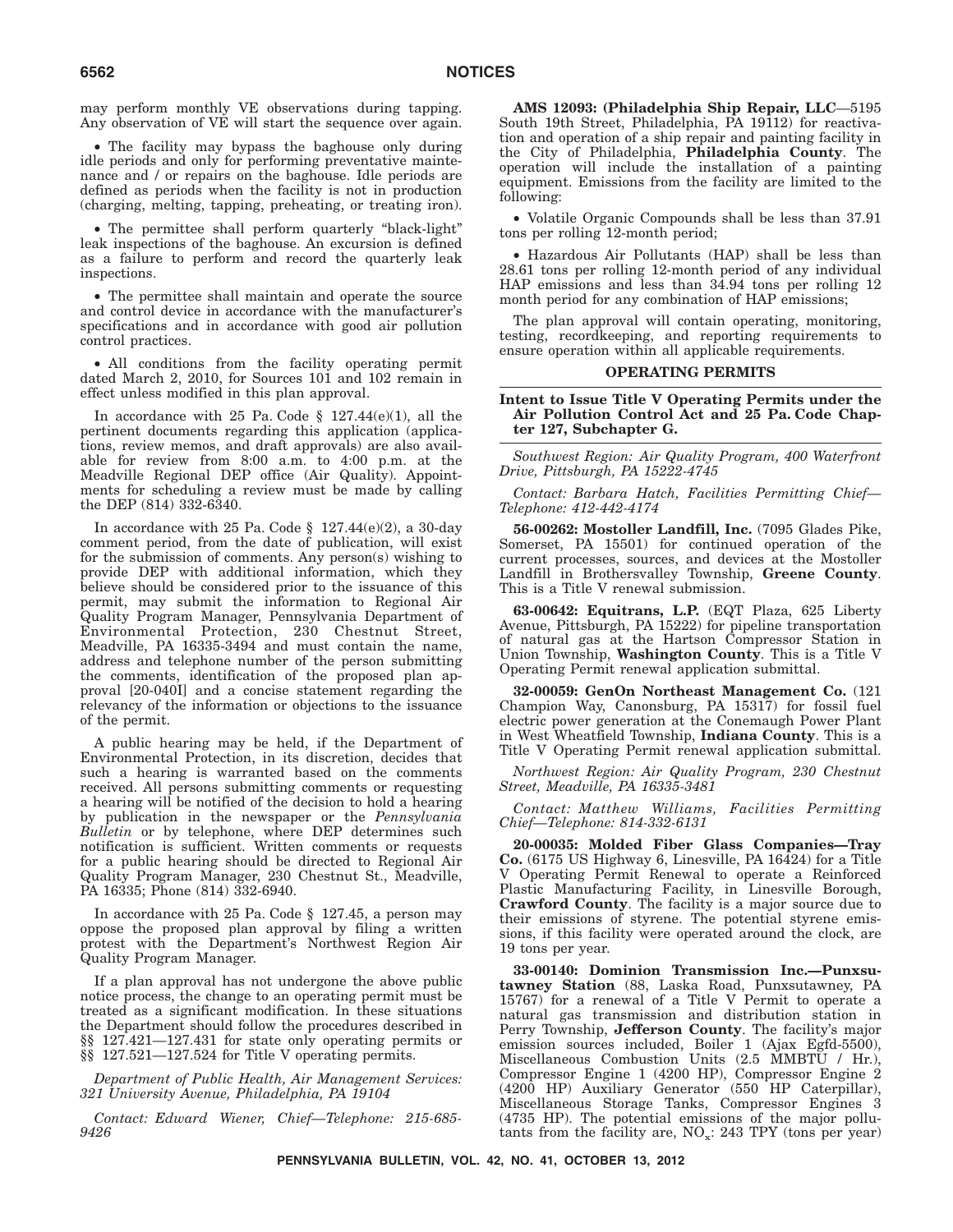may perform monthly VE observations during tapping. Any observation of VE will start the sequence over again.

• The facility may bypass the baghouse only during idle periods and only for performing preventative maintenance and / or repairs on the baghouse. Idle periods are defined as periods when the facility is not in production (charging, melting, tapping, preheating, or treating iron).

• The permittee shall perform quarterly "black-light" leak inspections of the baghouse. An excursion is defined as a failure to perform and record the quarterly leak inspections.

• The permittee shall maintain and operate the source and control device in accordance with the manufacturer's specifications and in accordance with good air pollution control practices.

• All conditions from the facility operating permit dated March 2, 2010, for Sources 101 and 102 remain in effect unless modified in this plan approval.

In accordance with 25 Pa. Code § 127.44(e)(1), all the pertinent documents regarding this application (applications, review memos, and draft approvals) are also available for review from 8:00 a.m. to 4:00 p.m. at the Meadville Regional DEP office (Air Quality). Appointments for scheduling a review must be made by calling the DEP (814) 332-6340.

In accordance with 25 Pa. Code § 127.44(e)(2), a 30-day comment period, from the date of publication, will exist for the submission of comments. Any person(s) wishing to provide DEP with additional information, which they believe should be considered prior to the issuance of this permit, may submit the information to Regional Air Quality Program Manager, Pennsylvania Department of Environmental Protection, 230 Chestnut Street, Meadville, PA 16335-3494 and must contain the name, address and telephone number of the person submitting the comments, identification of the proposed plan approval [20-040I] and a concise statement regarding the relevancy of the information or objections to the issuance of the permit.

A public hearing may be held, if the Department of Environmental Protection, in its discretion, decides that such a hearing is warranted based on the comments received. All persons submitting comments or requesting a hearing will be notified of the decision to hold a hearing by publication in the newspaper or the *Pennsylvania Bulletin* or by telephone, where DEP determines such notification is sufficient. Written comments or requests for a public hearing should be directed to Regional Air Quality Program Manager, 230 Chestnut St., Meadville, PA 16335; Phone (814) 332-6940.

In accordance with 25 Pa. Code § 127.45, a person may oppose the proposed plan approval by filing a written protest with the Department's Northwest Region Air Quality Program Manager.

If a plan approval has not undergone the above public notice process, the change to an operating permit must be treated as a significant modification. In these situations the Department should follow the procedures described in §§ 127.421—127.431 for state only operating permits or §§ 127.521—127.524 for Title V operating permits.

*Department of Public Health, Air Management Services: 321 University Avenue, Philadelphia, PA 19104*

*Contact: Edward Wiener, Chief—Telephone: 215-685-9426*

**AMS 12093: (Philadelphia Ship Repair, LLC**—5195 South 19th Street, Philadelphia, PA 19112) for reactivation and operation of a ship repair and painting facility in the City of Philadelphia, **Philadelphia County**. The operation will include the installation of a painting equipment. Emissions from the facility are limited to the following:

• Volatile Organic Compounds shall be less than 37.91 tons per rolling 12-month period;

• Hazardous Air Pollutants (HAP) shall be less than 28.61 tons per rolling 12-month period of any individual HAP emissions and less than 34.94 tons per rolling 12 month period for any combination of HAP emissions;

The plan approval will contain operating, monitoring, testing, recordkeeping, and reporting requirements to ensure operation within all applicable requirements.

## OPERATING PERMITS

### Intent to Issue Title V Operating Permits under the Air Pollution Control Act and 25 Pa. Code Chapter 127, Subchapter G.

*Southwest Region: Air Quality Program, 400 Waterfront Drive, Pittsburgh, PA 15222-4745*

*Contact: Barbara Hatch, Facilities Permitting Chief—Telephone: 412-442-4174*

**56-00262: Mostoller Landfill, Inc.** (7095 Glades Pike, Somerset, PA 15501) for continued operation of the current processes, sources, and devices at the Mostoller Landfill in Brothersvalley Township, **Greene County**. This is a Title V renewal submission.

**63-00642: Equitrans, L.P.** (EQT Plaza, 625 Liberty Avenue, Pittsburgh, PA 15222) for pipeline transportation of natural gas at the Hartson Compressor Station in Union Township, **Washington County**. This is a Title V Operating Permit renewal application submittal.

**32-00059: GenOn Northeast Management Co.** (121 Champion Way, Canonsburg, PA 15317) for fossil fuel electric power generation at the Conemaugh Power Plant in West Wheatfield Township, **Indiana County**. This is a Title V Operating Permit renewal application submittal.

*Northwest Region: Air Quality Program, 230 Chestnut Street, Meadville, PA 16335-3481*

*Contact: Matthew Williams, Facilities Permitting Chief—Telephone: 814-332-6131*

**20-00035: Molded Fiber Glass Companies—Tray Co.** (6175 US Highway 6, Linesville, PA 16424) for a Title V Operating Permit Renewal to operate a Reinforced Plastic Manufacturing Facility, in Linesville Borough, **Crawford County**. The facility is a major source due to their emissions of styrene. The potential styrene emissions, if this facility were operated around the clock, are 19 tons per year.

**33-00140: Dominion Transmission Inc.—Punxsutawney Station** (88, Laska Road, Punxsutawney, PA 15767) for a renewal of a Title V Permit to operate a natural gas transmission and distribution station in Perry Township, **Jefferson County**. The facility's major emission sources included, Boiler 1 (Ajax Egfd-5500), Miscellaneous Combustion Units (2.5 MMBTU / Hr.), Compressor Engine 1 (4200 HP), Compressor Engine 2 (4200 HP) Auxiliary Generator (550 HP Caterpillar), Miscellaneous Storage Tanks, Compressor Engines 3 (4735 HP). The potential emissions of the major pollutants from the facility are, $NO_x$: 243 TPY (tons per year)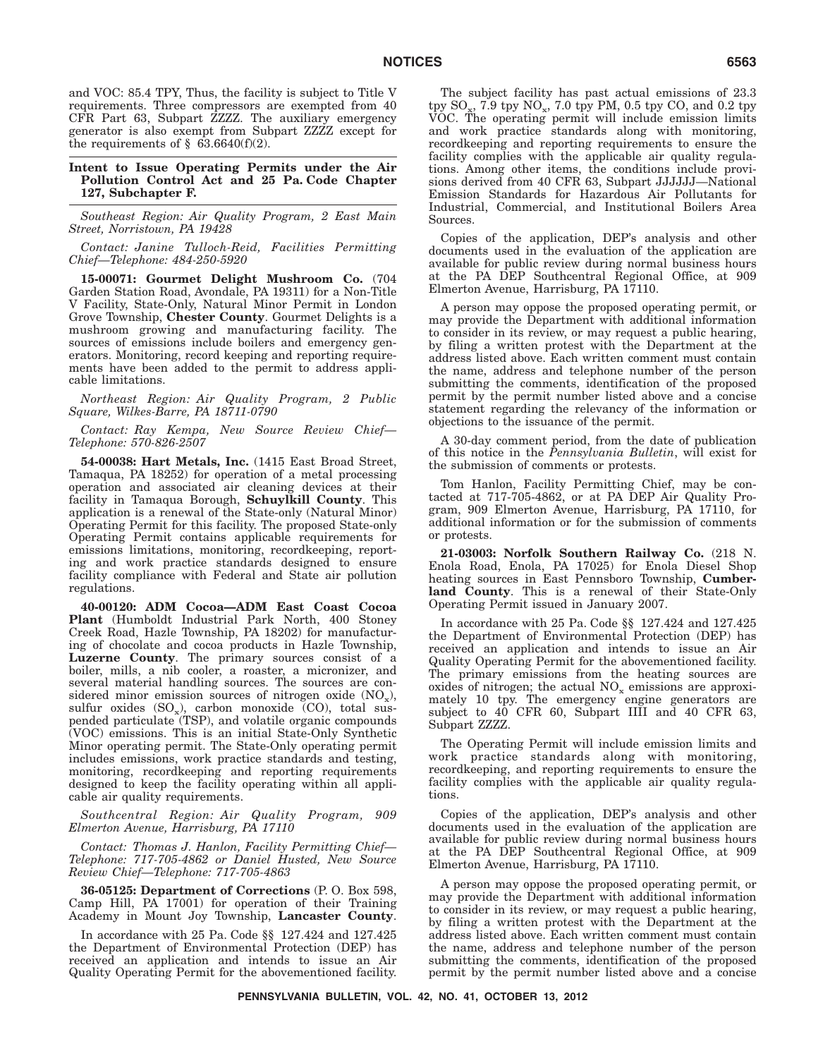and VOC: 85.4 TPY, Thus, the facility is subject to Title V requirements. Three compressors are exempted from 40 CFR Part 63, Subpart ZZZZ. The auxiliary emergency generator is also exempt from Subpart ZZZZ except for the requirements of § 63.6640(f)(2).

## Intent to Issue Operating Permits under the Air Pollution Control Act and 25 Pa. Code Chapter 127, Subchapter F.

*Southeast Region: Air Quality Program, 2 East Main Street, Norristown, PA 19428*

*Contact: Janine Tulloch-Reid, Facilities Permitting Chief—Telephone: 484-250-5920*

**15-00071: Gourmet Delight Mushroom Co.** (704 Garden Station Road, Avondale, PA 19311) for a Non-Title V Facility, State-Only, Natural Minor Permit in London Grove Township, **Chester County**. Gourmet Delights is a mushroom growing and manufacturing facility. The sources of emissions include boilers and emergency generators. Monitoring, record keeping and reporting requirements have been added to the permit to address applicable limitations.

*Northeast Region: Air Quality Program, 2 Public Square, Wilkes-Barre, PA 18711-0790*

*Contact: Ray Kempa, New Source Review Chief—Telephone: 570-826-2507*

**54-00038: Hart Metals, Inc.** (1415 East Broad Street, Tamaqua, PA 18252) for operation of a metal processing operation and associated air cleaning devices at their facility in Tamaqua Borough, **Schuylkill County**. This application is a renewal of the State-only (Natural Minor) Operating Permit for this facility. The proposed State-only Operating Permit contains applicable requirements for emissions limitations, monitoring, recordkeeping, reporting and work practice standards designed to ensure facility compliance with Federal and State air pollution regulations.

**40-00120: ADM Cocoa—ADM East Coast Cocoa Plant** (Humboldt Industrial Park North, 400 Stoney Creek Road, Hazle Township, PA 18202) for manufacturing of chocolate and cocoa products in Hazle Township, **Luzerne County**. The primary sources consist of a boiler, mills, a nib cooler, a roaster, a micronizer, and several material handling sources. The sources are considered minor emission sources of nitrogen oxide ($NO_x$), sulfur oxides ($SO_x$), carbon monoxide (CO), total suspended particulate (TSP), and volatile organic compounds (VOC) emissions. This is an initial State-Only Synthetic Minor operating permit. The State-Only operating permit includes emissions, work practice standards and testing, monitoring, recordkeeping and reporting requirements designed to keep the facility operating within all applicable air quality requirements.

*Southcentral Region: Air Quality Program, 909 Elmerton Avenue, Harrisburg, PA 17110*

*Contact: Thomas J. Hanlon, Facility Permitting Chief—Telephone: 717-705-4862 or Daniel Husted, New Source Review Chief—Telephone: 717-705-4863*

**36-05125: Department of Corrections** (P. O. Box 598, Camp Hill, PA 17001) for operation of their Training Academy in Mount Joy Township, **Lancaster County**.

In accordance with 25 Pa. Code §§ 127.424 and 127.425 the Department of Environmental Protection (DEP) has received an application and intends to issue an Air Quality Operating Permit for the abovementioned facility.

The subject facility has past actual emissions of 23.3 tpy $SO_x$, 7.9 tpy $NO_x$, 7.0 tpy PM, 0.5 tpy CO, and 0.2 tpy VOC. The operating permit will include emission limits and work practice standards along with monitoring, recordkeeping and reporting requirements to ensure the facility complies with the applicable air quality regulations. Among other items, the conditions include provisions derived from 40 CFR 63, Subpart JJJJJJ—National Emission Standards for Hazardous Air Pollutants for Industrial, Commercial, and Institutional Boilers Area Sources.

Copies of the application, DEP's analysis and other documents used in the evaluation of the application are available for public review during normal business hours at the PA DEP Southcentral Regional Office, at 909 Elmerton Avenue, Harrisburg, PA 17110.

A person may oppose the proposed operating permit, or may provide the Department with additional information to consider in its review, or may request a public hearing, by filing a written protest with the Department at the address listed above. Each written comment must contain the name, address and telephone number of the person submitting the comments, identification of the proposed permit by the permit number listed above and a concise statement regarding the relevancy of the information or objections to the issuance of the permit.

A 30-day comment period, from the date of publication of this notice in the *Pennsylvania Bulletin*, will exist for the submission of comments or protests.

Tom Hanlon, Facility Permitting Chief, may be contacted at 717-705-4862, or at PA DEP Air Quality Program, 909 Elmerton Avenue, Harrisburg, PA 17110, for additional information or for the submission of comments or protests.

**21-03003: Norfolk Southern Railway Co.** (218 N. Enola Road, Enola, PA 17025) for Enola Diesel Shop heating sources in East Pennsboro Township, **Cumberland County**. This is a renewal of their State-Only Operating Permit issued in January 2007.

In accordance with 25 Pa. Code §§ 127.424 and 127.425 the Department of Environmental Protection (DEP) has received an application and intends to issue an Air Quality Operating Permit for the abovementioned facility. The primary emissions from the heating sources are oxides of nitrogen; the actual $NO_x$ emissions are approximately 10 tpy. The emergency engine generators are subject to 40 CFR 60, Subpart IIII and 40 CFR 63, Subpart ZZZZ.

The Operating Permit will include emission limits and work practice standards along with monitoring, recordkeeping, and reporting requirements to ensure the facility complies with the applicable air quality regulations.

Copies of the application, DEP's analysis and other documents used in the evaluation of the application are available for public review during normal business hours at the PA DEP Southcentral Regional Office, at 909 Elmerton Avenue, Harrisburg, PA 17110.

A person may oppose the proposed operating permit, or may provide the Department with additional information to consider in its review, or may request a public hearing, by filing a written protest with the Department at the address listed above. Each written comment must contain the name, address and telephone number of the person submitting the comments, identification of the proposed permit by the permit number listed above and a concise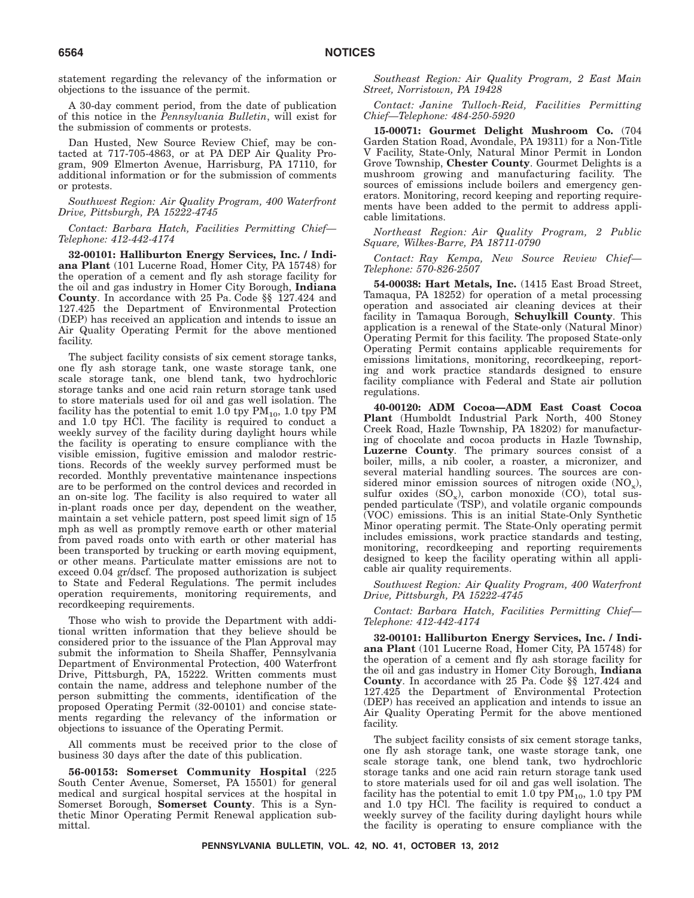statement regarding the relevancy of the information or objections to the issuance of the permit.

A 30-day comment period, from the date of publication of this notice in the *Pennsylvania Bulletin*, will exist for the submission of comments or protests.

Dan Husted, New Source Review Chief, may be contacted at 717-705-4863, or at PA DEP Air Quality Program, 909 Elmerton Avenue, Harrisburg, PA 17110, for additional information or for the submission of comments or protests.

*Southwest Region: Air Quality Program, 400 Waterfront Drive, Pittsburgh, PA 15222-4745*

*Contact: Barbara Hatch, Facilities Permitting Chief—Telephone: 412-442-4174*

**32-00101: Halliburton Energy Services, Inc. / Indiana Plant** (101 Lucerne Road, Homer City, PA 15748) for the operation of a cement and fly ash storage facility for the oil and gas industry in Homer City Borough, **Indiana County**. In accordance with 25 Pa. Code §§ 127.424 and 127.425 the Department of Environmental Protection (DEP) has received an application and intends to issue an Air Quality Operating Permit for the above mentioned facility.

The subject facility consists of six cement storage tanks, one fly ash storage tank, one waste storage tank, one scale storage tank, one blend tank, two hydrochloric storage tanks and one acid rain return storage tank used to store materials used for oil and gas well isolation. The facility has the potential to emit 1.0 tpy $PM_{10}$, 1.0 tpy PM and 1.0 tpy HCl. The facility is required to conduct a weekly survey of the facility during daylight hours while the facility is operating to ensure compliance with the visible emission, fugitive emission and malodor restrictions. Records of the weekly survey performed must be recorded. Monthly preventative maintenance inspections are to be performed on the control devices and recorded in an on-site log. The facility is also required to water all in-plant roads once per day, dependent on the weather, maintain a set vehicle pattern, post speed limit sign of 15 mph as well as promptly remove earth or other material from paved roads onto with earth or other material has been transported by trucking or earth moving equipment, or other means. Particulate matter emissions are not to exceed 0.04 gr/dscf. The proposed authorization is subject to State and Federal Regulations. The permit includes operation requirements, monitoring requirements, and recordkeeping requirements.

Those who wish to provide the Department with additional written information that they believe should be considered prior to the issuance of the Plan Approval may submit the information to Sheila Shaffer, Pennsylvania Department of Environmental Protection, 400 Waterfront Drive, Pittsburgh, PA, 15222. Written comments must contain the name, address and telephone number of the person submitting the comments, identification of the proposed Operating Permit (32-00101) and concise statements regarding the relevancy of the information or objections to issuance of the Operating Permit.

All comments must be received prior to the close of business 30 days after the date of this publication.

**56-00153: Somerset Community Hospital** (225 South Center Avenue, Somerset, PA 15501) for general medical and surgical hospital services at the hospital in Somerset Borough, **Somerset County**. This is a Synthetic Minor Operating Permit Renewal application submittal.

*Southeast Region: Air Quality Program, 2 East Main Street, Norristown, PA 19428*

*Contact: Janine Tulloch-Reid, Facilities Permitting Chief—Telephone: 484-250-5920*

**15-00071: Gourmet Delight Mushroom Co.** (704 Garden Station Road, Avondale, PA 19311) for a Non-Title V Facility, State-Only, Natural Minor Permit in London Grove Township, **Chester County**. Gourmet Delights is a mushroom growing and manufacturing facility. The sources of emissions include boilers and emergency generators. Monitoring, record keeping and reporting requirements have been added to the permit to address applicable limitations.

*Northeast Region: Air Quality Program, 2 Public Square, Wilkes-Barre, PA 18711-0790*

*Contact: Ray Kempa, New Source Review Chief—Telephone: 570-826-2507*

**54-00038: Hart Metals, Inc.** (1415 East Broad Street, Tamaqua, PA 18252) for operation of a metal processing operation and associated air cleaning devices at their facility in Tamaqua Borough, **Schuylkill County**. This application is a renewal of the State-only (Natural Minor) Operating Permit for this facility. The proposed State-only Operating Permit contains applicable requirements for emissions limitations, monitoring, recordkeeping, reporting and work practice standards designed to ensure facility compliance with Federal and State air pollution regulations.

**40-00120: ADM Cocoa—ADM East Coast Cocoa Plant** (Humboldt Industrial Park North, 400 Stoney Creek Road, Hazle Township, PA 18202) for manufacturing of chocolate and cocoa products in Hazle Township, **Luzerne County**. The primary sources consist of a boiler, mills, a nib cooler, a roaster, a micronizer, and several material handling sources. The sources are considered minor emission sources of nitrogen oxide ($NO_x$), sulfur oxides ($SO_x$), carbon monoxide (CO), total suspended particulate (TSP), and volatile organic compounds (VOC) emissions. This is an initial State-Only Synthetic Minor operating permit. The State-Only operating permit includes emissions, work practice standards and testing, monitoring, recordkeeping and reporting requirements designed to keep the facility operating within all applicable air quality requirements.

*Southwest Region: Air Quality Program, 400 Waterfront Drive, Pittsburgh, PA 15222-4745*

*Contact: Barbara Hatch, Facilities Permitting Chief—Telephone: 412-442-4174*

**32-00101: Halliburton Energy Services, Inc. / Indiana Plant** (101 Lucerne Road, Homer City, PA 15748) for the operation of a cement and fly ash storage facility for the oil and gas industry in Homer City Borough, **Indiana County**. In accordance with 25 Pa. Code §§ 127.424 and 127.425 the Department of Environmental Protection (DEP) has received an application and intends to issue an Air Quality Operating Permit for the above mentioned facility.

The subject facility consists of six cement storage tanks, one fly ash storage tank, one waste storage tank, one scale storage tank, one blend tank, two hydrochloric storage tanks and one acid rain return storage tank used to store materials used for oil and gas well isolation. The facility has the potential to emit 1.0 tpy $PM_{10}$, 1.0 tpy PM and 1.0 tpy HCl. The facility is required to conduct a weekly survey of the facility during daylight hours while the facility is operating to ensure compliance with the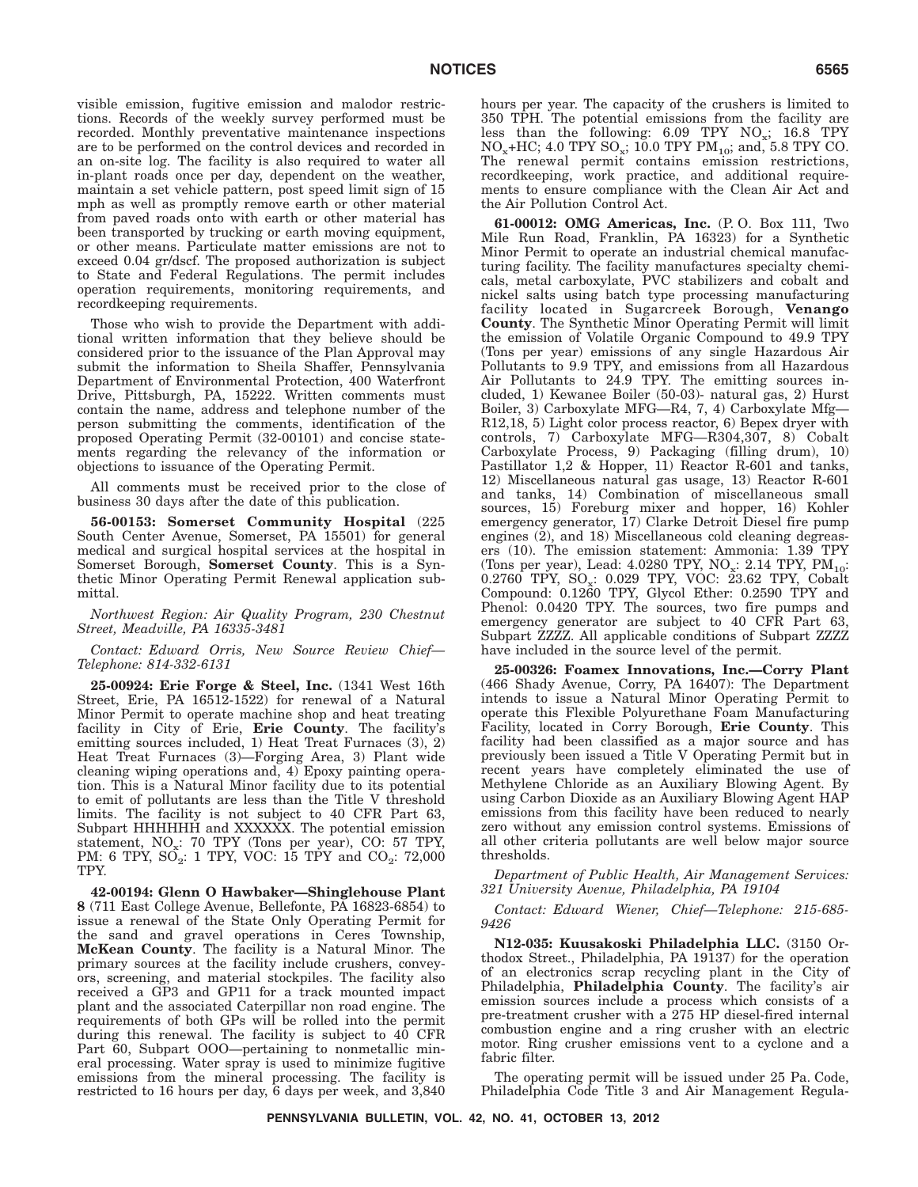visible emission, fugitive emission and malodor restrictions. Records of the weekly survey performed must be recorded. Monthly preventative maintenance inspections are to be performed on the control devices and recorded in an on-site log. The facility is also required to water all in-plant roads once per day, dependent on the weather, maintain a set vehicle pattern, post speed limit sign of 15 mph as well as promptly remove earth or other material from paved roads onto with earth or other material has been transported by trucking or earth moving equipment, or other means. Particulate matter emissions are not to exceed 0.04 gr/dscf. The proposed authorization is subject to State and Federal Regulations. The permit includes operation requirements, monitoring requirements, and recordkeeping requirements.

Those who wish to provide the Department with additional written information that they believe should be considered prior to the issuance of the Plan Approval may submit the information to Sheila Shaffer, Pennsylvania Department of Environmental Protection, 400 Waterfront Drive, Pittsburgh, PA, 15222. Written comments must contain the name, address and telephone number of the person submitting the comments, identification of the proposed Operating Permit (32-00101) and concise statements regarding the relevancy of the information or objections to issuance of the Operating Permit.

All comments must be received prior to the close of business 30 days after the date of this publication.

**56-00153: Somerset Community Hospital** (225 South Center Avenue, Somerset, PA 15501) for general medical and surgical hospital services at the hospital in Somerset Borough, **Somerset County**. This is a Synthetic Minor Operating Permit Renewal application submittal.

*Northwest Region: Air Quality Program, 230 Chestnut Street, Meadville, PA 16335-3481*

*Contact: Edward Orris, New Source Review Chief—Telephone: 814-332-6131*

**25-00924: Erie Forge & Steel, Inc.** (1341 West 16th Street, Erie, PA 16512-1522) for renewal of a Natural Minor Permit to operate machine shop and heat treating facility in City of Erie, **Erie County**. The facility's emitting sources included, 1) Heat Treat Furnaces (3), 2) Heat Treat Furnaces (3)—Forging Area, 3) Plant wide cleaning wiping operations and, 4) Epoxy painting operation. This is a Natural Minor facility due to its potential to emit of pollutants are less than the Title V threshold limits. The facility is not subject to 40 CFR Part 63, Subpart HHHHHH and XXXXXX. The potential emission statement, $NO_x$: 70 TPY (Tons per year), CO: 57 TPY, PM: 6 TPY, $SO_2$: 1 TPY, VOC: 15 TPY and $CO_2$: 72,000 TPY.

**42-00194: Glenn O Hawbaker—Shinglehouse Plant 8** (711 East College Avenue, Bellefonte, PA 16823-6854) to issue a renewal of the State Only Operating Permit for the sand and gravel operations in Ceres Township, **McKean County**. The facility is a Natural Minor. The primary sources at the facility include crushers, conveyors, screening, and material stockpiles. The facility also received a GP3 and GP11 for a track mounted impact plant and the associated Caterpillar non road engine. The requirements of both GPs will be rolled into the permit during this renewal. The facility is subject to 40 CFR Part 60, Subpart OOO—pertaining to nonmetallic mineral processing. Water spray is used to minimize fugitive emissions from the mineral processing. The facility is restricted to 16 hours per day, 6 days per week, and 3,840 hours per year. The capacity of the crushers is limited to 350 TPH. The potential emissions from the facility are less than the following: 6.09 TPY $NO_x$; 16.8 TPY $NO_x$+HC; 4.0 TPY $SO_x$; 10.0 TPY $PM_{10}$; and, 5.8 TPY CO. The renewal permit contains emission restrictions, recordkeeping, work practice, and additional requirements to ensure compliance with the Clean Air Act and the Air Pollution Control Act.

**61-00012: OMG Americas, Inc.** (P. O. Box 111, Two Mile Run Road, Franklin, PA 16323) for a Synthetic Minor Permit to operate an industrial chemical manufacturing facility. The facility manufactures specialty chemicals, metal carboxylate, PVC stabilizers and cobalt and nickel salts using batch type processing manufacturing facility located in Sugarcreek Borough, **Venango County**. The Synthetic Minor Operating Permit will limit the emission of Volatile Organic Compound to 49.9 TPY (Tons per year) emissions of any single Hazardous Air Pollutants to 9.9 TPY, and emissions from all Hazardous Air Pollutants to 24.9 TPY. The emitting sources included, 1) Kewanee Boiler (50-03)- natural gas, 2) Hurst Boiler, 3) Carboxylate MFG—R4, 7, 4) Carboxylate Mfg—R12,18, 5) Light color process reactor, 6) Bepex dryer with controls, 7) Carboxylate MFG—R304,307, 8) Cobalt Carboxylate Process, 9) Packaging (filling drum), 10) Pastillator 1,2 & Hopper, 11) Reactor R-601 and tanks, 12) Miscellaneous natural gas usage, 13) Reactor R-601 and tanks, 14) Combination of miscellaneous small sources, 15) Foreburg mixer and hopper, 16) Kohler emergency generator, 17) Clarke Detroit Diesel fire pump engines (2), and 18) Miscellaneous cold cleaning degreasers (10). The emission statement: Ammonia: 1.39 TPY (Tons per year), Lead: 4.0280 TPY, $NO_x$: 2.14 TPY, $PM_{10}$: 0.2760 TPY, $SO_x$: 0.029 TPY, VOC: 23.62 TPY, Cobalt Compound: 0.1260 TPY, Glycol Ether: 0.2590 TPY and Phenol: 0.0420 TPY. The sources, two fire pumps and emergency generator are subject to 40 CFR Part 63, Subpart ZZZZ. All applicable conditions of Subpart ZZZZ have included in the source level of the permit.

**25-00326: Foamex Innovations, Inc.—Corry Plant** (466 Shady Avenue, Corry, PA 16407): The Department intends to issue a Natural Minor Operating Permit to operate this Flexible Polyurethane Foam Manufacturing Facility, located in Corry Borough, **Erie County**. This facility had been classified as a major source and has previously been issued a Title V Operating Permit but in recent years have completely eliminated the use of Methylene Chloride as an Auxiliary Blowing Agent. By using Carbon Dioxide as an Auxiliary Blowing Agent HAP emissions from this facility have been reduced to nearly zero without any emission control systems. Emissions of all other criteria pollutants are well below major source thresholds.

*Department of Public Health, Air Management Services: 321 University Avenue, Philadelphia, PA 19104*

*Contact: Edward Wiener, Chief—Telephone: 215-685-9426*

**N12-035: Kuusakoski Philadelphia LLC.** (3150 Orthodox Street., Philadelphia, PA 19137) for the operation of an electronics scrap recycling plant in the City of Philadelphia, **Philadelphia County**. The facility's air emission sources include a process which consists of a pre-treatment crusher with a 275 HP diesel-fired internal combustion engine and a ring crusher with an electric motor. Ring crusher emissions vent to a cyclone and a fabric filter.

The operating permit will be issued under 25 Pa. Code, Philadelphia Code Title 3 and Air Management Regula-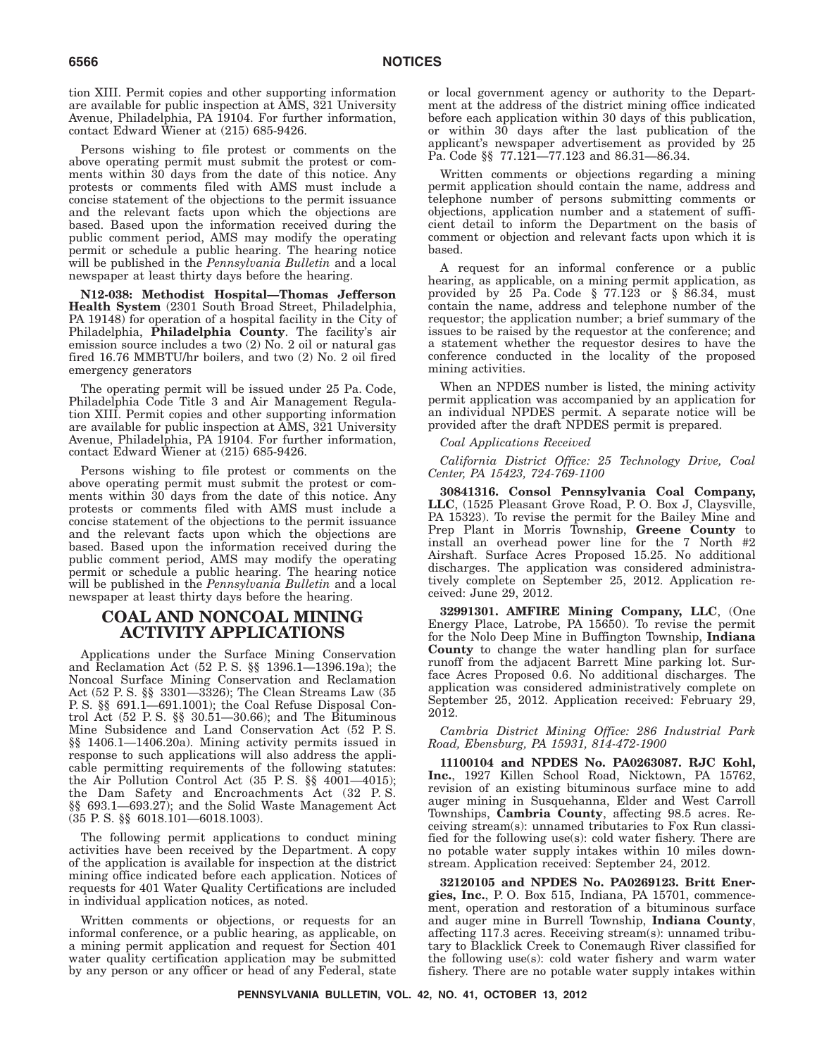tion XIII. Permit copies and other supporting information are available for public inspection at AMS, 321 University Avenue, Philadelphia, PA 19104. For further information, contact Edward Wiener at (215) 685-9426.

Persons wishing to file protest or comments on the above operating permit must submit the protest or comments within 30 days from the date of this notice. Any protests or comments filed with AMS must include a concise statement of the objections to the permit issuance and the relevant facts upon which the objections are based. Based upon the information received during the public comment period, AMS may modify the operating permit or schedule a public hearing. The hearing notice will be published in the *Pennsylvania Bulletin* and a local newspaper at least thirty days before the hearing.

**N12-038: Methodist Hospital—Thomas Jefferson Health System** (2301 South Broad Street, Philadelphia, PA 19148) for operation of a hospital facility in the City of Philadelphia, **Philadelphia County**. The facility's air emission source includes a two (2) No. 2 oil or natural gas fired 16.76 MMBTU/hr boilers, and two (2) No. 2 oil fired emergency generators

The operating permit will be issued under 25 Pa. Code, Philadelphia Code Title 3 and Air Management Regulation XIII. Permit copies and other supporting information are available for public inspection at AMS, 321 University Avenue, Philadelphia, PA 19104. For further information, contact Edward Wiener at (215) 685-9426.

Persons wishing to file protest or comments on the above operating permit must submit the protest or comments within 30 days from the date of this notice. Any protests or comments filed with AMS must include a concise statement of the objections to the permit issuance and the relevant facts upon which the objections are based. Based upon the information received during the public comment period, AMS may modify the operating permit or schedule a public hearing. The hearing notice will be published in the *Pennsylvania Bulletin* and a local newspaper at least thirty days before the hearing.

# COAL AND NONCOAL MINING ACTIVITY APPLICATIONS

Applications under the Surface Mining Conservation and Reclamation Act (52 P. S. §§ 1396.1—1396.19a); the Noncoal Surface Mining Conservation and Reclamation Act (52 P. S. §§ 3301—3326); The Clean Streams Law (35 P. S. §§ 691.1—691.1001); the Coal Refuse Disposal Control Act (52 P. S. §§ 30.51—30.66); and The Bituminous Mine Subsidence and Land Conservation Act (52 P. S. §§ 1406.1—1406.20a). Mining activity permits issued in response to such applications will also address the applicable permitting requirements of the following statutes: the Air Pollution Control Act (35 P. S. §§ 4001—4015); the Dam Safety and Encroachments Act (32 P. S. §§ 693.1—693.27); and the Solid Waste Management Act (35 P. S. §§ 6018.101—6018.1003).

The following permit applications to conduct mining activities have been received by the Department. A copy of the application is available for inspection at the district mining office indicated before each application. Notices of requests for 401 Water Quality Certifications are included in individual application notices, as noted.

Written comments or objections, or requests for an informal conference, or a public hearing, as applicable, on a mining permit application and request for Section 401 water quality certification application may be submitted by any person or any officer or head of any Federal, state or local government agency or authority to the Department at the address of the district mining office indicated before each application within 30 days of this publication, or within 30 days after the last publication of the applicant's newspaper advertisement as provided by 25 Pa. Code §§ 77.121—77.123 and 86.31—86.34.

Written comments or objections regarding a mining permit application should contain the name, address and telephone number of persons submitting comments or objections, application number and a statement of sufficient detail to inform the Department on the basis of comment or objection and relevant facts upon which it is based.

A request for an informal conference or a public hearing, as applicable, on a mining permit application, as provided by 25 Pa. Code § 77.123 or § 86.34, must contain the name, address and telephone number of the requestor; the application number; a brief summary of the issues to be raised by the requestor at the conference; and a statement whether the requestor desires to have the conference conducted in the locality of the proposed mining activities.

When an NPDES number is listed, the mining activity permit application was accompanied by an application for an individual NPDES permit. A separate notice will be provided after the draft NPDES permit is prepared.

*Coal Applications Received*

*California District Office: 25 Technology Drive, Coal Center, PA 15423, 724-769-1100*

**30841316. Consol Pennsylvania Coal Company, LLC**, (1525 Pleasant Grove Road, P. O. Box J, Claysville, PA 15323). To revise the permit for the Bailey Mine and Prep Plant in Morris Township, **Greene County** to install an overhead power line for the 7 North #2 Airshaft. Surface Acres Proposed 15.25. No additional discharges. The application was considered administratively complete on September 25, 2012. Application received: June 29, 2012.

**32991301. AMFIRE Mining Company, LLC**, (One Energy Place, Latrobe, PA 15650). To revise the permit for the Nolo Deep Mine in Buffington Township, **Indiana County** to change the water handling plan for surface runoff from the adjacent Barrett Mine parking lot. Surface Acres Proposed 0.6. No additional discharges. The application was considered administratively complete on September 25, 2012. Application received: February 29, 2012.

*Cambria District Mining Office: 286 Industrial Park Road, Ebensburg, PA 15931, 814-472-1900*

**11100104 and NPDES No. PA0263087. RJC Kohl, Inc.**, 1927 Killen School Road, Nicktown, PA 15762, revision of an existing bituminous surface mine to add auger mining in Susquehanna, Elder and West Carroll Townships, **Cambria County**, affecting 98.5 acres. Receiving stream(s): unnamed tributaries to Fox Run classified for the following use(s): cold water fishery. There are no potable water supply intakes within 10 miles downstream. Application received: September 24, 2012.

**32120105 and NPDES No. PA0269123. Britt Energies, Inc.**, P. O. Box 515, Indiana, PA 15701, commencement, operation and restoration of a bituminous surface and auger mine in Burrell Township, **Indiana County**, affecting 117.3 acres. Receiving stream(s): unnamed tributary to Blacklick Creek to Conemaugh River classified for the following use(s): cold water fishery and warm water fishery. There are no potable water supply intakes within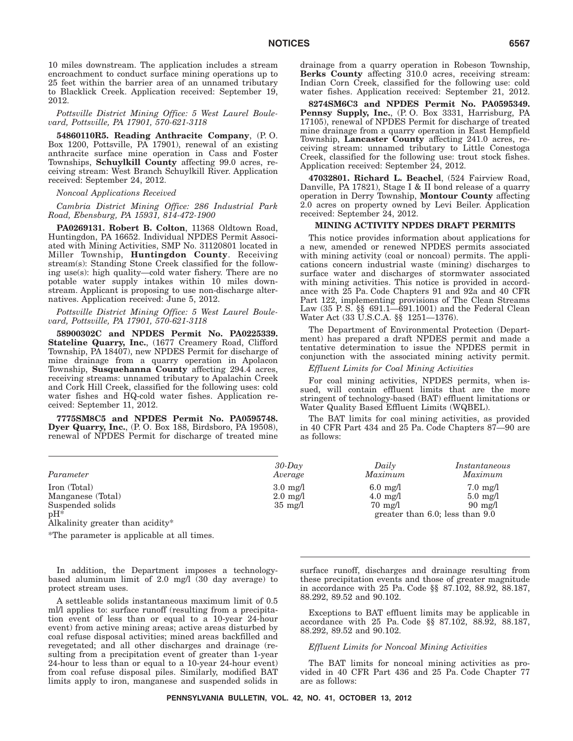10 miles downstream. The application includes a stream encroachment to conduct surface mining operations up to 25 feet within the barrier area of an unnamed tributary to Blacklick Creek. Application received: September 19, 2012.

*Pottsville District Mining Office: 5 West Laurel Boulevard, Pottsville, PA 17901, 570-621-3118*

**54860110R5. Reading Anthracite Company**, (P. O. Box 1200, Pottsville, PA 17901), renewal of an existing anthracite surface mine operation in Cass and Foster Townships, **Schuylkill County** affecting 99.0 acres, receiving stream: West Branch Schuylkill River. Application received: September 24, 2012.

*Noncoal Applications Received*

*Cambria District Mining Office: 286 Industrial Park Road, Ebensburg, PA 15931, 814-472-1900*

**PA0269131. Robert B. Colton**, 11368 Oldtown Road, Huntingdon, PA 16652. Individual NPDES Permit Associated with Mining Activities, SMP No. 31120801 located in Miller Township, **Huntingdon County**. Receiving stream(s): Standing Stone Creek classified for the following use(s): high quality—cold water fishery. There are no potable water supply intakes within 10 miles downstream. Applicant is proposing to use non-discharge alternatives. Application received: June 5, 2012.

*Pottsville District Mining Office: 5 West Laurel Boulevard, Pottsville, PA 17901, 570-621-3118*

**58900302C and NPDES Permit No. PA0225339. Stateline Quarry, Inc.**, (1677 Creamery Road, Clifford Township, PA 18407), new NPDES Permit for discharge of mine drainage from a quarry operation in Apolacon Township, **Susquehanna County** affecting 294.4 acres, receiving streams: unnamed tributary to Apalachin Creek and Cork Hill Creek, classified for the following uses: cold water fishes and HQ-cold water fishes. Application received: September 11, 2012.

**7775SM8C5 and NPDES Permit No. PA0595748. Dyer Quarry, Inc.**, (P. O. Box 188, Birdsboro, PA 19508), renewal of NPDES Permit for discharge of treated mine drainage from a quarry operation in Robeson Township, **Berks County** affecting 310.0 acres, receiving stream: Indian Corn Creek, classified for the following use: cold water fishes. Application received: September 21, 2012.

**8274SM6C3 and NPDES Permit No. PA0595349. Pennsy Supply, Inc.**, (P. O. Box 3331, Harrisburg, PA 17105), renewal of NPDES Permit for discharge of treated mine drainage from a quarry operation in East Hempfield Township, **Lancaster County** affecting 241.0 acres, receiving stream: unnamed tributary to Little Conestoga Creek, classified for the following use: trout stock fishes. Application received: September 24, 2012.

**47032801. Richard L. Beachel**, (524 Fairview Road, Danville, PA 17821), Stage I & II bond release of a quarry operation in Derry Township, **Montour County** affecting 2.0 acres on property owned by Levi Beiler. Application received: September 24, 2012.

## MINING ACTIVITY NPDES DRAFT PERMITS

This notice provides information about applications for a new, amended or renewed NPDES permits associated with mining activity (coal or noncoal) permits. The applications concern industrial waste (mining) discharges to surface water and discharges of stormwater associated with mining activities. This notice is provided in accordance with 25 Pa. Code Chapters 91 and 92a and 40 CFR Part 122, implementing provisions of The Clean Streams Law (35 P. S. §§ 691.1—691.1001) and the Federal Clean Water Act (33 U.S.C.A. §§ 1251—1376).

The Department of Environmental Protection (Department) has prepared a draft NPDES permit and made a tentative determination to issue the NPDES permit in conjunction with the associated mining activity permit.

*Effluent Limits for Coal Mining Activities*

For coal mining activities, NPDES permits, when issued, will contain effluent limits that are the more stringent of technology-based (BAT) effluent limitations or Water Quality Based Effluent Limits (WQBEL).

The BAT limits for coal mining activities, as provided in 40 CFR Part 434 and 25 Pa. Code Chapters 87—90 are as follows:

| *Parameter* | *30-Day Average* | *Daily Maximum* | *Instantaneous Maximum* |
|---|---|---|---|
| Iron (Total) | 3.0 mg/l | 6.0 mg/l | 7.0 mg/l |
| Manganese (Total) | 2.0 mg/l | 4.0 mg/l | 5.0 mg/l |
| Suspended solids | 35 mg/l | 70 mg/l | 90 mg/l |
| pH* | | greater than 6.0; less than 9.0 | |
| Alkalinity greater than acidity* | | | |

*The parameter is applicable at all times.

In addition, the Department imposes a technology-based aluminum limit of 2.0 mg/l (30 day average) to protect stream uses.

A settleable solids instantaneous maximum limit of 0.5 ml/l applies to: surface runoff (resulting from a precipitation event of less than or equal to a 10-year 24-hour event) from active mining areas; active areas disturbed by coal refuse disposal activities; mined areas backfilled and revegetated; and all other discharges and drainage (resulting from a precipitation event of greater than 1-year 24-hour to less than or equal to a 10-year 24-hour event) from coal refuse disposal piles. Similarly, modified BAT limits apply to iron, manganese and suspended solids in surface runoff, discharges and drainage resulting from these precipitation events and those of greater magnitude in accordance with 25 Pa. Code §§ 87.102, 88.92, 88.187, 88.292, 89.52 and 90.102.

Exceptions to BAT effluent limits may be applicable in accordance with 25 Pa. Code §§ 87.102, 88.92, 88.187, 88.292, 89.52 and 90.102.

*Effluent Limits for Noncoal Mining Activities*

The BAT limits for noncoal mining activities as provided in 40 CFR Part 436 and 25 Pa. Code Chapter 77 are as follows: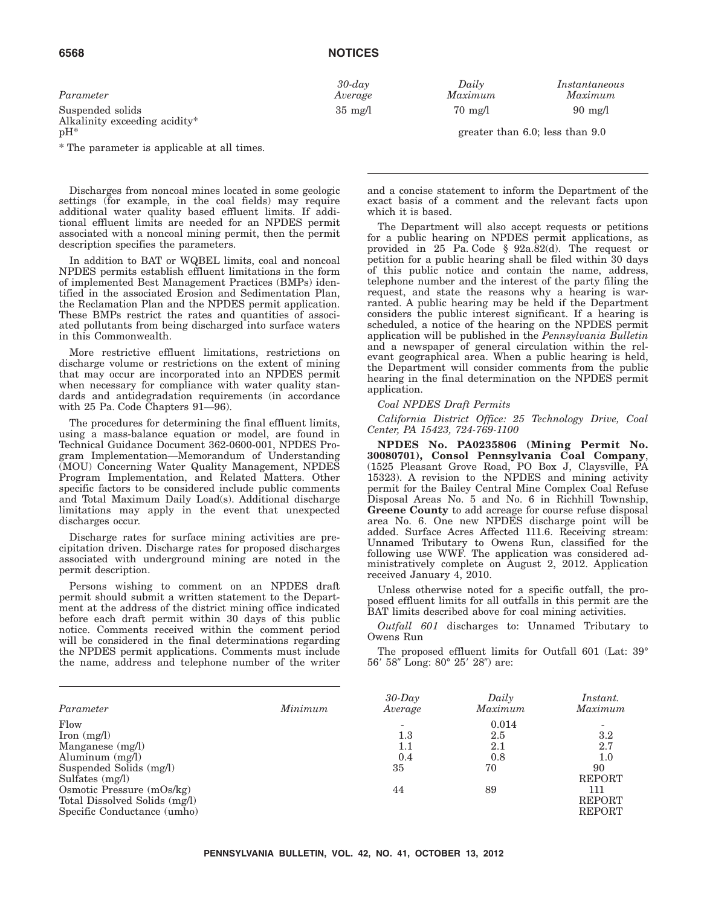| Parameter | 30-day Average | Daily Maximum | Instantaneous Maximum |
|---|---|---|---|
| Suspended solids | 35 mg/l | 70 mg/l | 90 mg/l |
| Alkalinity exceeding acidity* | | | |
| pH* | | greater than 6.0; less than 9.0 | |

* The parameter is applicable at all times.

Discharges from noncoal mines located in some geologic settings (for example, in the coal fields) may require additional water quality based effluent limits. If additional effluent limits are needed for an NPDES permit associated with a noncoal mining permit, then the permit description specifies the parameters.

In addition to BAT or WQBEL limits, coal and noncoal NPDES permits establish effluent limitations in the form of implemented Best Management Practices (BMPs) identified in the associated Erosion and Sedimentation Plan, the Reclamation Plan and the NPDES permit application. These BMPs restrict the rates and quantities of associated pollutants from being discharged into surface waters in this Commonwealth.

More restrictive effluent limitations, restrictions on discharge volume or restrictions on the extent of mining that may occur are incorporated into an NPDES permit when necessary for compliance with water quality standards and antidegradation requirements (in accordance with 25 Pa. Code Chapters 91—96).

The procedures for determining the final effluent limits, using a mass-balance equation or model, are found in Technical Guidance Document 362-0600-001, NPDES Program Implementation—Memorandum of Understanding (MOU) Concerning Water Quality Management, NPDES Program Implementation, and Related Matters. Other specific factors to be considered include public comments and Total Maximum Daily Load(s). Additional discharge limitations may apply in the event that unexpected discharges occur.

Discharge rates for surface mining activities are precipitation driven. Discharge rates for proposed discharges associated with underground mining are noted in the permit description.

Persons wishing to comment on an NPDES draft permit should submit a written statement to the Department at the address of the district mining office indicated before each draft permit within 30 days of this public notice. Comments received within the comment period will be considered in the final determinations regarding the NPDES permit applications. Comments must include the name, address and telephone number of the writer and a concise statement to inform the Department of the exact basis of a comment and the relevant facts upon which it is based.

The Department will also accept requests or petitions for a public hearing on NPDES permit applications, as provided in 25 Pa. Code § 92a.82(d). The request or petition for a public hearing shall be filed within 30 days of this public notice and contain the name, address, telephone number and the interest of the party filing the request, and state the reasons why a hearing is warranted. A public hearing may be held if the Department considers the public interest significant. If a hearing is scheduled, a notice of the hearing on the NPDES permit application will be published in the *Pennsylvania Bulletin* and a newspaper of general circulation within the relevant geographical area. When a public hearing is held, the Department will consider comments from the public hearing in the final determination on the NPDES permit application.

*Coal NPDES Draft Permits*

*California District Office: 25 Technology Drive, Coal Center, PA 15423, 724-769-1100*

**NPDES No. PA0235806 (Mining Permit No. 30080701), Consol Pennsylvania Coal Company**, (1525 Pleasant Grove Road, PO Box J, Claysville, PA 15323). A revision to the NPDES and mining activity permit for the Bailey Central Mine Complex Coal Refuse Disposal Areas No. 5 and No. 6 in Richhill Township, **Greene County** to add acreage for course refuse disposal area No. 6. One new NPDES discharge point will be added. Surface Acres Affected 111.6. Receiving stream: Unnamed Tributary to Owens Run, classified for the following use WWF. The application was considered administratively complete on August 2, 2012. Application received January 4, 2010.

Unless otherwise noted for a specific outfall, the proposed effluent limits for all outfalls in this permit are the BAT limits described above for coal mining activities.

*Outfall 601* discharges to: Unnamed Tributary to Owens Run

The proposed effluent limits for Outfall 601 (Lat: 39° 56′ 58″ Long: 80° 25′ 28″) are:

| Parameter | Minimum | 30-Day Average | Daily Maximum | Instant. Maximum |
|---|---|---|---|---|
| Flow | | - | 0.014 | - |
| Iron (mg/l) | | 1.3 | 2.5 | 3.2 |
| Manganese (mg/l) | | 1.1 | 2.1 | 2.7 |
| Aluminum (mg/l) | | 0.4 | 0.8 | 1.0 |
| Suspended Solids (mg/l) | | 35 | 70 | 90 |
| Sulfates (mg/l) | | | | REPORT |
| Osmotic Pressure (mOs/kg) | | 44 | 89 | 111 |
| Total Dissolved Solids (mg/l) | | | | REPORT |
| Specific Conductance (umho) | | | | REPORT |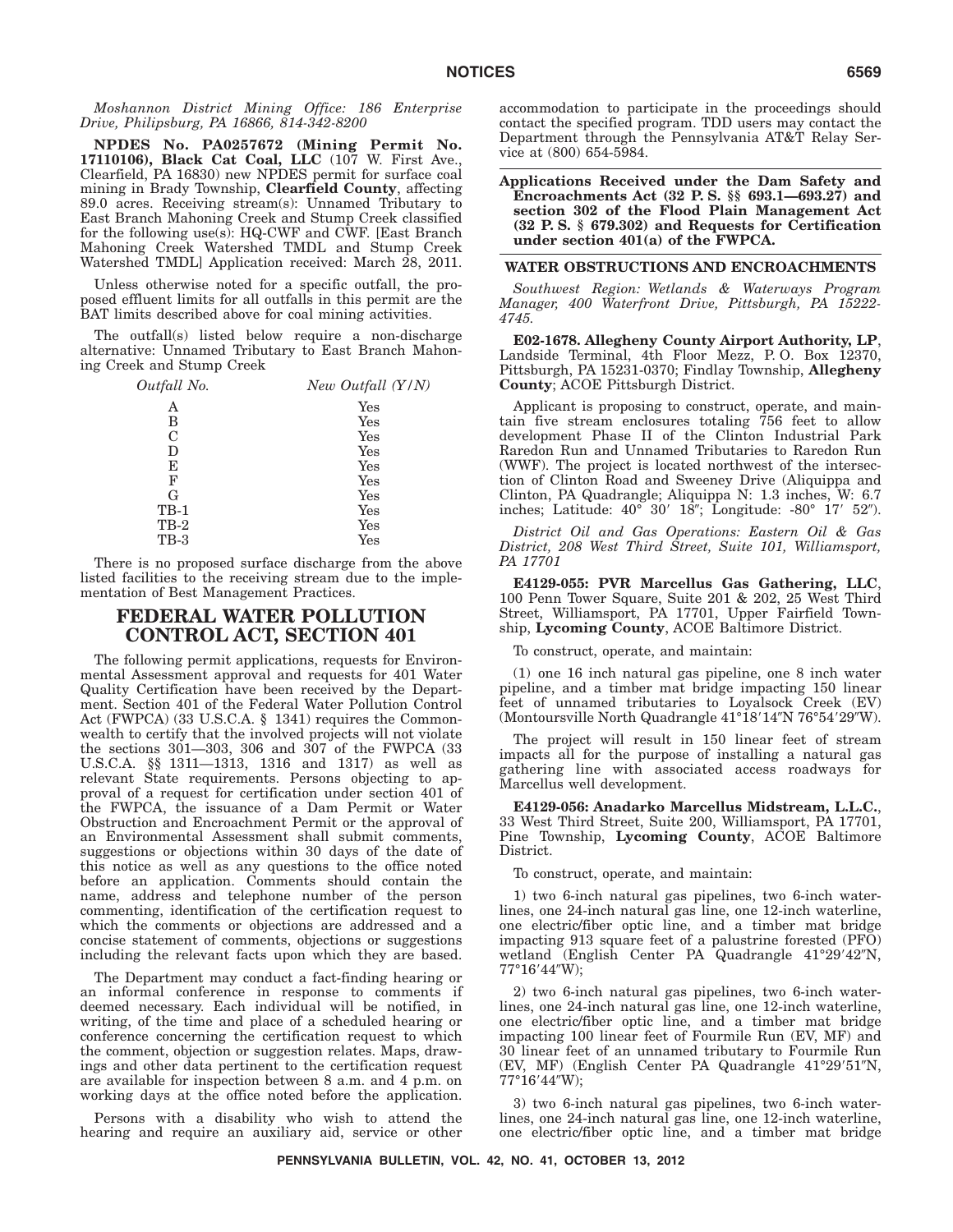*Moshannon District Mining Office: 186 Enterprise Drive, Philipsburg, PA 16866, 814-342-8200*

**NPDES No. PA0257672 (Mining Permit No. 17110106), Black Cat Coal, LLC** (107 W. First Ave., Clearfield, PA 16830) new NPDES permit for surface coal mining in Brady Township, **Clearfield County**, affecting 89.0 acres. Receiving stream(s): Unnamed Tributary to East Branch Mahoning Creek and Stump Creek classified for the following use(s): HQ-CWF and CWF. [East Branch Mahoning Creek Watershed TMDL and Stump Creek Watershed TMDL] Application received: March 28, 2011.

Unless otherwise noted for a specific outfall, the proposed effluent limits for all outfalls in this permit are the BAT limits described above for coal mining activities.

The outfall(s) listed below require a non-discharge alternative: Unnamed Tributary to East Branch Mahoning Creek and Stump Creek

| *Outfall No.* | *New Outfall (Y/N)* |
|---|---|
| A | Yes |
| B | Yes |
| C | Yes |
| D | Yes |
| E | Yes |
| F | Yes |
| G | Yes |
| TB-1 | Yes |
| TB-2 | Yes |
| TB-3 | Yes |

There is no proposed surface discharge from the above listed facilities to the receiving stream due to the implementation of Best Management Practices.

# FEDERAL WATER POLLUTION CONTROL ACT, SECTION 401

The following permit applications, requests for Environmental Assessment approval and requests for 401 Water Quality Certification have been received by the Department. Section 401 of the Federal Water Pollution Control Act (FWPCA) (33 U.S.C.A. § 1341) requires the Commonwealth to certify that the involved projects will not violate the sections 301—303, 306 and 307 of the FWPCA (33 U.S.C.A. §§ 1311—1313, 1316 and 1317) as well as relevant State requirements. Persons objecting to approval of a request for certification under section 401 of the FWPCA, the issuance of a Dam Permit or Water Obstruction and Encroachment Permit or the approval of an Environmental Assessment shall submit comments, suggestions or objections within 30 days of the date of this notice as well as any questions to the office noted before an application. Comments should contain the name, address and telephone number of the person commenting, identification of the certification request to which the comments or objections are addressed and a concise statement of comments, objections or suggestions including the relevant facts upon which they are based.

The Department may conduct a fact-finding hearing or an informal conference in response to comments if deemed necessary. Each individual will be notified, in writing, of the time and place of a scheduled hearing or conference concerning the certification request to which the comment, objection or suggestion relates. Maps, drawings and other data pertinent to the certification request are available for inspection between 8 a.m. and 4 p.m. on working days at the office noted before the application.

Persons with a disability who wish to attend the hearing and require an auxiliary aid, service or other accommodation to participate in the proceedings should contact the specified program. TDD users may contact the Department through the Pennsylvania AT&T Relay Service at (800) 654-5984.

**Applications Received under the Dam Safety and Encroachments Act (32 P. S. §§ 693.1—693.27) and section 302 of the Flood Plain Management Act (32 P. S. § 679.302) and Requests for Certification under section 401(a) of the FWPCA.**

**WATER OBSTRUCTIONS AND ENCROACHMENTS**

*Southwest Region: Wetlands & Waterways Program Manager, 400 Waterfront Drive, Pittsburgh, PA 15222-4745.*

**E02-1678. Allegheny County Airport Authority, LP**, Landside Terminal, 4th Floor Mezz, P. O. Box 12370, Pittsburgh, PA 15231-0370; Findlay Township, **Allegheny County**; ACOE Pittsburgh District.

Applicant is proposing to construct, operate, and maintain five stream enclosures totaling 756 feet to allow development Phase II of the Clinton Industrial Park Raredon Run and Unnamed Tributaries to Raredon Run (WWF). The project is located northwest of the intersection of Clinton Road and Sweeney Drive (Aliquippa and Clinton, PA Quadrangle; Aliquippa N: 1.3 inches, W: 6.7 inches; Latitude: 40° 30′ 18″; Longitude: -80° 17′ 52″).

*District Oil and Gas Operations: Eastern Oil & Gas District, 208 West Third Street, Suite 101, Williamsport, PA 17701*

**E4129-055: PVR Marcellus Gas Gathering, LLC**, 100 Penn Tower Square, Suite 201 & 202, 25 West Third Street, Williamsport, PA 17701, Upper Fairfield Township, **Lycoming County**, ACOE Baltimore District.

To construct, operate, and maintain:

(1) one 16 inch natural gas pipeline, one 8 inch water pipeline, and a timber mat bridge impacting 150 linear feet of unnamed tributaries to Loyalsock Creek (EV) (Montoursville North Quadrangle 41°18′14″N 76°54′29″W).

The project will result in 150 linear feet of stream impacts all for the purpose of installing a natural gas gathering line with associated access roadways for Marcellus well development.

**E4129-056: Anadarko Marcellus Midstream, L.L.C.**, 33 West Third Street, Suite 200, Williamsport, PA 17701, Pine Township, **Lycoming County**, ACOE Baltimore District.

To construct, operate, and maintain:

1) two 6-inch natural gas pipelines, two 6-inch waterlines, one 24-inch natural gas line, one 12-inch waterline, one electric/fiber optic line, and a timber mat bridge impacting 913 square feet of a palustrine forested (PFO) wetland (English Center PA Quadrangle 41°29′42″N, 77°16′44″W);

2) two 6-inch natural gas pipelines, two 6-inch waterlines, one 24-inch natural gas line, one 12-inch waterline, one electric/fiber optic line, and a timber mat bridge impacting 100 linear feet of Fourmile Run (EV, MF) and 30 linear feet of an unnamed tributary to Fourmile Run (EV, MF) (English Center PA Quadrangle 41°29′51″N, 77°16′44″W);

3) two 6-inch natural gas pipelines, two 6-inch waterlines, one 24-inch natural gas line, one 12-inch waterline, one electric/fiber optic line, and a timber mat bridge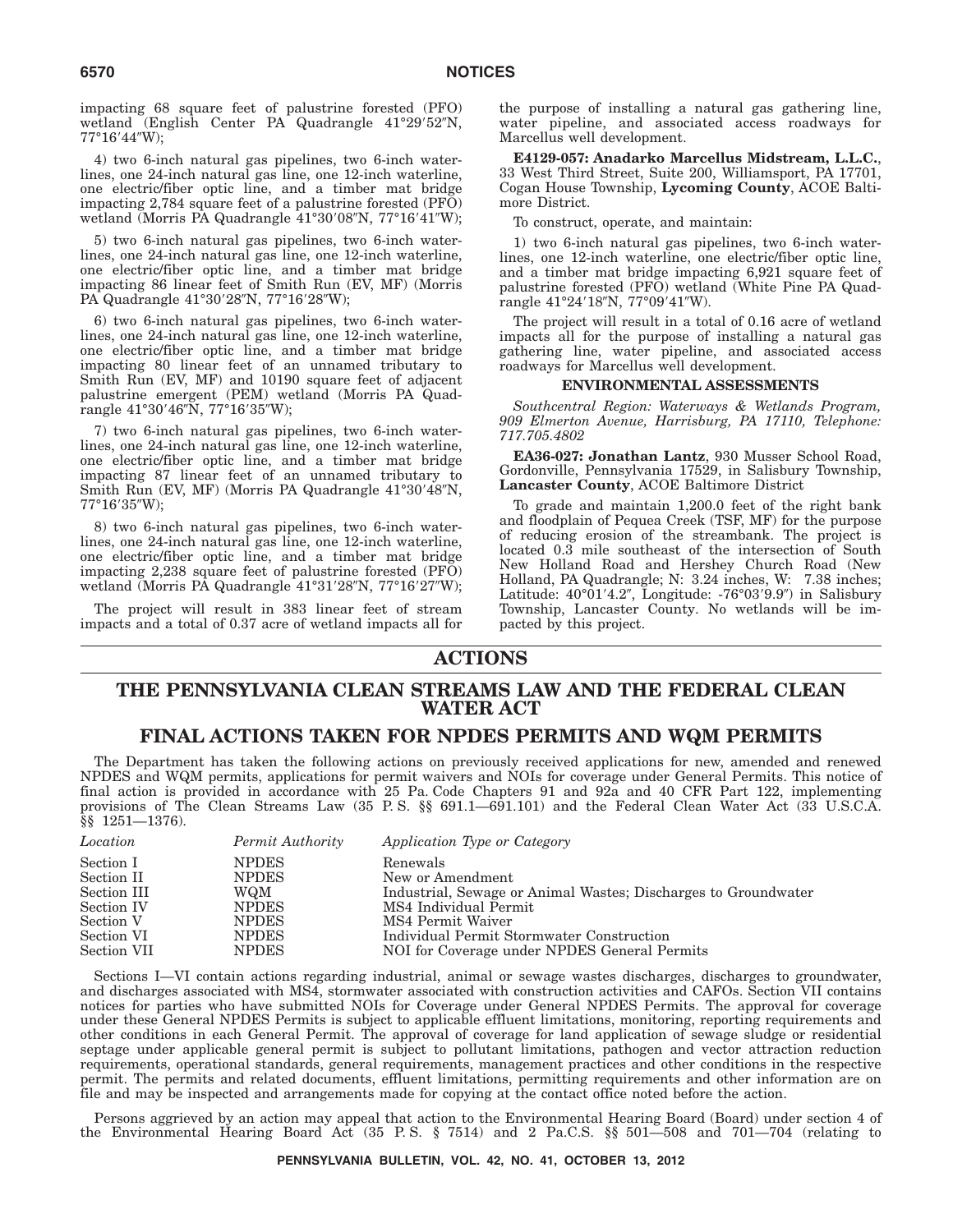impacting 68 square feet of palustrine forested (PFO) wetland (English Center PA Quadrangle 41°29′52″N, 77°16′44″W);

4) two 6-inch natural gas pipelines, two 6-inch waterlines, one 24-inch natural gas line, one 12-inch waterline, one electric/fiber optic line, and a timber mat bridge impacting 2,784 square feet of a palustrine forested (PFO) wetland (Morris PA Quadrangle 41°30′08″N, 77°16′41″W);

5) two 6-inch natural gas pipelines, two 6-inch waterlines, one 24-inch natural gas line, one 12-inch waterline, one electric/fiber optic line, and a timber mat bridge impacting 86 linear feet of Smith Run (EV, MF) (Morris PA Quadrangle 41°30′28″N, 77°16′28″W);

6) two 6-inch natural gas pipelines, two 6-inch waterlines, one 24-inch natural gas line, one 12-inch waterline, one electric/fiber optic line, and a timber mat bridge impacting 80 linear feet of an unnamed tributary to Smith Run (EV, MF) and 10190 square feet of adjacent palustrine emergent (PEM) wetland (Morris PA Quadrangle 41°30′46″N, 77°16′35″W);

7) two 6-inch natural gas pipelines, two 6-inch waterlines, one 24-inch natural gas line, one 12-inch waterline, one electric/fiber optic line, and a timber mat bridge impacting 87 linear feet of an unnamed tributary to Smith Run (EV, MF) (Morris PA Quadrangle 41°30′48″N, 77°16′35″W);

8) two 6-inch natural gas pipelines, two 6-inch waterlines, one 24-inch natural gas line, one 12-inch waterline, one electric/fiber optic line, and a timber mat bridge impacting 2,238 square feet of palustrine forested (PFO) wetland (Morris PA Quadrangle 41°31′28″N, 77°16′27″W);

The project will result in 383 linear feet of stream impacts and a total of 0.37 acre of wetland impacts all for the purpose of installing a natural gas gathering line, water pipeline, and associated access roadways for Marcellus well development.

**E4129-057: Anadarko Marcellus Midstream, L.L.C.**, 33 West Third Street, Suite 200, Williamsport, PA 17701, Cogan House Township, **Lycoming County**, ACOE Baltimore District.

To construct, operate, and maintain:

1) two 6-inch natural gas pipelines, two 6-inch waterlines, one 12-inch waterline, one electric/fiber optic line, and a timber mat bridge impacting 6,921 square feet of palustrine forested (PFO) wetland (White Pine PA Quadrangle 41°24′18″N, 77°09′41″W).

The project will result in a total of 0.16 acre of wetland impacts all for the purpose of installing a natural gas gathering line, water pipeline, and associated access roadways for Marcellus well development.

### ENVIRONMENTAL ASSESSMENTS

*Southcentral Region: Waterways & Wetlands Program, 909 Elmerton Avenue, Harrisburg, PA 17110, Telephone: 717.705.4802*

**EA36-027: Jonathan Lantz**, 930 Musser School Road, Gordonville, Pennsylvania 17529, in Salisbury Township, **Lancaster County**, ACOE Baltimore District

To grade and maintain 1,200.0 feet of the right bank and floodplain of Pequea Creek (TSF, MF) for the purpose of reducing erosion of the streambank. The project is located 0.3 mile southeast of the intersection of South New Holland Road and Hershey Church Road (New Holland, PA Quadrangle; N: 3.24 inches, W: 7.38 inches; Latitude: 40°01′4.2″, Longitude: -76°03′9.9″) in Salisbury Township, Lancaster County. No wetlands will be impacted by this project.

# ACTIONS

## THE PENNSYLVANIA CLEAN STREAMS LAW AND THE FEDERAL CLEAN WATER ACT

## FINAL ACTIONS TAKEN FOR NPDES PERMITS AND WQM PERMITS

The Department has taken the following actions on previously received applications for new, amended and renewed NPDES and WQM permits, applications for permit waivers and NOIs for coverage under General Permits. This notice of final action is provided in accordance with 25 Pa. Code Chapters 91 and 92a and 40 CFR Part 122, implementing provisions of The Clean Streams Law (35 P. S. §§ 691.1—691.101) and the Federal Clean Water Act (33 U.S.C.A. §§ 1251—1376).

| *Location* | *Permit Authority* | *Application Type or Category* |
|---|---|---|
| Section I | NPDES | Renewals |
| Section II | NPDES | New or Amendment |
| Section III | WQM | Industrial, Sewage or Animal Wastes; Discharges to Groundwater |
| Section IV | NPDES | MS4 Individual Permit |
| Section V | NPDES | MS4 Permit Waiver |
| Section VI | NPDES | Individual Permit Stormwater Construction |
| Section VII | NPDES | NOI for Coverage under NPDES General Permits |

Sections I—VI contain actions regarding industrial, animal or sewage wastes discharges, discharges to groundwater, and discharges associated with MS4, stormwater associated with construction activities and CAFOs. Section VII contains notices for parties who have submitted NOIs for Coverage under General NPDES Permits. The approval for coverage under these General NPDES Permits is subject to applicable effluent limitations, monitoring, reporting requirements and other conditions in each General Permit. The approval of coverage for land application of sewage sludge or residential septage under applicable general permit is subject to pollutant limitations, pathogen and vector attraction reduction requirements, operational standards, general requirements, management practices and other conditions in the respective permit. The permits and related documents, effluent limitations, permitting requirements and other information are on file and may be inspected and arrangements made for copying at the contact office noted before the action.

Persons aggrieved by an action may appeal that action to the Environmental Hearing Board (Board) under section 4 of the Environmental Hearing Board Act (35 P. S. § 7514) and 2 Pa.C.S. §§ 501—508 and 701—704 (relating to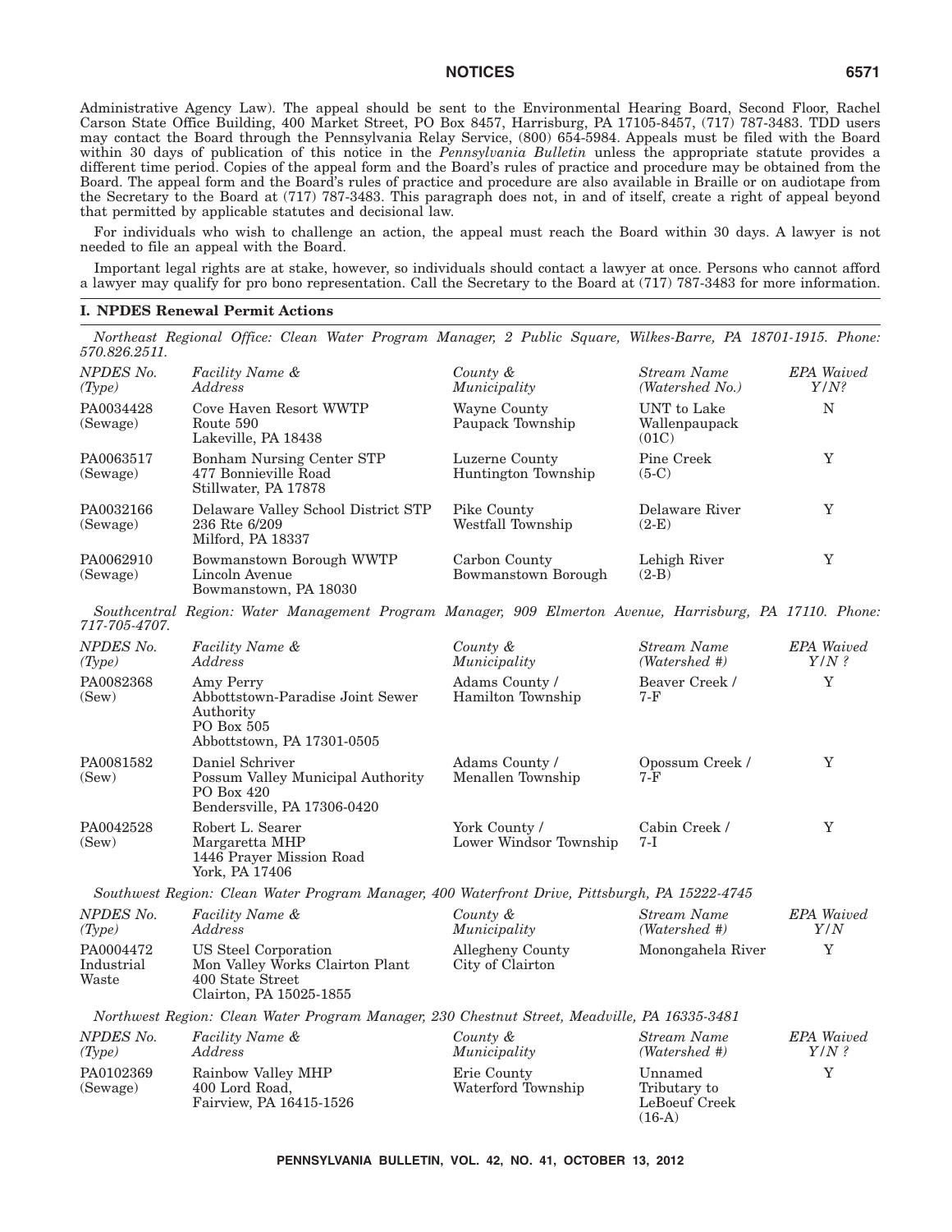Administrative Agency Law). The appeal should be sent to the Environmental Hearing Board, Second Floor, Rachel Carson State Office Building, 400 Market Street, PO Box 8457, Harrisburg, PA 17105-8457, (717) 787-3483. TDD users may contact the Board through the Pennsylvania Relay Service, (800) 654-5984. Appeals must be filed with the Board within 30 days of publication of this notice in the *Pennsylvania Bulletin* unless the appropriate statute provides a different time period. Copies of the appeal form and the Board's rules of practice and procedure may be obtained from the Board. The appeal form and the Board's rules of practice and procedure are also available in Braille or on audiotape from the Secretary to the Board at (717) 787-3483. This paragraph does not, in and of itself, create a right of appeal beyond that permitted by applicable statutes and decisional law.

For individuals who wish to challenge an action, the appeal must reach the Board within 30 days. A lawyer is not needed to file an appeal with the Board.

Important legal rights are at stake, however, so individuals should contact a lawyer at once. Persons who cannot afford a lawyer may qualify for pro bono representation. Call the Secretary to the Board at (717) 787-3483 for more information.

**I. NPDES Renewal Permit Actions**

*Northeast Regional Office: Clean Water Program Manager, 2 Public Square, Wilkes-Barre, PA 18701-1915. Phone: 570.826.2511.*

| *NPDES No. (Type)* | *Facility Name & Address* | *County & Municipality* | *Stream Name (Watershed No.)* | *EPA Waived Y/N?* |
|---|---|---|---|---|
| PA0034428 (Sewage) | Cove Haven Resort WWTP Route 590 Lakeville, PA 18438 | Wayne County Paupack Township | UNT to Lake Wallenpaupack (01C) | N |
| PA0063517 (Sewage) | Bonham Nursing Center STP 477 Bonnieville Road Stillwater, PA 17878 | Luzerne County Huntington Township | Pine Creek (5-C) | Y |
| PA0032166 (Sewage) | Delaware Valley School District STP 236 Rte 6/209 Milford, PA 18337 | Pike County Westfall Township | Delaware River (2-E) | Y |
| PA0062910 (Sewage) | Bowmanstown Borough WWTP Lincoln Avenue Bowmanstown, PA 18030 | Carbon County Bowmanstown Borough | Lehigh River (2-B) | Y |

*Southcentral Region: Water Management Program Manager, 909 Elmerton Avenue, Harrisburg, PA 17110. Phone: 717-705-4707.*

| *NPDES No. (Type)* | *Facility Name & Address* | *County & Municipality* | *Stream Name (Watershed #)* | *EPA Waived Y/N ?* |
|---|---|---|---|---|
| PA0082368 (Sew) | Amy Perry Abbottstown-Paradise Joint Sewer Authority PO Box 505 Abbottstown, PA 17301-0505 | Adams County / Hamilton Township | Beaver Creek / 7-F | Y |
| PA0081582 (Sew) | Daniel Schriver Possum Valley Municipal Authority PO Box 420 Bendersville, PA 17306-0420 | Adams County / Menallen Township | Opossum Creek / 7-F | Y |
| PA0042528 (Sew) | Robert L. Searer Margaretta MHP 1446 Prayer Mission Road York, PA 17406 | York County / Lower Windsor Township | Cabin Creek / 7-I | Y |

*Southwest Region: Clean Water Program Manager, 400 Waterfront Drive, Pittsburgh, PA 15222-4745*

| *NPDES No. (Type)* | *Facility Name & Address* | *County & Municipality* | *Stream Name (Watershed #)* | *EPA Waived Y/N* |
|---|---|---|---|---|
| PA0004472 Industrial Waste | US Steel Corporation Mon Valley Works Clairton Plant 400 State Street Clairton, PA 15025-1855 | Allegheny County City of Clairton | Monongahela River | Y |

*Northwest Region: Clean Water Program Manager, 230 Chestnut Street, Meadville, PA 16335-3481*

| *NPDES No. (Type)* | *Facility Name & Address* | *County & Municipality* | *Stream Name (Watershed #)* | *EPA Waived Y/N ?* |
|---|---|---|---|---|
| PA0102369 (Sewage) | Rainbow Valley MHP 400 Lord Road, Fairview, PA 16415-1526 | Erie County Waterford Township | Unnamed Tributary to LeBoeuf Creek (16-A) | Y |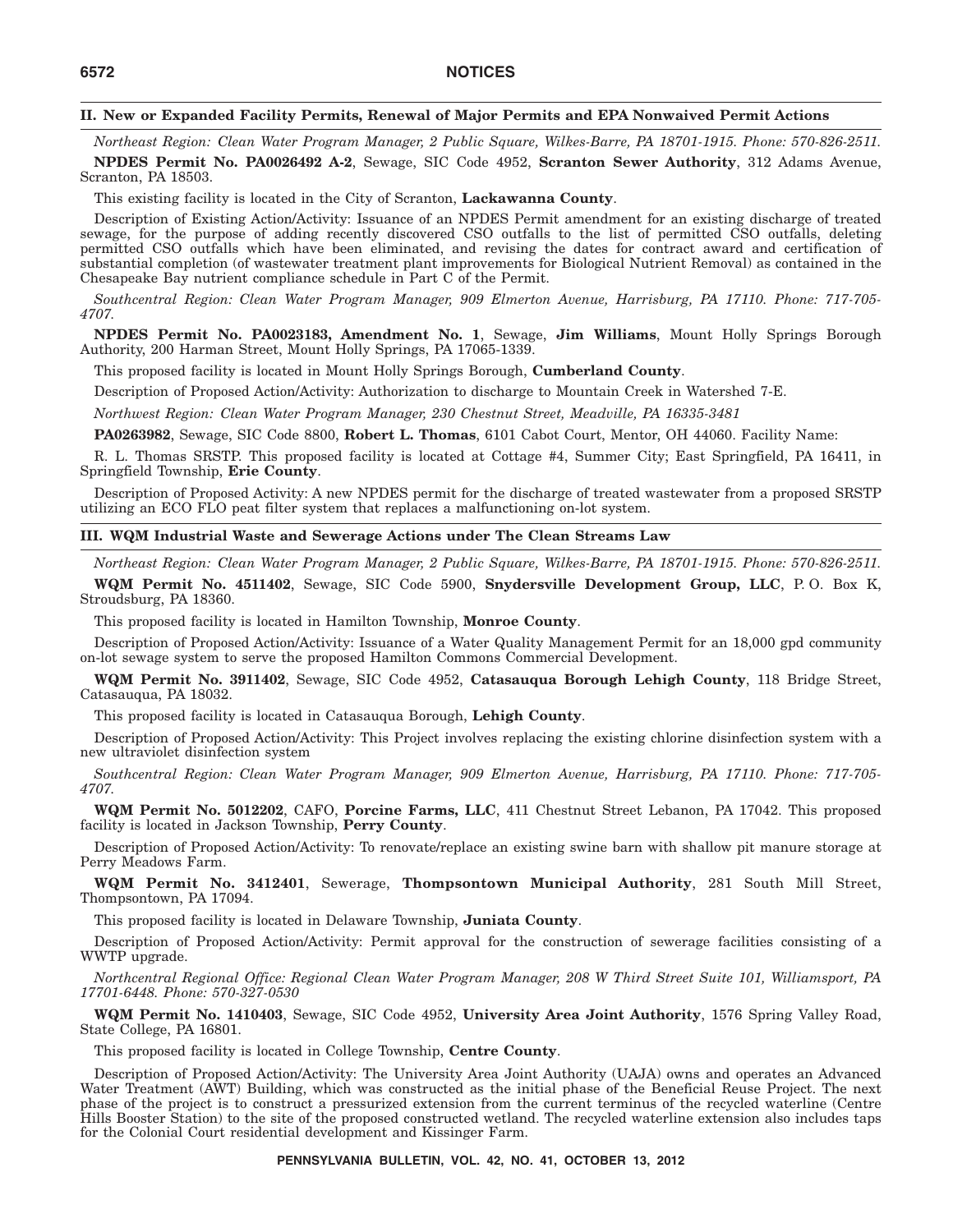## II. New or Expanded Facility Permits, Renewal of Major Permits and EPA Nonwaived Permit Actions

*Northeast Region: Clean Water Program Manager, 2 Public Square, Wilkes-Barre, PA 18701-1915. Phone: 570-826-2511.*

**NPDES Permit No. PA0026492 A-2**, Sewage, SIC Code 4952, **Scranton Sewer Authority**, 312 Adams Avenue, Scranton, PA 18503.

This existing facility is located in the City of Scranton, **Lackawanna County**.

Description of Existing Action/Activity: Issuance of an NPDES Permit amendment for an existing discharge of treated sewage, for the purpose of adding recently discovered CSO outfalls to the list of permitted CSO outfalls, deleting permitted CSO outfalls which have been eliminated, and revising the dates for contract award and certification of substantial completion (of wastewater treatment plant improvements for Biological Nutrient Removal) as contained in the Chesapeake Bay nutrient compliance schedule in Part C of the Permit.

*Southcentral Region: Clean Water Program Manager, 909 Elmerton Avenue, Harrisburg, PA 17110. Phone: 717-705-4707.*

**NPDES Permit No. PA0023183, Amendment No. 1**, Sewage, **Jim Williams**, Mount Holly Springs Borough Authority, 200 Harman Street, Mount Holly Springs, PA 17065-1339.

This proposed facility is located in Mount Holly Springs Borough, **Cumberland County**.

Description of Proposed Action/Activity: Authorization to discharge to Mountain Creek in Watershed 7-E.

*Northwest Region: Clean Water Program Manager, 230 Chestnut Street, Meadville, PA 16335-3481*

**PA0263982**, Sewage, SIC Code 8800, **Robert L. Thomas**, 6101 Cabot Court, Mentor, OH 44060. Facility Name:

R. L. Thomas SRSTP. This proposed facility is located at Cottage #4, Summer City; East Springfield, PA 16411, in Springfield Township, **Erie County**.

Description of Proposed Activity: A new NPDES permit for the discharge of treated wastewater from a proposed SRSTP utilizing an ECO FLO peat filter system that replaces a malfunctioning on-lot system.

## III. WQM Industrial Waste and Sewerage Actions under The Clean Streams Law

*Northeast Region: Clean Water Program Manager, 2 Public Square, Wilkes-Barre, PA 18701-1915. Phone: 570-826-2511.*

**WQM Permit No. 4511402**, Sewage, SIC Code 5900, **Snydersville Development Group, LLC**, P. O. Box K, Stroudsburg, PA 18360.

This proposed facility is located in Hamilton Township, **Monroe County**.

Description of Proposed Action/Activity: Issuance of a Water Quality Management Permit for an 18,000 gpd community on-lot sewage system to serve the proposed Hamilton Commons Commercial Development.

**WQM Permit No. 3911402**, Sewage, SIC Code 4952, **Catasauqua Borough Lehigh County**, 118 Bridge Street, Catasauqua, PA 18032.

This proposed facility is located in Catasauqua Borough, **Lehigh County**.

Description of Proposed Action/Activity: This Project involves replacing the existing chlorine disinfection system with a new ultraviolet disinfection system

*Southcentral Region: Clean Water Program Manager, 909 Elmerton Avenue, Harrisburg, PA 17110. Phone: 717-705-4707.*

**WQM Permit No. 5012202**, CAFO, **Porcine Farms, LLC**, 411 Chestnut Street Lebanon, PA 17042. This proposed facility is located in Jackson Township, **Perry County**.

Description of Proposed Action/Activity: To renovate/replace an existing swine barn with shallow pit manure storage at Perry Meadows Farm.

**WQM Permit No. 3412401**, Sewerage, **Thompsontown Municipal Authority**, 281 South Mill Street, Thompsontown, PA 17094.

This proposed facility is located in Delaware Township, **Juniata County**.

Description of Proposed Action/Activity: Permit approval for the construction of sewerage facilities consisting of a WWTP upgrade.

*Northcentral Regional Office: Regional Clean Water Program Manager, 208 W Third Street Suite 101, Williamsport, PA 17701-6448. Phone: 570-327-0530*

**WQM Permit No. 1410403**, Sewage, SIC Code 4952, **University Area Joint Authority**, 1576 Spring Valley Road, State College, PA 16801.

This proposed facility is located in College Township, **Centre County**.

Description of Proposed Action/Activity: The University Area Joint Authority (UAJA) owns and operates an Advanced Water Treatment (AWT) Building, which was constructed as the initial phase of the Beneficial Reuse Project. The next phase of the project is to construct a pressurized extension from the current terminus of the recycled waterline (Centre Hills Booster Station) to the site of the proposed constructed wetland. The recycled waterline extension also includes taps for the Colonial Court residential development and Kissinger Farm.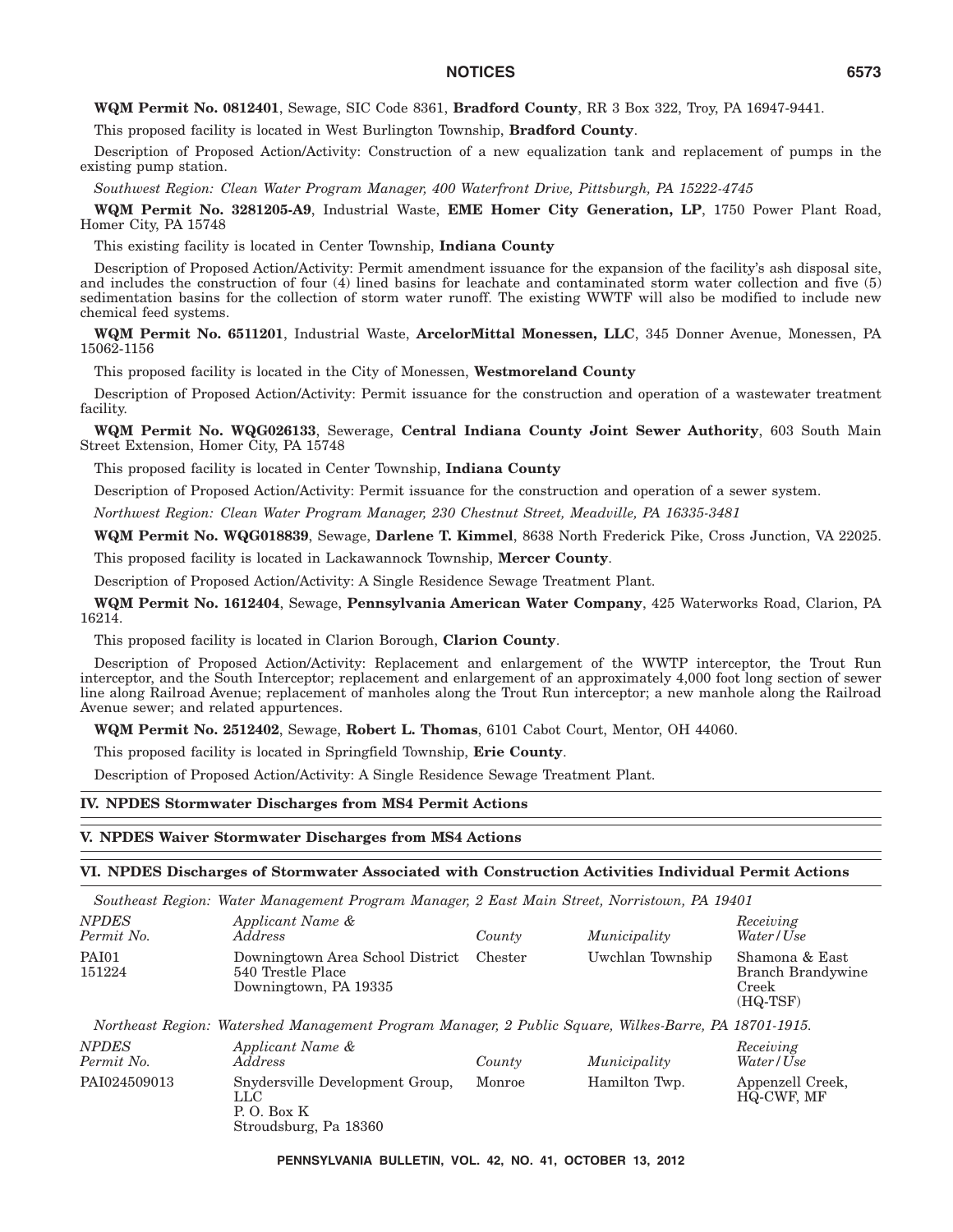**WQM Permit No. 0812401**, Sewage, SIC Code 8361, **Bradford County**, RR 3 Box 322, Troy, PA 16947-9441.

This proposed facility is located in West Burlington Township, **Bradford County**.

Description of Proposed Action/Activity: Construction of a new equalization tank and replacement of pumps in the existing pump station.

*Southwest Region: Clean Water Program Manager, 400 Waterfront Drive, Pittsburgh, PA 15222-4745*

**WQM Permit No. 3281205-A9**, Industrial Waste, **EME Homer City Generation, LP**, 1750 Power Plant Road, Homer City, PA 15748

This existing facility is located in Center Township, **Indiana County**

Description of Proposed Action/Activity: Permit amendment issuance for the expansion of the facility's ash disposal site, and includes the construction of four (4) lined basins for leachate and contaminated storm water collection and five (5) sedimentation basins for the collection of storm water runoff. The existing WWTF will also be modified to include new chemical feed systems.

**WQM Permit No. 6511201**, Industrial Waste, **ArcelorMittal Monessen, LLC**, 345 Donner Avenue, Monessen, PA 15062-1156

This proposed facility is located in the City of Monessen, **Westmoreland County**

Description of Proposed Action/Activity: Permit issuance for the construction and operation of a wastewater treatment facility.

**WQM Permit No. WQG026133**, Sewerage, **Central Indiana County Joint Sewer Authority**, 603 South Main Street Extension, Homer City, PA 15748

This proposed facility is located in Center Township, **Indiana County**

Description of Proposed Action/Activity: Permit issuance for the construction and operation of a sewer system.

*Northwest Region: Clean Water Program Manager, 230 Chestnut Street, Meadville, PA 16335-3481*

**WQM Permit No. WQG018839**, Sewage, **Darlene T. Kimmel**, 8638 North Frederick Pike, Cross Junction, VA 22025.

This proposed facility is located in Lackawannock Township, **Mercer County**.

Description of Proposed Action/Activity: A Single Residence Sewage Treatment Plant.

**WQM Permit No. 1612404**, Sewage, **Pennsylvania American Water Company**, 425 Waterworks Road, Clarion, PA 16214.

This proposed facility is located in Clarion Borough, **Clarion County**.

Description of Proposed Action/Activity: Replacement and enlargement of the WWTP interceptor, the Trout Run interceptor, and the South Interceptor; replacement and enlargement of an approximately 4,000 foot long section of sewer line along Railroad Avenue; replacement of manholes along the Trout Run interceptor; a new manhole along the Railroad Avenue sewer; and related appurtences.

**WQM Permit No. 2512402**, Sewage, **Robert L. Thomas**, 6101 Cabot Court, Mentor, OH 44060.

This proposed facility is located in Springfield Township, **Erie County**.

Description of Proposed Action/Activity: A Single Residence Sewage Treatment Plant.

## IV. NPDES Stormwater Discharges from MS4 Permit Actions

## V. NPDES Waiver Stormwater Discharges from MS4 Actions

## VI. NPDES Discharges of Stormwater Associated with Construction Activities Individual Permit Actions

*Southeast Region: Water Management Program Manager, 2 East Main Street, Norristown, PA 19401*

| *NPDES Permit No.* | *Applicant Name & Address* | *County* | *Municipality* | *Receiving Water/Use* |
|---|---|---|---|---|
| PAI01 151224 | Downingtown Area School District 540 Trestle Place Downingtown, PA 19335 | Chester | Uwchlan Township | Shamona & East Branch Brandywine Creek (HQ-TSF) |

*Northeast Region: Watershed Management Program Manager, 2 Public Square, Wilkes-Barre, PA 18701-1915.*

| *NPDES Permit No.* | *Applicant Name & Address* | *County* | *Municipality* | *Receiving Water/Use* |
|---|---|---|---|---|
| PAI024509013 | Snydersville Development Group, LLC P. O. Box K Stroudsburg, Pa 18360 | Monroe | Hamilton Twp. | Appenzell Creek, HQ-CWF, MF |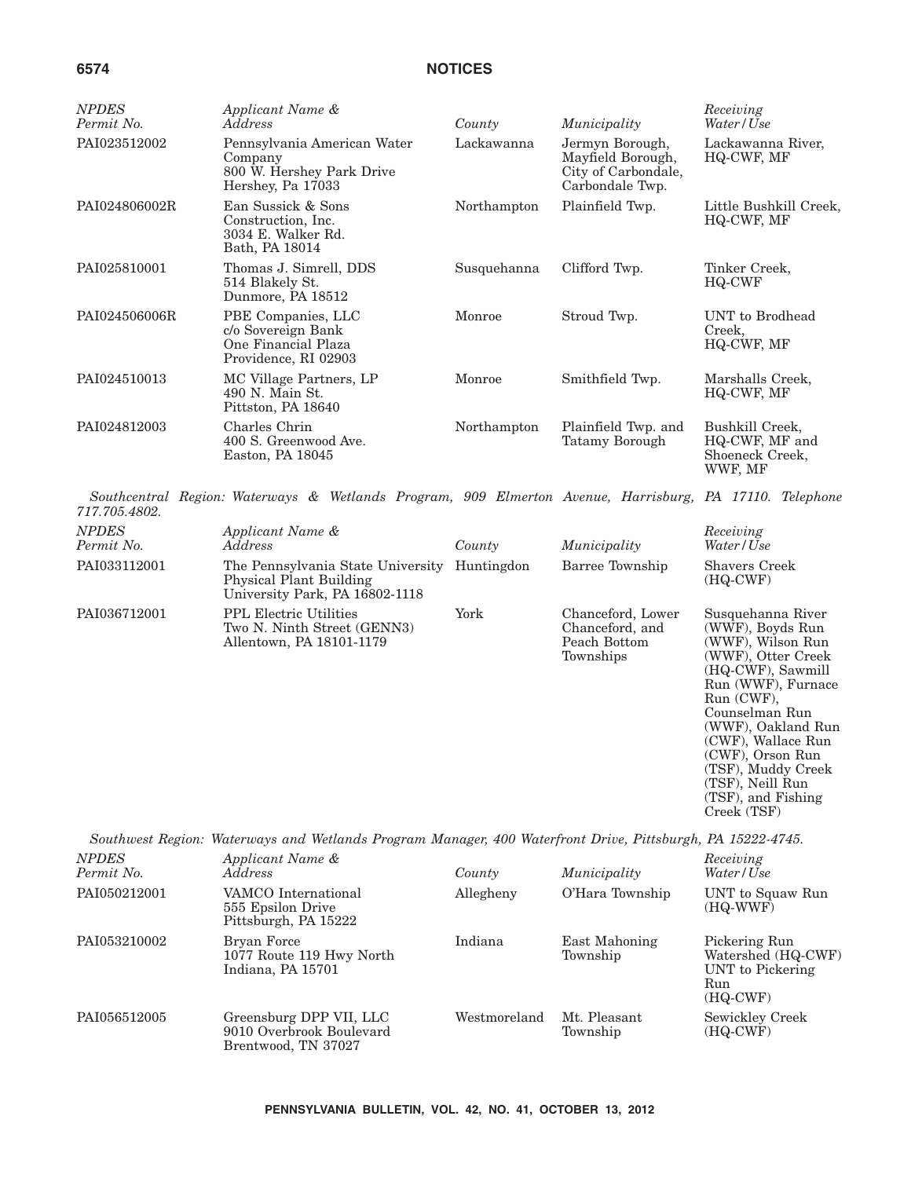| NPDES Permit No. | Applicant Name & Address | County | Municipality | Receiving Water/Use |
|---|---|---|---|---|
| PAI023512002 | Pennsylvania American Water Company 800 W. Hershey Park Drive Hershey, Pa 17033 | Lackawanna | Jermyn Borough, Mayfield Borough, City of Carbondale, Carbondale Twp. | Lackawanna River, HQ-CWF, MF |
| PAI024806002R | Ean Sussick & Sons Construction, Inc. 3034 E. Walker Rd. Bath, PA 18014 | Northampton | Plainfield Twp. | Little Bushkill Creek, HQ-CWF, MF |
| PAI025810001 | Thomas J. Simrell, DDS 514 Blakely St. Dunmore, PA 18512 | Susquehanna | Clifford Twp. | Tinker Creek, HQ-CWF |
| PAI024506006R | PBE Companies, LLC c/o Sovereign Bank One Financial Plaza Providence, RI 02903 | Monroe | Stroud Twp. | UNT to Brodhead Creek, HQ-CWF, MF |
| PAI024510013 | MC Village Partners, LP 490 N. Main St. Pittston, PA 18640 | Monroe | Smithfield Twp. | Marshalls Creek, HQ-CWF, MF |
| PAI024812003 | Charles Chrin 400 S. Greenwood Ave. Easton, PA 18045 | Northampton | Plainfield Twp. and Tatamy Borough | Bushkill Creek, HQ-CWF, MF and Shoeneck Creek, WWF, MF |

*Southcentral Region: Waterways & Wetlands Program, 909 Elmerton Avenue, Harrisburg, PA 17110. Telephone 717.705.4802.*

| NPDES Permit No. | Applicant Name & Address | County | Municipality | Receiving Water/Use |
|---|---|---|---|---|
| PAI033112001 | The Pennsylvania State University Physical Plant Building University Park, PA 16802-1118 | Huntingdon | Barree Township | Shavers Creek (HQ-CWF) |
| PAI036712001 | PPL Electric Utilities Two N. Ninth Street (GENN3) Allentown, PA 18101-1179 | York | Chanceford, Lower Chanceford, and Peach Bottom Townships | Susquehanna River (WWF), Boyds Run (WWF), Wilson Run (WWF), Otter Creek (HQ-CWF), Sawmill Run (WWF), Furnace Run (CWF), Counselman Run (WWF), Oakland Run (CWF), Wallace Run (CWF), Orson Run (TSF), Muddy Creek (TSF), Neill Run (TSF), and Fishing Creek (TSF) |

*Southwest Region: Waterways and Wetlands Program Manager, 400 Waterfront Drive, Pittsburgh, PA 15222-4745.*

| NPDES Permit No. | Applicant Name & Address | County | Municipality | Receiving Water/Use |
|---|---|---|---|---|
| PAI050212001 | VAMCO International 555 Epsilon Drive Pittsburgh, PA 15222 | Allegheny | O'Hara Township | UNT to Squaw Run (HQ-WWF) |
| PAI053210002 | Bryan Force 1077 Route 119 Hwy North Indiana, PA 15701 | Indiana | East Mahoning Township | Pickering Run Watershed (HQ-CWF) UNT to Pickering Run (HQ-CWF) |
| PAI056512005 | Greensburg DPP VII, LLC 9010 Overbrook Boulevard Brentwood, TN 37027 | Westmoreland | Mt. Pleasant Township | Sewickley Creek (HQ-CWF) |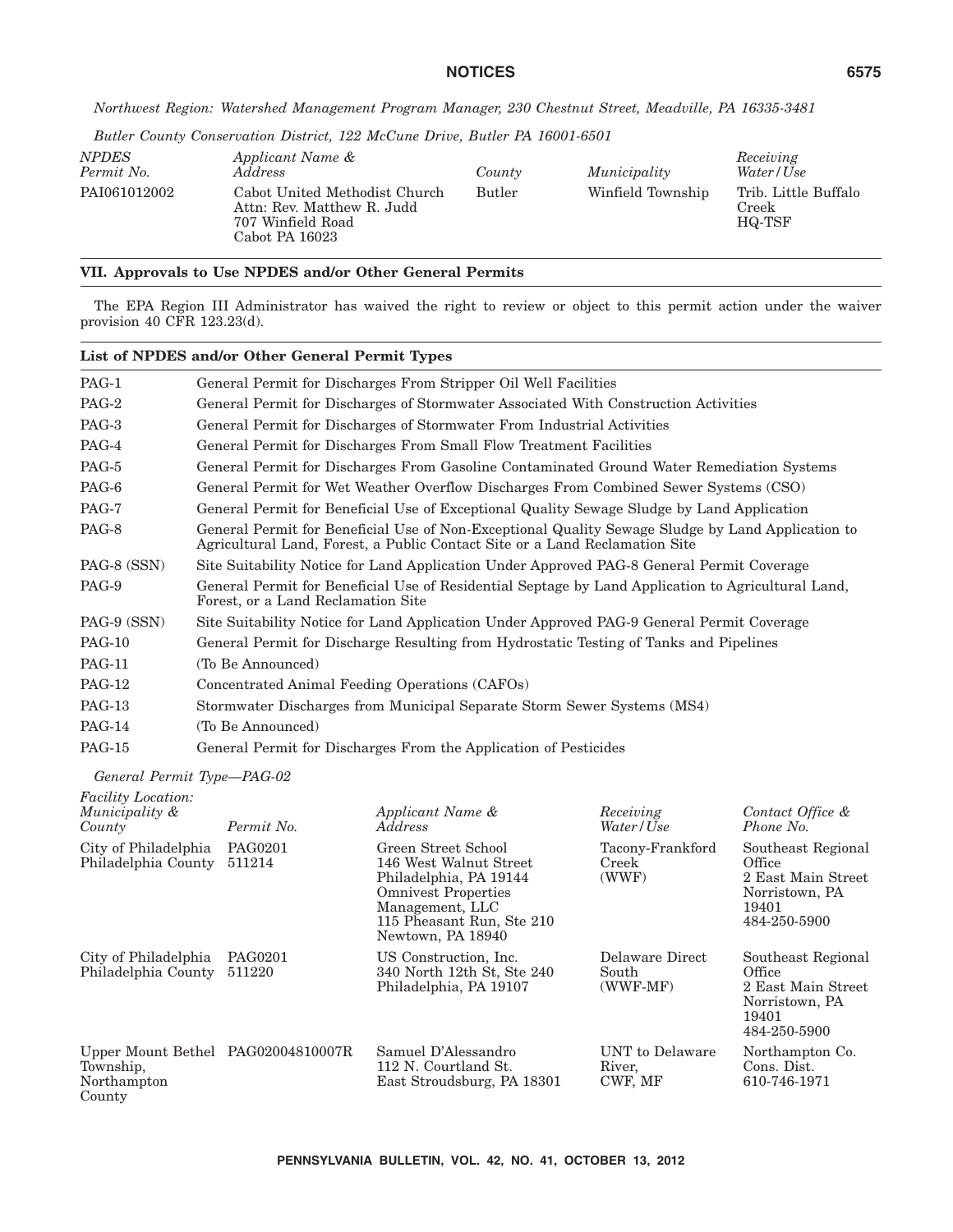*Northwest Region: Watershed Management Program Manager, 230 Chestnut Street, Meadville, PA 16335-3481*

*Butler County Conservation District, 122 McCune Drive, Butler PA 16001-6501*

| *NPDES Permit No.* | *Applicant Name & Address* | *County* | *Municipality* | *Receiving Water/Use* |
|---|---|---|---|---|
| PAI061012002 | Cabot United Methodist Church Attn: Rev. Matthew R. Judd 707 Winfield Road Cabot PA 16023 | Butler | Winfield Township | Trib. Little Buffalo Creek HQ-TSF |

## VII. Approvals to Use NPDES and/or Other General Permits

The EPA Region III Administrator has waived the right to review or object to this permit action under the waiver provision 40 CFR 123.23(d).

### List of NPDES and/or Other General Permit Types

| | |
|---|---|
| PAG-1 | General Permit for Discharges From Stripper Oil Well Facilities |
| PAG-2 | General Permit for Discharges of Stormwater Associated With Construction Activities |
| PAG-3 | General Permit for Discharges of Stormwater From Industrial Activities |
| PAG-4 | General Permit for Discharges From Small Flow Treatment Facilities |
| PAG-5 | General Permit for Discharges From Gasoline Contaminated Ground Water Remediation Systems |
| PAG-6 | General Permit for Wet Weather Overflow Discharges From Combined Sewer Systems (CSO) |
| PAG-7 | General Permit for Beneficial Use of Exceptional Quality Sewage Sludge by Land Application |
| PAG-8 | General Permit for Beneficial Use of Non-Exceptional Quality Sewage Sludge by Land Application to Agricultural Land, Forest, a Public Contact Site or a Land Reclamation Site |
| PAG-8 (SSN) | Site Suitability Notice for Land Application Under Approved PAG-8 General Permit Coverage |
| PAG-9 | General Permit for Beneficial Use of Residential Septage by Land Application to Agricultural Land, Forest, or a Land Reclamation Site |
| PAG-9 (SSN) | Site Suitability Notice for Land Application Under Approved PAG-9 General Permit Coverage |
| PAG-10 | General Permit for Discharge Resulting from Hydrostatic Testing of Tanks and Pipelines |
| PAG-11 | (To Be Announced) |
| PAG-12 | Concentrated Animal Feeding Operations (CAFOs) |
| PAG-13 | Stormwater Discharges from Municipal Separate Storm Sewer Systems (MS4) |
| PAG-14 | (To Be Announced) |
| PAG-15 | General Permit for Discharges From the Application of Pesticides |

*General Permit Type—PAG-02*

| *Facility Location: Municipality & County* | *Permit No.* | *Applicant Name & Address* | *Receiving Water/Use* | *Contact Office & Phone No.* |
|---|---|---|---|---|
| City of Philadelphia Philadelphia County | PAG0201 511214 | Green Street School 146 West Walnut Street Philadelphia, PA 19144 Omnivest Properties Management, LLC 115 Pheasant Run, Ste 210 Newtown, PA 18940 | Tacony-Frankford Creek (WWF) | Southeast Regional Office 2 East Main Street Norristown, PA 19401 484-250-5900 |
| City of Philadelphia Philadelphia County | PAG0201 511220 | US Construction, Inc. 340 North 12th St, Ste 240 Philadelphia, PA 19107 | Delaware Direct South (WWF-MF) | Southeast Regional Office 2 East Main Street Norristown, PA 19401 484-250-5900 |
| Upper Mount Bethel Township, Northampton County | PAG02004810007R | Samuel D'Alessandro 112 N. Courtland St. East Stroudsburg, PA 18301 | UNT to Delaware River, CWF, MF | Northampton Co. Cons. Dist. 610-746-1971 |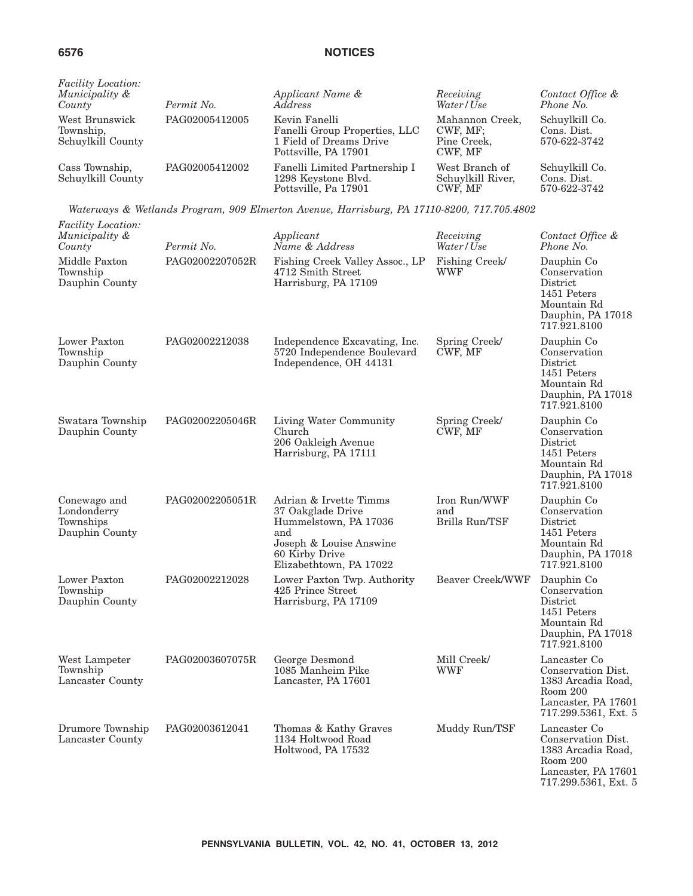| *Facility Location: Municipality & County* | *Permit No.* | *Applicant Name & Address* | *Receiving Water/Use* | *Contact Office & Phone No.* |
|---|---|---|---|---|
| West Brunswick Township, Schuylkill County | PAG02005412005 | Kevin Fanelli Fanelli Group Properties, LLC 1 Field of Dreams Drive Pottsville, PA 17901 | Mahannon Creek, CWF, MF; Pine Creek, CWF, MF | Schuylkill Co. Cons. Dist. 570-622-3742 |
| Cass Township, Schuylkill County | PAG02005412002 | Fanelli Limited Partnership I 1298 Keystone Blvd. Pottsville, Pa 17901 | West Branch of Schuylkill River, CWF, MF | Schuylkill Co. Cons. Dist. 570-622-3742 |

*Waterways & Wetlands Program, 909 Elmerton Avenue, Harrisburg, PA 17110-8200, 717.705.4802*

| *Facility Location: Municipality & County* | *Permit No.* | *Applicant Name & Address* | *Receiving Water/Use* | *Contact Office & Phone No.* |
|---|---|---|---|---|
| Middle Paxton Township Dauphin County | PAG02002207052R | Fishing Creek Valley Assoc., LP 4712 Smith Street Harrisburg, PA 17109 | Fishing Creek/ WWF | Dauphin Co Conservation District 1451 Peters Mountain Rd Dauphin, PA 17018 717.921.8100 |
| Lower Paxton Township Dauphin County | PAG02002212038 | Independence Excavating, Inc. 5720 Independence Boulevard Independence, OH 44131 | Spring Creek/ CWF, MF | Dauphin Co Conservation District 1451 Peters Mountain Rd Dauphin, PA 17018 717.921.8100 |
| Swatara Township Dauphin County | PAG02002205046R | Living Water Community Church 206 Oakleigh Avenue Harrisburg, PA 17111 | Spring Creek/ CWF, MF | Dauphin Co Conservation District 1451 Peters Mountain Rd Dauphin, PA 17018 717.921.8100 |
| Conewago and Londonderry Townships Dauphin County | PAG02002205051R | Adrian & Irvette Timms 37 Oakglade Drive Hummelstown, PA 17036 and Joseph & Louise Answine 60 Kirby Drive Elizabethtown, PA 17022 | Iron Run/WWF and Brills Run/TSF | Dauphin Co Conservation District 1451 Peters Mountain Rd Dauphin, PA 17018 717.921.8100 |
| Lower Paxton Township Dauphin County | PAG02002212028 | Lower Paxton Twp. Authority 425 Prince Street Harrisburg, PA 17109 | Beaver Creek/WWF | Dauphin Co Conservation District 1451 Peters Mountain Rd Dauphin, PA 17018 717.921.8100 |
| West Lampeter Township Lancaster County | PAG02003607075R | George Desmond 1085 Manheim Pike Lancaster, PA 17601 | Mill Creek/ WWF | Lancaster Co Conservation Dist. 1383 Arcadia Road, Room 200 Lancaster, PA 17601 717.299.5361, Ext. 5 |
| Drumore Township Lancaster County | PAG02003612041 | Thomas & Kathy Graves 1134 Holtwood Road Holtwood, PA 17532 | Muddy Run/TSF | Lancaster Co Conservation Dist. 1383 Arcadia Road, Room 200 Lancaster, PA 17601 717.299.5361, Ext. 5 |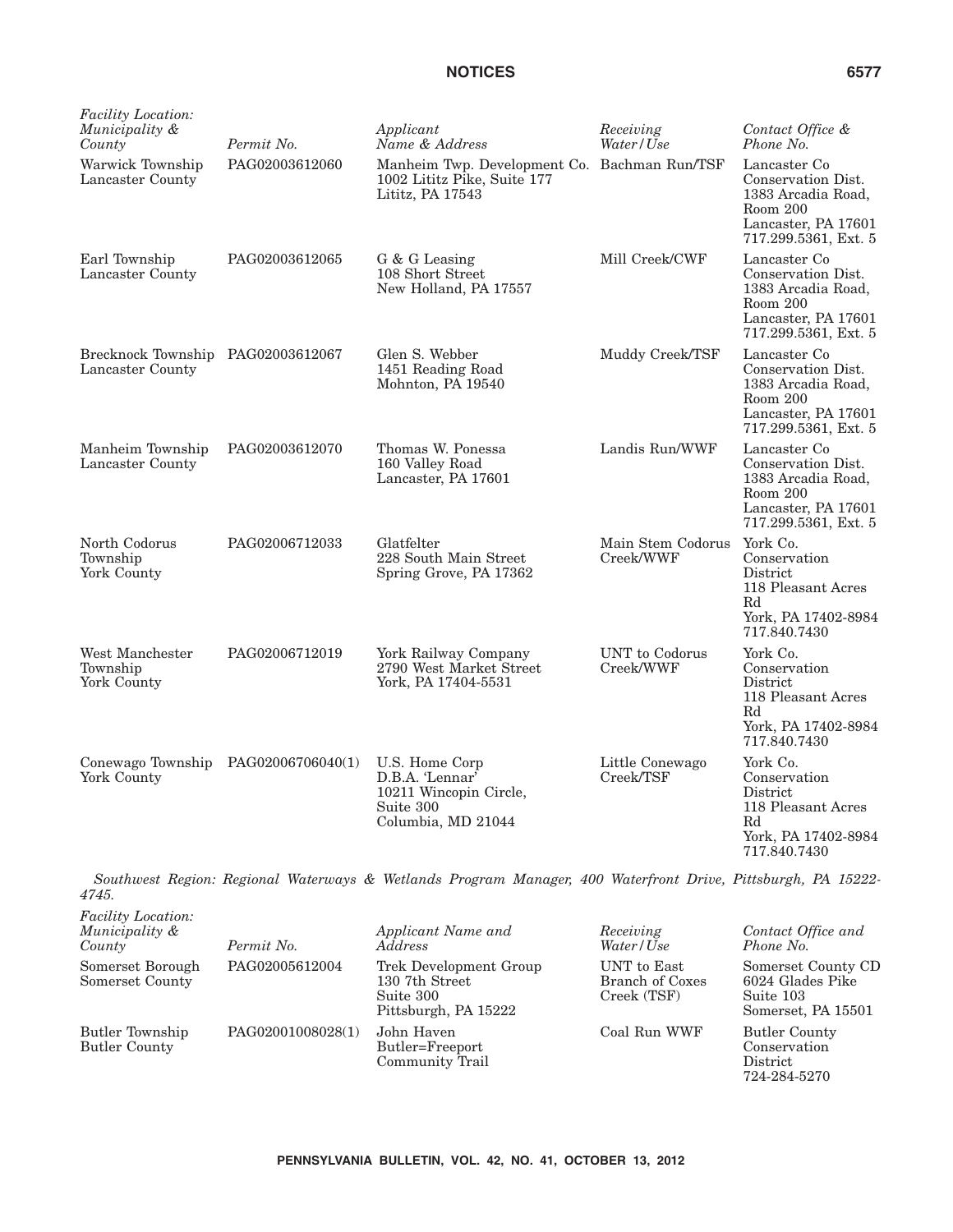| *Facility Location: Municipality & County* | *Permit No.* | *Applicant Name & Address* | *Receiving Water/Use* | *Contact Office & Phone No.* |
|---|---|---|---|---|
| Warwick Township Lancaster County | PAG02003612060 | Manheim Twp. Development Co. 1002 Lititz Pike, Suite 177 Lititz, PA 17543 | Bachman Run/TSF | Lancaster Co Conservation Dist. 1383 Arcadia Road, Room 200 Lancaster, PA 17601 717.299.5361, Ext. 5 |
| Earl Township Lancaster County | PAG02003612065 | G & G Leasing 108 Short Street New Holland, PA 17557 | Mill Creek/CWF | Lancaster Co Conservation Dist. 1383 Arcadia Road, Room 200 Lancaster, PA 17601 717.299.5361, Ext. 5 |
| Brecknock Township Lancaster County | PAG02003612067 | Glen S. Webber 1451 Reading Road Mohnton, PA 19540 | Muddy Creek/TSF | Lancaster Co Conservation Dist. 1383 Arcadia Road, Room 200 Lancaster, PA 17601 717.299.5361, Ext. 5 |
| Manheim Township Lancaster County | PAG02003612070 | Thomas W. Ponessa 160 Valley Road Lancaster, PA 17601 | Landis Run/WWF | Lancaster Co Conservation Dist. 1383 Arcadia Road, Room 200 Lancaster, PA 17601 717.299.5361, Ext. 5 |
| North Codorus Township York County | PAG02006712033 | Glatfelter 228 South Main Street Spring Grove, PA 17362 | Main Stem Codorus Creek/WWF | York Co. Conservation District 118 Pleasant Acres Rd York, PA 17402-8984 717.840.7430 |
| West Manchester Township York County | PAG02006712019 | York Railway Company 2790 West Market Street York, PA 17404-5531 | UNT to Codorus Creek/WWF | York Co. Conservation District 118 Pleasant Acres Rd York, PA 17402-8984 717.840.7430 |
| Conewago Township York County | PAG02006706040(1) | U.S. Home Corp D.B.A. 'Lennar' 10211 Wincopin Circle, Suite 300 Columbia, MD 21044 | Little Conewago Creek/TSF | York Co. Conservation District 118 Pleasant Acres Rd York, PA 17402-8984 717.840.7430 |

*Southwest Region: Regional Waterways & Wetlands Program Manager, 400 Waterfront Drive, Pittsburgh, PA 15222-4745.*

| *Facility Location: Municipality & County* | *Permit No.* | *Applicant Name and Address* | *Receiving Water/Use* | *Contact Office and Phone No.* |
|---|---|---|---|---|
| Somerset Borough Somerset County | PAG02005612004 | Trek Development Group 130 7th Street Suite 300 Pittsburgh, PA 15222 | UNT to East Branch of Coxes Creek (TSF) | Somerset County CD 6024 Glades Pike Suite 103 Somerset, PA 15501 |
| Butler Township Butler County | PAG02001008028(1) | John Haven Butler=Freeport Community Trail | Coal Run WWF | Butler County Conservation District 724-284-5270 |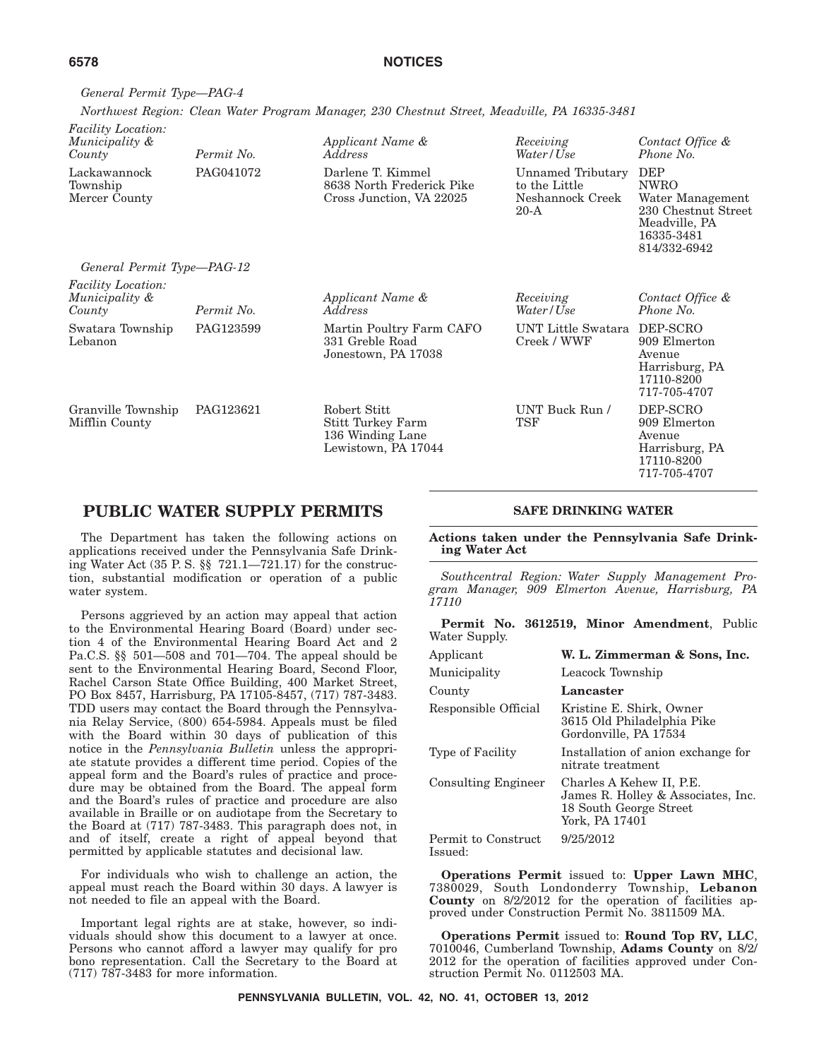*General Permit Type—PAG-4*

*Northwest Region: Clean Water Program Manager, 230 Chestnut Street, Meadville, PA 16335-3481*

| *Facility Location: Municipality & County* | *Permit No.* | *Applicant Name & Address* | *Receiving Water/Use* | *Contact Office & Phone No.* |
|---|---|---|---|---|
| Lackawannock Township Mercer County | PAG041072 | Darlene T. Kimmel 8638 North Frederick Pike Cross Junction, VA 22025 | Unnamed Tributary to the Little Neshannock Creek 20-A | DEP NWRO Water Management 230 Chestnut Street Meadville, PA 16335-3481 814/332-6942 |

*General Permit Type—PAG-12*

| *Facility Location: Municipality & County* | *Permit No.* | *Applicant Name & Address* | *Receiving Water/Use* | *Contact Office & Phone No.* |
|---|---|---|---|---|
| Swatara Township Lebanon | PAG123599 | Martin Poultry Farm CAFO 331 Greble Road Jonestown, PA 17038 | UNT Little Swatara Creek / WWF | DEP-SCRO 909 Elmerton Avenue Harrisburg, PA 17110-8200 717-705-4707 |
| Granville Township Mifflin County | PAG123621 | Robert Stitt Stitt Turkey Farm 136 Winding Lane Lewistown, PA 17044 | UNT Buck Run / TSF | DEP-SCRO 909 Elmerton Avenue Harrisburg, PA 17110-8200 717-705-4707 |

# PUBLIC WATER SUPPLY PERMITS

The Department has taken the following actions on applications received under the Pennsylvania Safe Drinking Water Act (35 P. S. §§ 721.1—721.17) for the construction, substantial modification or operation of a public water system.

Persons aggrieved by an action may appeal that action to the Environmental Hearing Board (Board) under section 4 of the Environmental Hearing Board Act and 2 Pa.C.S. §§ 501—508 and 701—704. The appeal should be sent to the Environmental Hearing Board, Second Floor, Rachel Carson State Office Building, 400 Market Street, PO Box 8457, Harrisburg, PA 17105-8457, (717) 787-3483. TDD users may contact the Board through the Pennsylvania Relay Service, (800) 654-5984. Appeals must be filed with the Board within 30 days of publication of this notice in the *Pennsylvania Bulletin* unless the appropriate statute provides a different time period. Copies of the appeal form and the Board's rules of practice and procedure may be obtained from the Board. The appeal form and the Board's rules of practice and procedure are also available in Braille or on audiotape from the Secretary to the Board at (717) 787-3483. This paragraph does not, in and of itself, create a right of appeal beyond that permitted by applicable statutes and decisional law.

For individuals who wish to challenge an action, the appeal must reach the Board within 30 days. A lawyer is not needed to file an appeal with the Board.

Important legal rights are at stake, however, so individuals should show this document to a lawyer at once. Persons who cannot afford a lawyer may qualify for pro bono representation. Call the Secretary to the Board at (717) 787-3483 for more information.

## SAFE DRINKING WATER

**Actions taken under the Pennsylvania Safe Drinking Water Act**

*Southcentral Region: Water Supply Management Program Manager, 909 Elmerton Avenue, Harrisburg, PA 17110*

**Permit No. 3612519, Minor Amendment**, Public Water Supply.

| | |
|---|---|
| Applicant | **W. L. Zimmerman & Sons, Inc.** |
| Municipality | Leacock Township |
| County | **Lancaster** |
| Responsible Official | Kristine E. Shirk, Owner 3615 Old Philadelphia Pike Gordonville, PA 17534 |
| Type of Facility | Installation of anion exchange for nitrate treatment |
| Consulting Engineer | Charles A Kehew II, P.E. James R. Holley & Associates, Inc. 18 South George Street York, PA 17401 |
| Permit to Construct Issued: | 9/25/2012 |

**Operations Permit** issued to: **Upper Lawn MHC**, 7380029, South Londonderry Township, **Lebanon County** on 8/2/2012 for the operation of facilities approved under Construction Permit No. 3811509 MA.

**Operations Permit** issued to: **Round Top RV, LLC**, 7010046, Cumberland Township, **Adams County** on 8/2/2012 for the operation of facilities approved under Construction Permit No. 0112503 MA.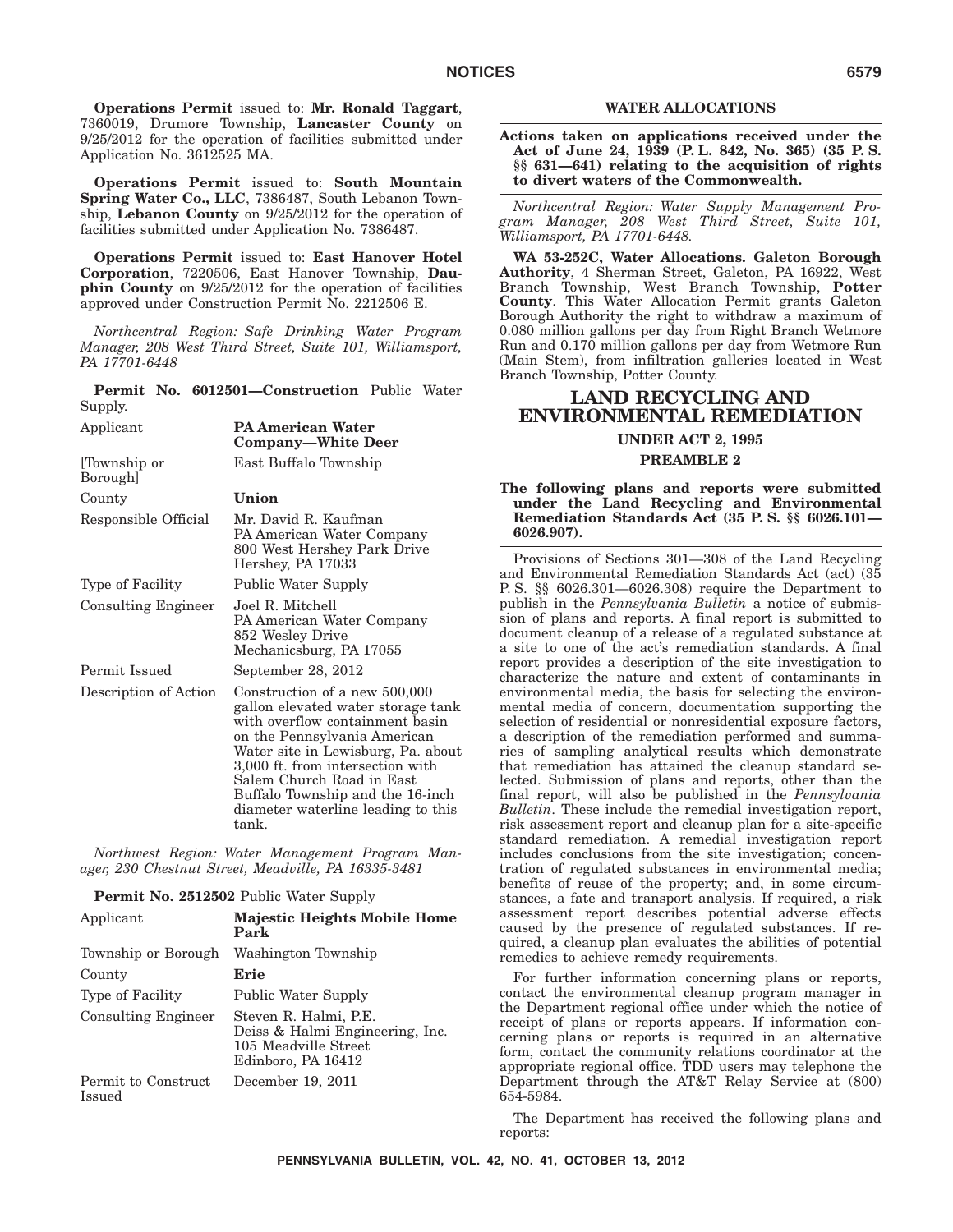**Operations Permit** issued to: **Mr. Ronald Taggart**, 7360019, Drumore Township, **Lancaster County** on 9/25/2012 for the operation of facilities submitted under Application No. 3612525 MA.

**Operations Permit** issued to: **South Mountain Spring Water Co., LLC**, 7386487, South Lebanon Township, **Lebanon County** on 9/25/2012 for the operation of facilities submitted under Application No. 7386487.

**Operations Permit** issued to: **East Hanover Hotel Corporation**, 7220506, East Hanover Township, **Dauphin County** on 9/25/2012 for the operation of facilities approved under Construction Permit No. 2212506 E.

*Northcentral Region: Safe Drinking Water Program Manager, 208 West Third Street, Suite 101, Williamsport, PA 17701-6448*

**Permit No. 6012501—Construction** Public Water Supply.

| | |
|---|---|
| Applicant | **PA American Water Company—White Deer** |
| [Township or Borough] | East Buffalo Township |
| County | **Union** |
| Responsible Official | Mr. David R. Kaufman<br>PA American Water Company<br>800 West Hershey Park Drive<br>Hershey, PA 17033 |
| Type of Facility | Public Water Supply |
| Consulting Engineer | Joel R. Mitchell<br>PA American Water Company<br>852 Wesley Drive<br>Mechanicsburg, PA 17055 |
| Permit Issued | September 28, 2012 |
| Description of Action | Construction of a new 500,000 gallon elevated water storage tank with overflow containment basin on the Pennsylvania American Water site in Lewisburg, Pa. about 3,000 ft. from intersection with Salem Church Road in East Buffalo Township and the 16-inch diameter waterline leading to this tank. |

*Northwest Region: Water Management Program Manager, 230 Chestnut Street, Meadville, PA 16335-3481*

**Permit No. 2512502** Public Water Supply

| | |
|---|---|
| Applicant | **Majestic Heights Mobile Home Park** |
| Township or Borough | Washington Township |
| County | **Erie** |
| Type of Facility | Public Water Supply |
| Consulting Engineer | Steven R. Halmi, P.E.<br>Deiss & Halmi Engineering, Inc.<br>105 Meadville Street<br>Edinboro, PA 16412 |
| Permit to Construct Issued | December 19, 2011 |

## WATER ALLOCATIONS

**Actions taken on applications received under the Act of June 24, 1939 (P. L. 842, No. 365) (35 P. S. §§ 631—641) relating to the acquisition of rights to divert waters of the Commonwealth.**

*Northcentral Region: Water Supply Management Program Manager, 208 West Third Street, Suite 101, Williamsport, PA 17701-6448.*

**WA 53-252C, Water Allocations. Galeton Borough Authority**, 4 Sherman Street, Galeton, PA 16922, West Branch Township, West Branch Township, **Potter County**. This Water Allocation Permit grants Galeton Borough Authority the right to withdraw a maximum of 0.080 million gallons per day from Right Branch Wetmore Run and 0.170 million gallons per day from Wetmore Run (Main Stem), from infiltration galleries located in West Branch Township, Potter County.

# LAND RECYCLING AND ENVIRONMENTAL REMEDIATION

## UNDER ACT 2, 1995

## PREAMBLE 2

**The following plans and reports were submitted under the Land Recycling and Environmental Remediation Standards Act (35 P. S. §§ 6026.101—6026.907).**

Provisions of Sections 301—308 of the Land Recycling and Environmental Remediation Standards Act (act) (35 P. S. §§ 6026.301—6026.308) require the Department to publish in the *Pennsylvania Bulletin* a notice of submission of plans and reports. A final report is submitted to document cleanup of a release of a regulated substance at a site to one of the act's remediation standards. A final report provides a description of the site investigation to characterize the nature and extent of contaminants in environmental media, the basis for selecting the environmental media of concern, documentation supporting the selection of residential or nonresidential exposure factors, a description of the remediation performed and summaries of sampling analytical results which demonstrate that remediation has attained the cleanup standard selected. Submission of plans and reports, other than the final report, will also be published in the *Pennsylvania Bulletin*. These include the remedial investigation report, risk assessment report and cleanup plan for a site-specific standard remediation. A remedial investigation report includes conclusions from the site investigation; concentration of regulated substances in environmental media; benefits of reuse of the property; and, in some circumstances, a fate and transport analysis. If required, a risk assessment report describes potential adverse effects caused by the presence of regulated substances. If required, a cleanup plan evaluates the abilities of potential remedies to achieve remedy requirements.

For further information concerning plans or reports, contact the environmental cleanup program manager in the Department regional office under which the notice of receipt of plans or reports appears. If information concerning plans or reports is required in an alternative form, contact the community relations coordinator at the appropriate regional office. TDD users may telephone the Department through the AT&T Relay Service at (800) 654-5984.

The Department has received the following plans and reports: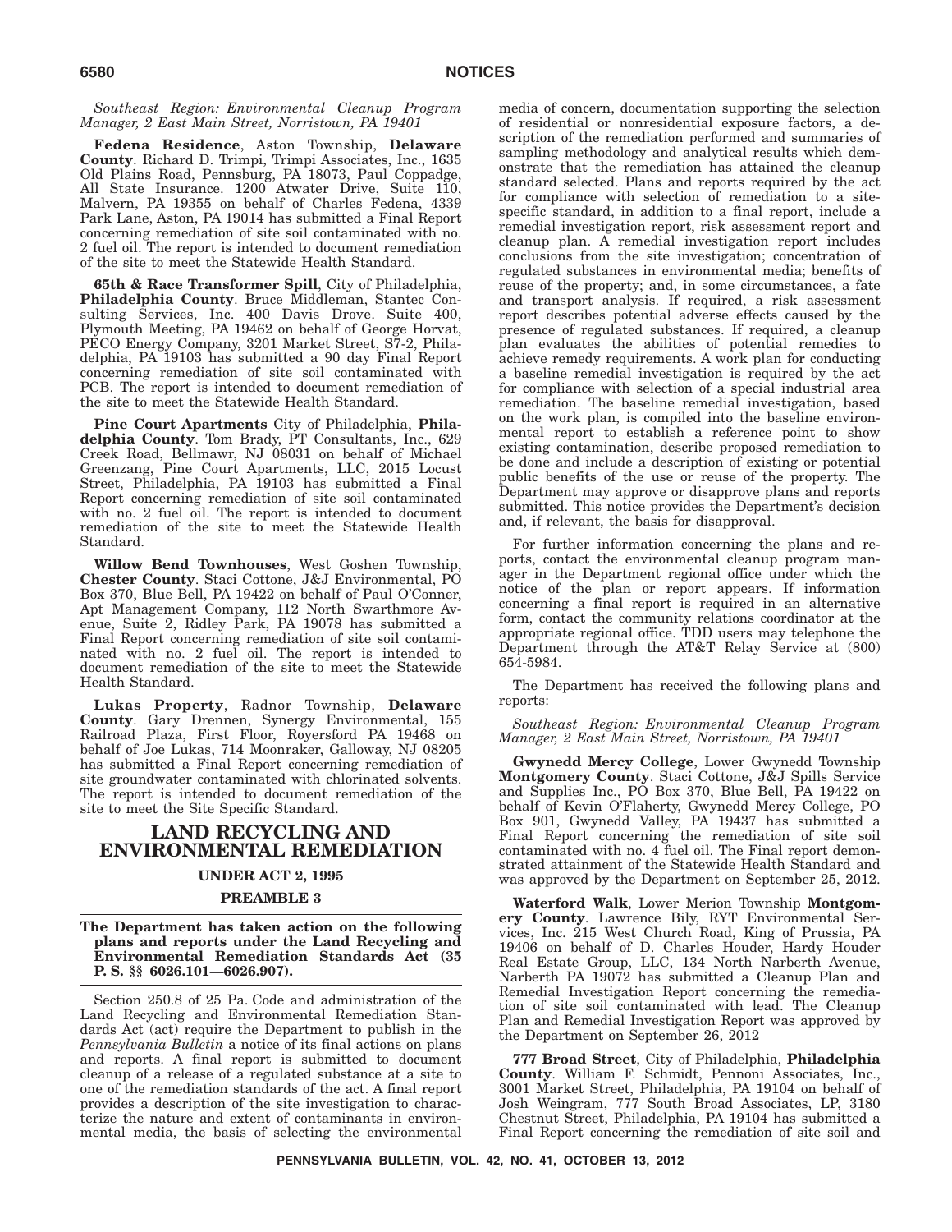*Southeast Region: Environmental Cleanup Program Manager, 2 East Main Street, Norristown, PA 19401*

**Fedena Residence**, Aston Township, **Delaware County**. Richard D. Trimpi, Trimpi Associates, Inc., 1635 Old Plains Road, Pennsburg, PA 18073, Paul Coppadge, All State Insurance. 1200 Atwater Drive, Suite 110, Malvern, PA 19355 on behalf of Charles Fedena, 4339 Park Lane, Aston, PA 19014 has submitted a Final Report concerning remediation of site soil contaminated with no. 2 fuel oil. The report is intended to document remediation of the site to meet the Statewide Health Standard.

**65th & Race Transformer Spill**, City of Philadelphia, **Philadelphia County**. Bruce Middleman, Stantec Consulting Services, Inc. 400 Davis Drove. Suite 400, Plymouth Meeting, PA 19462 on behalf of George Horvat, PECO Energy Company, 3201 Market Street, S7-2, Philadelphia, PA 19103 has submitted a 90 day Final Report concerning remediation of site soil contaminated with PCB. The report is intended to document remediation of the site to meet the Statewide Health Standard.

**Pine Court Apartments** City of Philadelphia, **Philadelphia County**. Tom Brady, PT Consultants, Inc., 629 Creek Road, Bellmawr, NJ 08031 on behalf of Michael Greenzang, Pine Court Apartments, LLC, 2015 Locust Street, Philadelphia, PA 19103 has submitted a Final Report concerning remediation of site soil contaminated with no. 2 fuel oil. The report is intended to document remediation of the site to meet the Statewide Health Standard.

**Willow Bend Townhouses**, West Goshen Township, **Chester County**. Staci Cottone, J&J Environmental, PO Box 370, Blue Bell, PA 19422 on behalf of Paul O'Conner, Apt Management Company, 112 North Swarthmore Avenue, Suite 2, Ridley Park, PA 19078 has submitted a Final Report concerning remediation of site soil contaminated with no. 2 fuel oil. The report is intended to document remediation of the site to meet the Statewide Health Standard.

**Lukas Property**, Radnor Township, **Delaware County**. Gary Drennen, Synergy Environmental, 155 Railroad Plaza, First Floor, Royersford PA 19468 on behalf of Joe Lukas, 714 Moonraker, Galloway, NJ 08205 has submitted a Final Report concerning remediation of site groundwater contaminated with chlorinated solvents. The report is intended to document remediation of the site to meet the Site Specific Standard.

## LAND RECYCLING AND ENVIRONMENTAL REMEDIATION

### UNDER ACT 2, 1995

### PREAMBLE 3

**The Department has taken action on the following plans and reports under the Land Recycling and Environmental Remediation Standards Act (35 P. S. §§ 6026.101—6026.907).**

Section 250.8 of 25 Pa. Code and administration of the Land Recycling and Environmental Remediation Standards Act (act) require the Department to publish in the *Pennsylvania Bulletin* a notice of its final actions on plans and reports. A final report is submitted to document cleanup of a release of a regulated substance at a site to one of the remediation standards of the act. A final report provides a description of the site investigation to characterize the nature and extent of contaminants in environmental media, the basis of selecting the environmental media of concern, documentation supporting the selection of residential or nonresidential exposure factors, a description of the remediation performed and summaries of sampling methodology and analytical results which demonstrate that the remediation has attained the cleanup standard selected. Plans and reports required by the act for compliance with selection of remediation to a site-specific standard, in addition to a final report, include a remedial investigation report, risk assessment report and cleanup plan. A remedial investigation report includes conclusions from the site investigation; concentration of regulated substances in environmental media; benefits of reuse of the property; and, in some circumstances, a fate and transport analysis. If required, a risk assessment report describes potential adverse effects caused by the presence of regulated substances. If required, a cleanup plan evaluates the abilities of potential remedies to achieve remedy requirements. A work plan for conducting a baseline remedial investigation is required by the act for compliance with selection of a special industrial area remediation. The baseline remedial investigation, based on the work plan, is compiled into the baseline environmental report to establish a reference point to show existing contamination, describe proposed remediation to be done and include a description of existing or potential public benefits of the use or reuse of the property. The Department may approve or disapprove plans and reports submitted. This notice provides the Department's decision and, if relevant, the basis for disapproval.

For further information concerning the plans and reports, contact the environmental cleanup program manager in the Department regional office under which the notice of the plan or report appears. If information concerning a final report is required in an alternative form, contact the community relations coordinator at the appropriate regional office. TDD users may telephone the Department through the AT&T Relay Service at (800) 654-5984.

The Department has received the following plans and reports:

*Southeast Region: Environmental Cleanup Program Manager, 2 East Main Street, Norristown, PA 19401*

**Gwynedd Mercy College**, Lower Gwynedd Township **Montgomery County**. Staci Cottone, J&J Spills Service and Supplies Inc., PO Box 370, Blue Bell, PA 19422 on behalf of Kevin O'Flaherty, Gwynedd Mercy College, PO Box 901, Gwynedd Valley, PA 19437 has submitted a Final Report concerning the remediation of site soil contaminated with no. 4 fuel oil. The Final report demonstrated attainment of the Statewide Health Standard and was approved by the Department on September 25, 2012.

**Waterford Walk**, Lower Merion Township **Montgomery County**. Lawrence Bily, RYT Environmental Services, Inc. 215 West Church Road, King of Prussia, PA 19406 on behalf of D. Charles Houder, Hardy Houder Real Estate Group, LLC, 134 North Narberth Avenue, Narberth PA 19072 has submitted a Cleanup Plan and Remedial Investigation Report concerning the remediation of site soil contaminated with lead. The Cleanup Plan and Remedial Investigation Report was approved by the Department on September 26, 2012

**777 Broad Street**, City of Philadelphia, **Philadelphia County**. William F. Schmidt, Pennoni Associates, Inc., 3001 Market Street, Philadelphia, PA 19104 on behalf of Josh Weingram, 777 South Broad Associates, LP, 3180 Chestnut Street, Philadelphia, PA 19104 has submitted a Final Report concerning the remediation of site soil and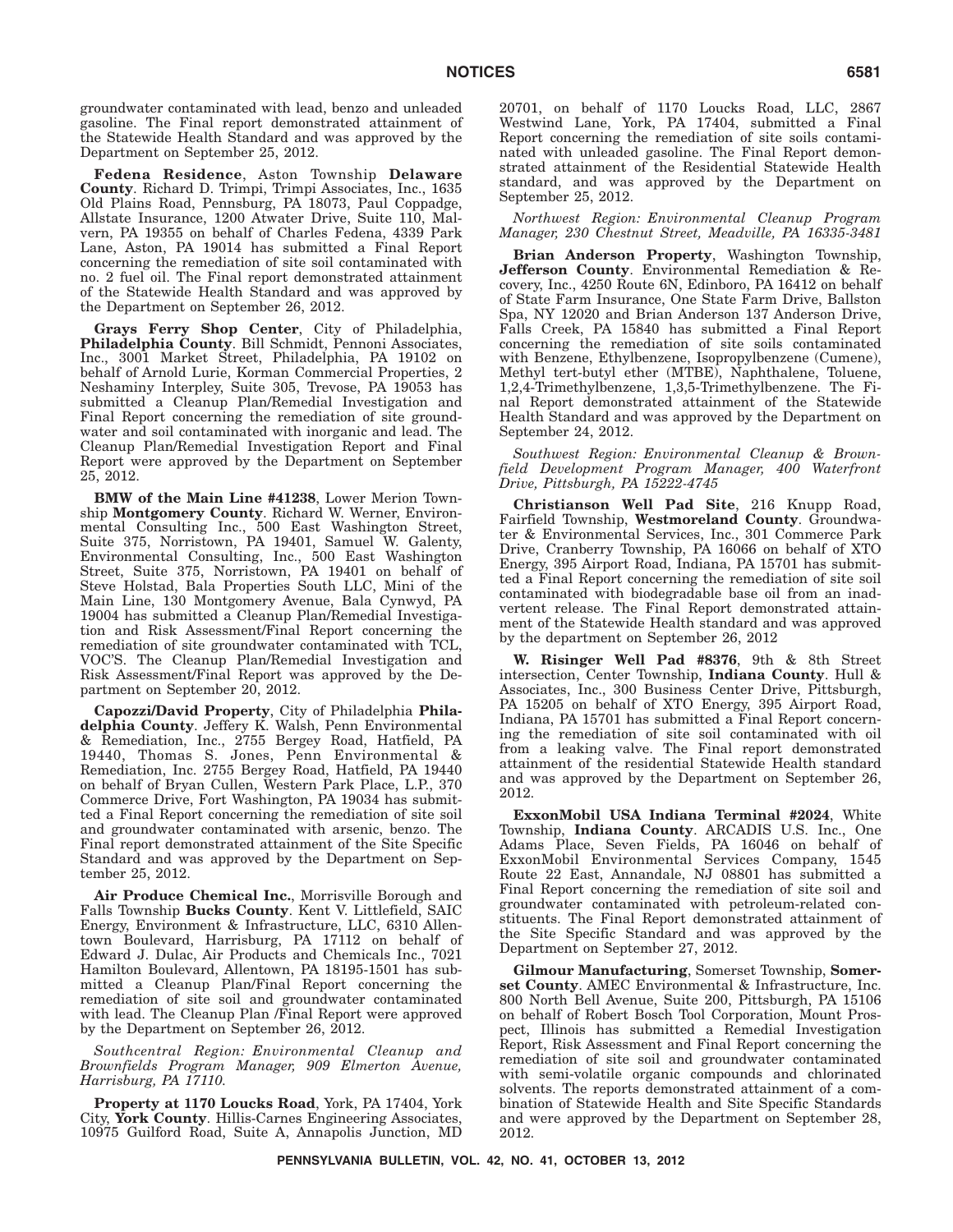groundwater contaminated with lead, benzo and unleaded gasoline. The Final report demonstrated attainment of the Statewide Health Standard and was approved by the Department on September 25, 2012.

**Fedena Residence**, Aston Township **Delaware County**. Richard D. Trimpi, Trimpi Associates, Inc., 1635 Old Plains Road, Pennsburg, PA 18073, Paul Coppadge, Allstate Insurance, 1200 Atwater Drive, Suite 110, Malvern, PA 19355 on behalf of Charles Fedena, 4339 Park Lane, Aston, PA 19014 has submitted a Final Report concerning the remediation of site soil contaminated with no. 2 fuel oil. The Final report demonstrated attainment of the Statewide Health Standard and was approved by the Department on September 26, 2012.

**Grays Ferry Shop Center**, City of Philadelphia, **Philadelphia County**. Bill Schmidt, Pennoni Associates, Inc., 3001 Market Street, Philadelphia, PA 19102 on behalf of Arnold Lurie, Korman Commercial Properties, 2 Neshaminy Interpley, Suite 305, Trevose, PA 19053 has submitted a Cleanup Plan/Remedial Investigation and Final Report concerning the remediation of site groundwater and soil contaminated with inorganic and lead. The Cleanup Plan/Remedial Investigation Report and Final Report were approved by the Department on September 25, 2012.

**BMW of the Main Line #41238**, Lower Merion Township **Montgomery County**. Richard W. Werner, Environmental Consulting Inc., 500 East Washington Street, Suite 375, Norristown, PA 19401, Samuel W. Galenty, Environmental Consulting, Inc., 500 East Washington Street, Suite 375, Norristown, PA 19401 on behalf of Steve Holstad, Bala Properties South LLC, Mini of the Main Line, 130 Montgomery Avenue, Bala Cynwyd, PA 19004 has submitted a Cleanup Plan/Remedial Investigation and Risk Assessment/Final Report concerning the remediation of site groundwater contaminated with TCL, VOC'S. The Cleanup Plan/Remedial Investigation and Risk Assessment/Final Report was approved by the Department on September 20, 2012.

**Capozzi/David Property**, City of Philadelphia **Philadelphia County**. Jeffery K. Walsh, Penn Environmental & Remediation, Inc., 2755 Bergey Road, Hatfield, PA 19440, Thomas S. Jones, Penn Environmental & Remediation, Inc. 2755 Bergey Road, Hatfield, PA 19440 on behalf of Bryan Cullen, Western Park Place, L.P., 370 Commerce Drive, Fort Washington, PA 19034 has submitted a Final Report concerning the remediation of site soil and groundwater contaminated with arsenic, benzo. The Final report demonstrated attainment of the Site Specific Standard and was approved by the Department on September 25, 2012.

**Air Produce Chemical Inc.**, Morrisville Borough and Falls Township **Bucks County**. Kent V. Littlefield, SAIC Energy, Environment & Infrastructure, LLC, 6310 Allentown Boulevard, Harrisburg, PA 17112 on behalf of Edward J. Dulac, Air Products and Chemicals Inc., 7021 Hamilton Boulevard, Allentown, PA 18195-1501 has submitted a Cleanup Plan/Final Report concerning the remediation of site soil and groundwater contaminated with lead. The Cleanup Plan /Final Report were approved by the Department on September 26, 2012.

*Southcentral Region: Environmental Cleanup and Brownfields Program Manager, 909 Elmerton Avenue, Harrisburg, PA 17110.*

**Property at 1170 Loucks Road**, York, PA 17404, York City, **York County**. Hillis-Carnes Engineering Associates, 10975 Guilford Road, Suite A, Annapolis Junction, MD 20701, on behalf of 1170 Loucks Road, LLC, 2867 Westwind Lane, York, PA 17404, submitted a Final Report concerning the remediation of site soils contaminated with unleaded gasoline. The Final Report demonstrated attainment of the Residential Statewide Health standard, and was approved by the Department on September 25, 2012.

*Northwest Region: Environmental Cleanup Program Manager, 230 Chestnut Street, Meadville, PA 16335-3481*

**Brian Anderson Property**, Washington Township, **Jefferson County**. Environmental Remediation & Recovery, Inc., 4250 Route 6N, Edinboro, PA 16412 on behalf of State Farm Insurance, One State Farm Drive, Ballston Spa, NY 12020 and Brian Anderson 137 Anderson Drive, Falls Creek, PA 15840 has submitted a Final Report concerning the remediation of site soils contaminated with Benzene, Ethylbenzene, Isopropylbenzene (Cumene), Methyl tert-butyl ether (MTBE), Naphthalene, Toluene, 1,2,4-Trimethylbenzene, 1,3,5-Trimethylbenzene. The Final Report demonstrated attainment of the Statewide Health Standard and was approved by the Department on September 24, 2012.

*Southwest Region: Environmental Cleanup & Brownfield Development Program Manager, 400 Waterfront Drive, Pittsburgh, PA 15222-4745*

**Christianson Well Pad Site**, 216 Knupp Road, Fairfield Township, **Westmoreland County**. Groundwater & Environmental Services, Inc., 301 Commerce Park Drive, Cranberry Township, PA 16066 on behalf of XTO Energy, 395 Airport Road, Indiana, PA 15701 has submitted a Final Report concerning the remediation of site soil contaminated with biodegradable base oil from an inadvertent release. The Final Report demonstrated attainment of the Statewide Health standard and was approved by the department on September 26, 2012

**W. Risinger Well Pad #8376**, 9th & 8th Street intersection, Center Township, **Indiana County**. Hull & Associates, Inc., 300 Business Center Drive, Pittsburgh, PA 15205 on behalf of XTO Energy, 395 Airport Road, Indiana, PA 15701 has submitted a Final Report concerning the remediation of site soil contaminated with oil from a leaking valve. The Final report demonstrated attainment of the residential Statewide Health standard and was approved by the Department on September 26, 2012.

**ExxonMobil USA Indiana Terminal #2024**, White Township, **Indiana County**. ARCADIS U.S. Inc., One Adams Place, Seven Fields, PA 16046 on behalf of ExxonMobil Environmental Services Company, 1545 Route 22 East, Annandale, NJ 08801 has submitted a Final Report concerning the remediation of site soil and groundwater contaminated with petroleum-related constituents. The Final Report demonstrated attainment of the Site Specific Standard and was approved by the Department on September 27, 2012.

**Gilmour Manufacturing**, Somerset Township, **Somerset County**. AMEC Environmental & Infrastructure, Inc. 800 North Bell Avenue, Suite 200, Pittsburgh, PA 15106 on behalf of Robert Bosch Tool Corporation, Mount Prospect, Illinois has submitted a Remedial Investigation Report, Risk Assessment and Final Report concerning the remediation of site soil and groundwater contaminated with semi-volatile organic compounds and chlorinated solvents. The reports demonstrated attainment of a combination of Statewide Health and Site Specific Standards and were approved by the Department on September 28, 2012.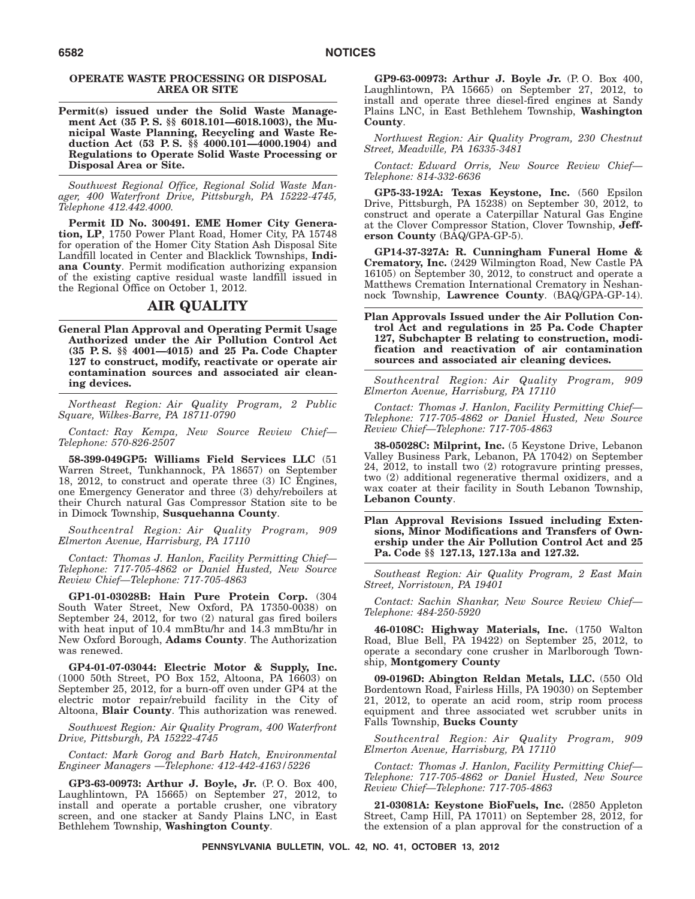### OPERATE WASTE PROCESSING OR DISPOSAL AREA OR SITE

**Permit(s) issued under the Solid Waste Management Act (35 P. S. §§ 6018.101—6018.1003), the Municipal Waste Planning, Recycling and Waste Reduction Act (53 P. S. §§ 4000.101—4000.1904) and Regulations to Operate Solid Waste Processing or Disposal Area or Site.**

*Southwest Regional Office, Regional Solid Waste Manager, 400 Waterfront Drive, Pittsburgh, PA 15222-4745, Telephone 412.442.4000.*

**Permit ID No. 300491. EME Homer City Generation, LP**, 1750 Power Plant Road, Homer City, PA 15748 for operation of the Homer City Station Ash Disposal Site Landfill located in Center and Blacklick Townships, **Indiana County**. Permit modification authorizing expansion of the existing captive residual waste landfill issued in the Regional Office on October 1, 2012.

## AIR QUALITY

**General Plan Approval and Operating Permit Usage Authorized under the Air Pollution Control Act (35 P. S. §§ 4001—4015) and 25 Pa. Code Chapter 127 to construct, modify, reactivate or operate air contamination sources and associated air cleaning devices.**

*Northeast Region: Air Quality Program, 2 Public Square, Wilkes-Barre, PA 18711-0790*

*Contact: Ray Kempa, New Source Review Chief—Telephone: 570-826-2507*

**58-399-049GP5: Williams Field Services LLC** (51 Warren Street, Tunkhannock, PA 18657) on September 18, 2012, to construct and operate three (3) IC Engines, one Emergency Generator and three (3) dehy/reboilers at their Church natural Gas Compressor Station site to be in Dimock Township, **Susquehanna County**.

*Southcentral Region: Air Quality Program, 909 Elmerton Avenue, Harrisburg, PA 17110*

*Contact: Thomas J. Hanlon, Facility Permitting Chief—Telephone: 717-705-4862 or Daniel Husted, New Source Review Chief—Telephone: 717-705-4863*

**GP1-01-03028B: Hain Pure Protein Corp.** (304 South Water Street, New Oxford, PA 17350-0038) on September 24, 2012, for two (2) natural gas fired boilers with heat input of 10.4 mmBtu/hr and 14.3 mmBtu/hr in New Oxford Borough, **Adams County**. The Authorization was renewed.

**GP4-01-07-03044: Electric Motor & Supply, Inc.** (1000 50th Street, PO Box 152, Altoona, PA 16603) on September 25, 2012, for a burn-off oven under GP4 at the electric motor repair/rebuild facility in the City of Altoona, **Blair County**. This authorization was renewed.

*Southwest Region: Air Quality Program, 400 Waterfront Drive, Pittsburgh, PA 15222-4745*

*Contact: Mark Gorog and Barb Hatch, Environmental Engineer Managers —Telephone: 412-442-4163/5226*

**GP3-63-00973: Arthur J. Boyle, Jr.** (P. O. Box 400, Laughlintown, PA 15665) on September 27, 2012, to install and operate a portable crusher, one vibratory screen, and one stacker at Sandy Plains LNC, in East Bethlehem Township, **Washington County**.

**GP9-63-00973: Arthur J. Boyle Jr.** (P. O. Box 400, Laughlintown, PA 15665) on September 27, 2012, to install and operate three diesel-fired engines at Sandy Plains LNC, in East Bethlehem Township, **Washington County**.

*Northwest Region: Air Quality Program, 230 Chestnut Street, Meadville, PA 16335-3481*

*Contact: Edward Orris, New Source Review Chief—Telephone: 814-332-6636*

**GP5-33-192A: Texas Keystone, Inc.** (560 Epsilon Drive, Pittsburgh, PA 15238) on September 30, 2012, to construct and operate a Caterpillar Natural Gas Engine at the Clover Compressor Station, Clover Township, **Jefferson County** (BAQ/GPA-GP-5).

**GP14-37-327A: R. Cunningham Funeral Home & Crematory, Inc.** (2429 Wilmington Road, New Castle PA 16105) on September 30, 2012, to construct and operate a Matthews Cremation International Crematory in Neshannock Township, **Lawrence County**. (BAQ/GPA-GP-14).

**Plan Approvals Issued under the Air Pollution Control Act and regulations in 25 Pa. Code Chapter 127, Subchapter B relating to construction, modification and reactivation of air contamination sources and associated air cleaning devices.**

*Southcentral Region: Air Quality Program, 909 Elmerton Avenue, Harrisburg, PA 17110*

*Contact: Thomas J. Hanlon, Facility Permitting Chief—Telephone: 717-705-4862 or Daniel Husted, New Source Review Chief—Telephone: 717-705-4863*

**38-05028C: Milprint, Inc.** (5 Keystone Drive, Lebanon Valley Business Park, Lebanon, PA 17042) on September 24, 2012, to install two (2) rotogravure printing presses, two (2) additional regenerative thermal oxidizers, and a wax coater at their facility in South Lebanon Township, **Lebanon County**.

**Plan Approval Revisions Issued including Extensions, Minor Modifications and Transfers of Ownership under the Air Pollution Control Act and 25 Pa. Code §§ 127.13, 127.13a and 127.32.**

*Southeast Region: Air Quality Program, 2 East Main Street, Norristown, PA 19401*

*Contact: Sachin Shankar, New Source Review Chief—Telephone: 484-250-5920*

**46-0108C: Highway Materials, Inc.** (1750 Walton Road, Blue Bell, PA 19422) on September 25, 2012, to operate a secondary cone crusher in Marlborough Township, **Montgomery County**

**09-0196D: Abington Reldan Metals, LLC.** (550 Old Bordentown Road, Fairless Hills, PA 19030) on September 21, 2012, to operate an acid room, strip room process equipment and three associated wet scrubber units in Falls Township, **Bucks County**

*Southcentral Region: Air Quality Program, 909 Elmerton Avenue, Harrisburg, PA 17110*

*Contact: Thomas J. Hanlon, Facility Permitting Chief—Telephone: 717-705-4862 or Daniel Husted, New Source Review Chief—Telephone: 717-705-4863*

**21-03081A: Keystone BioFuels, Inc.** (2850 Appleton Street, Camp Hill, PA 17011) on September 28, 2012, for the extension of a plan approval for the construction of a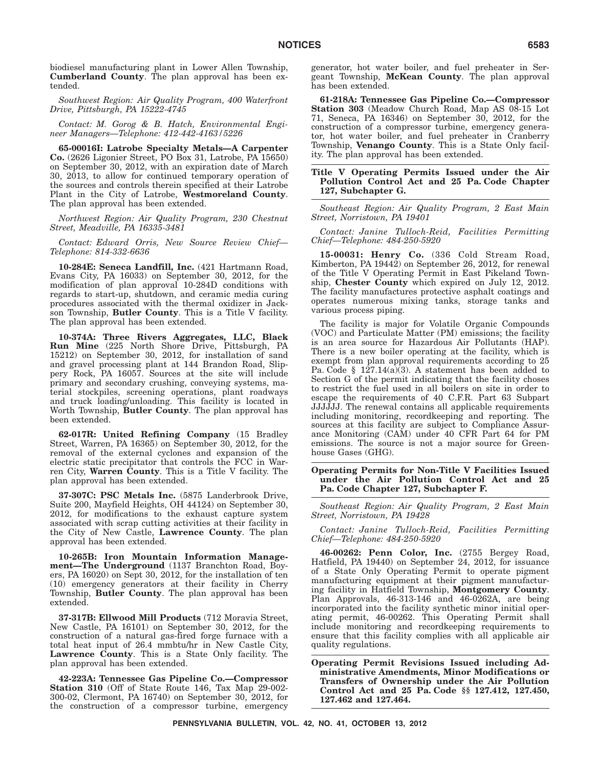biodiesel manufacturing plant in Lower Allen Township, **Cumberland County**. The plan approval has been extended.

*Southwest Region: Air Quality Program, 400 Waterfront Drive, Pittsburgh, PA 15222-4745*

*Contact: M. Gorog & B. Hatch, Environmental Engineer Managers—Telephone: 412-442-4163/5226*

**65-00016I: Latrobe Specialty Metals—A Carpenter Co.** (2626 Ligonier Street, PO Box 31, Latrobe, PA 15650) on September 30, 2012, with an expiration date of March 30, 2013, to allow for continued temporary operation of the sources and controls therein specified at their Latrobe Plant in the City of Latrobe, **Westmoreland County**. The plan approval has been extended.

*Northwest Region: Air Quality Program, 230 Chestnut Street, Meadville, PA 16335-3481*

*Contact: Edward Orris, New Source Review Chief—Telephone: 814-332-6636*

**10-284E: Seneca Landfill, Inc.** (421 Hartmann Road, Evans City, PA 16033) on September 30, 2012, for the modification of plan approval 10-284D conditions with regards to start-up, shutdown, and ceramic media curing procedures associated with the thermal oxidizer in Jackson Township, **Butler County**. This is a Title V facility. The plan approval has been extended.

**10-374A: Three Rivers Aggregates, LLC, Black Run Mine** (225 North Shore Drive, Pittsburgh, PA 15212) on September 30, 2012, for installation of sand and gravel processing plant at 144 Brandon Road, Slippery Rock, PA 16057. Sources at the site will include primary and secondary crushing, conveying systems, material stockpiles, screening operations, plant roadways and truck loading/unloading. This facility is located in Worth Township, **Butler County**. The plan approval has been extended.

**62-017R: United Refining Company** (15 Bradley Street, Warren, PA 16365) on September 30, 2012, for the removal of the external cyclones and expansion of the electric static precipitator that controls the FCC in Warren City, **Warren County**. This is a Title V facility. The plan approval has been extended.

**37-307C: PSC Metals Inc.** (5875 Landerbrook Drive, Suite 200, Mayfield Heights, OH 44124) on September 30, 2012, for modifications to the exhaust capture system associated with scrap cutting activities at their facility in the City of New Castle, **Lawrence County**. The plan approval has been extended.

**10-265B: Iron Mountain Information Management—The Underground** (1137 Branchton Road, Boyers, PA 16020) on Sept 30, 2012, for the installation of ten (10) emergency generators at their facility in Cherry Township, **Butler County**. The plan approval has been extended.

**37-317B: Ellwood Mill Products** (712 Moravia Street, New Castle, PA 16101) on September 30, 2012, for the construction of a natural gas-fired forge furnace with a total heat input of 26.4 mmbtu/hr in New Castle City, **Lawrence County**. This is a State Only facility. The plan approval has been extended.

**42-223A: Tennessee Gas Pipeline Co.—Compressor Station 310** (Off of State Route 146, Tax Map 29-002-300-02, Clermont, PA 16740) on September 30, 2012, for the construction of a compressor turbine, emergency generator, hot water boiler, and fuel preheater in Sergeant Township, **McKean County**. The plan approval has been extended.

**61-218A: Tennessee Gas Pipeline Co.—Compressor Station 303** (Meadow Church Road, Map AS 08-15 Lot 71, Seneca, PA 16346) on September 30, 2012, for the construction of a compressor turbine, emergency generator, hot water boiler, and fuel preheater in Cranberry Township, **Venango County**. This is a State Only facility. The plan approval has been extended.

**Title V Operating Permits Issued under the Air Pollution Control Act and 25 Pa. Code Chapter 127, Subchapter G.**

*Southeast Region: Air Quality Program, 2 East Main Street, Norristown, PA 19401*

*Contact: Janine Tulloch-Reid, Facilities Permitting Chief—Telephone: 484-250-5920*

**15-00031: Henry Co.** (336 Cold Stream Road, Kimberton, PA 19442) on September 26, 2012, for renewal of the Title V Operating Permit in East Pikeland Township, **Chester County** which expired on July 12, 2012. The facility manufactures protective asphalt coatings and operates numerous mixing tanks, storage tanks and various process piping.

The facility is major for Volatile Organic Compounds (VOC) and Particulate Matter (PM) emissions; the facility is an area source for Hazardous Air Pollutants (HAP). There is a new boiler operating at the facility, which is exempt from plan approval requirements according to 25 Pa. Code § 127.14(a)(3). A statement has been added to Section G of the permit indicating that the facility choses to restrict the fuel used in all boilers on site in order to escape the requirements of 40 C.F.R. Part 63 Subpart JJJJJJ. The renewal contains all applicable requirements including monitoring, recordkeeping and reporting. The sources at this facility are subject to Compliance Assurance Monitoring (CAM) under 40 CFR Part 64 for PM emissions. The source is not a major source for Greenhouse Gases (GHG).

**Operating Permits for Non-Title V Facilities Issued under the Air Pollution Control Act and 25 Pa. Code Chapter 127, Subchapter F.**

*Southeast Region: Air Quality Program, 2 East Main Street, Norristown, PA 19428*

*Contact: Janine Tulloch-Reid, Facilities Permitting Chief—Telephone: 484-250-5920*

**46-00262: Penn Color, Inc.** (2755 Bergey Road, Hatfield, PA 19440) on September 24, 2012, for issuance of a State Only Operating Permit to operate pigment manufacturing equipment at their pigment manufacturing facility in Hatfield Township, **Montgomery County**. Plan Approvals, 46-313-146 and 46-0262A, are being incorporated into the facility synthetic minor initial operating permit, 46-00262. This Operating Permit shall include monitoring and recordkeeping requirements to ensure that this facility complies with all applicable air quality regulations.

**Operating Permit Revisions Issued including Administrative Amendments, Minor Modifications or Transfers of Ownership under the Air Pollution Control Act and 25 Pa. Code §§ 127.412, 127.450, 127.462 and 127.464.**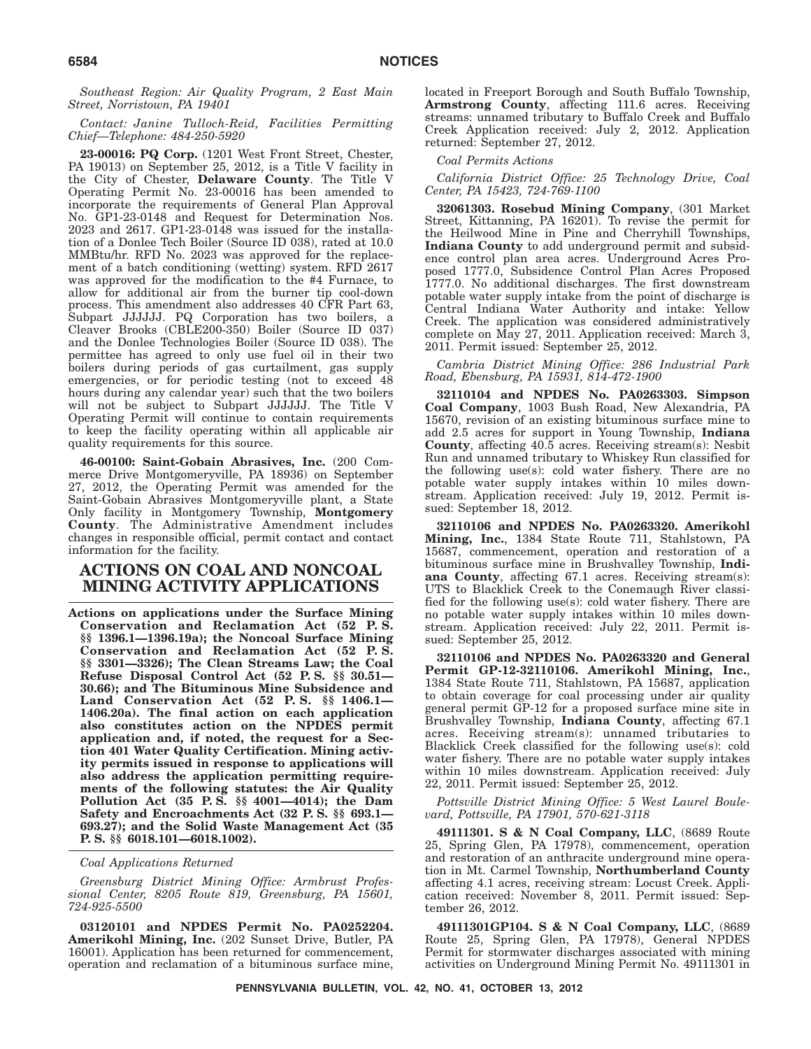*Southeast Region: Air Quality Program, 2 East Main Street, Norristown, PA 19401*

*Contact: Janine Tulloch-Reid, Facilities Permitting Chief—Telephone: 484-250-5920*

**23-00016: PQ Corp.** (1201 West Front Street, Chester, PA 19013) on September 25, 2012, is a Title V facility in the City of Chester, **Delaware County**. The Title V Operating Permit No. 23-00016 has been amended to incorporate the requirements of General Plan Approval No. GP1-23-0148 and Request for Determination Nos. 2023 and 2617. GP1-23-0148 was issued for the installation of a Donlee Tech Boiler (Source ID 038), rated at 10.0 MMBtu/hr. RFD No. 2023 was approved for the replacement of a batch conditioning (wetting) system. RFD 2617 was approved for the modification to the #4 Furnace, to allow for additional air from the burner tip cool-down process. This amendment also addresses 40 CFR Part 63, Subpart JJJJJJ. PQ Corporation has two boilers, a Cleaver Brooks (CBLE200-350) Boiler (Source ID 037) and the Donlee Technologies Boiler (Source ID 038). The permittee has agreed to only use fuel oil in their two boilers during periods of gas curtailment, gas supply emergencies, or for periodic testing (not to exceed 48 hours during any calendar year) such that the two boilers will not be subject to Subpart JJJJJJ. The Title V Operating Permit will continue to contain requirements to keep the facility operating within all applicable air quality requirements for this source.

**46-00100: Saint-Gobain Abrasives, Inc.** (200 Commerce Drive Montgomeryville, PA 18936) on September 27, 2012, the Operating Permit was amended for the Saint-Gobain Abrasives Montgomeryville plant, a State Only facility in Montgomery Township, **Montgomery County**. The Administrative Amendment includes changes in responsible official, permit contact and contact information for the facility.

# ACTIONS ON COAL AND NONCOAL MINING ACTIVITY APPLICATIONS

**Actions on applications under the Surface Mining Conservation and Reclamation Act (52 P. S. §§ 1396.1—1396.19a); the Noncoal Surface Mining Conservation and Reclamation Act (52 P. S. §§ 3301—3326); The Clean Streams Law; the Coal Refuse Disposal Control Act (52 P. S. §§ 30.51—30.66); and The Bituminous Mine Subsidence and Land Conservation Act (52 P. S. §§ 1406.1—1406.20a). The final action on each application also constitutes action on the NPDES permit application and, if noted, the request for a Section 401 Water Quality Certification. Mining activity permits issued in response to applications will also address the application permitting requirements of the following statutes: the Air Quality Pollution Act (35 P. S. §§ 4001—4014); the Dam Safety and Encroachments Act (32 P. S. §§ 693.1—693.27); and the Solid Waste Management Act (35 P. S. §§ 6018.101—6018.1002).**

*Coal Applications Returned*

*Greensburg District Mining Office: Armbrust Professional Center, 8205 Route 819, Greensburg, PA 15601, 724-925-5500*

**03120101 and NPDES Permit No. PA0252204. Amerikohl Mining, Inc.** (202 Sunset Drive, Butler, PA 16001). Application has been returned for commencement, operation and reclamation of a bituminous surface mine, located in Freeport Borough and South Buffalo Township, **Armstrong County**, affecting 111.6 acres. Receiving streams: unnamed tributary to Buffalo Creek and Buffalo Creek Application received: July 2, 2012. Application returned: September 27, 2012.

*Coal Permits Actions*

*California District Office: 25 Technology Drive, Coal Center, PA 15423, 724-769-1100*

**32061303. Rosebud Mining Company**, (301 Market Street, Kittanning, PA 16201). To revise the permit for the Heilwood Mine in Pine and Cherryhill Townships, **Indiana County** to add underground permit and subsidence control plan area acres. Underground Acres Proposed 1777.0, Subsidence Control Plan Acres Proposed 1777.0. No additional discharges. The first downstream potable water supply intake from the point of discharge is Central Indiana Water Authority and intake: Yellow Creek. The application was considered administratively complete on May 27, 2011. Application received: March 3, 2011. Permit issued: September 25, 2012.

*Cambria District Mining Office: 286 Industrial Park Road, Ebensburg, PA 15931, 814-472-1900*

**32110104 and NPDES No. PA0263303. Simpson Coal Company**, 1003 Bush Road, New Alexandria, PA 15670, revision of an existing bituminous surface mine to add 2.5 acres for support in Young Township, **Indiana County**, affecting 40.5 acres. Receiving stream(s): Nesbit Run and unnamed tributary to Whiskey Run classified for the following use(s): cold water fishery. There are no potable water supply intakes within 10 miles downstream. Application received: July 19, 2012. Permit issued: September 18, 2012.

**32110106 and NPDES No. PA0263320. Amerikohl Mining, Inc.**, 1384 State Route 711, Stahlstown, PA 15687, commencement, operation and restoration of a bituminous surface mine in Brushvalley Township, **Indiana County**, affecting 67.1 acres. Receiving stream(s): UTS to Blacklick Creek to the Conemaugh River classified for the following use(s): cold water fishery. There are no potable water supply intakes within 10 miles downstream. Application received: July 22, 2011. Permit issued: September 25, 2012.

**32110106 and NPDES No. PA0263320 and General Permit GP-12-32110106. Amerikohl Mining, Inc.**, 1384 State Route 711, Stahlstown, PA 15687, application to obtain coverage for coal processing under air quality general permit GP-12 for a proposed surface mine site in Brushvalley Township, **Indiana County**, affecting 67.1 acres. Receiving stream(s): unnamed tributaries to Blacklick Creek classified for the following use(s): cold water fishery. There are no potable water supply intakes within 10 miles downstream. Application received: July 22, 2011. Permit issued: September 25, 2012.

*Pottsville District Mining Office: 5 West Laurel Boulevard, Pottsville, PA 17901, 570-621-3118*

**49111301. S & N Coal Company, LLC**, (8689 Route 25, Spring Glen, PA 17978), commencement, operation and restoration of an anthracite underground mine operation in Mt. Carmel Township, **Northumberland County** affecting 4.1 acres, receiving stream: Locust Creek. Application received: November 8, 2011. Permit issued: September 26, 2012.

**49111301GP104. S & N Coal Company, LLC**, (8689 Route 25, Spring Glen, PA 17978), General NPDES Permit for stormwater discharges associated with mining activities on Underground Mining Permit No. 49111301 in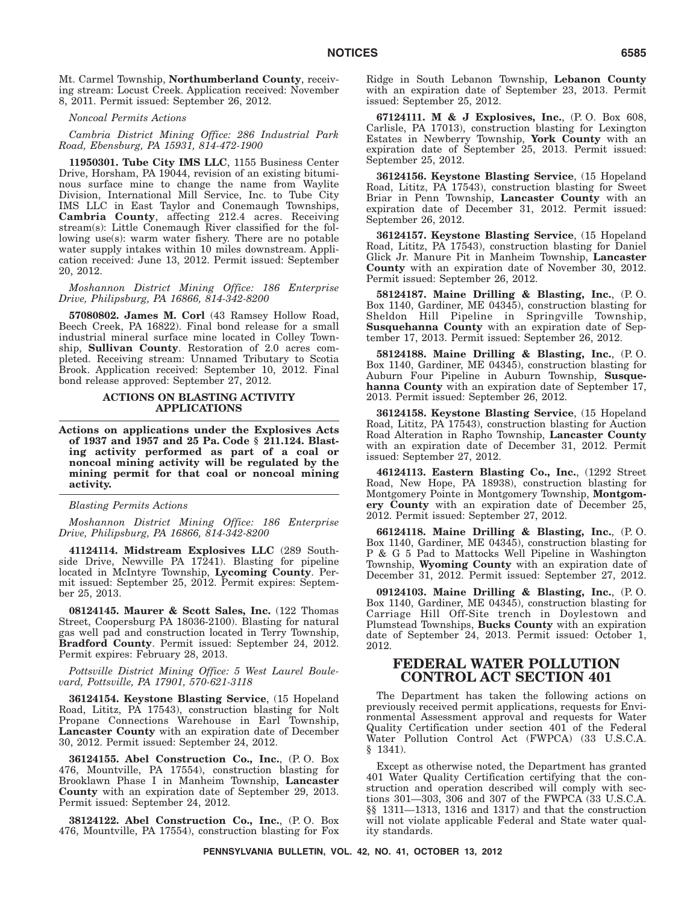Mt. Carmel Township, **Northumberland County**, receiving stream: Locust Creek. Application received: November 8, 2011. Permit issued: September 26, 2012.

*Noncoal Permits Actions*

*Cambria District Mining Office: 286 Industrial Park Road, Ebensburg, PA 15931, 814-472-1900*

**11950301. Tube City IMS LLC**, 1155 Business Center Drive, Horsham, PA 19044, revision of an existing bituminous surface mine to change the name from Waylite Division, International Mill Service, Inc. to Tube City IMS LLC in East Taylor and Conemaugh Townships, **Cambria County**, affecting 212.4 acres. Receiving stream(s): Little Conemaugh River classified for the following use(s): warm water fishery. There are no potable water supply intakes within 10 miles downstream. Application received: June 13, 2012. Permit issued: September 20, 2012.

*Moshannon District Mining Office: 186 Enterprise Drive, Philipsburg, PA 16866, 814-342-8200*

**57080802. James M. Corl** (43 Ramsey Hollow Road, Beech Creek, PA 16822). Final bond release for a small industrial mineral surface mine located in Colley Township, **Sullivan County**. Restoration of 2.0 acres completed. Receiving stream: Unnamed Tributary to Scotia Brook. Application received: September 10, 2012. Final bond release approved: September 27, 2012.

## ACTIONS ON BLASTING ACTIVITY APPLICATIONS

**Actions on applications under the Explosives Acts of 1937 and 1957 and 25 Pa. Code § 211.124. Blasting activity performed as part of a coal or noncoal mining activity will be regulated by the mining permit for that coal or noncoal mining activity.**

*Blasting Permits Actions*

*Moshannon District Mining Office: 186 Enterprise Drive, Philipsburg, PA 16866, 814-342-8200*

**41124114. Midstream Explosives LLC** (289 Southside Drive, Newville PA 17241). Blasting for pipeline located in McIntyre Township, **Lycoming County**. Permit issued: September 25, 2012. Permit expires: September 25, 2013.

**08124145. Maurer & Scott Sales, Inc.** (122 Thomas Street, Coopersburg PA 18036-2100). Blasting for natural gas well pad and construction located in Terry Township, **Bradford County**. Permit issued: September 24, 2012. Permit expires: February 28, 2013.

*Pottsville District Mining Office: 5 West Laurel Boulevard, Pottsville, PA 17901, 570-621-3118*

**36124154. Keystone Blasting Service**, (15 Hopeland Road, Lititz, PA 17543), construction blasting for Nolt Propane Connections Warehouse in Earl Township, **Lancaster County** with an expiration date of December 30, 2012. Permit issued: September 24, 2012.

**36124155. Abel Construction Co., Inc.**, (P. O. Box 476, Mountville, PA 17554), construction blasting for Brooklawn Phase I in Manheim Township, **Lancaster County** with an expiration date of September 29, 2013. Permit issued: September 24, 2012.

**38124122. Abel Construction Co., Inc.**, (P. O. Box 476, Mountville, PA 17554), construction blasting for Fox Ridge in South Lebanon Township, **Lebanon County** with an expiration date of September 23, 2013. Permit issued: September 25, 2012.

**67124111. M & J Explosives, Inc.**, (P. O. Box 608, Carlisle, PA 17013), construction blasting for Lexington Estates in Newberry Township, **York County** with an expiration date of September 25, 2013. Permit issued: September 25, 2012.

**36124156. Keystone Blasting Service**, (15 Hopeland Road, Lititz, PA 17543), construction blasting for Sweet Briar in Penn Township, **Lancaster County** with an expiration date of December 31, 2012. Permit issued: September 26, 2012.

**36124157. Keystone Blasting Service**, (15 Hopeland Road, Lititz, PA 17543), construction blasting for Daniel Glick Jr. Manure Pit in Manheim Township, **Lancaster County** with an expiration date of November 30, 2012. Permit issued: September 26, 2012.

**58124187. Maine Drilling & Blasting, Inc.**, (P. O. Box 1140, Gardiner, ME 04345), construction blasting for Sheldon Hill Pipeline in Springville Township, **Susquehanna County** with an expiration date of September 17, 2013. Permit issued: September 26, 2012.

**58124188. Maine Drilling & Blasting, Inc.**, (P. O. Box 1140, Gardiner, ME 04345), construction blasting for Auburn Four Pipeline in Auburn Township, **Susquehanna County** with an expiration date of September 17, 2013. Permit issued: September 26, 2012.

**36124158. Keystone Blasting Service**, (15 Hopeland Road, Lititz, PA 17543), construction blasting for Auction Road Alteration in Rapho Township, **Lancaster County** with an expiration date of December 31, 2012. Permit issued: September 27, 2012.

**46124113. Eastern Blasting Co., Inc.**, (1292 Street Road, New Hope, PA 18938), construction blasting for Montgomery Pointe in Montgomery Township, **Montgomery County** with an expiration date of December 25, 2012. Permit issued: September 27, 2012.

**66124118. Maine Drilling & Blasting, Inc.**, (P. O. Box 1140, Gardiner, ME 04345), construction blasting for P & G 5 Pad to Mattocks Well Pipeline in Washington Township, **Wyoming County** with an expiration date of December 31, 2012. Permit issued: September 27, 2012.

**09124103. Maine Drilling & Blasting, Inc.**, (P. O. Box 1140, Gardiner, ME 04345), construction blasting for Carriage Hill Off-Site trench in Doylestown and Plumstead Townships, **Bucks County** with an expiration date of September 24, 2013. Permit issued: October 1, 2012.

# FEDERAL WATER POLLUTION CONTROL ACT SECTION 401

The Department has taken the following actions on previously received permit applications, requests for Environmental Assessment approval and requests for Water Quality Certification under section 401 of the Federal Water Pollution Control Act (FWPCA) (33 U.S.C.A. § 1341).

Except as otherwise noted, the Department has granted 401 Water Quality Certification certifying that the construction and operation described will comply with sections 301—303, 306 and 307 of the FWPCA (33 U.S.C.A. §§ 1311—1313, 1316 and 1317) and that the construction will not violate applicable Federal and State water quality standards.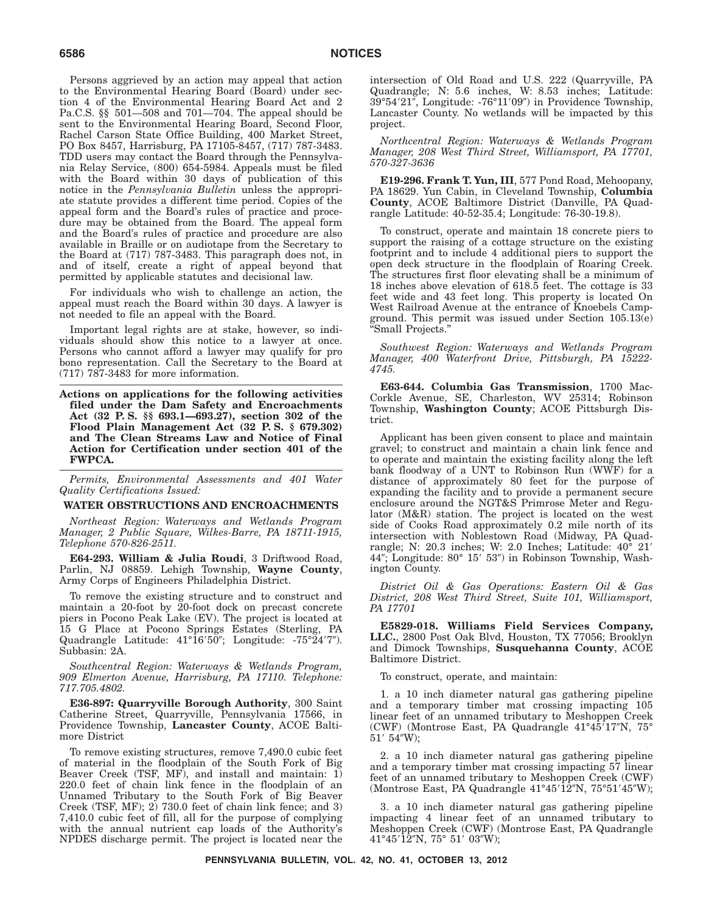Persons aggrieved by an action may appeal that action to the Environmental Hearing Board (Board) under section 4 of the Environmental Hearing Board Act and 2 Pa.C.S. §§ 501—508 and 701—704. The appeal should be sent to the Environmental Hearing Board, Second Floor, Rachel Carson State Office Building, 400 Market Street, PO Box 8457, Harrisburg, PA 17105-8457, (717) 787-3483. TDD users may contact the Board through the Pennsylvania Relay Service, (800) 654-5984. Appeals must be filed with the Board within 30 days of publication of this notice in the *Pennsylvania Bulletin* unless the appropriate statute provides a different time period. Copies of the appeal form and the Board's rules of practice and procedure may be obtained from the Board. The appeal form and the Board's rules of practice and procedure are also available in Braille or on audiotape from the Secretary to the Board at (717) 787-3483. This paragraph does not, in and of itself, create a right of appeal beyond that permitted by applicable statutes and decisional law.

For individuals who wish to challenge an action, the appeal must reach the Board within 30 days. A lawyer is not needed to file an appeal with the Board.

Important legal rights are at stake, however, so individuals should show this notice to a lawyer at once. Persons who cannot afford a lawyer may qualify for pro bono representation. Call the Secretary to the Board at (717) 787-3483 for more information.

**Actions on applications for the following activities filed under the Dam Safety and Encroachments Act (32 P. S. §§ 693.1—693.27), section 302 of the Flood Plain Management Act (32 P. S. § 679.302) and The Clean Streams Law and Notice of Final Action for Certification under section 401 of the FWPCA.**

*Permits, Environmental Assessments and 401 Water Quality Certifications Issued:*

**WATER OBSTRUCTIONS AND ENCROACHMENTS**

*Northeast Region: Waterways and Wetlands Program Manager, 2 Public Square, Wilkes-Barre, PA 18711-1915, Telephone 570-826-2511.*

**E64-293. William & Julia Roudi**, 3 Driftwood Road, Parlin, NJ 08859. Lehigh Township, **Wayne County**, Army Corps of Engineers Philadelphia District.

To remove the existing structure and to construct and maintain a 20-foot by 20-foot dock on precast concrete piers in Pocono Peak Lake (EV). The project is located at 15 G Place at Pocono Springs Estates (Sterling, PA Quadrangle Latitude: 41°16′50″; Longitude: -75°24′7″). Subbasin: 2A.

*Southcentral Region: Waterways & Wetlands Program, 909 Elmerton Avenue, Harrisburg, PA 17110. Telephone: 717.705.4802.*

**E36-897: Quarryville Borough Authority**, 300 Saint Catherine Street, Quarryville, Pennsylvania 17566, in Providence Township, **Lancaster County**, ACOE Baltimore District

To remove existing structures, remove 7,490.0 cubic feet of material in the floodplain of the South Fork of Big Beaver Creek (TSF, MF), and install and maintain: 1) 220.0 feet of chain link fence in the floodplain of an Unnamed Tributary to the South Fork of Big Beaver Creek (TSF, MF); 2) 730.0 feet of chain link fence; and 3) 7,410.0 cubic feet of fill, all for the purpose of complying with the annual nutrient cap loads of the Authority's NPDES discharge permit. The project is located near the intersection of Old Road and U.S. 222 (Quarryville, PA Quadrangle; N: 5.6 inches, W: 8.53 inches; Latitude: 39°54′21″, Longitude: -76°11′09″) in Providence Township, Lancaster County. No wetlands will be impacted by this project.

*Northcentral Region: Waterways & Wetlands Program Manager, 208 West Third Street, Williamsport, PA 17701, 570-327-3636*

**E19-296. Frank T. Yun, III**, 577 Pond Road, Mehoopany, PA 18629. Yun Cabin, in Cleveland Township, **Columbia County**, ACOE Baltimore District (Danville, PA Quadrangle Latitude: 40-52-35.4; Longitude: 76-30-19.8).

To construct, operate and maintain 18 concrete piers to support the raising of a cottage structure on the existing footprint and to include 4 additional piers to support the open deck structure in the floodplain of Roaring Creek. The structures first floor elevating shall be a minimum of 18 inches above elevation of 618.5 feet. The cottage is 33 feet wide and 43 feet long. This property is located On West Railroad Avenue at the entrance of Knoebels Campground. This permit was issued under Section 105.13(e) "Small Projects."

*Southwest Region: Waterways and Wetlands Program Manager, 400 Waterfront Drive, Pittsburgh, PA 15222-4745.*

**E63-644. Columbia Gas Transmission**, 1700 MacCorkle Avenue, SE, Charleston, WV 25314; Robinson Township, **Washington County**; ACOE Pittsburgh District.

Applicant has been given consent to place and maintain gravel; to construct and maintain a chain link fence and to operate and maintain the existing facility along the left bank floodway of a UNT to Robinson Run (WWF) for a distance of approximately 80 feet for the purpose of expanding the facility and to provide a permanent secure enclosure around the NGT&S Primrose Meter and Regulator (M&R) station. The project is located on the west side of Cooks Road approximately 0.2 mile north of its intersection with Noblestown Road (Midway, PA Quadrangle; N: 20.3 inches; W: 2.0 Inches; Latitude: 40° 21′ 44″; Longitude: 80° 15′ 53″) in Robinson Township, Washington County.

*District Oil & Gas Operations: Eastern Oil & Gas District, 208 West Third Street, Suite 101, Williamsport, PA 17701*

**E5829-018. Williams Field Services Company, LLC.**, 2800 Post Oak Blvd, Houston, TX 77056; Brooklyn and Dimock Townships, **Susquehanna County**, ACOE Baltimore District.

To construct, operate, and maintain:

1. a 10 inch diameter natural gas gathering pipeline and a temporary timber mat crossing impacting 105 linear feet of an unnamed tributary to Meshoppen Creek (CWF) (Montrose East, PA Quadrangle 41°45′17″N, 75° 51′ 54″W);

2. a 10 inch diameter natural gas gathering pipeline and a temporary timber mat crossing impacting 57 linear feet of an unnamed tributary to Meshoppen Creek (CWF) (Montrose East, PA Quadrangle 41°45′12″N, 75°51′45″W);

3. a 10 inch diameter natural gas gathering pipeline impacting 4 linear feet of an unnamed tributary to Meshoppen Creek (CWF) (Montrose East, PA Quadrangle 41°45′12″N, 75° 51′ 03″W);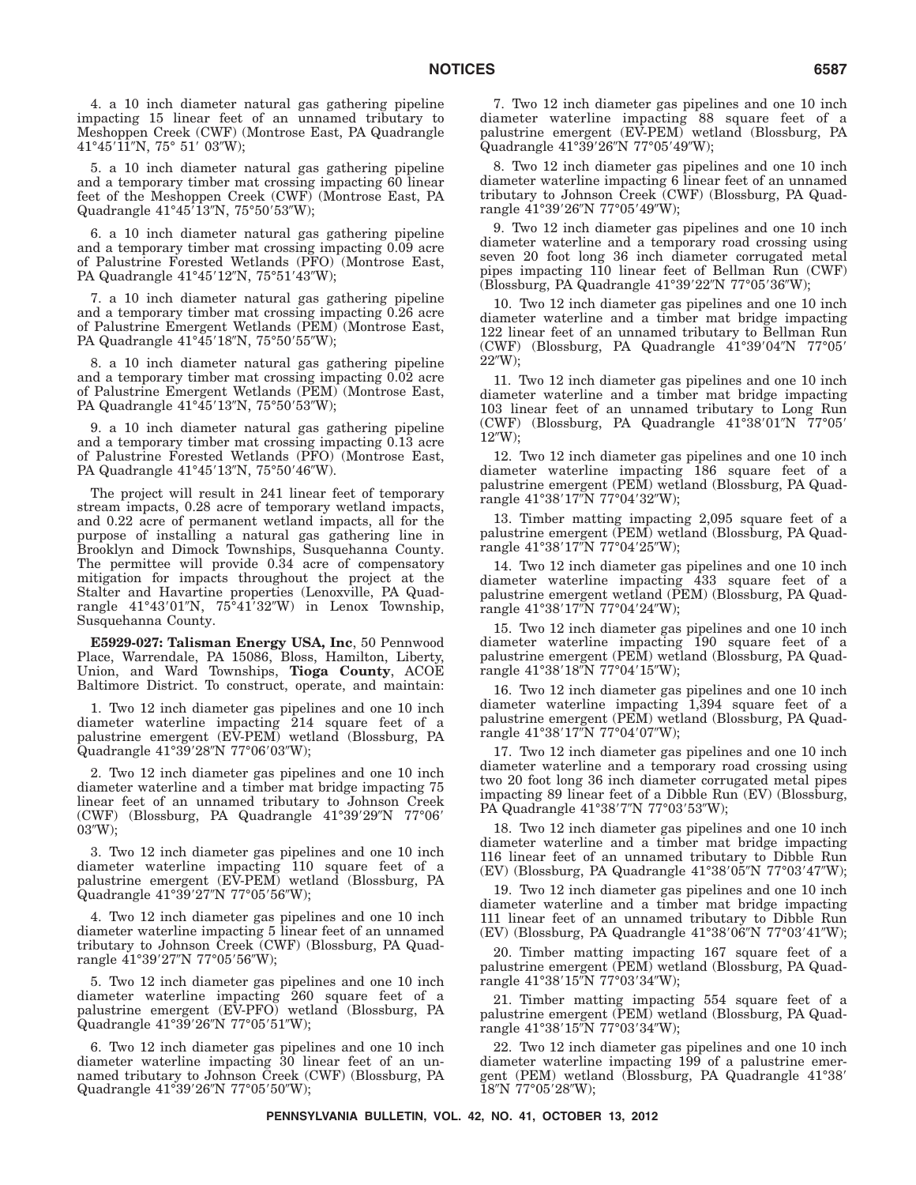4. a 10 inch diameter natural gas gathering pipeline impacting 15 linear feet of an unnamed tributary to Meshoppen Creek (CWF) (Montrose East, PA Quadrangle 41°45′11″N, 75° 51′ 03″W);

5. a 10 inch diameter natural gas gathering pipeline and a temporary timber mat crossing impacting 60 linear feet of the Meshoppen Creek (CWF) (Montrose East, PA Quadrangle 41°45′13″N, 75°50′53″W);

6. a 10 inch diameter natural gas gathering pipeline and a temporary timber mat crossing impacting 0.09 acre of Palustrine Forested Wetlands (PFO) (Montrose East, PA Quadrangle 41°45′12″N, 75°51′43″W);

7. a 10 inch diameter natural gas gathering pipeline and a temporary timber mat crossing impacting 0.26 acre of Palustrine Emergent Wetlands (PEM) (Montrose East, PA Quadrangle 41°45′18″N, 75°50′55″W);

8. a 10 inch diameter natural gas gathering pipeline and a temporary timber mat crossing impacting 0.02 acre of Palustrine Emergent Wetlands (PEM) (Montrose East, PA Quadrangle 41°45′13″N, 75°50′53″W);

9. a 10 inch diameter natural gas gathering pipeline and a temporary timber mat crossing impacting 0.13 acre of Palustrine Forested Wetlands (PFO) (Montrose East, PA Quadrangle 41°45′13″N, 75°50′46″W).

The project will result in 241 linear feet of temporary stream impacts, 0.28 acre of temporary wetland impacts, and 0.22 acre of permanent wetland impacts, all for the purpose of installing a natural gas gathering line in Brooklyn and Dimock Townships, Susquehanna County. The permittee will provide 0.34 acre of compensatory mitigation for impacts throughout the project at the Stalter and Havartine properties (Lenoxville, PA Quadrangle 41°43′01″N, 75°41′32″W) in Lenox Township, Susquehanna County.

**E5929-027: Talisman Energy USA, Inc**, 50 Pennwood Place, Warrendale, PA 15086, Bloss, Hamilton, Liberty, Union, and Ward Townships, **Tioga County**, ACOE Baltimore District. To construct, operate, and maintain:

1. Two 12 inch diameter gas pipelines and one 10 inch diameter waterline impacting 214 square feet of a palustrine emergent (EV-PEM) wetland (Blossburg, PA Quadrangle 41°39′28″N 77°06′03″W);

2. Two 12 inch diameter gas pipelines and one 10 inch diameter waterline and a timber mat bridge impacting 75 linear feet of an unnamed tributary to Johnson Creek (CWF) (Blossburg, PA Quadrangle 41°39′29″N 77°06′ 03″W);

3. Two 12 inch diameter gas pipelines and one 10 inch diameter waterline impacting 110 square feet of a palustrine emergent (EV-PEM) wetland (Blossburg, PA Quadrangle 41°39′27″N 77°05′56″W);

4. Two 12 inch diameter gas pipelines and one 10 inch diameter waterline impacting 5 linear feet of an unnamed tributary to Johnson Creek (CWF) (Blossburg, PA Quadrangle 41°39′27″N 77°05′56″W);

5. Two 12 inch diameter gas pipelines and one 10 inch diameter waterline impacting 260 square feet of a palustrine emergent (EV-PFO) wetland (Blossburg, PA Quadrangle 41°39′26″N 77°05′51″W);

6. Two 12 inch diameter gas pipelines and one 10 inch diameter waterline impacting 30 linear feet of an unnamed tributary to Johnson Creek (CWF) (Blossburg, PA Quadrangle 41°39′26″N 77°05′50″W);

7. Two 12 inch diameter gas pipelines and one 10 inch diameter waterline impacting 88 square feet of a palustrine emergent (EV-PEM) wetland (Blossburg, PA Quadrangle 41°39′26″N 77°05′49″W);

8. Two 12 inch diameter gas pipelines and one 10 inch diameter waterline impacting 6 linear feet of an unnamed tributary to Johnson Creek (CWF) (Blossburg, PA Quadrangle 41°39′26″N 77°05′49″W);

9. Two 12 inch diameter gas pipelines and one 10 inch diameter waterline and a temporary road crossing using seven 20 foot long 36 inch diameter corrugated metal pipes impacting 110 linear feet of Bellman Run (CWF) (Blossburg, PA Quadrangle 41°39′22″N 77°05′36″W);

10. Two 12 inch diameter gas pipelines and one 10 inch diameter waterline and a timber mat bridge impacting 122 linear feet of an unnamed tributary to Bellman Run (CWF) (Blossburg, PA Quadrangle 41°39′04″N 77°05′ 22″W);

11. Two 12 inch diameter gas pipelines and one 10 inch diameter waterline and a timber mat bridge impacting 103 linear feet of an unnamed tributary to Long Run (CWF) (Blossburg, PA Quadrangle 41°38′01″N 77°05′ 12″W);

12. Two 12 inch diameter gas pipelines and one 10 inch diameter waterline impacting 186 square feet of a palustrine emergent (PEM) wetland (Blossburg, PA Quadrangle 41°38′17″N 77°04′32″W);

13. Timber matting impacting 2,095 square feet of a palustrine emergent (PEM) wetland (Blossburg, PA Quadrangle 41°38′17″N 77°04′25″W);

14. Two 12 inch diameter gas pipelines and one 10 inch diameter waterline impacting 433 square feet of a palustrine emergent wetland (PEM) (Blossburg, PA Quadrangle 41°38′17″N 77°04′24″W);

15. Two 12 inch diameter gas pipelines and one 10 inch diameter waterline impacting 190 square feet of a palustrine emergent (PEM) wetland (Blossburg, PA Quadrangle 41°38′18″N 77°04′15″W);

16. Two 12 inch diameter gas pipelines and one 10 inch diameter waterline impacting 1,394 square feet of a palustrine emergent (PEM) wetland (Blossburg, PA Quadrangle 41°38′17″N 77°04′07″W);

17. Two 12 inch diameter gas pipelines and one 10 inch diameter waterline and a temporary road crossing using two 20 foot long 36 inch diameter corrugated metal pipes impacting 89 linear feet of a Dibble Run (EV) (Blossburg, PA Quadrangle 41°38′7″N 77°03′53″W);

18. Two 12 inch diameter gas pipelines and one 10 inch diameter waterline and a timber mat bridge impacting 116 linear feet of an unnamed tributary to Dibble Run (EV) (Blossburg, PA Quadrangle 41°38′05″N 77°03′47″W);

19. Two 12 inch diameter gas pipelines and one 10 inch diameter waterline and a timber mat bridge impacting 111 linear feet of an unnamed tributary to Dibble Run (EV) (Blossburg, PA Quadrangle 41°38′06″N 77°03′41″W);

20. Timber matting impacting 167 square feet of a palustrine emergent (PEM) wetland (Blossburg, PA Quadrangle 41°38′15″N 77°03′34″W);

21. Timber matting impacting 554 square feet of a palustrine emergent (PEM) wetland (Blossburg, PA Quadrangle 41°38′15″N 77°03′34″W);

22. Two 12 inch diameter gas pipelines and one 10 inch diameter waterline impacting 199 of a palustrine emergent (PEM) wetland (Blossburg, PA Quadrangle 41°38′ 18″N 77°05′28″W);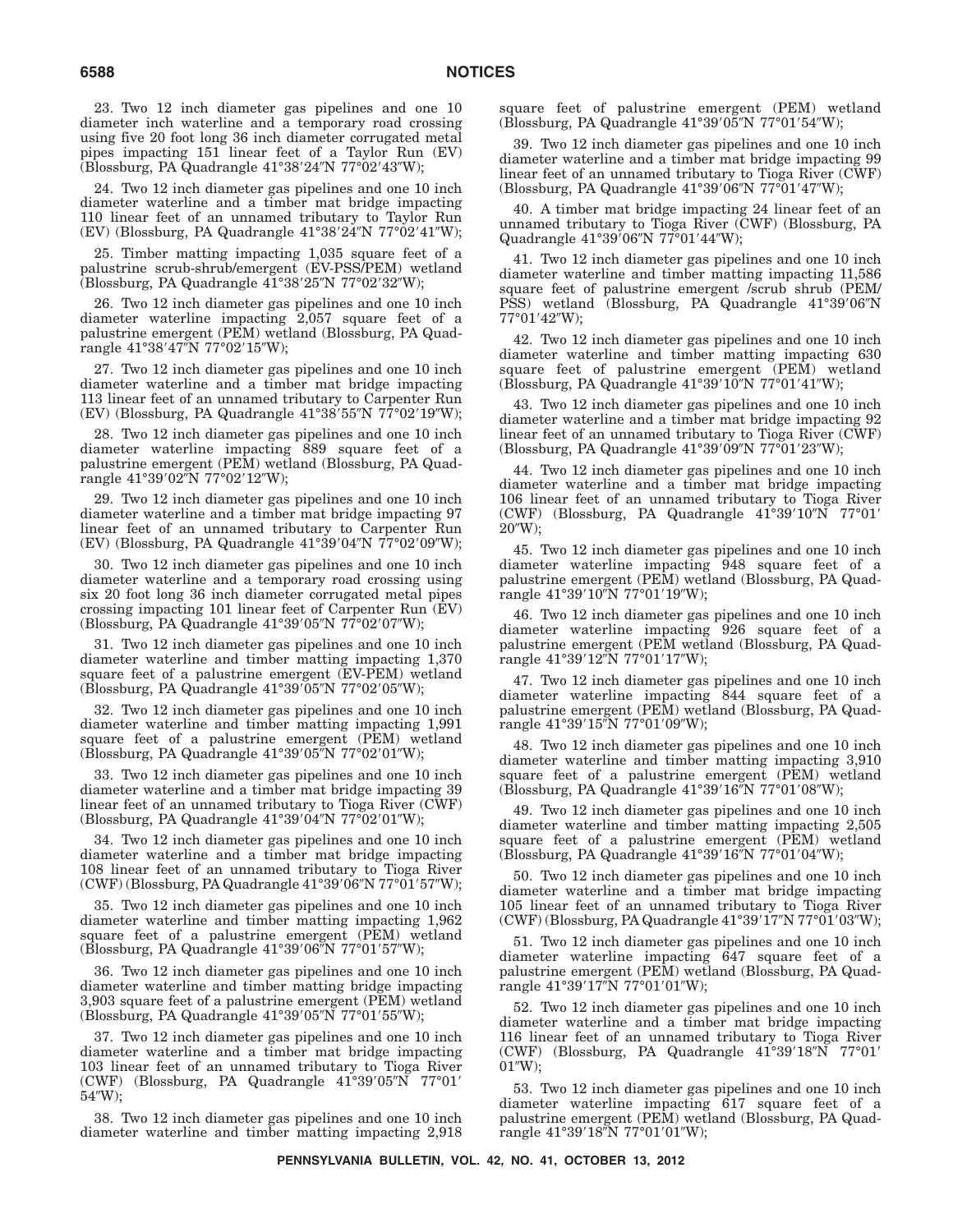23. Two 12 inch diameter gas pipelines and one 10 diameter inch waterline and a temporary road crossing using five 20 foot long 36 inch diameter corrugated metal pipes impacting 151 linear feet of a Taylor Run (EV) (Blossburg, PA Quadrangle 41°38′24″N 77°02′43″W);

24. Two 12 inch diameter gas pipelines and one 10 inch diameter waterline and a timber mat bridge impacting 110 linear feet of an unnamed tributary to Taylor Run (EV) (Blossburg, PA Quadrangle 41°38′24″N 77°02′41″W);

25. Timber matting impacting 1,035 square feet of a palustrine scrub-shrub/emergent (EV-PSS/PEM) wetland (Blossburg, PA Quadrangle 41°38′25″N 77°02′32″W);

26. Two 12 inch diameter gas pipelines and one 10 inch diameter waterline impacting 2,057 square feet of a palustrine emergent (PEM) wetland (Blossburg, PA Quadrangle 41°38′47″N 77°02′15″W);

27. Two 12 inch diameter gas pipelines and one 10 inch diameter waterline and a timber mat bridge impacting 113 linear feet of an unnamed tributary to Carpenter Run (EV) (Blossburg, PA Quadrangle 41°38′55″N 77°02′19″W);

28. Two 12 inch diameter gas pipelines and one 10 inch diameter waterline impacting 889 square feet of a palustrine emergent (PEM) wetland (Blossburg, PA Quadrangle 41°39′02″N 77°02′12″W);

29. Two 12 inch diameter gas pipelines and one 10 inch diameter waterline and a timber mat bridge impacting 97 linear feet of an unnamed tributary to Carpenter Run (EV) (Blossburg, PA Quadrangle 41°39′04″N 77°02′09″W);

30. Two 12 inch diameter gas pipelines and one 10 inch diameter waterline and a temporary road crossing using six 20 foot long 36 inch diameter corrugated metal pipes crossing impacting 101 linear feet of Carpenter Run (EV) (Blossburg, PA Quadrangle 41°39′05″N 77°02′07″W);

31. Two 12 inch diameter gas pipelines and one 10 inch diameter waterline and timber matting impacting 1,370 square feet of a palustrine emergent (EV-PEM) wetland (Blossburg, PA Quadrangle 41°39′05″N 77°02′05″W);

32. Two 12 inch diameter gas pipelines and one 10 inch diameter waterline and timber matting impacting 1,991 square feet of a palustrine emergent (PEM) wetland (Blossburg, PA Quadrangle 41°39′05″N 77°02′01″W);

33. Two 12 inch diameter gas pipelines and one 10 inch diameter waterline and a timber mat bridge impacting 39 linear feet of an unnamed tributary to Tioga River (CWF) (Blossburg, PA Quadrangle 41°39′04″N 77°02′01″W);

34. Two 12 inch diameter gas pipelines and one 10 inch diameter waterline and a timber mat bridge impacting 108 linear feet of an unnamed tributary to Tioga River (CWF) (Blossburg, PA Quadrangle 41°39′06″N 77°01′57″W);

35. Two 12 inch diameter gas pipelines and one 10 inch diameter waterline and timber matting impacting 1,962 square feet of a palustrine emergent (PEM) wetland (Blossburg, PA Quadrangle 41°39′06″N 77°01′57″W);

36. Two 12 inch diameter gas pipelines and one 10 inch diameter waterline and timber matting bridge impacting 3,903 square feet of a palustrine emergent (PEM) wetland (Blossburg, PA Quadrangle 41°39′05″N 77°01′55″W);

37. Two 12 inch diameter gas pipelines and one 10 inch diameter waterline and a timber mat bridge impacting 103 linear feet of an unnamed tributary to Tioga River (CWF) (Blossburg, PA Quadrangle 41°39′05″N 77°01′54″W);

38. Two 12 inch diameter gas pipelines and one 10 inch diameter waterline and timber matting impacting 2,918 square feet of palustrine emergent (PEM) wetland (Blossburg, PA Quadrangle 41°39′05″N 77°01′54″W);

39. Two 12 inch diameter gas pipelines and one 10 inch diameter waterline and a timber mat bridge impacting 99 linear feet of an unnamed tributary to Tioga River (CWF) (Blossburg, PA Quadrangle 41°39′06″N 77°01′47″W);

40. A timber mat bridge impacting 24 linear feet of an unnamed tributary to Tioga River (CWF) (Blossburg, PA Quadrangle 41°39′06″N 77°01′44″W);

41. Two 12 inch diameter gas pipelines and one 10 inch diameter waterline and timber matting impacting 11,586 square feet of palustrine emergent /scrub shrub (PEM/ PSS) wetland (Blossburg, PA Quadrangle 41°39′06″N 77°01′42″W);

42. Two 12 inch diameter gas pipelines and one 10 inch diameter waterline and timber matting impacting 630 square feet of palustrine emergent (PEM) wetland (Blossburg, PA Quadrangle 41°39′10″N 77°01′41″W);

43. Two 12 inch diameter gas pipelines and one 10 inch diameter waterline and a timber mat bridge impacting 92 linear feet of an unnamed tributary to Tioga River (CWF) (Blossburg, PA Quadrangle 41°39′09″N 77°01′23″W);

44. Two 12 inch diameter gas pipelines and one 10 inch diameter waterline and a timber mat bridge impacting 106 linear feet of an unnamed tributary to Tioga River (CWF) (Blossburg, PA Quadrangle 41°39′10″N 77°01′ 20″W);

45. Two 12 inch diameter gas pipelines and one 10 inch diameter waterline impacting 948 square feet of a palustrine emergent (PEM) wetland (Blossburg, PA Quadrangle 41°39′10″N 77°01′19″W);

46. Two 12 inch diameter gas pipelines and one 10 inch diameter waterline impacting 926 square feet of a palustrine emergent (PEM wetland (Blossburg, PA Quadrangle 41°39′12″N 77°01′17″W);

47. Two 12 inch diameter gas pipelines and one 10 inch diameter waterline impacting 844 square feet of a palustrine emergent (PEM) wetland (Blossburg, PA Quadrangle 41°39′15″N 77°01′09″W);

48. Two 12 inch diameter gas pipelines and one 10 inch diameter waterline and timber matting impacting 3,910 square feet of a palustrine emergent (PEM) wetland (Blossburg, PA Quadrangle 41°39′16″N 77°01′08″W);

49. Two 12 inch diameter gas pipelines and one 10 inch diameter waterline and timber matting impacting 2,505 square feet of a palustrine emergent (PEM) wetland (Blossburg, PA Quadrangle 41°39′16″N 77°01′04″W);

50. Two 12 inch diameter gas pipelines and one 10 inch diameter waterline and a timber mat bridge impacting 105 linear feet of an unnamed tributary to Tioga River (CWF) (Blossburg, PA Quadrangle 41°39′17″N 77°01′03″W);

51. Two 12 inch diameter gas pipelines and one 10 inch diameter waterline impacting 647 square feet of a palustrine emergent (PEM) wetland (Blossburg, PA Quadrangle 41°39′17″N 77°01′01″W);

52. Two 12 inch diameter gas pipelines and one 10 inch diameter waterline and a timber mat bridge impacting 116 linear feet of an unnamed tributary to Tioga River (CWF) (Blossburg, PA Quadrangle 41°39′18″N 77°01′ 01″W);

53. Two 12 inch diameter gas pipelines and one 10 inch diameter waterline impacting 617 square feet of a palustrine emergent (PEM) wetland (Blossburg, PA Quadrangle 41°39′18″N 77°01′01″W);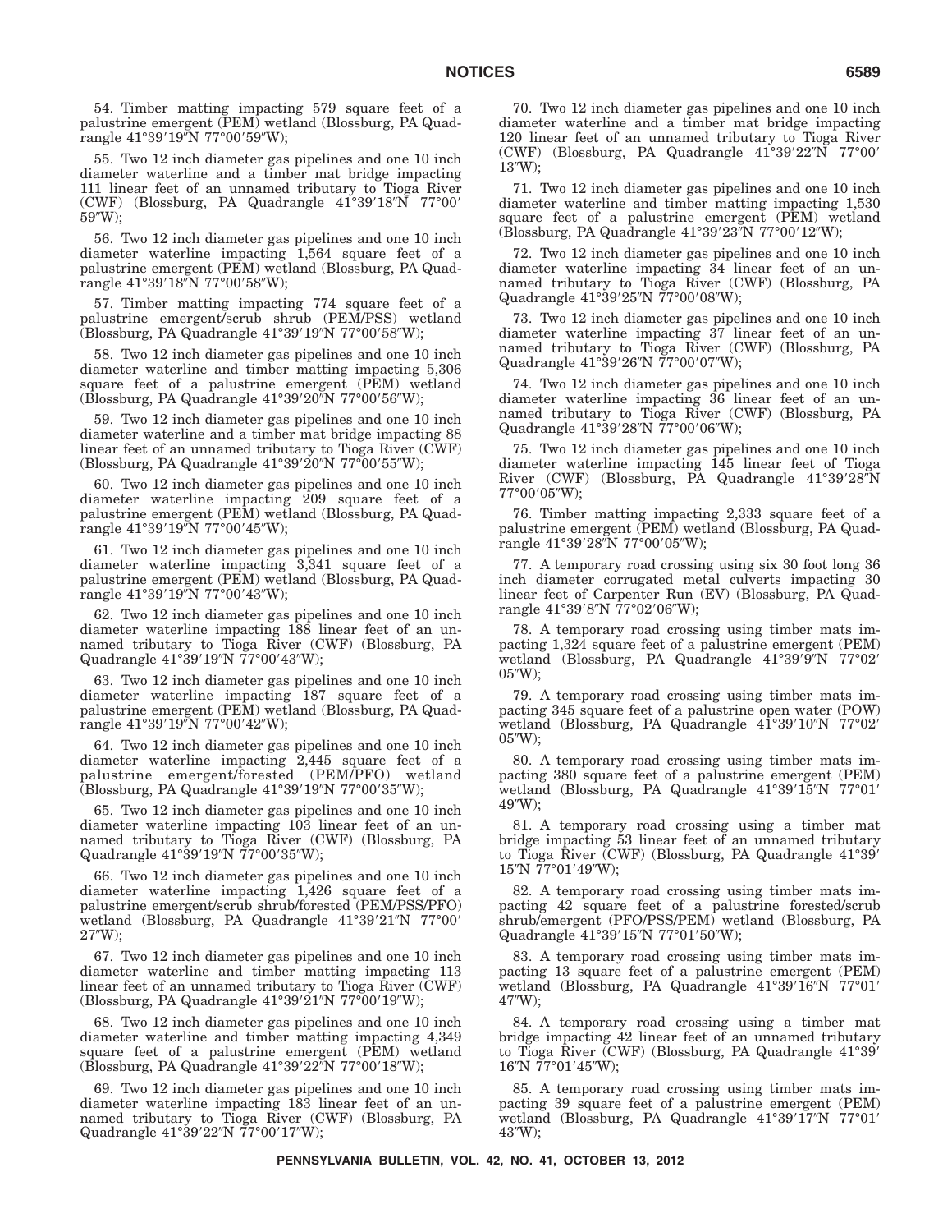54. Timber matting impacting 579 square feet of a palustrine emergent (PEM) wetland (Blossburg, PA Quadrangle 41°39′19″N 77°00′59″W);

55. Two 12 inch diameter gas pipelines and one 10 inch diameter waterline and a timber mat bridge impacting 111 linear feet of an unnamed tributary to Tioga River (CWF) (Blossburg, PA Quadrangle 41°39′18″N 77°00′59″W);

56. Two 12 inch diameter gas pipelines and one 10 inch diameter waterline impacting 1,564 square feet of a palustrine emergent (PEM) wetland (Blossburg, PA Quadrangle 41°39′18″N 77°00′58″W);

57. Timber matting impacting 774 square feet of a palustrine emergent/scrub shrub (PEM/PSS) wetland (Blossburg, PA Quadrangle 41°39′19″N 77°00′58″W);

58. Two 12 inch diameter gas pipelines and one 10 inch diameter waterline and timber matting impacting 5,306 square feet of a palustrine emergent (PEM) wetland (Blossburg, PA Quadrangle 41°39′20″N 77°00′56″W);

59. Two 12 inch diameter gas pipelines and one 10 inch diameter waterline and a timber mat bridge impacting 88 linear feet of an unnamed tributary to Tioga River (CWF) (Blossburg, PA Quadrangle 41°39′20″N 77°00′55″W);

60. Two 12 inch diameter gas pipelines and one 10 inch diameter waterline impacting 209 square feet of a palustrine emergent (PEM) wetland (Blossburg, PA Quadrangle 41°39′19″N 77°00′45″W);

61. Two 12 inch diameter gas pipelines and one 10 inch diameter waterline impacting 3,341 square feet of a palustrine emergent (PEM) wetland (Blossburg, PA Quadrangle 41°39′19″N 77°00′43″W);

62. Two 12 inch diameter gas pipelines and one 10 inch diameter waterline impacting 188 linear feet of an unnamed tributary to Tioga River (CWF) (Blossburg, PA Quadrangle 41°39′19″N 77°00′43″W);

63. Two 12 inch diameter gas pipelines and one 10 inch diameter waterline impacting 187 square feet of a palustrine emergent (PEM) wetland (Blossburg, PA Quadrangle 41°39′19″N 77°00′42″W);

64. Two 12 inch diameter gas pipelines and one 10 inch diameter waterline impacting 2,445 square feet of a palustrine emergent/forested (PEM/PFO) wetland (Blossburg, PA Quadrangle 41°39′19″N 77°00′35″W);

65. Two 12 inch diameter gas pipelines and one 10 inch diameter waterline impacting 103 linear feet of an unnamed tributary to Tioga River (CWF) (Blossburg, PA Quadrangle 41°39′19″N 77°00′35″W);

66. Two 12 inch diameter gas pipelines and one 10 inch diameter waterline impacting 1,426 square feet of a palustrine emergent/scrub shrub/forested (PEM/PSS/PFO) wetland (Blossburg, PA Quadrangle 41°39′21″N 77°00′27″W);

67. Two 12 inch diameter gas pipelines and one 10 inch diameter waterline and timber matting impacting 113 linear feet of an unnamed tributary to Tioga River (CWF) (Blossburg, PA Quadrangle 41°39′21″N 77°00′19″W);

68. Two 12 inch diameter gas pipelines and one 10 inch diameter waterline and timber matting impacting 4,349 square feet of a palustrine emergent (PEM) wetland (Blossburg, PA Quadrangle 41°39′22″N 77°00′18″W);

69. Two 12 inch diameter gas pipelines and one 10 inch diameter waterline impacting 183 linear feet of an unnamed tributary to Tioga River (CWF) (Blossburg, PA Quadrangle 41°39′22″N 77°00′17″W);

70. Two 12 inch diameter gas pipelines and one 10 inch diameter waterline and a timber mat bridge impacting 120 linear feet of an unnamed tributary to Tioga River (CWF) (Blossburg, PA Quadrangle 41°39′22″N 77°00′13″W);

71. Two 12 inch diameter gas pipelines and one 10 inch diameter waterline and timber matting impacting 1,530 square feet of a palustrine emergent (PEM) wetland (Blossburg, PA Quadrangle 41°39′23″N 77°00′12″W);

72. Two 12 inch diameter gas pipelines and one 10 inch diameter waterline impacting 34 linear feet of an unnamed tributary to Tioga River (CWF) (Blossburg, PA Quadrangle 41°39′25″N 77°00′08″W);

73. Two 12 inch diameter gas pipelines and one 10 inch diameter waterline impacting 37 linear feet of an unnamed tributary to Tioga River (CWF) (Blossburg, PA Quadrangle 41°39′26″N 77°00′07″W);

74. Two 12 inch diameter gas pipelines and one 10 inch diameter waterline impacting 36 linear feet of an unnamed tributary to Tioga River (CWF) (Blossburg, PA Quadrangle 41°39′28″N 77°00′06″W);

75. Two 12 inch diameter gas pipelines and one 10 inch diameter waterline impacting 145 linear feet of Tioga River (CWF) (Blossburg, PA Quadrangle 41°39′28″N 77°00′05″W);

76. Timber matting impacting 2,333 square feet of a palustrine emergent (PEM) wetland (Blossburg, PA Quadrangle 41°39′28″N 77°00′05″W);

77. A temporary road crossing using six 30 foot long 36 inch diameter corrugated metal culverts impacting 30 linear feet of Carpenter Run (EV) (Blossburg, PA Quadrangle 41°39′8″N 77°02′06″W);

78. A temporary road crossing using timber mats impacting 1,324 square feet of a palustrine emergent (PEM) wetland (Blossburg, PA Quadrangle 41°39′9″N 77°02′05″W);

79. A temporary road crossing using timber mats impacting 345 square feet of a palustrine open water (POW) wetland (Blossburg, PA Quadrangle 41°39′10″N 77°02′05″W);

80. A temporary road crossing using timber mats impacting 380 square feet of a palustrine emergent (PEM) wetland (Blossburg, PA Quadrangle 41°39′15″N 77°01′49″W);

81. A temporary road crossing using a timber mat bridge impacting 53 linear feet of an unnamed tributary to Tioga River (CWF) (Blossburg, PA Quadrangle 41°39′15″N 77°01′49″W);

82. A temporary road crossing using timber mats impacting 42 square feet of a palustrine forested/scrub shrub/emergent (PFO/PSS/PEM) wetland (Blossburg, PA Quadrangle 41°39′15″N 77°01′50″W);

83. A temporary road crossing using timber mats impacting 13 square feet of a palustrine emergent (PEM) wetland (Blossburg, PA Quadrangle 41°39′16″N 77°01′47″W);

84. A temporary road crossing using a timber mat bridge impacting 42 linear feet of an unnamed tributary to Tioga River (CWF) (Blossburg, PA Quadrangle 41°39′16″N 77°01′45″W);

85. A temporary road crossing using timber mats impacting 39 square feet of a palustrine emergent (PEM) wetland (Blossburg, PA Quadrangle 41°39′17″N 77°01′43″W);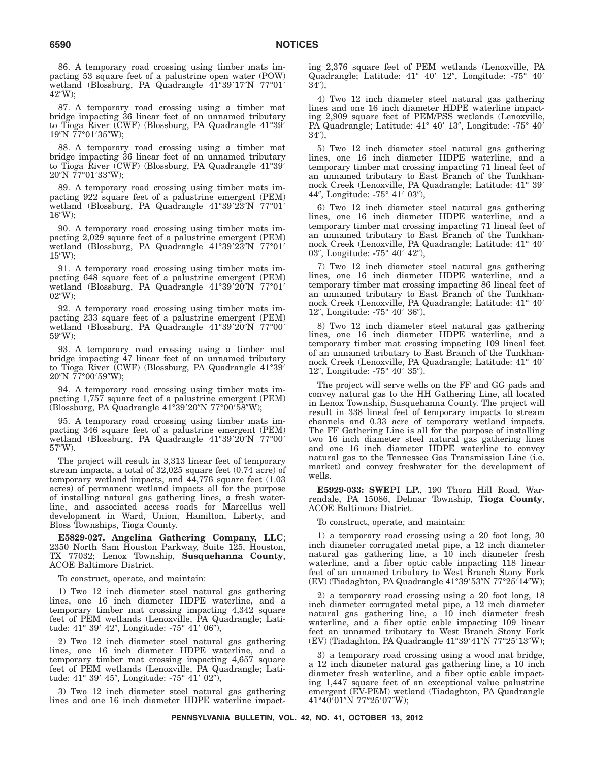86. A temporary road crossing using timber mats impacting 53 square feet of a palustrine open water (POW) wetland (Blossburg, PA Quadrangle 41°39′17″N 77°01′42″W);

87. A temporary road crossing using a timber mat bridge impacting 36 linear feet of an unnamed tributary to Tioga River (CWF) (Blossburg, PA Quadrangle 41°39′19″N 77°01′35″W);

88. A temporary road crossing using a timber mat bridge impacting 36 linear feet of an unnamed tributary to Tioga River (CWF) (Blossburg, PA Quadrangle 41°39′20″N 77°01′33″W);

89. A temporary road crossing using timber mats impacting 922 square feet of a palustrine emergent (PEM) wetland (Blossburg, PA Quadrangle 41°39′23″N 77°01′16″W);

90. A temporary road crossing using timber mats impacting 2,029 square feet of a palustrine emergent (PEM) wetland (Blossburg, PA Quadrangle 41°39′23″N 77°01′15″W);

91. A temporary road crossing using timber mats impacting 648 square feet of a palustrine emergent (PEM) wetland (Blossburg, PA Quadrangle 41°39′20″N 77°01′02″W);

92. A temporary road crossing using timber mats impacting 233 square feet of a palustrine emergent (PEM) wetland (Blossburg, PA Quadrangle 41°39′20″N 77°00′59″W);

93. A temporary road crossing using a timber mat bridge impacting 47 linear feet of an unnamed tributary to Tioga River (CWF) (Blossburg, PA Quadrangle 41°39′20″N 77°00′59″W);

94. A temporary road crossing using timber mats impacting 1,757 square feet of a palustrine emergent (PEM) (Blossburg, PA Quadrangle 41°39′20″N 77°00′58″W);

95. A temporary road crossing using timber mats impacting 346 square feet of a palustrine emergent (PEM) wetland (Blossburg, PA Quadrangle 41°39′20″N 77°00′57″W).

The project will result in 3,313 linear feet of temporary stream impacts, a total of 32,025 square feet (0.74 acre) of temporary wetland impacts, and 44,776 square feet (1.03 acres) of permanent wetland impacts all for the purpose of installing natural gas gathering lines, a fresh waterline, and associated access roads for Marcellus well development in Ward, Union, Hamilton, Liberty, and Bloss Townships, Tioga County.

**E5829-027. Angelina Gathering Company, LLC**; 2350 North Sam Houston Parkway, Suite 125, Houston, TX 77032; Lenox Township, **Susquehanna County**, ACOE Baltimore District.

To construct, operate, and maintain:

1) Two 12 inch diameter steel natural gas gathering lines, one 16 inch diameter HDPE waterline, and a temporary timber mat crossing impacting 4,342 square feet of PEM wetlands (Lenoxville, PA Quadrangle; Latitude: 41° 39′ 42″, Longitude: -75° 41′ 06″),

2) Two 12 inch diameter steel natural gas gathering lines, one 16 inch diameter HDPE waterline, and a temporary timber mat crossing impacting 4,657 square feet of PEM wetlands (Lenoxville, PA Quadrangle; Latitude: 41° 39′ 45″, Longitude: -75° 41′ 02″),

3) Two 12 inch diameter steel natural gas gathering lines and one 16 inch diameter HDPE waterline impacting 2,376 square feet of PEM wetlands (Lenoxville, PA Quadrangle; Latitude: 41° 40′ 12″, Longitude: -75° 40′ 34″),

4) Two 12 inch diameter steel natural gas gathering lines and one 16 inch diameter HDPE waterline impacting 2,909 square feet of PEM/PSS wetlands (Lenoxville, PA Quadrangle; Latitude: 41° 40′ 13″, Longitude: -75° 40′ 34″),

5) Two 12 inch diameter steel natural gas gathering lines, one 16 inch diameter HDPE waterline, and a temporary timber mat crossing impacting 71 lineal feet of an unnamed tributary to East Branch of the Tunkhannock Creek (Lenoxville, PA Quadrangle; Latitude: 41° 39′ 44″, Longitude: -75° 41′ 03″),

6) Two 12 inch diameter steel natural gas gathering lines, one 16 inch diameter HDPE waterline, and a temporary timber mat crossing impacting 71 lineal feet of an unnamed tributary to East Branch of the Tunkhannock Creek (Lenoxville, PA Quadrangle; Latitude: 41° 40′ 03″, Longitude: -75° 40′ 42″),

7) Two 12 inch diameter steel natural gas gathering lines, one 16 inch diameter HDPE waterline, and a temporary timber mat crossing impacting 86 lineal feet of an unnamed tributary to East Branch of the Tunkhannock Creek (Lenoxville, PA Quadrangle; Latitude: 41° 40′ 12″, Longitude: -75° 40′ 36″),

8) Two 12 inch diameter steel natural gas gathering lines, one 16 inch diameter HDPE waterline, and a temporary timber mat crossing impacting 109 lineal feet of an unnamed tributary to East Branch of the Tunkhannock Creek (Lenoxville, PA Quadrangle; Latitude: 41° 40′ 12″, Longitude: -75° 40′ 35″).

The project will serve wells on the FF and GG pads and convey natural gas to the HH Gathering Line, all located in Lenox Township, Susquehanna County. The project will result in 338 lineal feet of temporary impacts to stream channels and 0.33 acre of temporary wetland impacts. The FF Gathering Line is all for the purpose of installing two 16 inch diameter steel natural gas gathering lines and one 16 inch diameter HDPE waterline to convey natural gas to the Tennessee Gas Transmission Line (i.e. market) and convey freshwater for the development of wells.

**E5929-033: SWEPI LP.**, 190 Thorn Hill Road, Warrendale, PA 15086, Delmar Township, **Tioga County**, ACOE Baltimore District.

To construct, operate, and maintain:

1) a temporary road crossing using a 20 foot long, 30 inch diameter corrugated metal pipe, a 12 inch diameter natural gas gathering line, a 10 inch diameter fresh waterline, and a fiber optic cable impacting 118 linear feet of an unnamed tributary to West Branch Stony Fork (EV) (Tiadaghton, PA Quadrangle 41°39′53″N 77°25′14″W);

2) a temporary road crossing using a 20 foot long, 18 inch diameter corrugated metal pipe, a 12 inch diameter natural gas gathering line, a 10 inch diameter fresh waterline, and a fiber optic cable impacting 109 linear feet an unnamed tributary to West Branch Stony Fork (EV) (Tiadaghton, PA Quadrangle 41°39′41″N 77°25′13″W);

3) a temporary road crossing using a wood mat bridge, a 12 inch diameter natural gas gathering line, a 10 inch diameter fresh waterline, and a fiber optic cable impacting 1,447 square feet of an exceptional value palustrine emergent (EV-PEM) wetland (Tiadaghton, PA Quadrangle 41°40′01″N 77°25′07″W);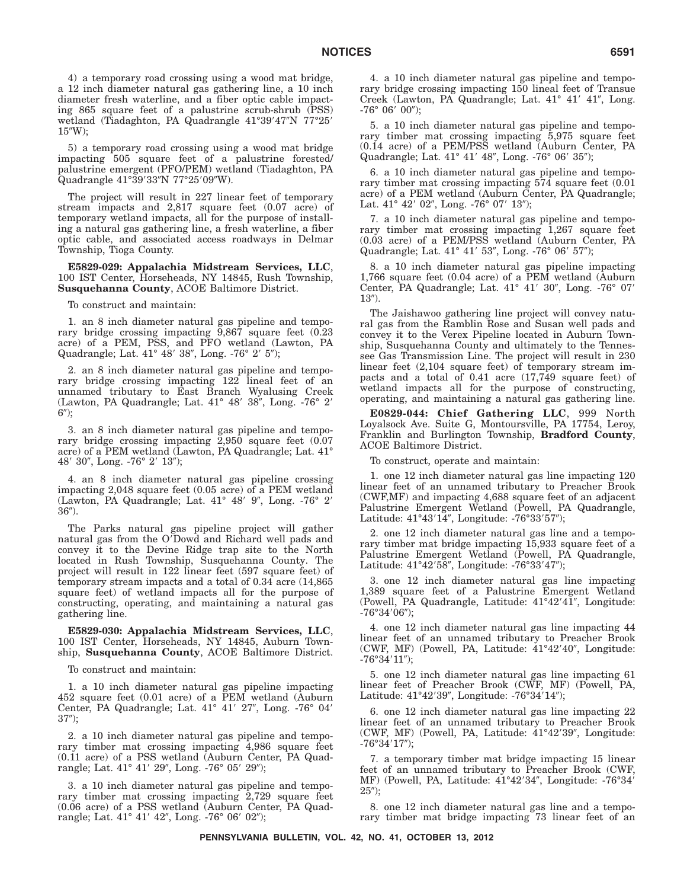4) a temporary road crossing using a wood mat bridge, a 12 inch diameter natural gas gathering line, a 10 inch diameter fresh waterline, and a fiber optic cable impacting 865 square feet of a palustrine scrub-shrub (PSS) wetland (Tiadaghton, PA Quadrangle 41°39′47″N 77°25′15″W);

5) a temporary road crossing using a wood mat bridge impacting 505 square feet of a palustrine forested/ palustrine emergent (PFO/PEM) wetland (Tiadaghton, PA Quadrangle 41°39′33″N 77°25′09″W).

The project will result in 227 linear feet of temporary stream impacts and 2,817 square feet (0.07 acre) of temporary wetland impacts, all for the purpose of installing a natural gas gathering line, a fresh waterline, a fiber optic cable, and associated access roadways in Delmar Township, Tioga County.

**E5829-029: Appalachia Midstream Services, LLC**, 100 IST Center, Horseheads, NY 14845, Rush Township, **Susquehanna County**, ACOE Baltimore District.

To construct and maintain:

1. an 8 inch diameter natural gas pipeline and temporary bridge crossing impacting 9,867 square feet (0.23 acre) of a PEM, PSS, and PFO wetland (Lawton, PA Quadrangle; Lat. 41° 48′ 38″, Long. -76° 2′ 5″);

2. an 8 inch diameter natural gas pipeline and temporary bridge crossing impacting 122 lineal feet of an unnamed tributary to East Branch Wyalusing Creek (Lawton, PA Quadrangle; Lat. 41° 48′ 38″, Long. -76° 2′ 6″);

3. an 8 inch diameter natural gas pipeline and temporary bridge crossing impacting 2,950 square feet (0.07 acre) of a PEM wetland (Lawton, PA Quadrangle; Lat. 41° 48′ 30″, Long. -76° 2′ 13″);

4. an 8 inch diameter natural gas pipeline crossing impacting 2,048 square feet (0.05 acre) of a PEM wetland (Lawton, PA Quadrangle; Lat. 41° 48′ 9″, Long. -76° 2′ 36″).

The Parks natural gas pipeline project will gather natural gas from the O′Dowd and Richard well pads and convey it to the Devine Ridge trap site to the North located in Rush Township, Susquehanna County. The project will result in 122 linear feet (597 square feet) of temporary stream impacts and a total of 0.34 acre (14,865 square feet) of wetland impacts all for the purpose of constructing, operating, and maintaining a natural gas gathering line.

**E5829-030: Appalachia Midstream Services, LLC**, 100 IST Center, Horseheads, NY 14845, Auburn Township, **Susquehanna County**, ACOE Baltimore District.

To construct and maintain:

1. a 10 inch diameter natural gas pipeline impacting 452 square feet (0.01 acre) of a PEM wetland (Auburn Center, PA Quadrangle; Lat. 41° 41′ 27″, Long. -76° 04′ 37″);

2. a 10 inch diameter natural gas pipeline and temporary timber mat crossing impacting 4,986 square feet (0.11 acre) of a PSS wetland (Auburn Center, PA Quadrangle; Lat. 41° 41′ 29″, Long. -76° 05′ 29″);

3. a 10 inch diameter natural gas pipeline and temporary timber mat crossing impacting 2,729 square feet (0.06 acre) of a PSS wetland (Auburn Center, PA Quadrangle; Lat. 41° 41′ 42″, Long. -76° 06′ 02″);

4. a 10 inch diameter natural gas pipeline and temporary bridge crossing impacting 150 lineal feet of Transue Creek (Lawton, PA Quadrangle; Lat. 41° 41′ 41″, Long. -76° 06′ 00″);

5. a 10 inch diameter natural gas pipeline and temporary timber mat crossing impacting 5,975 square feet (0.14 acre) of a PEM/PSS wetland (Auburn Center, PA Quadrangle; Lat. 41° 41′ 48″, Long. -76° 06′ 35″);

6. a 10 inch diameter natural gas pipeline and temporary timber mat crossing impacting 574 square feet (0.01 acre) of a PEM wetland (Auburn Center, PA Quadrangle; Lat. 41° 42′ 02″, Long. -76° 07′ 13″);

7. a 10 inch diameter natural gas pipeline and temporary timber mat crossing impacting 1,267 square feet (0.03 acre) of a PEM/PSS wetland (Auburn Center, PA Quadrangle; Lat. 41° 41′ 53″, Long. -76° 06′ 57″);

8. a 10 inch diameter natural gas pipeline impacting 1,766 square feet (0.04 acre) of a PEM wetland (Auburn Center, PA Quadrangle; Lat. 41° 41′ 30″, Long. -76° 07′ 13″).

The Jaishawoo gathering line project will convey natural gas from the Ramblin Rose and Susan well pads and convey it to the Verex Pipeline located in Auburn Township, Susquehanna County and ultimately to the Tennessee Gas Transmission Line. The project will result in 230 linear feet (2,104 square feet) of temporary stream impacts and a total of 0.41 acre (17,749 square feet) of wetland impacts all for the purpose of constructing, operating, and maintaining a natural gas gathering line.

**E0829-044: Chief Gathering LLC**, 999 North Loyalsock Ave. Suite G, Montoursville, PA 17754, Leroy, Franklin and Burlington Township, **Bradford County**, ACOE Baltimore District.

To construct, operate and maintain:

1. one 12 inch diameter natural gas line impacting 120 linear feet of an unnamed tributary to Preacher Brook (CWF,MF) and impacting 4,688 square feet of an adjacent Palustrine Emergent Wetland (Powell, PA Quadrangle, Latitude: 41°43′14″, Longitude: -76°33′57″);

2. one 12 inch diameter natural gas line and a temporary timber mat bridge impacting 15,933 square feet of a Palustrine Emergent Wetland (Powell, PA Quadrangle, Latitude: 41°42′58″, Longitude: -76°33′47″);

3. one 12 inch diameter natural gas line impacting 1,389 square feet of a Palustrine Emergent Wetland (Powell, PA Quadrangle, Latitude: 41°42′41″, Longitude: -76°34′06″);

4. one 12 inch diameter natural gas line impacting 44 linear feet of an unnamed tributary to Preacher Brook (CWF, MF) (Powell, PA, Latitude: 41°42′40″, Longitude: -76°34′11″);

5. one 12 inch diameter natural gas line impacting 61 linear feet of Preacher Brook (CWF, MF) (Powell, PA, Latitude: 41°42′39″, Longitude: -76°34′14″);

6. one 12 inch diameter natural gas line impacting 22 linear feet of an unnamed tributary to Preacher Brook (CWF, MF) (Powell, PA, Latitude: 41°42′39″, Longitude: -76°34′17″);

7. a temporary timber mat bridge impacting 15 linear feet of an unnamed tributary to Preacher Brook (CWF, MF) (Powell, PA, Latitude: 41°42′34″, Longitude: -76°34′25″);

8. one 12 inch diameter natural gas line and a temporary timber mat bridge impacting 73 linear feet of an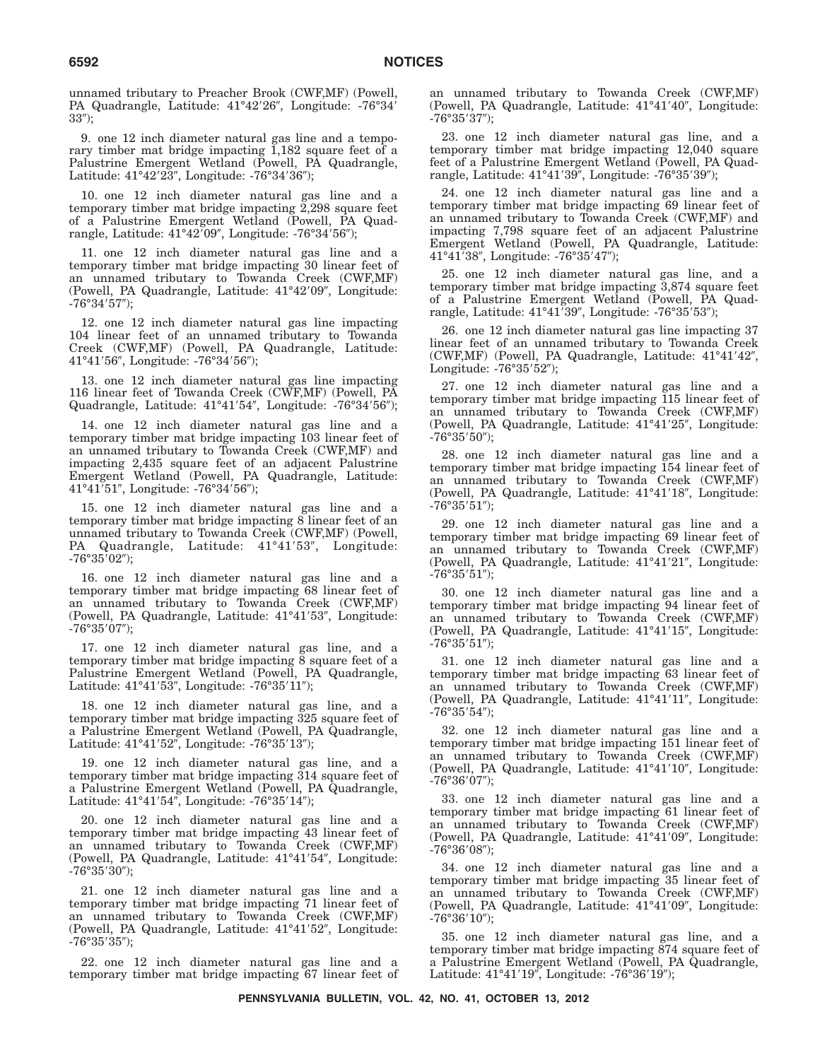unnamed tributary to Preacher Brook (CWF,MF) (Powell, PA Quadrangle, Latitude: 41°42′26″, Longitude: -76°34′33″);

9. one 12 inch diameter natural gas line and a temporary timber mat bridge impacting 1,182 square feet of a Palustrine Emergent Wetland (Powell, PA Quadrangle, Latitude: 41°42′23″, Longitude: -76°34′36″);

10. one 12 inch diameter natural gas line and a temporary timber mat bridge impacting 2,298 square feet of a Palustrine Emergent Wetland (Powell, PA Quadrangle, Latitude: 41°42′09″, Longitude: -76°34′56″);

11. one 12 inch diameter natural gas line and a temporary timber mat bridge impacting 30 linear feet of an unnamed tributary to Towanda Creek (CWF,MF) (Powell, PA Quadrangle, Latitude: 41°42′09″, Longitude: -76°34′57″);

12. one 12 inch diameter natural gas line impacting 104 linear feet of an unnamed tributary to Towanda Creek (CWF,MF) (Powell, PA Quadrangle, Latitude: 41°41′56″, Longitude: -76°34′56″);

13. one 12 inch diameter natural gas line impacting 116 linear feet of Towanda Creek (CWF,MF) (Powell, PA Quadrangle, Latitude: 41°41′54″, Longitude: -76°34′56″);

14. one 12 inch diameter natural gas line and a temporary timber mat bridge impacting 103 linear feet of an unnamed tributary to Towanda Creek (CWF,MF) and impacting 2,435 square feet of an adjacent Palustrine Emergent Wetland (Powell, PA Quadrangle, Latitude: 41°41′51″, Longitude: -76°34′56″);

15. one 12 inch diameter natural gas line and a temporary timber mat bridge impacting 8 linear feet of an unnamed tributary to Towanda Creek (CWF,MF) (Powell, PA Quadrangle, Latitude: 41°41′53″, Longitude: -76°35′02″);

16. one 12 inch diameter natural gas line and a temporary timber mat bridge impacting 68 linear feet of an unnamed tributary to Towanda Creek (CWF,MF) (Powell, PA Quadrangle, Latitude: 41°41′53″, Longitude: -76°35′07″);

17. one 12 inch diameter natural gas line, and a temporary timber mat bridge impacting 8 square feet of a Palustrine Emergent Wetland (Powell, PA Quadrangle, Latitude: 41°41′53″, Longitude: -76°35′11″);

18. one 12 inch diameter natural gas line, and a temporary timber mat bridge impacting 325 square feet of a Palustrine Emergent Wetland (Powell, PA Quadrangle, Latitude: 41°41′52″, Longitude: -76°35′13″);

19. one 12 inch diameter natural gas line, and a temporary timber mat bridge impacting 314 square feet of a Palustrine Emergent Wetland (Powell, PA Quadrangle, Latitude: 41°41′54″, Longitude: -76°35′14″);

20. one 12 inch diameter natural gas line and a temporary timber mat bridge impacting 43 linear feet of an unnamed tributary to Towanda Creek (CWF,MF) (Powell, PA Quadrangle, Latitude: 41°41′54″, Longitude: -76°35′30″);

21. one 12 inch diameter natural gas line and a temporary timber mat bridge impacting 71 linear feet of an unnamed tributary to Towanda Creek (CWF,MF) (Powell, PA Quadrangle, Latitude: 41°41′52″, Longitude: -76°35′35″);

22. one 12 inch diameter natural gas line and a temporary timber mat bridge impacting 67 linear feet of an unnamed tributary to Towanda Creek (CWF,MF) (Powell, PA Quadrangle, Latitude: 41°41′40″, Longitude: -76°35′37″);

23. one 12 inch diameter natural gas line, and a temporary timber mat bridge impacting 12,040 square feet of a Palustrine Emergent Wetland (Powell, PA Quadrangle, Latitude: 41°41′39″, Longitude: -76°35′39″);

24. one 12 inch diameter natural gas line and a temporary timber mat bridge impacting 69 linear feet of an unnamed tributary to Towanda Creek (CWF,MF) and impacting 7,798 square feet of an adjacent Palustrine Emergent Wetland (Powell, PA Quadrangle, Latitude: 41°41′38″, Longitude: -76°35′47″);

25. one 12 inch diameter natural gas line, and a temporary timber mat bridge impacting 3,874 square feet of a Palustrine Emergent Wetland (Powell, PA Quadrangle, Latitude: 41°41′39″, Longitude: -76°35′53″);

26. one 12 inch diameter natural gas line impacting 37 linear feet of an unnamed tributary to Towanda Creek (CWF,MF) (Powell, PA Quadrangle, Latitude: 41°41′42″, Longitude: -76°35′52″);

27. one 12 inch diameter natural gas line and a temporary timber mat bridge impacting 115 linear feet of an unnamed tributary to Towanda Creek (CWF,MF) (Powell, PA Quadrangle, Latitude: 41°41′25″, Longitude: -76°35′50″);

28. one 12 inch diameter natural gas line and a temporary timber mat bridge impacting 154 linear feet of an unnamed tributary to Towanda Creek (CWF,MF) (Powell, PA Quadrangle, Latitude: 41°41′18″, Longitude: -76°35′51″);

29. one 12 inch diameter natural gas line and a temporary timber mat bridge impacting 69 linear feet of an unnamed tributary to Towanda Creek (CWF,MF) (Powell, PA Quadrangle, Latitude: 41°41′21″, Longitude: -76°35′51″);

30. one 12 inch diameter natural gas line and a temporary timber mat bridge impacting 94 linear feet of an unnamed tributary to Towanda Creek (CWF,MF) (Powell, PA Quadrangle, Latitude: 41°41′15″, Longitude: -76°35′51″);

31. one 12 inch diameter natural gas line and a temporary timber mat bridge impacting 63 linear feet of an unnamed tributary to Towanda Creek (CWF,MF) (Powell, PA Quadrangle, Latitude: 41°41′11″, Longitude: -76°35′54″);

32. one 12 inch diameter natural gas line and a temporary timber mat bridge impacting 151 linear feet of an unnamed tributary to Towanda Creek (CWF,MF) (Powell, PA Quadrangle, Latitude: 41°41′10″, Longitude: -76°36′07″);

33. one 12 inch diameter natural gas line and a temporary timber mat bridge impacting 61 linear feet of an unnamed tributary to Towanda Creek (CWF,MF) (Powell, PA Quadrangle, Latitude: 41°41′09″, Longitude: -76°36′08″);

34. one 12 inch diameter natural gas line and a temporary timber mat bridge impacting 35 linear feet of an unnamed tributary to Towanda Creek (CWF,MF) (Powell, PA Quadrangle, Latitude: 41°41′09″, Longitude: -76°36′10″);

35. one 12 inch diameter natural gas line, and a temporary timber mat bridge impacting 874 square feet of a Palustrine Emergent Wetland (Powell, PA Quadrangle, Latitude: 41°41′19″, Longitude: -76°36′19″);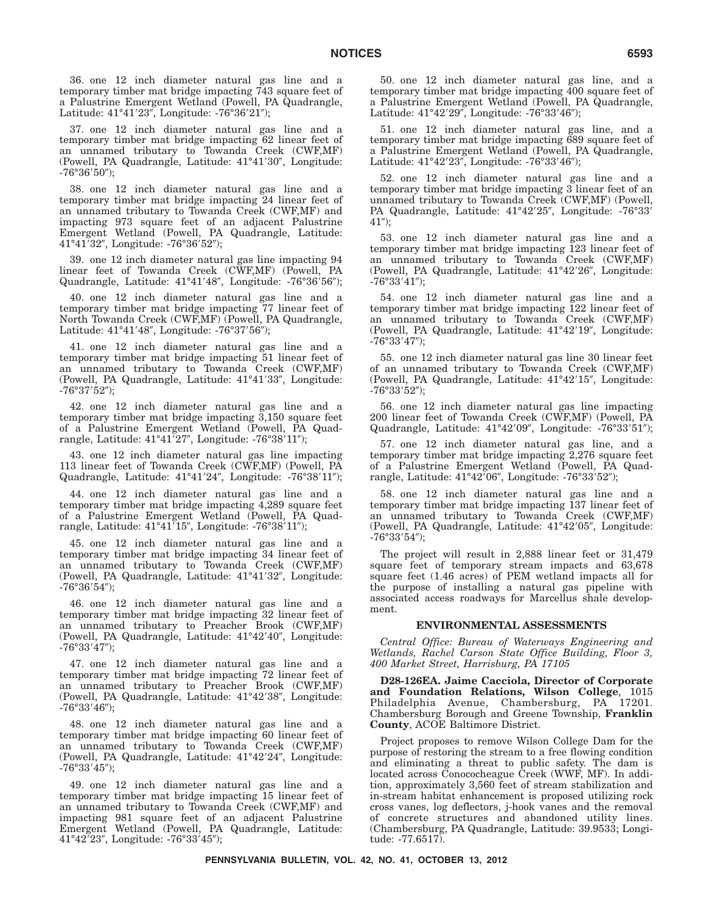36. one 12 inch diameter natural gas line and a temporary timber mat bridge impacting 743 square feet of a Palustrine Emergent Wetland (Powell, PA Quadrangle, Latitude: 41°41′23″, Longitude: -76°36′21″);

37. one 12 inch diameter natural gas line and a temporary timber mat bridge impacting 62 linear feet of an unnamed tributary to Towanda Creek (CWF,MF) (Powell, PA Quadrangle, Latitude: 41°41′30″, Longitude: -76°36′50″);

38. one 12 inch diameter natural gas line and a temporary timber mat bridge impacting 24 linear feet of an unnamed tributary to Towanda Creek (CWF,MF) and impacting 973 square feet of an adjacent Palustrine Emergent Wetland (Powell, PA Quadrangle, Latitude: 41°41′32″, Longitude: -76°36′52″);

39. one 12 inch diameter natural gas line impacting 94 linear feet of Towanda Creek (CWF,MF) (Powell, PA Quadrangle, Latitude: 41°41′48″, Longitude: -76°36′56″);

40. one 12 inch diameter natural gas line and a temporary timber mat bridge impacting 77 linear feet of North Towanda Creek (CWF,MF) (Powell, PA Quadrangle, Latitude: 41°41′48″, Longitude: -76°37′56″);

41. one 12 inch diameter natural gas line and a temporary timber mat bridge impacting 51 linear feet of an unnamed tributary to Towanda Creek (CWF,MF) (Powell, PA Quadrangle, Latitude: 41°41′33″, Longitude: -76°37′52″);

42. one 12 inch diameter natural gas line and a temporary timber mat bridge impacting 3,150 square feet of a Palustrine Emergent Wetland (Powell, PA Quadrangle, Latitude: 41°41′27″, Longitude: -76°38′11″);

43. one 12 inch diameter natural gas line impacting 113 linear feet of Towanda Creek (CWF,MF) (Powell, PA Quadrangle, Latitude: 41°41′24″, Longitude: -76°38′11″);

44. one 12 inch diameter natural gas line and a temporary timber mat bridge impacting 4,289 square feet of a Palustrine Emergent Wetland (Powell, PA Quadrangle, Latitude: 41°41′15″, Longitude: -76°38′11″);

45. one 12 inch diameter natural gas line and a temporary timber mat bridge impacting 34 linear feet of an unnamed tributary to Towanda Creek (CWF,MF) (Powell, PA Quadrangle, Latitude: 41°41′32″, Longitude: -76°36′54″);

46. one 12 inch diameter natural gas line and a temporary timber mat bridge impacting 32 linear feet of an unnamed tributary to Preacher Brook (CWF,MF) (Powell, PA Quadrangle, Latitude: 41°42′40″, Longitude: -76°33′47″);

47. one 12 inch diameter natural gas line and a temporary timber mat bridge impacting 72 linear feet of an unnamed tributary to Preacher Brook (CWF,MF) (Powell, PA Quadrangle, Latitude: 41°42′38″, Longitude: -76°33′46″);

48. one 12 inch diameter natural gas line and a temporary timber mat bridge impacting 60 linear feet of an unnamed tributary to Towanda Creek (CWF,MF) (Powell, PA Quadrangle, Latitude: 41°42′24″, Longitude: -76°33′45″);

49. one 12 inch diameter natural gas line and a temporary timber mat bridge impacting 15 linear feet of an unnamed tributary to Towanda Creek (CWF,MF) and impacting 981 square feet of an adjacent Palustrine Emergent Wetland (Powell, PA Quadrangle, Latitude: 41°42′23″, Longitude: -76°33′45″);

50. one 12 inch diameter natural gas line, and a temporary timber mat bridge impacting 400 square feet of a Palustrine Emergent Wetland (Powell, PA Quadrangle, Latitude: 41°42′29″, Longitude: -76°33′46″);

51. one 12 inch diameter natural gas line, and a temporary timber mat bridge impacting 689 square feet of a Palustrine Emergent Wetland (Powell, PA Quadrangle, Latitude: 41°42′23″, Longitude: -76°33′46″);

52. one 12 inch diameter natural gas line and a temporary timber mat bridge impacting 3 linear feet of an unnamed tributary to Towanda Creek (CWF,MF) (Powell, PA Quadrangle, Latitude: 41°42′25″, Longitude: -76°33′41″);

53. one 12 inch diameter natural gas line and a temporary timber mat bridge impacting 123 linear feet of an unnamed tributary to Towanda Creek (CWF,MF) (Powell, PA Quadrangle, Latitude: 41°42′26″, Longitude: -76°33′41″);

54. one 12 inch diameter natural gas line and a temporary timber mat bridge impacting 122 linear feet of an unnamed tributary to Towanda Creek (CWF,MF) (Powell, PA Quadrangle, Latitude: 41°42′19″, Longitude: -76°33′47″);

55. one 12 inch diameter natural gas line 30 linear feet of an unnamed tributary to Towanda Creek (CWF,MF) (Powell, PA Quadrangle, Latitude: 41°42′15″, Longitude: -76°33′52″);

56. one 12 inch diameter natural gas line impacting 200 linear feet of Towanda Creek (CWF,MF) (Powell, PA Quadrangle, Latitude: 41°42′09″, Longitude: -76°33′51″);

57. one 12 inch diameter natural gas line, and a temporary timber mat bridge impacting 2,276 square feet of a Palustrine Emergent Wetland (Powell, PA Quadrangle, Latitude: 41°42′06″, Longitude: -76°33′52″);

58. one 12 inch diameter natural gas line and a temporary timber mat bridge impacting 137 linear feet of an unnamed tributary to Towanda Creek (CWF,MF) (Powell, PA Quadrangle, Latitude: 41°42′05″, Longitude: -76°33′54″);

The project will result in 2,888 linear feet or 31,479 square feet of temporary stream impacts and 63,678 square feet (1.46 acres) of PEM wetland impacts all for the purpose of installing a natural gas pipeline with associated access roadways for Marcellus shale development.

## ENVIRONMENTAL ASSESSMENTS

*Central Office: Bureau of Waterways Engineering and Wetlands, Rachel Carson State Office Building, Floor 3, 400 Market Street, Harrisburg, PA 17105*

**D28-126EA. Jaime Cacciola, Director of Corporate and Foundation Relations, Wilson College**, 1015 Philadelphia Avenue, Chambersburg, PA 17201. Chambersburg Borough and Greene Township, **Franklin County**, ACOE Baltimore District.

Project proposes to remove Wilson College Dam for the purpose of restoring the stream to a free flowing condition and eliminating a threat to public safety. The dam is located across Conococheague Creek (WWF, MF). In addition, approximately 3,560 feet of stream stabilization and in-stream habitat enhancement is proposed utilizing rock cross vanes, log deflectors, j-hook vanes and the removal of concrete structures and abandoned utility lines. (Chambersburg, PA Quadrangle, Latitude: 39.9533; Longitude: -77.6517).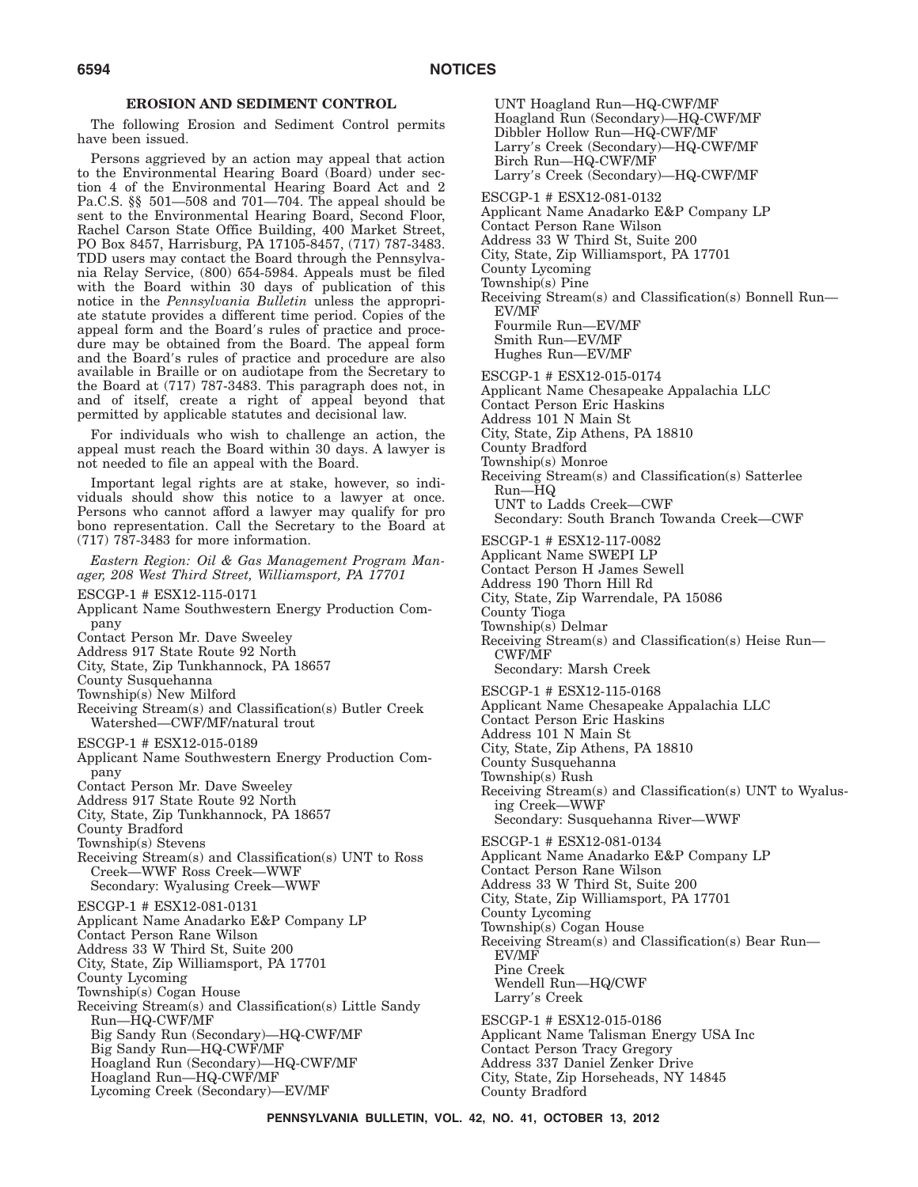### EROSION AND SEDIMENT CONTROL

The following Erosion and Sediment Control permits have been issued.

Persons aggrieved by an action may appeal that action to the Environmental Hearing Board (Board) under section 4 of the Environmental Hearing Board Act and 2 Pa.C.S. §§ 501—508 and 701—704. The appeal should be sent to the Environmental Hearing Board, Second Floor, Rachel Carson State Office Building, 400 Market Street, PO Box 8457, Harrisburg, PA 17105-8457, (717) 787-3483. TDD users may contact the Board through the Pennsylvania Relay Service, (800) 654-5984. Appeals must be filed with the Board within 30 days of publication of this notice in the *Pennsylvania Bulletin* unless the appropriate statute provides a different time period. Copies of the appeal form and the Board's rules of practice and procedure may be obtained from the Board. The appeal form and the Board's rules of practice and procedure are also available in Braille or on audiotape from the Secretary to the Board at (717) 787-3483. This paragraph does not, in and of itself, create a right of appeal beyond that permitted by applicable statutes and decisional law.

For individuals who wish to challenge an action, the appeal must reach the Board within 30 days. A lawyer is not needed to file an appeal with the Board.

Important legal rights are at stake, however, so individuals should show this notice to a lawyer at once. Persons who cannot afford a lawyer may qualify for pro bono representation. Call the Secretary to the Board at (717) 787-3483 for more information.

*Eastern Region: Oil & Gas Management Program Manager, 208 West Third Street, Williamsport, PA 17701*

ESCGP-1 # ESX12-115-0171
Applicant Name Southwestern Energy Production Company
Contact Person Mr. Dave Sweeley
Address 917 State Route 92 North
City, State, Zip Tunkhannock, PA 18657
County Susquehanna
Township(s) New Milford
Receiving Stream(s) and Classification(s) Butler Creek Watershed—CWF/MF/natural trout

ESCGP-1 # ESX12-015-0189
Applicant Name Southwestern Energy Production Company
Contact Person Mr. Dave Sweeley
Address 917 State Route 92 North
City, State, Zip Tunkhannock, PA 18657
County Bradford
Township(s) Stevens
Receiving Stream(s) and Classification(s) UNT to Ross Creek—WWF Ross Creek—WWF
Secondary: Wyalusing Creek—WWF

ESCGP-1 # ESX12-081-0131
Applicant Name Anadarko E&P Company LP
Contact Person Rane Wilson
Address 33 W Third St, Suite 200
City, State, Zip Williamsport, PA 17701
County Lycoming
Township(s) Cogan House
Receiving Stream(s) and Classification(s) Little Sandy Run—HQ-CWF/MF
Big Sandy Run (Secondary)—HQ-CWF/MF
Big Sandy Run—HQ-CWF/MF
Hoagland Run (Secondary)—HQ-CWF/MF
Hoagland Run—HQ-CWF/MF
Lycoming Creek (Secondary)—EV/MF
UNT Hoagland Run—HQ-CWF/MF
Hoagland Run (Secondary)—HQ-CWF/MF
Dibbler Hollow Run—HQ-CWF/MF
Larry's Creek (Secondary)—HQ-CWF/MF
Birch Run—HQ-CWF/MF
Larry's Creek (Secondary)—HQ-CWF/MF

ESCGP-1 # ESX12-081-0132
Applicant Name Anadarko E&P Company LP
Contact Person Rane Wilson
Address 33 W Third St, Suite 200
City, State, Zip Williamsport, PA 17701
County Lycoming
Township(s) Pine
Receiving Stream(s) and Classification(s) Bonnell Run—EV/MF
Fourmile Run—EV/MF
Smith Run—EV/MF
Hughes Run—EV/MF

ESCGP-1 # ESX12-015-0174
Applicant Name Chesapeake Appalachia LLC
Contact Person Eric Haskins
Address 101 N Main St
City, State, Zip Athens, PA 18810
County Bradford
Township(s) Monroe
Receiving Stream(s) and Classification(s) Satterlee Run—HQ
UNT to Ladds Creek—CWF
Secondary: South Branch Towanda Creek—CWF

ESCGP-1 # ESX12-117-0082
Applicant Name SWEPI LP
Contact Person H James Sewell
Address 190 Thorn Hill Rd
City, State, Zip Warrendale, PA 15086
County Tioga
Township(s) Delmar
Receiving Stream(s) and Classification(s) Heise Run—CWF/MF
Secondary: Marsh Creek

ESCGP-1 # ESX12-115-0168
Applicant Name Chesapeake Appalachia LLC
Contact Person Eric Haskins
Address 101 N Main St
City, State, Zip Athens, PA 18810
County Susquehanna
Township(s) Rush
Receiving Stream(s) and Classification(s) UNT to Wyalusing Creek—WWF
Secondary: Susquehanna River—WWF

ESCGP-1 # ESX12-081-0134
Applicant Name Anadarko E&P Company LP
Contact Person Rane Wilson
Address 33 W Third St, Suite 200
City, State, Zip Williamsport, PA 17701
County Lycoming
Township(s) Cogan House
Receiving Stream(s) and Classification(s) Bear Run—EV/MF
Pine Creek
Wendell Run—HQ/CWF
Larry's Creek

ESCGP-1 # ESX12-015-0186
Applicant Name Talisman Energy USA Inc
Contact Person Tracy Gregory
Address 337 Daniel Zenker Drive
City, State, Zip Horseheads, NY 14845
County Bradford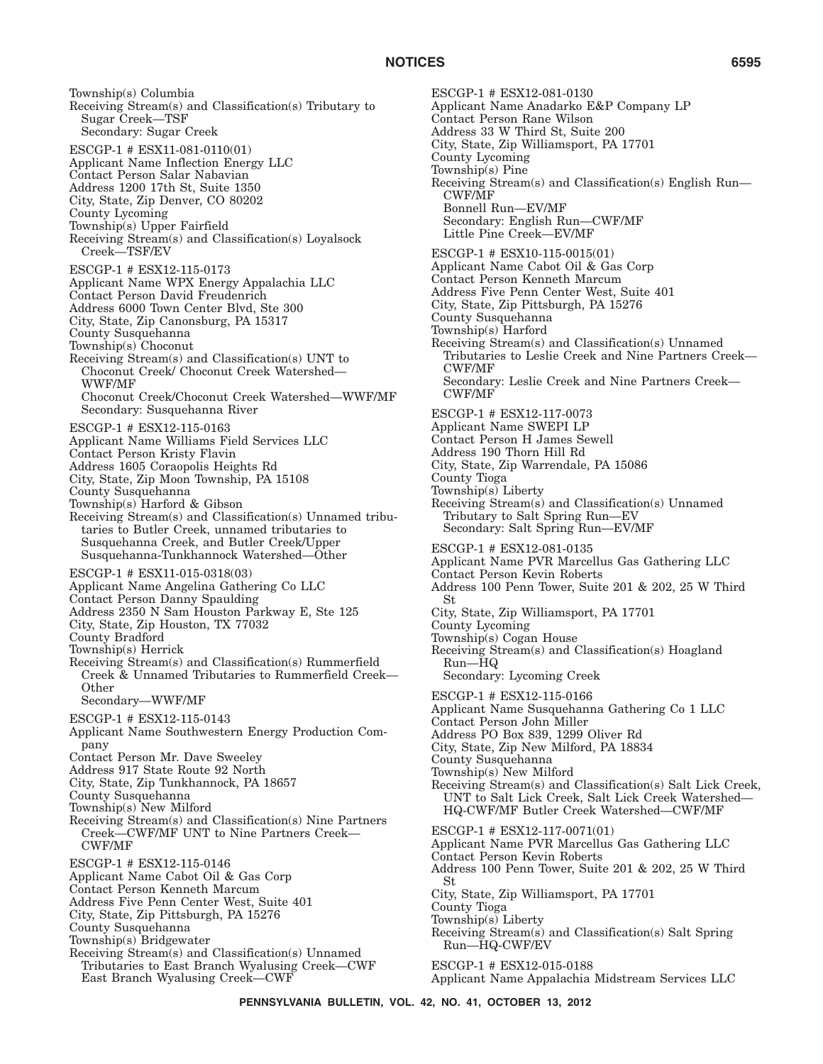Township(s) Columbia
Receiving Stream(s) and Classification(s) Tributary to Sugar Creek—TSF
Secondary: Sugar Creek

ESCGP-1 # ESX11-081-0110(01)
Applicant Name Inflection Energy LLC
Contact Person Salar Nabavian
Address 1200 17th St, Suite 1350
City, State, Zip Denver, CO 80202
County Lycoming
Township(s) Upper Fairfield
Receiving Stream(s) and Classification(s) Loyalsock Creek—TSF/EV

ESCGP-1 # ESX12-115-0173
Applicant Name WPX Energy Appalachia LLC
Contact Person David Freudenrich
Address 6000 Town Center Blvd, Ste 300
City, State, Zip Canonsburg, PA 15317
County Susquehanna
Township(s) Choconut
Receiving Stream(s) and Classification(s) UNT to Choconut Creek/ Choconut Creek Watershed—WWF/MF
Choconut Creek/Choconut Creek Watershed—WWF/MF
Secondary: Susquehanna River

ESCGP-1 # ESX12-115-0163
Applicant Name Williams Field Services LLC
Contact Person Kristy Flavin
Address 1605 Coraopolis Heights Rd
City, State, Zip Moon Township, PA 15108
County Susquehanna
Township(s) Harford & Gibson
Receiving Stream(s) and Classification(s) Unnamed tributaries to Butler Creek, unnamed tributaries to Susquehanna Creek, and Butler Creek/Upper Susquehanna-Tunkhannock Watershed—Other

ESCGP-1 # ESX11-015-0318(03)
Applicant Name Angelina Gathering Co LLC
Contact Person Danny Spaulding
Address 2350 N Sam Houston Parkway E, Ste 125
City, State, Zip Houston, TX 77032
County Bradford
Township(s) Herrick
Receiving Stream(s) and Classification(s) Rummerfield Creek & Unnamed Tributaries to Rummerfield Creek—Other
Secondary—WWF/MF

ESCGP-1 # ESX12-115-0143
Applicant Name Southwestern Energy Production Company
Contact Person Mr. Dave Sweeley
Address 917 State Route 92 North
City, State, Zip Tunkhannock, PA 18657
County Susquehanna
Township(s) New Milford
Receiving Stream(s) and Classification(s) Nine Partners Creek—CWF/MF UNT to Nine Partners Creek—CWF/MF

ESCGP-1 # ESX12-115-0146
Applicant Name Cabot Oil & Gas Corp
Contact Person Kenneth Marcum
Address Five Penn Center West, Suite 401
City, State, Zip Pittsburgh, PA 15276
County Susquehanna
Township(s) Bridgewater
Receiving Stream(s) and Classification(s) Unnamed Tributaries to East Branch Wyalusing Creek—CWF
East Branch Wyalusing Creek—CWF

ESCGP-1 # ESX12-081-0130
Applicant Name Anadarko E&P Company LP
Contact Person Rane Wilson
Address 33 W Third St, Suite 200
City, State, Zip Williamsport, PA 17701
County Lycoming
Township(s) Pine
Receiving Stream(s) and Classification(s) English Run—CWF/MF
Bonnell Run—EV/MF
Secondary: English Run—CWF/MF
Little Pine Creek—EV/MF

ESCGP-1 # ESX10-115-0015(01)
Applicant Name Cabot Oil & Gas Corp
Contact Person Kenneth Marcum
Address Five Penn Center West, Suite 401
City, State, Zip Pittsburgh, PA 15276
County Susquehanna
Township(s) Harford
Receiving Stream(s) and Classification(s) Unnamed Tributaries to Leslie Creek and Nine Partners Creek—CWF/MF
Secondary: Leslie Creek and Nine Partners Creek—CWF/MF

ESCGP-1 # ESX12-117-0073
Applicant Name SWEPI LP
Contact Person H James Sewell
Address 190 Thorn Hill Rd
City, State, Zip Warrendale, PA 15086
County Tioga
Township(s) Liberty
Receiving Stream(s) and Classification(s) Unnamed Tributary to Salt Spring Run—EV
Secondary: Salt Spring Run—EV/MF

ESCGP-1 # ESX12-081-0135
Applicant Name PVR Marcellus Gas Gathering LLC
Contact Person Kevin Roberts
Address 100 Penn Tower, Suite 201 & 202, 25 W Third St
City, State, Zip Williamsport, PA 17701
County Lycoming
Township(s) Cogan House
Receiving Stream(s) and Classification(s) Hoagland Run—HQ
Secondary: Lycoming Creek

ESCGP-1 # ESX12-115-0166
Applicant Name Susquehanna Gathering Co 1 LLC
Contact Person John Miller
Address PO Box 839, 1299 Oliver Rd
City, State, Zip New Milford, PA 18834
County Susquehanna
Township(s) New Milford
Receiving Stream(s) and Classification(s) Salt Lick Creek, UNT to Salt Lick Creek, Salt Lick Creek Watershed—HQ-CWF/MF Butler Creek Watershed—CWF/MF

ESCGP-1 # ESX12-117-0071(01)
Applicant Name PVR Marcellus Gas Gathering LLC
Contact Person Kevin Roberts
Address 100 Penn Tower, Suite 201 & 202, 25 W Third St
City, State, Zip Williamsport, PA 17701
County Tioga
Township(s) Liberty
Receiving Stream(s) and Classification(s) Salt Spring Run—HQ-CWF/EV

ESCGP-1 # ESX12-015-0188
Applicant Name Appalachia Midstream Services LLC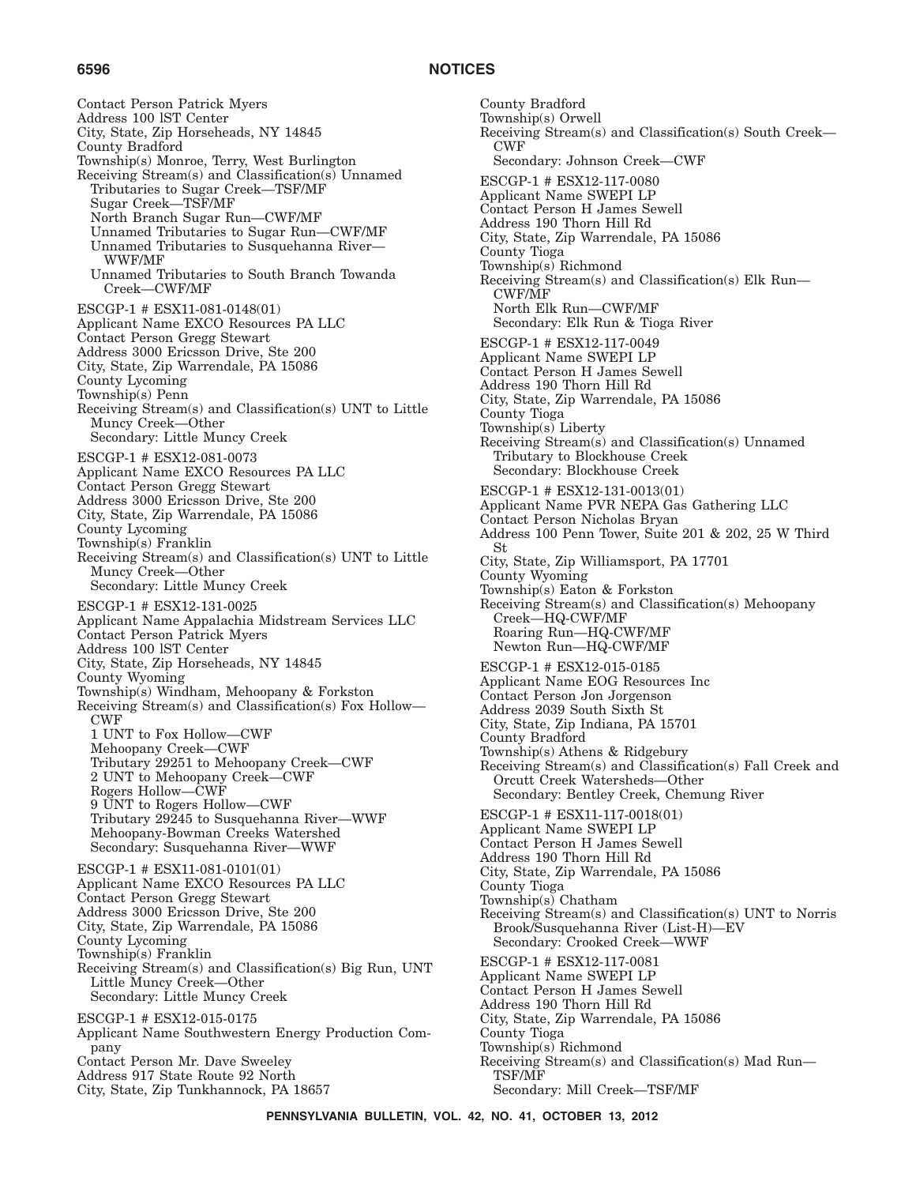Contact Person Patrick Myers
Address 100 lST Center
City, State, Zip Horseheads, NY 14845
County Bradford
Township(s) Monroe, Terry, West Burlington
Receiving Stream(s) and Classification(s) Unnamed Tributaries to Sugar Creek—TSF/MF
Sugar Creek—TSF/MF
North Branch Sugar Run—CWF/MF
Unnamed Tributaries to Sugar Run—CWF/MF
Unnamed Tributaries to Susquehanna River—WWF/MF
Unnamed Tributaries to South Branch Towanda Creek—CWF/MF

ESCGP-1 # ESX11-081-0148(01)
Applicant Name EXCO Resources PA LLC
Contact Person Gregg Stewart
Address 3000 Ericsson Drive, Ste 200
City, State, Zip Warrendale, PA 15086
County Lycoming
Township(s) Penn
Receiving Stream(s) and Classification(s) UNT to Little Muncy Creek—Other
Secondary: Little Muncy Creek

ESCGP-1 # ESX12-081-0073
Applicant Name EXCO Resources PA LLC
Contact Person Gregg Stewart
Address 3000 Ericsson Drive, Ste 200
City, State, Zip Warrendale, PA 15086
County Lycoming
Township(s) Franklin
Receiving Stream(s) and Classification(s) UNT to Little Muncy Creek—Other
Secondary: Little Muncy Creek

ESCGP-1 # ESX12-131-0025
Applicant Name Appalachia Midstream Services LLC
Contact Person Patrick Myers
Address 100 lST Center
City, State, Zip Horseheads, NY 14845
County Wyoming
Township(s) Windham, Mehoopany & Forkston
Receiving Stream(s) and Classification(s) Fox Hollow—CWF
1 UNT to Fox Hollow—CWF
Mehoopany Creek—CWF
Tributary 29251 to Mehoopany Creek—CWF
2 UNT to Mehoopany Creek—CWF
Rogers Hollow—CWF
9 UNT to Rogers Hollow—CWF
Tributary 29245 to Susquehanna River—WWF
Mehoopany-Bowman Creeks Watershed
Secondary: Susquehanna River—WWF

ESCGP-1 # ESX11-081-0101(01)
Applicant Name EXCO Resources PA LLC
Contact Person Gregg Stewart
Address 3000 Ericsson Drive, Ste 200
City, State, Zip Warrendale, PA 15086
County Lycoming
Township(s) Franklin
Receiving Stream(s) and Classification(s) Big Run, UNT Little Muncy Creek—Other
Secondary: Little Muncy Creek

ESCGP-1 # ESX12-015-0175
Applicant Name Southwestern Energy Production Company
Contact Person Mr. Dave Sweeley
Address 917 State Route 92 North
City, State, Zip Tunkhannock, PA 18657
County Bradford
Township(s) Orwell
Receiving Stream(s) and Classification(s) South Creek—CWF
Secondary: Johnson Creek—CWF

ESCGP-1 # ESX12-117-0080
Applicant Name SWEPI LP
Contact Person H James Sewell
Address 190 Thorn Hill Rd
City, State, Zip Warrendale, PA 15086
County Tioga
Township(s) Richmond
Receiving Stream(s) and Classification(s) Elk Run—CWF/MF
North Elk Run—CWF/MF
Secondary: Elk Run & Tioga River

ESCGP-1 # ESX12-117-0049
Applicant Name SWEPI LP
Contact Person H James Sewell
Address 190 Thorn Hill Rd
City, State, Zip Warrendale, PA 15086
County Tioga
Township(s) Liberty
Receiving Stream(s) and Classification(s) Unnamed Tributary to Blockhouse Creek
Secondary: Blockhouse Creek

ESCGP-1 # ESX12-131-0013(01)
Applicant Name PVR NEPA Gas Gathering LLC
Contact Person Nicholas Bryan
Address 100 Penn Tower, Suite 201 & 202, 25 W Third St
City, State, Zip Williamsport, PA 17701
County Wyoming
Township(s) Eaton & Forkston
Receiving Stream(s) and Classification(s) Mehoopany Creek—HQ-CWF/MF
Roaring Run—HQ-CWF/MF
Newton Run—HQ-CWF/MF

ESCGP-1 # ESX12-015-0185
Applicant Name EOG Resources Inc
Contact Person Jon Jorgenson
Address 2039 South Sixth St
City, State, Zip Indiana, PA 15701
County Bradford
Township(s) Athens & Ridgebury
Receiving Stream(s) and Classification(s) Fall Creek and Orcutt Creek Watersheds—Other
Secondary: Bentley Creek, Chemung River

ESCGP-1 # ESX11-117-0018(01)
Applicant Name SWEPI LP
Contact Person H James Sewell
Address 190 Thorn Hill Rd
City, State, Zip Warrendale, PA 15086
County Tioga
Township(s) Chatham
Receiving Stream(s) and Classification(s) UNT to Norris Brook/Susquehanna River (List-H)—EV
Secondary: Crooked Creek—WWF

ESCGP-1 # ESX12-117-0081
Applicant Name SWEPI LP
Contact Person H James Sewell
Address 190 Thorn Hill Rd
City, State, Zip Warrendale, PA 15086
County Tioga
Township(s) Richmond
Receiving Stream(s) and Classification(s) Mad Run—TSF/MF
Secondary: Mill Creek—TSF/MF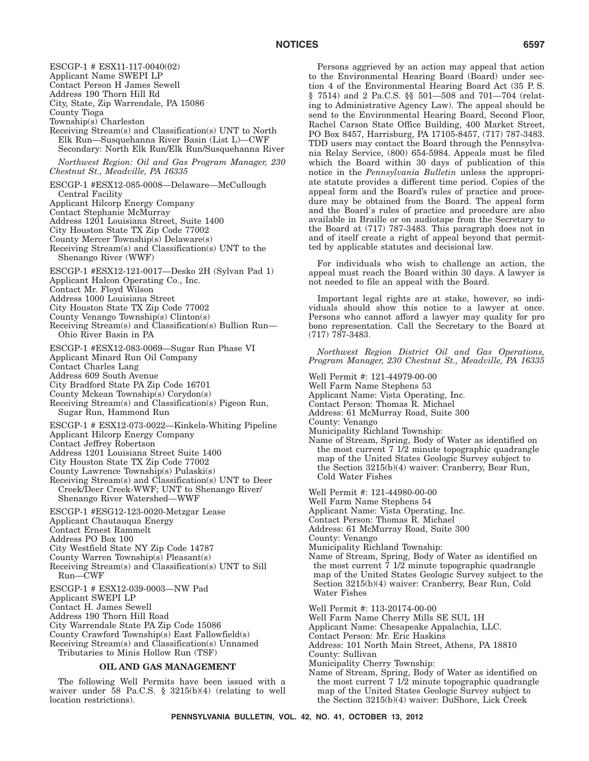ESCGP-1 # ESX11-117-0040(02)
Applicant Name SWEPI LP
Contact Person H James Sewell
Address 190 Thorn Hill Rd
City, State, Zip Warrendale, PA 15086
County Tioga
Township(s) Charleston
Receiving Stream(s) and Classification(s) UNT to North Elk Run—Susquehanna River Basin (List L)—CWF
Secondary: North Elk Run/Elk Run/Susquehanna River

*Northwest Region: Oil and Gas Program Manager, 230 Chestnut St., Meadville, PA 16335*

ESCGP-1 #ESX12-085-0008—Delaware—McCullough Central Facility
Applicant Hilcorp Energy Company
Contact Stephanie McMurray
Address 1201 Louisiana Street, Suite 1400
City Houston State TX Zip Code 77002
County Mercer Township(s) Delaware(s)
Receiving Stream(s) and Classification(s) UNT to the Shenango River (WWF)

ESCGP-1 #ESX12-121-0017—Desko 2H (Sylvan Pad 1)
Applicant Halcon Operating Co., Inc.
Contact Mr. Floyd Wilson
Address 1000 Louisiana Street
City Houston State TX Zip Code 77002
County Venango Township(s) Clinton(s)
Receiving Stream(s) and Classification(s) Bullion Run—Ohio River Basin in PA

ESCGP-1 #ESX12-083-0069—Sugar Run Phase VI
Applicant Minard Run Oil Company
Contact Charles Lang
Address 609 South Avenue
City Bradford State PA Zip Code 16701
County Mckean Township(s) Corydon(s)
Receiving Stream(s) and Classification(s) Pigeon Run, Sugar Run, Hammond Run

ESCGP-1 # ESX12-073-0022—Kinkela-Whiting Pipeline
Applicant Hilcorp Energy Company
Contact Jeffrey Robertson
Address 1201 Louisiana Street Suite 1400
City Houston State TX Zip Code 77002
County Lawrence Township(s) Pulaski(s)
Receiving Stream(s) and Classification(s) UNT to Deer Creek/Deer Creek-WWF; UNT to Shenango River/Shenango River Watershed—WWF

ESCGP-1 #ESG12-123-0020-Metzgar Lease
Applicant Chautauqua Energy
Contact Ernest Rammelt
Address PO Box 100
City Westfield State NY Zip Code 14787
County Warren Township(s) Pleasant(s)
Receiving Stream(s) and Classification(s) UNT to Sill Run—CWF

ESCGP-1 # ESX12-039-0003—NW Pad
Applicant SWEPI LP
Contact H. James Sewell
Address 190 Thorn Hill Road
City Warrendale State PA Zip Code 15086
County Crawford Township(s) East Fallowfield(s)
Receiving Stream(s) and Classification(s) Unnamed Tributaries to Minis Hollow Run (TSF)

## OIL AND GAS MANAGEMENT

The following Well Permits have been issued with a waiver under 58 Pa.C.S. § 3215(b)(4) (relating to well location restrictions).

Persons aggrieved by an action may appeal that action to the Environmental Hearing Board (Board) under section 4 of the Environmental Hearing Board Act (35 P. S. § 7514) and 2 Pa.C.S. §§ 501—508 and 701—704 (relating to Administrative Agency Law). The appeal should be send to the Environmental Hearing Board, Second Floor, Rachel Carson State Office Building, 400 Market Street, PO Box 8457, Harrisburg, PA 17105-8457, (717) 787-3483. TDD users may contact the Board through the Pennsylvania Relay Service, (800) 654-5984. Appeals must be filed which the Board within 30 days of publication of this notice in the *Pennsylvania Bulletin* unless the appropriate statute provides a different time period. Copies of the appeal form and the Board's rules of practice and procedure may be obtained from the Board. The appeal form and the Board's rules of practice and procedure are also available in Braille or on audiotape from the Secretary to the Board at (717) 787-3483. This paragraph does not in and of itself create a right of appeal beyond that permitted by applicable statutes and decisional law.

For individuals who wish to challenge an action, the appeal must reach the Board within 30 days. A lawyer is not needed to file an appeal with the Board.

Important legal rights are at stake, however, so individuals should show this notice to a lawyer at once. Persons who cannot afford a lawyer may qualify for pro bono representation. Call the Secretary to the Board at (717) 787-3483.

*Northwest Region District Oil and Gas Operations, Program Manager, 230 Chestnut St., Meadville, PA 16335*

Well Permit #: 121-44979-00-00
Well Farm Name Stephens 53
Applicant Name: Vista Operating, Inc.
Contact Person: Thomas R. Michael
Address: 61 McMurray Road, Suite 300
County: Venango
Municipality Richland Township:
Name of Stream, Spring, Body of Water as identified on the most current 7 1/2 minute topographic quadrangle map of the United States Geologic Survey subject to the Section 3215(b)(4) waiver: Cranberry, Bear Run, Cold Water Fishes

Well Permit #: 121-44980-00-00
Well Farm Name Stephens 54
Applicant Name: Vista Operating, Inc.
Contact Person: Thomas R. Michael
Address: 61 McMurray Road, Suite 300
County: Venango
Municipality Richland Township:
Name of Stream, Spring, Body of Water as identified on the most current 7 1/2 minute topographic quadrangle map of the United States Geologic Survey subject to the Section 3215(b)(4) waiver: Cranberry, Bear Run, Cold Water Fishes

Well Permit #: 113-20174-00-00
Well Farm Name Cherry Mills SE SUL 1H
Applicant Name: Chesapeake Appalachia, LLC.
Contact Person: Mr. Eric Haskins
Address: 101 North Main Street, Athens, PA 18810
County: Sullivan
Municipality Cherry Township:
Name of Stream, Spring, Body of Water as identified on the most current 7 1/2 minute topographic quadrangle map of the United States Geologic Survey subject to the Section 3215(b)(4) waiver: DuShore, Lick Creek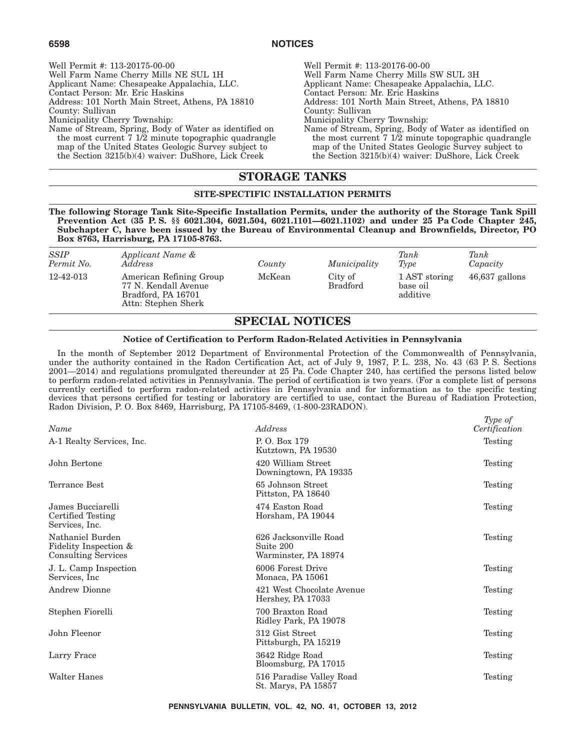Well Permit #: 113-20175-00-00
Well Farm Name Cherry Mills NE SUL 1H
Applicant Name: Chesapeake Appalachia, LLC.
Contact Person: Mr. Eric Haskins
Address: 101 North Main Street, Athens, PA 18810
County: Sullivan
Municipality Cherry Township:
Name of Stream, Spring, Body of Water as identified on the most current 7 1/2 minute topographic quadrangle map of the United States Geologic Survey subject to the Section 3215(b)(4) waiver: DuShore, Lick Creek

Well Permit #: 113-20176-00-00
Well Farm Name Cherry Mills SW SUL 3H
Applicant Name: Chesapeake Appalachia, LLC.
Contact Person: Mr. Eric Haskins
Address: 101 North Main Street, Athens, PA 18810
County: Sullivan
Municipality Cherry Township:
Name of Stream, Spring, Body of Water as identified on the most current 7 1/2 minute topographic quadrangle map of the United States Geologic Survey subject to the Section 3215(b)(4) waiver: DuShore, Lick Creek

## STORAGE TANKS

### SITE-SPECTIFIC INSTALLATION PERMITS

**The following Storage Tank Site-Specific Installation Permits, under the authority of the Storage Tank Spill Prevention Act (35 P. S. §§ 6021.304, 6021.504, 6021.1101—6021.1102) and under 25 Pa Code Chapter 245, Subchapter C, have been issued by the Bureau of Environmental Cleanup and Brownfields, Director, PO Box 8763, Harrisburg, PA 17105-8763.**

| *SSIP Permit No.* | *Applicant Name & Address* | *County* | *Municipality* | *Tank Type* | *Tank Capacity* |
|---|---|---|---|---|---|
| 12-42-013 | American Refining Group<br>77 N. Kendall Avenue<br>Bradford, PA 16701<br>Attn: Stephen Sherk | McKean | City of Bradford | 1 AST storing base oil additive | 46,637 gallons |

## SPECIAL NOTICES

### Notice of Certification to Perform Radon-Related Activities in Pennsylvania

In the month of September 2012 Department of Environmental Protection of the Commonwealth of Pennsylvania, under the authority contained in the Radon Certification Act, act of July 9, 1987, P. L. 238, No. 43 (63 P. S. Sections 2001—2014) and regulations promulgated thereunder at 25 Pa. Code Chapter 240, has certified the persons listed below to perform radon-related activities in Pennsylvania. The period of certification is two years. (For a complete list of persons currently certified to perform radon-related activities in Pennsylvania and for information as to the specific testing devices that persons certified for testing or laboratory are certified to use, contact the Bureau of Radiation Protection, Radon Division, P. O. Box 8469, Harrisburg, PA 17105-8469, (1-800-23RADON).

| *Name* | *Address* | *Type of Certification* |
|---|---|---|
| A-1 Realty Services, Inc. | P. O. Box 179<br>Kutztown, PA 19530 | Testing |
| John Bertone | 420 William Street<br>Downingtown, PA 19335 | Testing |
| Terrance Best | 65 Johnson Street<br>Pittston, PA 18640 | Testing |
| James Bucciarelli<br>Certified Testing<br>Services, Inc. | 474 Easton Road<br>Horsham, PA 19044 | Testing |
| Nathaniel Burden<br>Fidelity Inspection &<br>Consulting Services | 626 Jacksonville Road<br>Suite 200<br>Warminster, PA 18974 | Testing |
| J. L. Camp Inspection<br>Services, Inc | 6006 Forest Drive<br>Monaca, PA 15061 | Testing |
| Andrew Dionne | 421 West Chocolate Avenue<br>Hershey, PA 17033 | Testing |
| Stephen Fiorelli | 700 Braxton Road<br>Ridley Park, PA 19078 | Testing |
| John Fleenor | 312 Gist Street<br>Pittsburgh, PA 15219 | Testing |
| Larry Frace | 3642 Ridge Road<br>Bloomsburg, PA 17015 | Testing |
| Walter Hanes | 516 Paradise Valley Road<br>St. Marys, PA 15857 | Testing |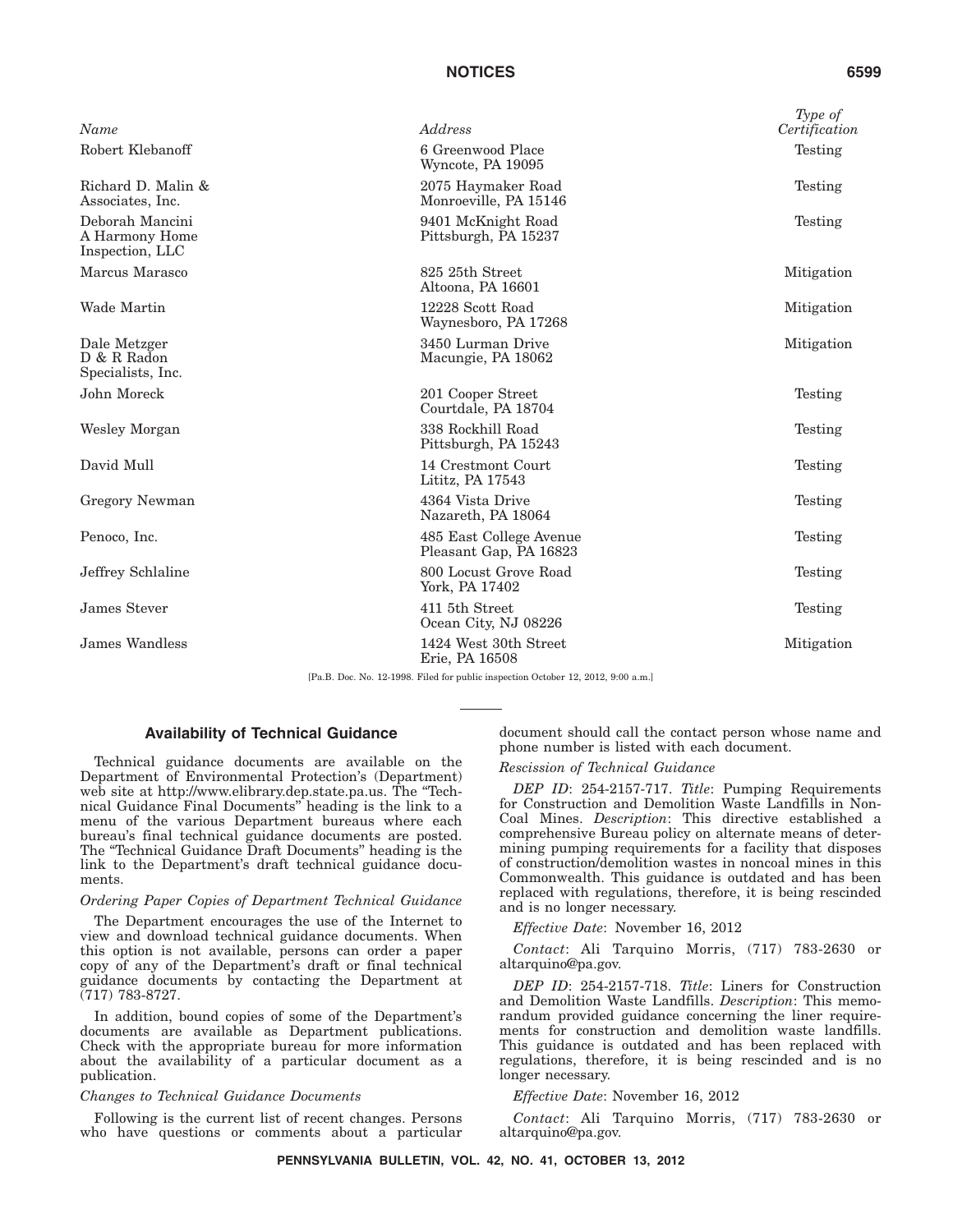| *Name* | *Address* | *Type of Certification* |
| --- | --- | --- |
| Robert Klebanoff | 6 Greenwood Place<br>Wyncote, PA 19095 | Testing |
| Richard D. Malin & Associates, Inc. | 2075 Haymaker Road<br>Monroeville, PA 15146 | Testing |
| Deborah Mancini<br>A Harmony Home Inspection, LLC | 9401 McKnight Road<br>Pittsburgh, PA 15237 | Testing |
| Marcus Marasco | 825 25th Street<br>Altoona, PA 16601 | Mitigation |
| Wade Martin | 12228 Scott Road<br>Waynesboro, PA 17268 | Mitigation |
| Dale Metzger<br>D & R Radon Specialists, Inc. | 3450 Lurman Drive<br>Macungie, PA 18062 | Mitigation |
| John Moreck | 201 Cooper Street<br>Courtdale, PA 18704 | Testing |
| Wesley Morgan | 338 Rockhill Road<br>Pittsburgh, PA 15243 | Testing |
| David Mull | 14 Crestmont Court<br>Lititz, PA 17543 | Testing |
| Gregory Newman | 4364 Vista Drive<br>Nazareth, PA 18064 | Testing |
| Penoco, Inc. | 485 East College Avenue<br>Pleasant Gap, PA 16823 | Testing |
| Jeffrey Schlaline | 800 Locust Grove Road<br>York, PA 17402 | Testing |
| James Stever | 411 5th Street<br>Ocean City, NJ 08226 | Testing |
| James Wandless | 1424 West 30th Street<br>Erie, PA 16508 | Mitigation |

[Pa.B. Doc. No. 12-1998. Filed for public inspection October 12, 2012, 9:00 a.m.]

## Availability of Technical Guidance

Technical guidance documents are available on the Department of Environmental Protection's (Department) web site at http://www.elibrary.dep.state.pa.us. The "Technical Guidance Final Documents" heading is the link to a menu of the various Department bureaus where each bureau's final technical guidance documents are posted. The "Technical Guidance Draft Documents" heading is the link to the Department's draft technical guidance documents.

*Ordering Paper Copies of Department Technical Guidance*

The Department encourages the use of the Internet to view and download technical guidance documents. When this option is not available, persons can order a paper copy of any of the Department's draft or final technical guidance documents by contacting the Department at (717) 783-8727.

In addition, bound copies of some of the Department's documents are available as Department publications. Check with the appropriate bureau for more information about the availability of a particular document as a publication.

*Changes to Technical Guidance Documents*

Following is the current list of recent changes. Persons who have questions or comments about a particular document should call the contact person whose name and phone number is listed with each document.

*Rescission of Technical Guidance*

*DEP ID*: 254-2157-717. *Title*: Pumping Requirements for Construction and Demolition Waste Landfills in Non-Coal Mines. *Description*: This directive established a comprehensive Bureau policy on alternate means of determining pumping requirements for a facility that disposes of construction/demolition wastes in noncoal mines in this Commonwealth. This guidance is outdated and has been replaced with regulations, therefore, it is being rescinded and is no longer necessary.

*Effective Date*: November 16, 2012

*Contact*: Ali Tarquino Morris, (717) 783-2630 or altarquino@pa.gov.

*DEP ID*: 254-2157-718. *Title*: Liners for Construction and Demolition Waste Landfills. *Description*: This memorandum provided guidance concerning the liner requirements for construction and demolition waste landfills. This guidance is outdated and has been replaced with regulations, therefore, it is being rescinded and is no longer necessary.

*Effective Date*: November 16, 2012

*Contact*: Ali Tarquino Morris, (717) 783-2630 or altarquino@pa.gov.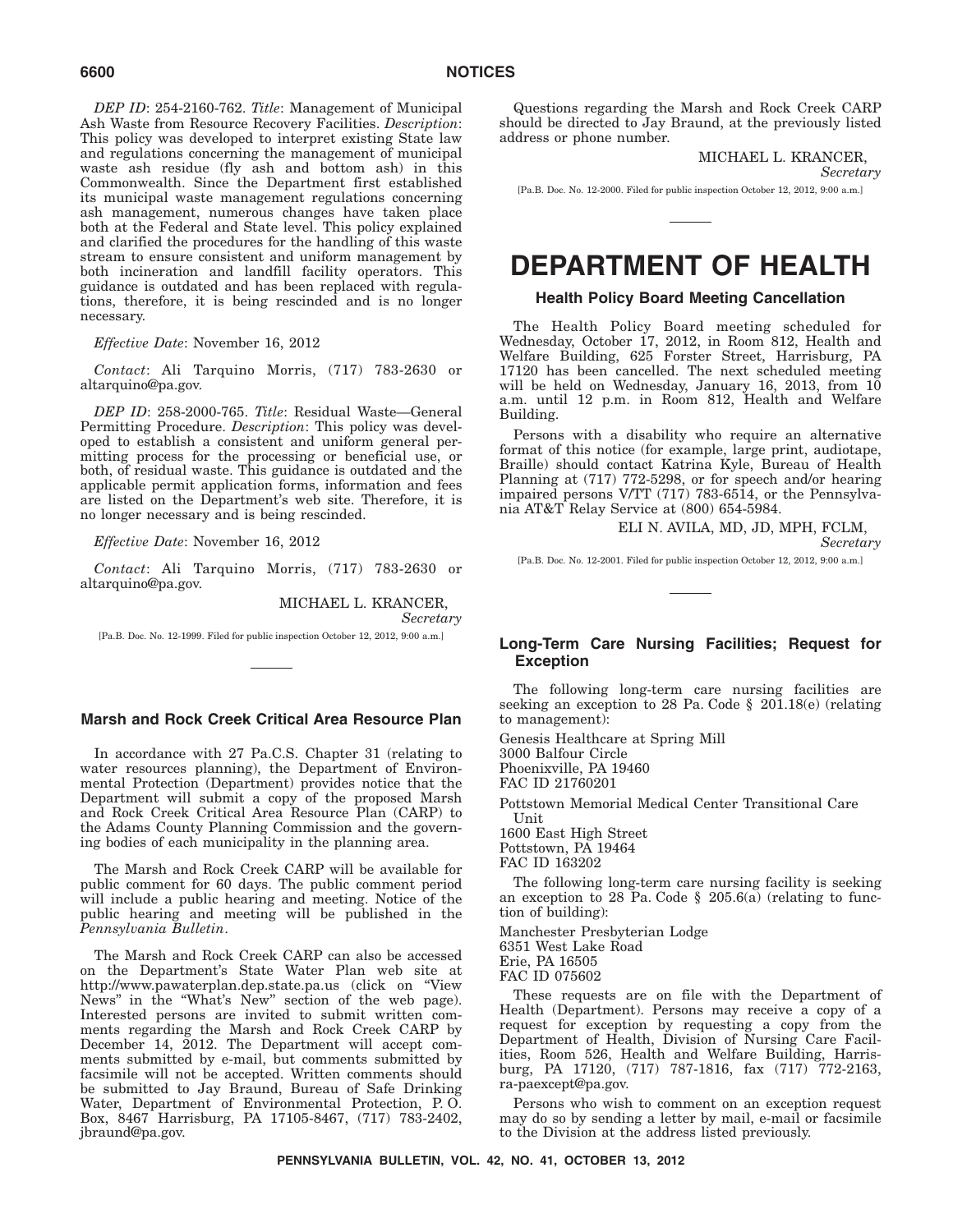*DEP ID*: 254-2160-762. *Title*: Management of Municipal Ash Waste from Resource Recovery Facilities. *Description*: This policy was developed to interpret existing State law and regulations concerning the management of municipal waste ash residue (fly ash and bottom ash) in this Commonwealth. Since the Department first established its municipal waste management regulations concerning ash management, numerous changes have taken place both at the Federal and State level. This policy explained and clarified the procedures for the handling of this waste stream to ensure consistent and uniform management by both incineration and landfill facility operators. This guidance is outdated and has been replaced with regulations, therefore, it is being rescinded and is no longer necessary.

*Effective Date*: November 16, 2012

*Contact*: Ali Tarquino Morris, (717) 783-2630 or altarquino@pa.gov.

*DEP ID*: 258-2000-765. *Title*: Residual Waste—General Permitting Procedure. *Description*: This policy was developed to establish a consistent and uniform general permitting process for the processing or beneficial use, or both, of residual waste. This guidance is outdated and the applicable permit application forms, information and fees are listed on the Department's web site. Therefore, it is no longer necessary and is being rescinded.

*Effective Date*: November 16, 2012

*Contact*: Ali Tarquino Morris, (717) 783-2630 or altarquino@pa.gov.

MICHAEL L. KRANCER,
*Secretary*

[Pa.B. Doc. No. 12-1999. Filed for public inspection October 12, 2012, 9:00 a.m.]

### Marsh and Rock Creek Critical Area Resource Plan

In accordance with 27 Pa.C.S. Chapter 31 (relating to water resources planning), the Department of Environmental Protection (Department) provides notice that the Department will submit a copy of the proposed Marsh and Rock Creek Critical Area Resource Plan (CARP) to the Adams County Planning Commission and the governing bodies of each municipality in the planning area.

The Marsh and Rock Creek CARP will be available for public comment for 60 days. The public comment period will include a public hearing and meeting. Notice of the public hearing and meeting will be published in the *Pennsylvania Bulletin*.

The Marsh and Rock Creek CARP can also be accessed on the Department's State Water Plan web site at http://www.pawaterplan.dep.state.pa.us (click on "View News" in the "What's New" section of the web page). Interested persons are invited to submit written comments regarding the Marsh and Rock Creek CARP by December 14, 2012. The Department will accept comments submitted by e-mail, but comments submitted by facsimile will not be accepted. Written comments should be submitted to Jay Braund, Bureau of Safe Drinking Water, Department of Environmental Protection, P. O. Box, 8467 Harrisburg, PA 17105-8467, (717) 783-2402, jbraund@pa.gov.

Questions regarding the Marsh and Rock Creek CARP should be directed to Jay Braund, at the previously listed address or phone number.

MICHAEL L. KRANCER,
*Secretary*

[Pa.B. Doc. No. 12-2000. Filed for public inspection October 12, 2012, 9:00 a.m.]

# DEPARTMENT OF HEALTH

### Health Policy Board Meeting Cancellation

The Health Policy Board meeting scheduled for Wednesday, October 17, 2012, in Room 812, Health and Welfare Building, 625 Forster Street, Harrisburg, PA 17120 has been cancelled. The next scheduled meeting will be held on Wednesday, January 16, 2013, from 10 a.m. until 12 p.m. in Room 812, Health and Welfare Building.

Persons with a disability who require an alternative format of this notice (for example, large print, audiotape, Braille) should contact Katrina Kyle, Bureau of Health Planning at (717) 772-5298, or for speech and/or hearing impaired persons V/TT (717) 783-6514, or the Pennsylvania AT&T Relay Service at (800) 654-5984.

ELI N. AVILA, MD, JD, MPH, FCLM,
*Secretary*

[Pa.B. Doc. No. 12-2001. Filed for public inspection October 12, 2012, 9:00 a.m.]

### Long-Term Care Nursing Facilities; Request for Exception

The following long-term care nursing facilities are seeking an exception to 28 Pa. Code § 201.18(e) (relating to management):

Genesis Healthcare at Spring Mill
3000 Balfour Circle
Phoenixville, PA 19460
FAC ID 21760201

Pottstown Memorial Medical Center Transitional Care Unit
1600 East High Street
Pottstown, PA 19464
FAC ID 163202

The following long-term care nursing facility is seeking an exception to 28 Pa. Code § 205.6(a) (relating to function of building):

Manchester Presbyterian Lodge
6351 West Lake Road
Erie, PA 16505
FAC ID 075602

These requests are on file with the Department of Health (Department). Persons may receive a copy of a request for exception by requesting a copy from the Department of Health, Division of Nursing Care Facilities, Room 526, Health and Welfare Building, Harrisburg, PA 17120, (717) 787-1816, fax (717) 772-2163, ra-paexcept@pa.gov.

Persons who wish to comment on an exception request may do so by sending a letter by mail, e-mail or facsimile to the Division at the address listed previously.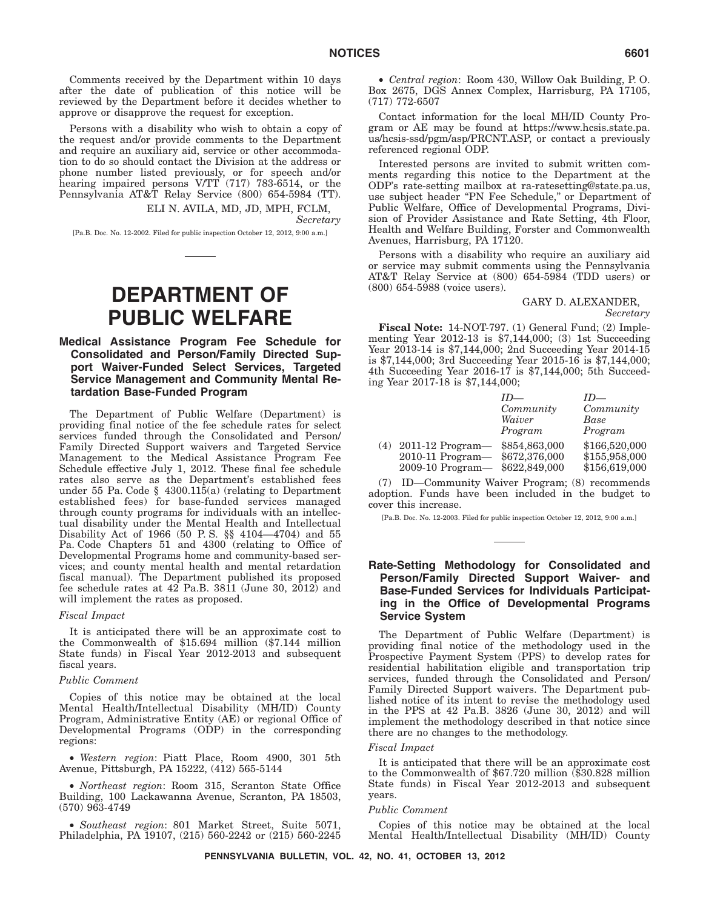Comments received by the Department within 10 days after the date of publication of this notice will be reviewed by the Department before it decides whether to approve or disapprove the request for exception.

Persons with a disability who wish to obtain a copy of the request and/or provide comments to the Department and require an auxiliary aid, service or other accommodation to do so should contact the Division at the address or phone number listed previously, or for speech and/or hearing impaired persons V/TT (717) 783-6514, or the Pennsylvania AT&T Relay Service (800) 654-5984 (TT).

ELI N. AVILA, MD, JD, MPH, FCLM,
*Secretary*

[Pa.B. Doc. No. 12-2002. Filed for public inspection October 12, 2012, 9:00 a.m.]

# DEPARTMENT OF PUBLIC WELFARE

## Medical Assistance Program Fee Schedule for Consolidated and Person/Family Directed Support Waiver-Funded Select Services, Targeted Service Management and Community Mental Retardation Base-Funded Program

The Department of Public Welfare (Department) is providing final notice of the fee schedule rates for select services funded through the Consolidated and Person/Family Directed Support waivers and Targeted Service Management to the Medical Assistance Program Fee Schedule effective July 1, 2012. These final fee schedule rates also serve as the Department's established fees under 55 Pa. Code § 4300.115(a) (relating to Department established fees) for base-funded services managed through county programs for individuals with an intellectual disability under the Mental Health and Intellectual Disability Act of 1966 (50 P. S. §§ 4104—4704) and 55 Pa. Code Chapters 51 and 4300 (relating to Office of Developmental Programs home and community-based services; and county mental health and mental retardation fiscal manual). The Department published its proposed fee schedule rates at 42 Pa.B. 3811 (June 30, 2012) and will implement the rates as proposed.

*Fiscal Impact*

It is anticipated there will be an approximate cost to the Commonwealth of $15.694 million ($7.144 million State funds) in Fiscal Year 2012-2013 and subsequent fiscal years.

*Public Comment*

Copies of this notice may be obtained at the local Mental Health/Intellectual Disability (MH/ID) County Program, Administrative Entity (AE) or regional Office of Developmental Programs (ODP) in the corresponding regions:

- *Western region*: Piatt Place, Room 4900, 301 5th Avenue, Pittsburgh, PA 15222, (412) 565-5144
- *Northeast region*: Room 315, Scranton State Office Building, 100 Lackawanna Avenue, Scranton, PA 18503, (570) 963-4749
- *Southeast region*: 801 Market Street, Suite 5071, Philadelphia, PA 19107, (215) 560-2242 or (215) 560-2245
- *Central region*: Room 430, Willow Oak Building, P. O. Box 2675, DGS Annex Complex, Harrisburg, PA 17105, (717) 772-6507

Contact information for the local MH/ID County Program or AE may be found at https://www.hcsis.state.pa.us/hcsis-ssd/pgm/asp/PRCNT.ASP, or contact a previously referenced regional ODP.

Interested persons are invited to submit written comments regarding this notice to the Department at the ODP's rate-setting mailbox at ra-ratesetting@state.pa.us, use subject header "PN Fee Schedule," or Department of Public Welfare, Office of Developmental Programs, Division of Provider Assistance and Rate Setting, 4th Floor, Health and Welfare Building, Forster and Commonwealth Avenues, Harrisburg, PA 17120.

Persons with a disability who require an auxiliary aid or service may submit comments using the Pennsylvania AT&T Relay Service at (800) 654-5984 (TDD users) or (800) 654-5988 (voice users).

GARY D. ALEXANDER,
*Secretary*

**Fiscal Note:** 14-NOT-797. (1) General Fund; (2) Implementing Year 2012-13 is $7,144,000; (3) 1st Succeeding Year 2013-14 is $7,144,000; 2nd Succeeding Year 2014-15 is $7,144,000; 3rd Succeeding Year 2015-16 is $7,144,000; 4th Succeeding Year 2016-17 is $7,144,000; 5th Succeeding Year 2017-18 is $7,144,000;

| | *ID—Community Waiver Program* | *ID—Community Base Program* |
|---|---|---|
| (4) 2011-12 Program— | $854,863,000 | $166,520,000 |
| 2010-11 Program— | $672,376,000 | $155,958,000 |
| 2009-10 Program— | $622,849,000 | $156,619,000 |

(7) ID—Community Waiver Program; (8) recommends adoption. Funds have been included in the budget to cover this increase.

[Pa.B. Doc. No. 12-2003. Filed for public inspection October 12, 2012, 9:00 a.m.]

## Rate-Setting Methodology for Consolidated and Person/Family Directed Support Waiver- and Base-Funded Services for Individuals Participating in the Office of Developmental Programs Service System

The Department of Public Welfare (Department) is providing final notice of the methodology used in the Prospective Payment System (PPS) to develop rates for residential habilitation eligible and transportation trip services, funded through the Consolidated and Person/Family Directed Support waivers. The Department published notice of its intent to revise the methodology used in the PPS at 42 Pa.B. 3826 (June 30, 2012) and will implement the methodology described in that notice since there are no changes to the methodology.

*Fiscal Impact*

It is anticipated that there will be an approximate cost to the Commonwealth of $67.720 million ($30.828 million State funds) in Fiscal Year 2012-2013 and subsequent years.

*Public Comment*

Copies of this notice may be obtained at the local Mental Health/Intellectual Disability (MH/ID) County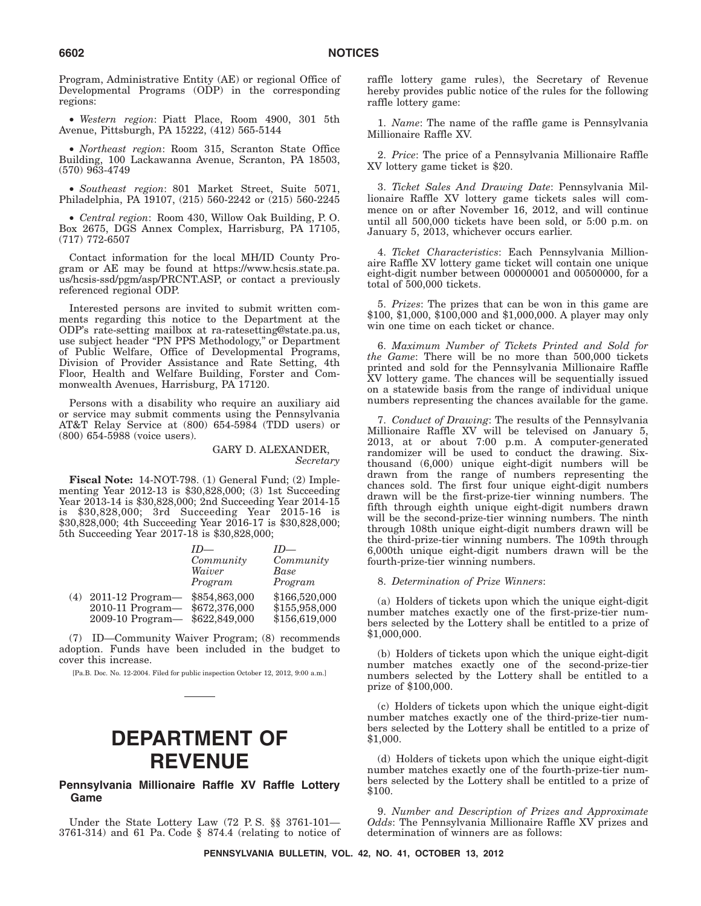Program, Administrative Entity (AE) or regional Office of Developmental Programs (ODP) in the corresponding regions:

- *Western region*: Piatt Place, Room 4900, 301 5th Avenue, Pittsburgh, PA 15222, (412) 565-5144
- *Northeast region*: Room 315, Scranton State Office Building, 100 Lackawanna Avenue, Scranton, PA 18503, (570) 963-4749
- *Southeast region*: 801 Market Street, Suite 5071, Philadelphia, PA 19107, (215) 560-2242 or (215) 560-2245
- *Central region*: Room 430, Willow Oak Building, P. O. Box 2675, DGS Annex Complex, Harrisburg, PA 17105, (717) 772-6507

Contact information for the local MH/ID County Program or AE may be found at https://www.hcsis.state.pa.us/hcsis-ssd/pgm/asp/PRCNT.ASP, or contact a previously referenced regional ODP.

Interested persons are invited to submit written comments regarding this notice to the Department at the ODP's rate-setting mailbox at ra-ratesetting@state.pa.us, use subject header "PN PPS Methodology," or Department of Public Welfare, Office of Developmental Programs, Division of Provider Assistance and Rate Setting, 4th Floor, Health and Welfare Building, Forster and Commonwealth Avenues, Harrisburg, PA 17120.

Persons with a disability who require an auxiliary aid or service may submit comments using the Pennsylvania AT&T Relay Service at (800) 654-5984 (TDD users) or (800) 654-5988 (voice users).

GARY D. ALEXANDER,
*Secretary*

**Fiscal Note:** 14-NOT-798. (1) General Fund; (2) Implementing Year 2012-13 is $30,828,000; (3) 1st Succeeding Year 2013-14 is $30,828,000; 2nd Succeeding Year 2014-15 is $30,828,000; 3rd Succeeding Year 2015-16 is $30,828,000; 4th Succeeding Year 2016-17 is $30,828,000; 5th Succeeding Year 2017-18 is $30,828,000;

| | *ID—Community Waiver Program* | *ID—Community Base Program* |
|---|---|---|
| (4) 2011-12 Program— | $854,863,000 | $166,520,000 |
| 2010-11 Program— | $672,376,000 | $155,958,000 |
| 2009-10 Program— | $622,849,000 | $156,619,000 |

(7) ID—Community Waiver Program; (8) recommends adoption. Funds have been included in the budget to cover this increase.

[Pa.B. Doc. No. 12-2004. Filed for public inspection October 12, 2012, 9:00 a.m.]

# DEPARTMENT OF REVENUE

## Pennsylvania Millionaire Raffle XV Raffle Lottery Game

Under the State Lottery Law (72 P. S. §§ 3761-101—3761-314) and 61 Pa. Code § 874.4 (relating to notice of raffle lottery game rules), the Secretary of Revenue hereby provides public notice of the rules for the following raffle lottery game:

1. *Name*: The name of the raffle game is Pennsylvania Millionaire Raffle XV.

2. *Price*: The price of a Pennsylvania Millionaire Raffle XV lottery game ticket is $20.

3. *Ticket Sales And Drawing Date*: Pennsylvania Millionaire Raffle XV lottery game tickets sales will commence on or after November 16, 2012, and will continue until all 500,000 tickets have been sold, or 5:00 p.m. on January 5, 2013, whichever occurs earlier.

4. *Ticket Characteristics*: Each Pennsylvania Millionaire Raffle XV lottery game ticket will contain one unique eight-digit number between 00000001 and 00500000, for a total of 500,000 tickets.

5. *Prizes*: The prizes that can be won in this game are $100, $1,000, $100,000 and $1,000,000. A player may only win one time on each ticket or chance.

6. *Maximum Number of Tickets Printed and Sold for the Game*: There will be no more than 500,000 tickets printed and sold for the Pennsylvania Millionaire Raffle XV lottery game. The chances will be sequentially issued on a statewide basis from the range of individual unique numbers representing the chances available for the game.

7. *Conduct of Drawing*: The results of the Pennsylvania Millionaire Raffle XV will be televised on January 5, 2013, at or about 7:00 p.m. A computer-generated randomizer will be used to conduct the drawing. Six-thousand (6,000) unique eight-digit numbers will be drawn from the range of numbers representing the chances sold. The first four unique eight-digit numbers drawn will be the first-prize-tier winning numbers. The fifth through eighth unique eight-digit numbers drawn will be the second-prize-tier winning numbers. The ninth through 108th unique eight-digit numbers drawn will be the third-prize-tier winning numbers. The 109th through 6,000th unique eight-digit numbers drawn will be the fourth-prize-tier winning numbers.

8. *Determination of Prize Winners*:

(a) Holders of tickets upon which the unique eight-digit number matches exactly one of the first-prize-tier numbers selected by the Lottery shall be entitled to a prize of $1,000,000.

(b) Holders of tickets upon which the unique eight-digit number matches exactly one of the second-prize-tier numbers selected by the Lottery shall be entitled to a prize of $100,000.

(c) Holders of tickets upon which the unique eight-digit number matches exactly one of the third-prize-tier numbers selected by the Lottery shall be entitled to a prize of $1,000.

(d) Holders of tickets upon which the unique eight-digit number matches exactly one of the fourth-prize-tier numbers selected by the Lottery shall be entitled to a prize of $100.

9. *Number and Description of Prizes and Approximate Odds*: The Pennsylvania Millionaire Raffle XV prizes and determination of winners are as follows: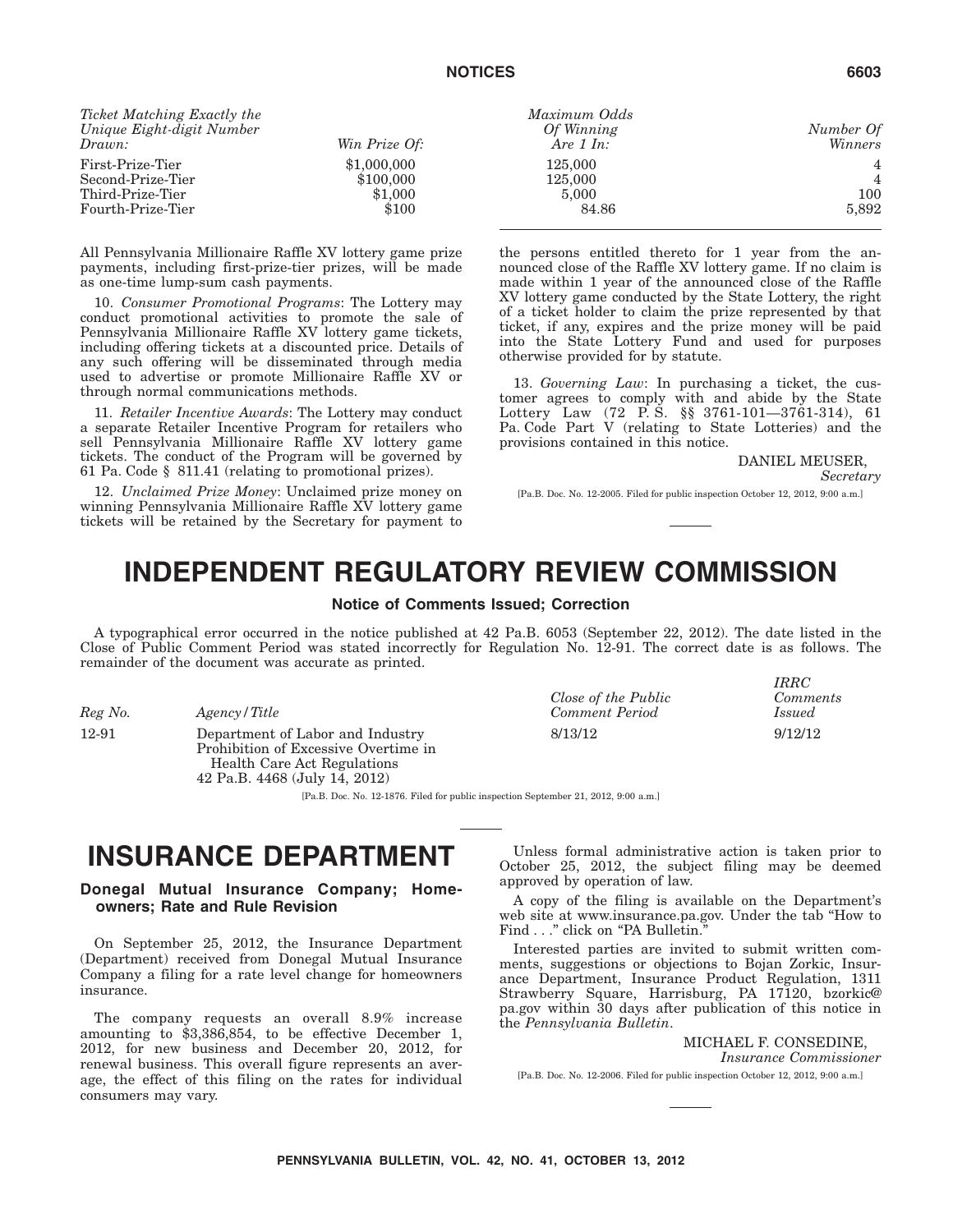| *Ticket Matching Exactly the Unique Eight-digit Number Drawn:* | *Win Prize Of:* | *Maximum Odds Of Winning Are 1 In:* | *Number Of Winners* |
|---|---|---|---|
| First-Prize-Tier | $1,000,000 | 125,000 | 4 |
| Second-Prize-Tier | $100,000 | 125,000 | 4 |
| Third-Prize-Tier | $1,000 | 5,000 | 100 |
| Fourth-Prize-Tier | $100 | 84.86 | 5,892 |

All Pennsylvania Millionaire Raffle XV lottery game prize payments, including first-prize-tier prizes, will be made as one-time lump-sum cash payments.

10. *Consumer Promotional Programs*: The Lottery may conduct promotional activities to promote the sale of Pennsylvania Millionaire Raffle XV lottery game tickets, including offering tickets at a discounted price. Details of any such offering will be disseminated through media used to advertise or promote Millionaire Raffle XV or through normal communications methods.

11. *Retailer Incentive Awards*: The Lottery may conduct a separate Retailer Incentive Program for retailers who sell Pennsylvania Millionaire Raffle XV lottery game tickets. The conduct of the Program will be governed by 61 Pa. Code § 811.41 (relating to promotional prizes).

12. *Unclaimed Prize Money*: Unclaimed prize money on winning Pennsylvania Millionaire Raffle XV lottery game tickets will be retained by the Secretary for payment to the persons entitled thereto for 1 year from the announced close of the Raffle XV lottery game. If no claim is made within 1 year of the announced close of the Raffle XV lottery game conducted by the State Lottery, the right of a ticket holder to claim the prize represented by that ticket, if any, expires and the prize money will be paid into the State Lottery Fund and used for purposes otherwise provided for by statute.

13. *Governing Law*: In purchasing a ticket, the customer agrees to comply with and abide by the State Lottery Law (72 P. S. §§ 3761-101—3761-314), 61 Pa. Code Part V (relating to State Lotteries) and the provisions contained in this notice.

DANIEL MEUSER,
*Secretary*

[Pa.B. Doc. No. 12-2005. Filed for public inspection October 12, 2012, 9:00 a.m.]

# INDEPENDENT REGULATORY REVIEW COMMISSION

## Notice of Comments Issued; Correction

A typographical error occurred in the notice published at 42 Pa.B. 6053 (September 22, 2012). The date listed in the Close of Public Comment Period was stated incorrectly for Regulation No. 12-91. The correct date is as follows. The remainder of the document was accurate as printed.

| *Reg No.* | *Agency/Title* | *Close of the Public Comment Period* | *IRRC Comments Issued* |
|---|---|---|---|
| 12-91 | Department of Labor and Industry Prohibition of Excessive Overtime in Health Care Act Regulations 42 Pa.B. 4468 (July 14, 2012) | 8/13/12 | 9/12/12 |

[Pa.B. Doc. No. 12-1876. Filed for public inspection September 21, 2012, 9:00 a.m.]

# INSURANCE DEPARTMENT

## Donegal Mutual Insurance Company; Homeowners; Rate and Rule Revision

On September 25, 2012, the Insurance Department (Department) received from Donegal Mutual Insurance Company a filing for a rate level change for homeowners insurance.

The company requests an overall 8.9% increase amounting to $3,386,854, to be effective December 1, 2012, for new business and December 20, 2012, for renewal business. This overall figure represents an average, the effect of this filing on the rates for individual consumers may vary.

Unless formal administrative action is taken prior to October 25, 2012, the subject filing may be deemed approved by operation of law.

A copy of the filing is available on the Department's web site at www.insurance.pa.gov. Under the tab "How to Find . . ." click on "PA Bulletin."

Interested parties are invited to submit written comments, suggestions or objections to Bojan Zorkic, Insurance Department, Insurance Product Regulation, 1311 Strawberry Square, Harrisburg, PA 17120, bzorkic@pa.gov within 30 days after publication of this notice in the *Pennsylvania Bulletin*.

MICHAEL F. CONSEDINE,
*Insurance Commissioner*

[Pa.B. Doc. No. 12-2006. Filed for public inspection October 12, 2012, 9:00 a.m.]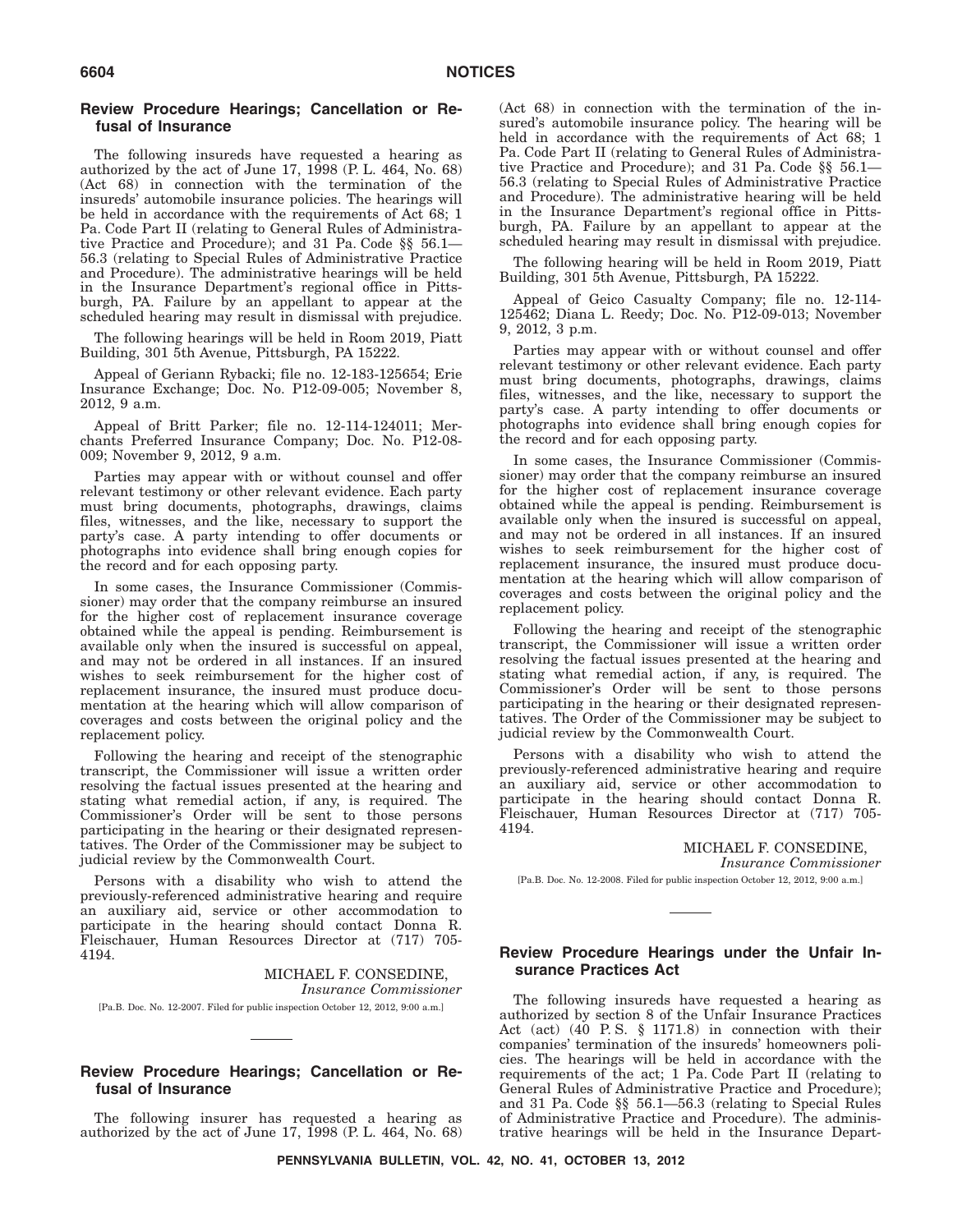## Review Procedure Hearings; Cancellation or Refusal of Insurance

The following insureds have requested a hearing as authorized by the act of June 17, 1998 (P. L. 464, No. 68) (Act 68) in connection with the termination of the insureds' automobile insurance policies. The hearings will be held in accordance with the requirements of Act 68; 1 Pa. Code Part II (relating to General Rules of Administrative Practice and Procedure); and 31 Pa. Code §§ 56.1—56.3 (relating to Special Rules of Administrative Practice and Procedure). The administrative hearings will be held in the Insurance Department's regional office in Pittsburgh, PA. Failure by an appellant to appear at the scheduled hearing may result in dismissal with prejudice.

The following hearings will be held in Room 2019, Piatt Building, 301 5th Avenue, Pittsburgh, PA 15222.

Appeal of Geriann Rybacki; file no. 12-183-125654; Erie Insurance Exchange; Doc. No. P12-09-005; November 8, 2012, 9 a.m.

Appeal of Britt Parker; file no. 12-114-124011; Merchants Preferred Insurance Company; Doc. No. P12-08-009; November 9, 2012, 9 a.m.

Parties may appear with or without counsel and offer relevant testimony or other relevant evidence. Each party must bring documents, photographs, drawings, claims files, witnesses, and the like, necessary to support the party's case. A party intending to offer documents or photographs into evidence shall bring enough copies for the record and for each opposing party.

In some cases, the Insurance Commissioner (Commissioner) may order that the company reimburse an insured for the higher cost of replacement insurance coverage obtained while the appeal is pending. Reimbursement is available only when the insured is successful on appeal, and may not be ordered in all instances. If an insured wishes to seek reimbursement for the higher cost of replacement insurance, the insured must produce documentation at the hearing which will allow comparison of coverages and costs between the original policy and the replacement policy.

Following the hearing and receipt of the stenographic transcript, the Commissioner will issue a written order resolving the factual issues presented at the hearing and stating what remedial action, if any, is required. The Commissioner's Order will be sent to those persons participating in the hearing or their designated representatives. The Order of the Commissioner may be subject to judicial review by the Commonwealth Court.

Persons with a disability who wish to attend the previously-referenced administrative hearing and require an auxiliary aid, service or other accommodation to participate in the hearing should contact Donna R. Fleischauer, Human Resources Director at (717) 705-4194.

MICHAEL F. CONSEDINE,
*Insurance Commissioner*

[Pa.B. Doc. No. 12-2007. Filed for public inspection October 12, 2012, 9:00 a.m.]

---

## Review Procedure Hearings; Cancellation or Refusal of Insurance

The following insurer has requested a hearing as authorized by the act of June 17, 1998 (P. L. 464, No. 68) (Act 68) in connection with the termination of the insured's automobile insurance policy. The hearing will be held in accordance with the requirements of Act 68; 1 Pa. Code Part II (relating to General Rules of Administrative Practice and Procedure); and 31 Pa. Code §§ 56.1—56.3 (relating to Special Rules of Administrative Practice and Procedure). The administrative hearing will be held in the Insurance Department's regional office in Pittsburgh, PA. Failure by an appellant to appear at the scheduled hearing may result in dismissal with prejudice.

The following hearing will be held in Room 2019, Piatt Building, 301 5th Avenue, Pittsburgh, PA 15222.

Appeal of Geico Casualty Company; file no. 12-114-125462; Diana L. Reedy; Doc. No. P12-09-013; November 9, 2012, 3 p.m.

Parties may appear with or without counsel and offer relevant testimony or other relevant evidence. Each party must bring documents, photographs, drawings, claims files, witnesses, and the like, necessary to support the party's case. A party intending to offer documents or photographs into evidence shall bring enough copies for the record and for each opposing party.

In some cases, the Insurance Commissioner (Commissioner) may order that the company reimburse an insured for the higher cost of replacement insurance coverage obtained while the appeal is pending. Reimbursement is available only when the insured is successful on appeal, and may not be ordered in all instances. If an insured wishes to seek reimbursement for the higher cost of replacement insurance, the insured must produce documentation at the hearing which will allow comparison of coverages and costs between the original policy and the replacement policy.

Following the hearing and receipt of the stenographic transcript, the Commissioner will issue a written order resolving the factual issues presented at the hearing and stating what remedial action, if any, is required. The Commissioner's Order will be sent to those persons participating in the hearing or their designated representatives. The Order of the Commissioner may be subject to judicial review by the Commonwealth Court.

Persons with a disability who wish to attend the previously-referenced administrative hearing and require an auxiliary aid, service or other accommodation to participate in the hearing should contact Donna R. Fleischauer, Human Resources Director at (717) 705-4194.

MICHAEL F. CONSEDINE,
*Insurance Commissioner*

[Pa.B. Doc. No. 12-2008. Filed for public inspection October 12, 2012, 9:00 a.m.]

---

## Review Procedure Hearings under the Unfair Insurance Practices Act

The following insureds have requested a hearing as authorized by section 8 of the Unfair Insurance Practices Act (act) (40 P. S. § 1171.8) in connection with their companies' termination of the insureds' homeowners policies. The hearings will be held in accordance with the requirements of the act; 1 Pa. Code Part II (relating to General Rules of Administrative Practice and Procedure); and 31 Pa. Code §§ 56.1—56.3 (relating to Special Rules of Administrative Practice and Procedure). The administrative hearings will be held in the Insurance Depart-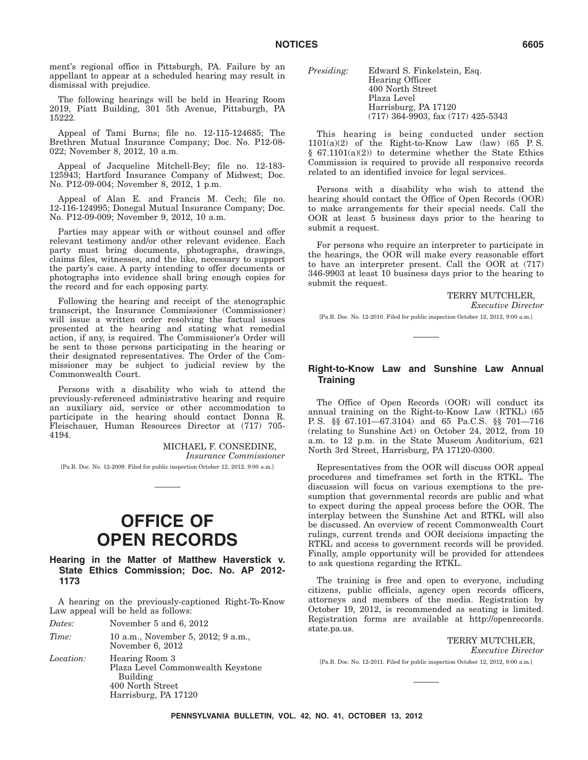ment's regional office in Pittsburgh, PA. Failure by an appellant to appear at a scheduled hearing may result in dismissal with prejudice.

The following hearings will be held in Hearing Room 2019, Piatt Building, 301 5th Avenue, Pittsburgh, PA 15222.

Appeal of Tami Burns; file no. 12-115-124685; The Brethren Mutual Insurance Company; Doc. No. P12-08-022; November 8, 2012, 10 a.m.

Appeal of Jacqueline Mitchell-Bey; file no. 12-183-125943; Hartford Insurance Company of Midwest; Doc. No. P12-09-004; November 8, 2012, 1 p.m.

Appeal of Alan E. and Francis M. Cech; file no. 12-116-124995; Donegal Mutual Insurance Company; Doc. No. P12-09-009; November 9, 2012, 10 a.m.

Parties may appear with or without counsel and offer relevant testimony and/or other relevant evidence. Each party must bring documents, photographs, drawings, claims files, witnesses, and the like, necessary to support the party's case. A party intending to offer documents or photographs into evidence shall bring enough copies for the record and for each opposing party.

Following the hearing and receipt of the stenographic transcript, the Insurance Commissioner (Commissioner) will issue a written order resolving the factual issues presented at the hearing and stating what remedial action, if any, is required. The Commissioner's Order will be sent to those persons participating in the hearing or their designated representatives. The Order of the Commissioner may be subject to judicial review by the Commonwealth Court.

Persons with a disability who wish to attend the previously-referenced administrative hearing and require an auxiliary aid, service or other accommodation to participate in the hearing should contact Donna R. Fleischauer, Human Resources Director at (717) 705-4194.

MICHAEL F. CONSEDINE,
*Insurance Commissioner*

[Pa.B. Doc. No. 12-2009. Filed for public inspection October 12, 2012, 9:00 a.m.]

# OFFICE OF OPEN RECORDS

## Hearing in the Matter of Matthew Haverstick v. State Ethics Commission; Doc. No. AP 2012-1173

A hearing on the previously-captioned Right-To-Know Law appeal will be held as follows:

*Dates:* November 5 and 6, 2012

*Time:* 10 a.m., November 5, 2012; 9 a.m., November 6, 2012

*Location:* Hearing Room 3
Plaza Level Commonwealth Keystone Building
400 North Street
Harrisburg, PA 17120

*Presiding:* Edward S. Finkelstein, Esq.
Hearing Officer
400 North Street
Plaza Level
Harrisburg, PA 17120
(717) 364-9903, fax (717) 425-5343

This hearing is being conducted under section 1101(a)(2) of the Right-to-Know Law (law) (65 P. S. § 67.1101(a)(2)) to determine whether the State Ethics Commission is required to provide all responsive records related to an identified invoice for legal services.

Persons with a disability who wish to attend the hearing should contact the Office of Open Records (OOR) to make arrangements for their special needs. Call the OOR at least 5 business days prior to the hearing to submit a request.

For persons who require an interpreter to participate in the hearings, the OOR will make every reasonable effort to have an interpreter present. Call the OOR at (717) 346-9903 at least 10 business days prior to the hearing to submit the request.

TERRY MUTCHLER,
*Executive Director*

[Pa.B. Doc. No. 12-2010. Filed for public inspection October 12, 2012, 9:00 a.m.]

## Right-to-Know Law and Sunshine Law Annual Training

The Office of Open Records (OOR) will conduct its annual training on the Right-to-Know Law (RTKL) (65 P. S. §§ 67.101—67.3104) and 65 Pa.C.S. §§ 701—716 (relating to Sunshine Act) on October 24, 2012, from 10 a.m. to 12 p.m. in the State Museum Auditorium, 621 North 3rd Street, Harrisburg, PA 17120-0300.

Representatives from the OOR will discuss OOR appeal procedures and timeframes set forth in the RTKL. The discussion will focus on various exemptions to the presumption that governmental records are public and what to expect during the appeal process before the OOR. The interplay between the Sunshine Act and RTKL will also be discussed. An overview of recent Commonwealth Court rulings, current trends and OOR decisions impacting the RTKL and access to government records will be provided. Finally, ample opportunity will be provided for attendees to ask questions regarding the RTKL.

The training is free and open to everyone, including citizens, public officials, agency open records officers, attorneys and members of the media. Registration by October 19, 2012, is recommended as seating is limited. Registration forms are available at http://openrecords.state.pa.us.

TERRY MUTCHLER,
*Executive Director*

[Pa.B. Doc. No. 12-2011. Filed for public inspection October 12, 2012, 9:00 a.m.]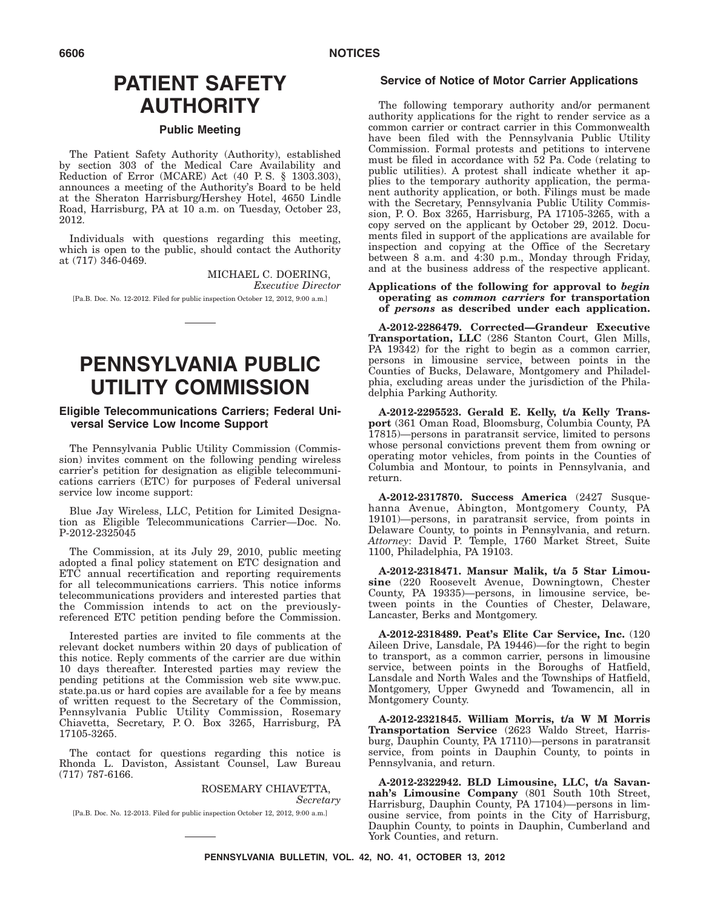# PATIENT SAFETY AUTHORITY

## Public Meeting

The Patient Safety Authority (Authority), established by section 303 of the Medical Care Availability and Reduction of Error (MCARE) Act (40 P. S. § 1303.303), announces a meeting of the Authority's Board to be held at the Sheraton Harrisburg/Hershey Hotel, 4650 Lindle Road, Harrisburg, PA at 10 a.m. on Tuesday, October 23, 2012.

Individuals with questions regarding this meeting, which is open to the public, should contact the Authority at (717) 346-0469.

MICHAEL C. DOERING,
*Executive Director*

[Pa.B. Doc. No. 12-2012. Filed for public inspection October 12, 2012, 9:00 a.m.]

# PENNSYLVANIA PUBLIC UTILITY COMMISSION

## Eligible Telecommunications Carriers; Federal Universal Service Low Income Support

The Pennsylvania Public Utility Commission (Commission) invites comment on the following pending wireless carrier's petition for designation as eligible telecommunications carriers (ETC) for purposes of Federal universal service low income support:

Blue Jay Wireless, LLC, Petition for Limited Designation as Eligible Telecommunications Carrier—Doc. No. P-2012-2325045

The Commission, at its July 29, 2010, public meeting adopted a final policy statement on ETC designation and ETC annual recertification and reporting requirements for all telecommunications carriers. This notice informs telecommunications providers and interested parties that the Commission intends to act on the previously-referenced ETC petition pending before the Commission.

Interested parties are invited to file comments at the relevant docket numbers within 20 days of publication of this notice. Reply comments of the carrier are due within 10 days thereafter. Interested parties may review the pending petitions at the Commission web site www.puc.state.pa.us or hard copies are available for a fee by means of written request to the Secretary of the Commission, Pennsylvania Public Utility Commission, Rosemary Chiavetta, Secretary, P. O. Box 3265, Harrisburg, PA 17105-3265.

The contact for questions regarding this notice is Rhonda L. Daviston, Assistant Counsel, Law Bureau (717) 787-6166.

ROSEMARY CHIAVETTA,
*Secretary*

[Pa.B. Doc. No. 12-2013. Filed for public inspection October 12, 2012, 9:00 a.m.]

## Service of Notice of Motor Carrier Applications

The following temporary authority and/or permanent authority applications for the right to render service as a common carrier or contract carrier in this Commonwealth have been filed with the Pennsylvania Public Utility Commission. Formal protests and petitions to intervene must be filed in accordance with 52 Pa. Code (relating to public utilities). A protest shall indicate whether it applies to the temporary authority application, the permanent authority application, or both. Filings must be made with the Secretary, Pennsylvania Public Utility Commission, P. O. Box 3265, Harrisburg, PA 17105-3265, with a copy served on the applicant by October 29, 2012. Documents filed in support of the applications are available for inspection and copying at the Office of the Secretary between 8 a.m. and 4:30 p.m., Monday through Friday, and at the business address of the respective applicant.

**Applications of the following for approval to *begin* operating as *common carriers* for transportation of *persons* as described under each application.**

**A-2012-2286479. Corrected—Grandeur Executive Transportation, LLC** (286 Stanton Court, Glen Mills, PA 19342) for the right to begin as a common carrier, persons in limousine service, between points in the Counties of Bucks, Delaware, Montgomery and Philadelphia, excluding areas under the jurisdiction of the Philadelphia Parking Authority.

**A-2012-2295523. Gerald E. Kelly, t/a Kelly Transport** (361 Oman Road, Bloomsburg, Columbia County, PA 17815)—persons in paratransit service, limited to persons whose personal convictions prevent them from owning or operating motor vehicles, from points in the Counties of Columbia and Montour, to points in Pennsylvania, and return.

**A-2012-2317870. Success America** (2427 Susquehanna Avenue, Abington, Montgomery County, PA 19101)—persons, in paratransit service, from points in Delaware County, to points in Pennsylvania, and return. *Attorney*: David P. Temple, 1760 Market Street, Suite 1100, Philadelphia, PA 19103.

**A-2012-2318471. Mansur Malik, t/a 5 Star Limousine** (220 Roosevelt Avenue, Downingtown, Chester County, PA 19335)—persons, in limousine service, between points in the Counties of Chester, Delaware, Lancaster, Berks and Montgomery.

**A-2012-2318489. Peat's Elite Car Service, Inc.** (120 Aileen Drive, Lansdale, PA 19446)—for the right to begin to transport, as a common carrier, persons in limousine service, between points in the Boroughs of Hatfield, Lansdale and North Wales and the Townships of Hatfield, Montgomery, Upper Gwynedd and Towamencin, all in Montgomery County.

**A-2012-2321845. William Morris, t/a W M Morris Transportation Service** (2623 Waldo Street, Harrisburg, Dauphin County, PA 17110)—persons in paratransit service, from points in Dauphin County, to points in Pennsylvania, and return.

**A-2012-2322942. BLD Limousine, LLC, t/a Savannah's Limousine Company** (801 South 10th Street, Harrisburg, Dauphin County, PA 17104)—persons in limousine service, from points in the City of Harrisburg, Dauphin County, to points in Dauphin, Cumberland and York Counties, and return.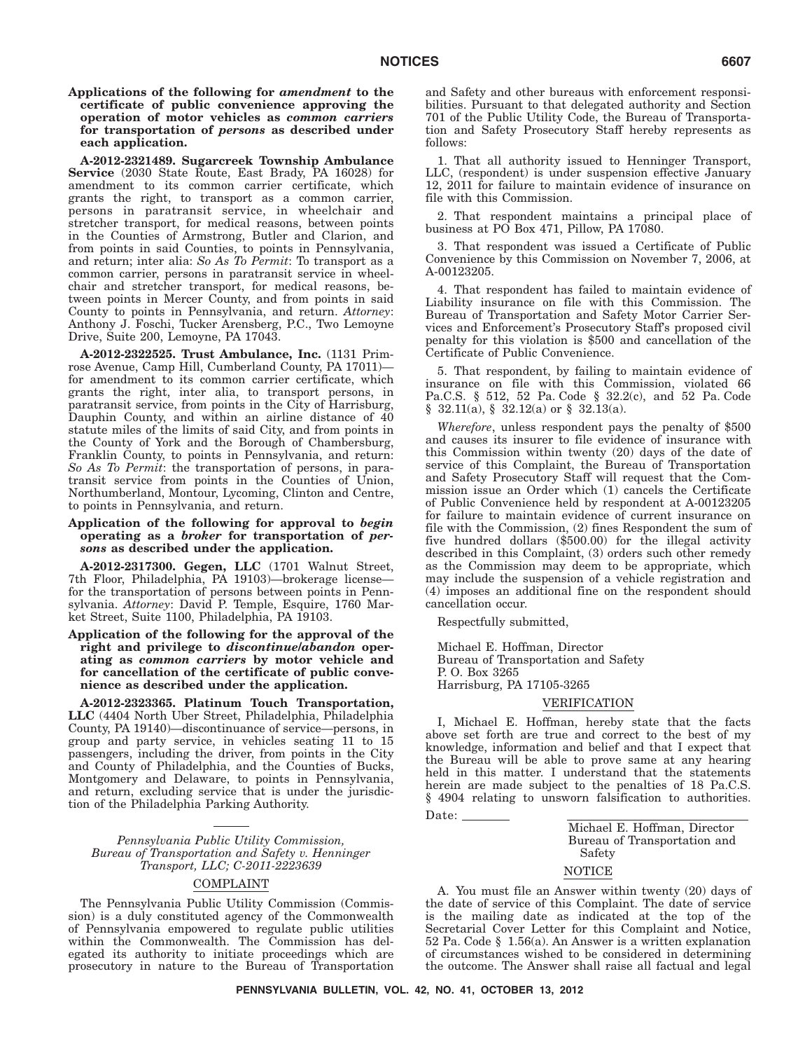**Applications of the following for *amendment* to the certificate of public convenience approving the operation of motor vehicles as *common carriers* for transportation of *persons* as described under each application.**

**A-2012-2321489. Sugarcreek Township Ambulance Service** (2030 State Route, East Brady, PA 16028) for amendment to its common carrier certificate, which grants the right, to transport as a common carrier, persons in paratransit service, in wheelchair and stretcher transport, for medical reasons, between points in the Counties of Armstrong, Butler and Clarion, and from points in said Counties, to points in Pennsylvania, and return; inter alia: *So As To Permit*: To transport as a common carrier, persons in paratransit service in wheelchair and stretcher transport, for medical reasons, between points in Mercer County, and from points in said County to points in Pennsylvania, and return. *Attorney*: Anthony J. Foschi, Tucker Arensberg, P.C., Two Lemoyne Drive, Suite 200, Lemoyne, PA 17043.

**A-2012-2322525. Trust Ambulance, Inc.** (1131 Primrose Avenue, Camp Hill, Cumberland County, PA 17011)—for amendment to its common carrier certificate, which grants the right, inter alia, to transport persons, in paratransit service, from points in the City of Harrisburg, Dauphin County, and within an airline distance of 40 statute miles of the limits of said City, and from points in the County of York and the Borough of Chambersburg, Franklin County, to points in Pennsylvania, and return: *So As To Permit*: the transportation of persons, in paratransit service from points in the Counties of Union, Northumberland, Montour, Lycoming, Clinton and Centre, to points in Pennsylvania, and return.

**Application of the following for approval to *begin* operating as a *broker* for transportation of *persons* as described under the application.**

**A-2012-2317300. Gegen, LLC** (1701 Walnut Street, 7th Floor, Philadelphia, PA 19103)—brokerage license—for the transportation of persons between points in Pennsylvania. *Attorney*: David P. Temple, Esquire, 1760 Market Street, Suite 1100, Philadelphia, PA 19103.

**Application of the following for the approval of the right and privilege to *discontinue/abandon* operating as *common carriers* by motor vehicle and for cancellation of the certificate of public convenience as described under the application.**

**A-2012-2323365. Platinum Touch Transportation, LLC** (4404 North Uber Street, Philadelphia, Philadelphia County, PA 19140)—discontinuance of service—persons, in group and party service, in vehicles seating 11 to 15 passengers, including the driver, from points in the City and County of Philadelphia, and the Counties of Bucks, Montgomery and Delaware, to points in Pennsylvania, and return, excluding service that is under the jurisdiction of the Philadelphia Parking Authority.

*Pennsylvania Public Utility Commission, Bureau of Transportation and Safety v. Henninger Transport, LLC; C-2011-2223639*

COMPLAINT

The Pennsylvania Public Utility Commission (Commission) is a duly constituted agency of the Commonwealth of Pennsylvania empowered to regulate public utilities within the Commonwealth. The Commission has delegated its authority to initiate proceedings which are prosecutory in nature to the Bureau of Transportation and Safety and other bureaus with enforcement responsibilities. Pursuant to that delegated authority and Section 701 of the Public Utility Code, the Bureau of Transportation and Safety Prosecutory Staff hereby represents as follows:

1. That all authority issued to Henninger Transport, LLC, (respondent) is under suspension effective January 12, 2011 for failure to maintain evidence of insurance on file with this Commission.

2. That respondent maintains a principal place of business at PO Box 471, Pillow, PA 17080.

3. That respondent was issued a Certificate of Public Convenience by this Commission on November 7, 2006, at A-00123205.

4. That respondent has failed to maintain evidence of Liability insurance on file with this Commission. The Bureau of Transportation and Safety Motor Carrier Services and Enforcement's Prosecutory Staff's proposed civil penalty for this violation is $500 and cancellation of the Certificate of Public Convenience.

5. That respondent, by failing to maintain evidence of insurance on file with this Commission, violated 66 Pa.C.S. § 512, 52 Pa. Code § 32.2(c), and 52 Pa. Code § 32.11(a), § 32.12(a) or § 32.13(a).

*Wherefore*, unless respondent pays the penalty of $500 and causes its insurer to file evidence of insurance with this Commission within twenty (20) days of the date of service of this Complaint, the Bureau of Transportation and Safety Prosecutory Staff will request that the Commission issue an Order which (1) cancels the Certificate of Public Convenience held by respondent at A-00123205 for failure to maintain evidence of current insurance on file with the Commission, (2) fines Respondent the sum of five hundred dollars ($500.00) for the illegal activity described in this Complaint, (3) orders such other remedy as the Commission may deem to be appropriate, which may include the suspension of a vehicle registration and (4) imposes an additional fine on the respondent should cancellation occur.

Respectfully submitted,

Michael E. Hoffman, Director
Bureau of Transportation and Safety
P. O. Box 3265
Harrisburg, PA 17105-3265

VERIFICATION

I, Michael E. Hoffman, hereby state that the facts above set forth are true and correct to the best of my knowledge, information and belief and that I expect that the Bureau will be able to prove same at any hearing held in this matter. I understand that the statements herein are made subject to the penalties of 18 Pa.C.S. § 4904 relating to unsworn falsification to authorities.

Date: \_\_\_\_\_\_\_\_

Michael E. Hoffman, Director
Bureau of Transportation and Safety

NOTICE

A. You must file an Answer within twenty (20) days of the date of service of this Complaint. The date of service is the mailing date as indicated at the top of the Secretarial Cover Letter for this Complaint and Notice, 52 Pa. Code § 1.56(a). An Answer is a written explanation of circumstances wished to be considered in determining the outcome. The Answer shall raise all factual and legal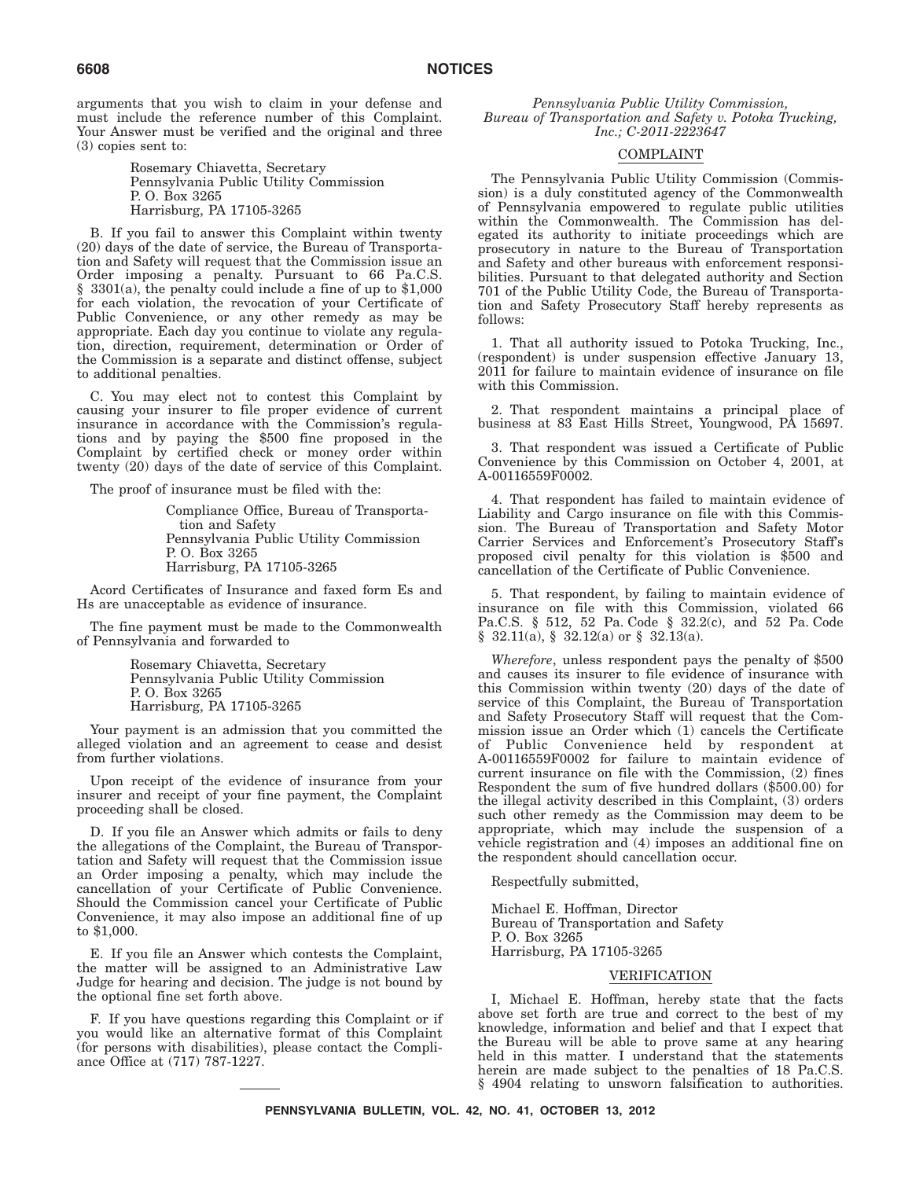arguments that you wish to claim in your defense and must include the reference number of this Complaint. Your Answer must be verified and the original and three (3) copies sent to:

Rosemary Chiavetta, Secretary
Pennsylvania Public Utility Commission
P. O. Box 3265
Harrisburg, PA 17105-3265

B. If you fail to answer this Complaint within twenty (20) days of the date of service, the Bureau of Transportation and Safety will request that the Commission issue an Order imposing a penalty. Pursuant to 66 Pa.C.S. § 3301(a), the penalty could include a fine of up to $1,000 for each violation, the revocation of your Certificate of Public Convenience, or any other remedy as may be appropriate. Each day you continue to violate any regulation, direction, requirement, determination or Order of the Commission is a separate and distinct offense, subject to additional penalties.

C. You may elect not to contest this Complaint by causing your insurer to file proper evidence of current insurance in accordance with the Commission's regulations and by paying the $500 fine proposed in the Complaint by certified check or money order within twenty (20) days of the date of service of this Complaint.

The proof of insurance must be filed with the:

Compliance Office, Bureau of Transportation and Safety
Pennsylvania Public Utility Commission
P. O. Box 3265
Harrisburg, PA 17105-3265

Acord Certificates of Insurance and faxed form Es and Hs are unacceptable as evidence of insurance.

The fine payment must be made to the Commonwealth of Pennsylvania and forwarded to

Rosemary Chiavetta, Secretary
Pennsylvania Public Utility Commission
P. O. Box 3265
Harrisburg, PA 17105-3265

Your payment is an admission that you committed the alleged violation and an agreement to cease and desist from further violations.

Upon receipt of the evidence of insurance from your insurer and receipt of your fine payment, the Complaint proceeding shall be closed.

D. If you file an Answer which admits or fails to deny the allegations of the Complaint, the Bureau of Transportation and Safety will request that the Commission issue an Order imposing a penalty, which may include the cancellation of your Certificate of Public Convenience. Should the Commission cancel your Certificate of Public Convenience, it may also impose an additional fine of up to $1,000.

E. If you file an Answer which contests the Complaint, the matter will be assigned to an Administrative Law Judge for hearing and decision. The judge is not bound by the optional fine set forth above.

F. If you have questions regarding this Complaint or if you would like an alternative format of this Complaint (for persons with disabilities), please contact the Compliance Office at (717) 787-1227.

---

*Pennsylvania Public Utility Commission, Bureau of Transportation and Safety v. Potoka Trucking, Inc.; C-2011-2223647*

COMPLAINT

The Pennsylvania Public Utility Commission (Commission) is a duly constituted agency of the Commonwealth of Pennsylvania empowered to regulate public utilities within the Commonwealth. The Commission has delegated its authority to initiate proceedings which are prosecutory in nature to the Bureau of Transportation and Safety and other bureaus with enforcement responsibilities. Pursuant to that delegated authority and Section 701 of the Public Utility Code, the Bureau of Transportation and Safety Prosecutory Staff hereby represents as follows:

1. That all authority issued to Potoka Trucking, Inc., (respondent) is under suspension effective January 13, 2011 for failure to maintain evidence of insurance on file with this Commission.

2. That respondent maintains a principal place of business at 83 East Hills Street, Youngwood, PA 15697.

3. That respondent was issued a Certificate of Public Convenience by this Commission on October 4, 2001, at A-00116559F0002.

4. That respondent has failed to maintain evidence of Liability and Cargo insurance on file with this Commission. The Bureau of Transportation and Safety Motor Carrier Services and Enforcement's Prosecutory Staff's proposed civil penalty for this violation is $500 and cancellation of the Certificate of Public Convenience.

5. That respondent, by failing to maintain evidence of insurance on file with this Commission, violated 66 Pa.C.S. § 512, 52 Pa. Code § 32.2(c), and 52 Pa. Code § 32.11(a), § 32.12(a) or § 32.13(a).

*Wherefore*, unless respondent pays the penalty of $500 and causes its insurer to file evidence of insurance with this Commission within twenty (20) days of the date of service of this Complaint, the Bureau of Transportation and Safety Prosecutory Staff will request that the Commission issue an Order which (1) cancels the Certificate of Public Convenience held by respondent at A-00116559F0002 for failure to maintain evidence of current insurance on file with the Commission, (2) fines Respondent the sum of five hundred dollars ($500.00) for the illegal activity described in this Complaint, (3) orders such other remedy as the Commission may deem to be appropriate, which may include the suspension of a vehicle registration and (4) imposes an additional fine on the respondent should cancellation occur.

Respectfully submitted,

Michael E. Hoffman, Director
Bureau of Transportation and Safety
P. O. Box 3265
Harrisburg, PA 17105-3265

VERIFICATION

I, Michael E. Hoffman, hereby state that the facts above set forth are true and correct to the best of my knowledge, information and belief and that I expect that the Bureau will be able to prove same at any hearing held in this matter. I understand that the statements herein are made subject to the penalties of 18 Pa.C.S. § 4904 relating to unsworn falsification to authorities.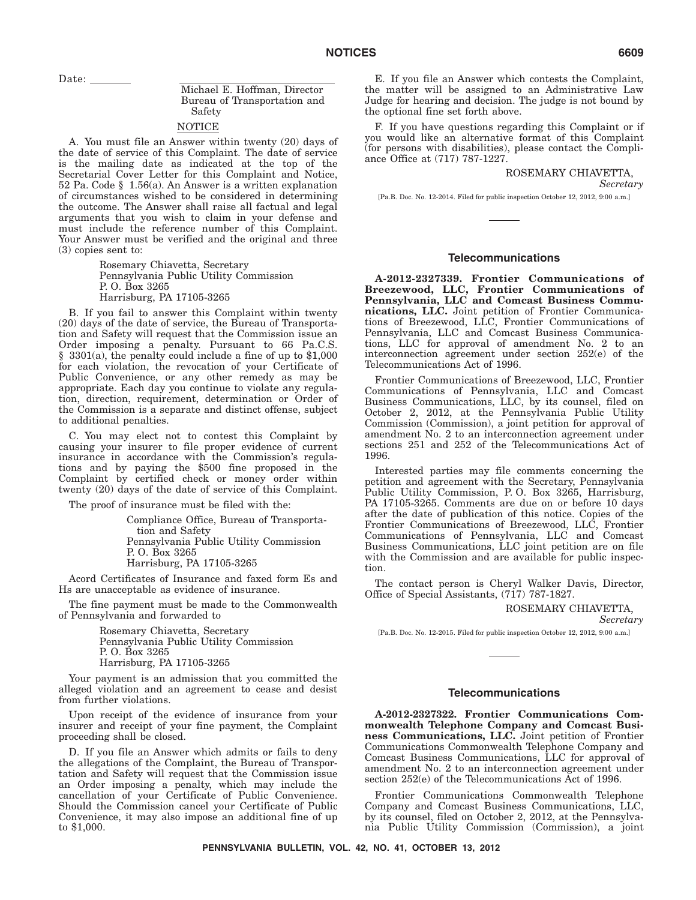Date: ________

Michael E. Hoffman, Director
Bureau of Transportation and Safety

NOTICE

A. You must file an Answer within twenty (20) days of the date of service of this Complaint. The date of service is the mailing date as indicated at the top of the Secretarial Cover Letter for this Complaint and Notice, 52 Pa. Code § 1.56(a). An Answer is a written explanation of circumstances wished to be considered in determining the outcome. The Answer shall raise all factual and legal arguments that you wish to claim in your defense and must include the reference number of this Complaint. Your Answer must be verified and the original and three (3) copies sent to:

> Rosemary Chiavetta, Secretary
> Pennsylvania Public Utility Commission
> P. O. Box 3265
> Harrisburg, PA 17105-3265

B. If you fail to answer this Complaint within twenty (20) days of the date of service, the Bureau of Transportation and Safety will request that the Commission issue an Order imposing a penalty. Pursuant to 66 Pa.C.S. § 3301(a), the penalty could include a fine of up to $1,000 for each violation, the revocation of your Certificate of Public Convenience, or any other remedy as may be appropriate. Each day you continue to violate any regulation, direction, requirement, determination or Order of the Commission is a separate and distinct offense, subject to additional penalties.

C. You may elect not to contest this Complaint by causing your insurer to file proper evidence of current insurance in accordance with the Commission's regulations and by paying the $500 fine proposed in the Complaint by certified check or money order within twenty (20) days of the date of service of this Complaint.

The proof of insurance must be filed with the:

> Compliance Office, Bureau of Transportation and Safety
> Pennsylvania Public Utility Commission
> P. O. Box 3265
> Harrisburg, PA 17105-3265

Acord Certificates of Insurance and faxed form Es and Hs are unacceptable as evidence of insurance.

The fine payment must be made to the Commonwealth of Pennsylvania and forwarded to

> Rosemary Chiavetta, Secretary
> Pennsylvania Public Utility Commission
> P. O. Box 3265
> Harrisburg, PA 17105-3265

Your payment is an admission that you committed the alleged violation and an agreement to cease and desist from further violations.

Upon receipt of the evidence of insurance from your insurer and receipt of your fine payment, the Complaint proceeding shall be closed.

D. If you file an Answer which admits or fails to deny the allegations of the Complaint, the Bureau of Transportation and Safety will request that the Commission issue an Order imposing a penalty, which may include the cancellation of your Certificate of Public Convenience. Should the Commission cancel your Certificate of Public Convenience, it may also impose an additional fine of up to $1,000.

E. If you file an Answer which contests the Complaint, the matter will be assigned to an Administrative Law Judge for hearing and decision. The judge is not bound by the optional fine set forth above.

F. If you have questions regarding this Complaint or if you would like an alternative format of this Complaint (for persons with disabilities), please contact the Compliance Office at (717) 787-1227.

ROSEMARY CHIAVETTA,
*Secretary*

[Pa.B. Doc. No. 12-2014. Filed for public inspection October 12, 2012, 9:00 a.m.]

## Telecommunications

**A-2012-2327339. Frontier Communications of Breezewood, LLC, Frontier Communications of Pennsylvania, LLC and Comcast Business Communications, LLC.** Joint petition of Frontier Communications of Breezewood, LLC, Frontier Communications of Pennsylvania, LLC and Comcast Business Communications, LLC for approval of amendment No. 2 to an interconnection agreement under section 252(e) of the Telecommunications Act of 1996.

Frontier Communications of Breezewood, LLC, Frontier Communications of Pennsylvania, LLC and Comcast Business Communications, LLC, by its counsel, filed on October 2, 2012, at the Pennsylvania Public Utility Commission (Commission), a joint petition for approval of amendment No. 2 to an interconnection agreement under sections 251 and 252 of the Telecommunications Act of 1996.

Interested parties may file comments concerning the petition and agreement with the Secretary, Pennsylvania Public Utility Commission, P. O. Box 3265, Harrisburg, PA 17105-3265. Comments are due on or before 10 days after the date of publication of this notice. Copies of the Frontier Communications of Breezewood, LLC, Frontier Communications of Pennsylvania, LLC and Comcast Business Communications, LLC joint petition are on file with the Commission and are available for public inspection.

The contact person is Cheryl Walker Davis, Director, Office of Special Assistants, (717) 787-1827.

ROSEMARY CHIAVETTA,
*Secretary*

[Pa.B. Doc. No. 12-2015. Filed for public inspection October 12, 2012, 9:00 a.m.]

## Telecommunications

**A-2012-2327322. Frontier Communications Commonwealth Telephone Company and Comcast Business Communications, LLC.** Joint petition of Frontier Communications Commonwealth Telephone Company and Comcast Business Communications, LLC for approval of amendment No. 2 to an interconnection agreement under section 252(e) of the Telecommunications Act of 1996.

Frontier Communications Commonwealth Telephone Company and Comcast Business Communications, LLC, by its counsel, filed on October 2, 2012, at the Pennsylvania Public Utility Commission (Commission), a joint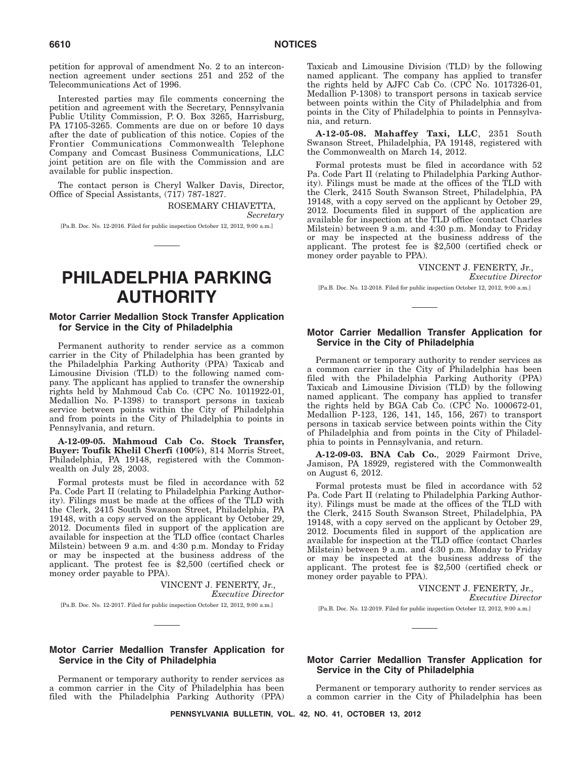petition for approval of amendment No. 2 to an interconnection agreement under sections 251 and 252 of the Telecommunications Act of 1996.

Interested parties may file comments concerning the petition and agreement with the Secretary, Pennsylvania Public Utility Commission, P. O. Box 3265, Harrisburg, PA 17105-3265. Comments are due on or before 10 days after the date of publication of this notice. Copies of the Frontier Communications Commonwealth Telephone Company and Comcast Business Communications, LLC joint petition are on file with the Commission and are available for public inspection.

The contact person is Cheryl Walker Davis, Director, Office of Special Assistants, (717) 787-1827.

ROSEMARY CHIAVETTA,
*Secretary*

[Pa.B. Doc. No. 12-2016. Filed for public inspection October 12, 2012, 9:00 a.m.]

# PHILADELPHIA PARKING AUTHORITY

## Motor Carrier Medallion Stock Transfer Application for Service in the City of Philadelphia

Permanent authority to render service as a common carrier in the City of Philadelphia has been granted by the Philadelphia Parking Authority (PPA) Taxicab and Limousine Division (TLD) to the following named company. The applicant has applied to transfer the ownership rights held by Mahmoud Cab Co. (CPC No. 1011922-01, Medallion No. P-1398) to transport persons in taxicab service between points within the City of Philadelphia and from points in the City of Philadelphia to points in Pennsylvania, and return.

**A-12-09-05. Mahmoud Cab Co. Stock Transfer, Buyer: Toufik Khelil Cherfi (100%)**, 814 Morris Street, Philadelphia, PA 19148, registered with the Commonwealth on July 28, 2003.

Formal protests must be filed in accordance with 52 Pa. Code Part II (relating to Philadelphia Parking Authority). Filings must be made at the offices of the TLD with the Clerk, 2415 South Swanson Street, Philadelphia, PA 19148, with a copy served on the applicant by October 29, 2012. Documents filed in support of the application are available for inspection at the TLD office (contact Charles Milstein) between 9 a.m. and 4:30 p.m. Monday to Friday or may be inspected at the business address of the applicant. The protest fee is $2,500 (certified check or money order payable to PPA).

VINCENT J. FENERTY, Jr.,
*Executive Director*

[Pa.B. Doc. No. 12-2017. Filed for public inspection October 12, 2012, 9:00 a.m.]

## Motor Carrier Medallion Transfer Application for Service in the City of Philadelphia

Permanent or temporary authority to render services as a common carrier in the City of Philadelphia has been filed with the Philadelphia Parking Authority (PPA) Taxicab and Limousine Division (TLD) by the following named applicant. The company has applied to transfer the rights held by AJFC Cab Co. (CPC No. 1017326-01, Medallion P-1308) to transport persons in taxicab service between points within the City of Philadelphia and from points in the City of Philadelphia to points in Pennsylvania, and return.

**A-12-05-08. Mahaffey Taxi, LLC**, 2351 South Swanson Street, Philadelphia, PA 19148, registered with the Commonwealth on March 14, 2012.

Formal protests must be filed in accordance with 52 Pa. Code Part II (relating to Philadelphia Parking Authority). Filings must be made at the offices of the TLD with the Clerk, 2415 South Swanson Street, Philadelphia, PA 19148, with a copy served on the applicant by October 29, 2012. Documents filed in support of the application are available for inspection at the TLD office (contact Charles Milstein) between 9 a.m. and 4:30 p.m. Monday to Friday or may be inspected at the business address of the applicant. The protest fee is $2,500 (certified check or money order payable to PPA).

VINCENT J. FENERTY, Jr.,
*Executive Director*

[Pa.B. Doc. No. 12-2018. Filed for public inspection October 12, 2012, 9:00 a.m.]

## Motor Carrier Medallion Transfer Application for Service in the City of Philadelphia

Permanent or temporary authority to render services as a common carrier in the City of Philadelphia has been filed with the Philadelphia Parking Authority (PPA) Taxicab and Limousine Division (TLD) by the following named applicant. The company has applied to transfer the rights held by BGA Cab Co. (CPC No. 1000672-01, Medallion P-123, 126, 141, 145, 156, 267) to transport persons in taxicab service between points within the City of Philadelphia and from points in the City of Philadelphia to points in Pennsylvania, and return.

**A-12-09-03. BNA Cab Co.**, 2029 Fairmont Drive, Jamison, PA 18929, registered with the Commonwealth on August 6, 2012.

Formal protests must be filed in accordance with 52 Pa. Code Part II (relating to Philadelphia Parking Authority). Filings must be made at the offices of the TLD with the Clerk, 2415 South Swanson Street, Philadelphia, PA 19148, with a copy served on the applicant by October 29, 2012. Documents filed in support of the application are available for inspection at the TLD office (contact Charles Milstein) between 9 a.m. and 4:30 p.m. Monday to Friday or may be inspected at the business address of the applicant. The protest fee is $2,500 (certified check or money order payable to PPA).

VINCENT J. FENERTY, Jr.,
*Executive Director*

[Pa.B. Doc. No. 12-2019. Filed for public inspection October 12, 2012, 9:00 a.m.]

## Motor Carrier Medallion Transfer Application for Service in the City of Philadelphia

Permanent or temporary authority to render services as a common carrier in the City of Philadelphia has been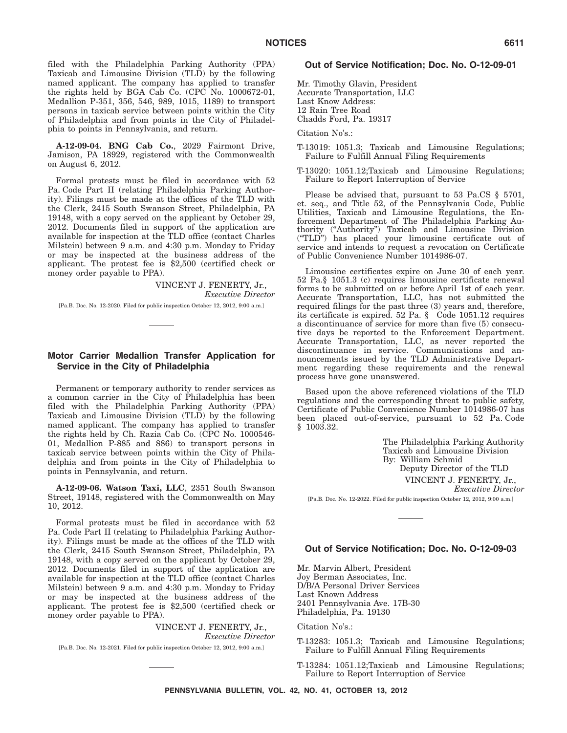filed with the Philadelphia Parking Authority (PPA) Taxicab and Limousine Division (TLD) by the following named applicant. The company has applied to transfer the rights held by BGA Cab Co. (CPC No. 1000672-01, Medallion P-351, 356, 546, 989, 1015, 1189) to transport persons in taxicab service between points within the City of Philadelphia and from points in the City of Philadelphia to points in Pennsylvania, and return.

**A-12-09-04. BNG Cab Co.**, 2029 Fairmont Drive, Jamison, PA 18929, registered with the Commonwealth on August 6, 2012.

Formal protests must be filed in accordance with 52 Pa. Code Part II (relating Philadelphia Parking Authority). Filings must be made at the offices of the TLD with the Clerk, 2415 South Swanson Street, Philadelphia, PA 19148, with a copy served on the applicant by October 29, 2012. Documents filed in support of the application are available for inspection at the TLD office (contact Charles Milstein) between 9 a.m. and 4:30 p.m. Monday to Friday or may be inspected at the business address of the applicant. The protest fee is $2,500 (certified check or money order payable to PPA).

VINCENT J. FENERTY, Jr.,
*Executive Director*

[Pa.B. Doc. No. 12-2020. Filed for public inspection October 12, 2012, 9:00 a.m.]

## Motor Carrier Medallion Transfer Application for Service in the City of Philadelphia

Permanent or temporary authority to render services as a common carrier in the City of Philadelphia has been filed with the Philadelphia Parking Authority (PPA) Taxicab and Limousine Division (TLD) by the following named applicant. The company has applied to transfer the rights held by Ch. Razia Cab Co. (CPC No. 1000546-01, Medallion P-885 and 886) to transport persons in taxicab service between points within the City of Philadelphia and from points in the City of Philadelphia to points in Pennsylvania, and return.

**A-12-09-06. Watson Taxi, LLC**, 2351 South Swanson Street, 19148, registered with the Commonwealth on May 10, 2012.

Formal protests must be filed in accordance with 52 Pa. Code Part II (relating to Philadelphia Parking Authority). Filings must be made at the offices of the TLD with the Clerk, 2415 South Swanson Street, Philadelphia, PA 19148, with a copy served on the applicant by October 29, 2012. Documents filed in support of the application are available for inspection at the TLD office (contact Charles Milstein) between 9 a.m. and 4:30 p.m. Monday to Friday or may be inspected at the business address of the applicant. The protest fee is $2,500 (certified check or money order payable to PPA).

VINCENT J. FENERTY, Jr.,
*Executive Director*

[Pa.B. Doc. No. 12-2021. Filed for public inspection October 12, 2012, 9:00 a.m.]

## Out of Service Notification; Doc. No. O-12-09-01

Mr. Timothy Glavin, President
Accurate Transportation, LLC
Last Know Address:
12 Rain Tree Road
Chadds Ford, Pa. 19317

Citation No's.:

T-13019: 1051.3; Taxicab and Limousine Regulations; Failure to Fulfill Annual Filing Requirements

T-13020: 1051.12;Taxicab and Limousine Regulations; Failure to Report Interruption of Service

Please be advised that, pursuant to 53 Pa.CS § 5701, et. seq., and Title 52, of the Pennsylvania Code, Public Utilities, Taxicab and Limousine Regulations, the Enforcement Department of The Philadelphia Parking Authority ("Authority") Taxicab and Limousine Division ("TLD") has placed your limousine certificate out of service and intends to request a revocation on Certificate of Public Convenience Number 1014986-07.

Limousine certificates expire on June 30 of each year. 52 Pa.§ 1051.3 (c) requires limousine certificate renewal forms to be submitted on or before April 1st of each year. Accurate Transportation, LLC, has not submitted the required filings for the past three (3) years and, therefore, its certificate is expired. 52 Pa. § Code 1051.12 requires a discontinuance of service for more than five (5) consecutive days be reported to the Enforcement Department. Accurate Transportation, LLC, as never reported the discontinuance in service. Communications and announcements issued by the TLD Administrative Department regarding these requirements and the renewal process have gone unanswered.

Based upon the above referenced violations of the TLD regulations and the corresponding threat to public safety, Certificate of Public Convenience Number 1014986-07 has been placed out-of-service, pursuant to 52 Pa. Code § 1003.32.

The Philadelphia Parking Authority
Taxicab and Limousine Division
By: William Schmid
Deputy Director of the TLD
VINCENT J. FENERTY, Jr.,
*Executive Director*

[Pa.B. Doc. No. 12-2022. Filed for public inspection October 12, 2012, 9:00 a.m.]

## Out of Service Notification; Doc. No. O-12-09-03

Mr. Marvin Albert, President
Joy Berman Associates, Inc.
D/B/A Personal Driver Services
Last Known Address
2401 Pennsylvania Ave. 17B-30
Philadelphia, Pa. 19130

Citation No's.:

T-13283: 1051.3; Taxicab and Limousine Regulations; Failure to Fulfill Annual Filing Requirements

T-13284: 1051.12;Taxicab and Limousine Regulations; Failure to Report Interruption of Service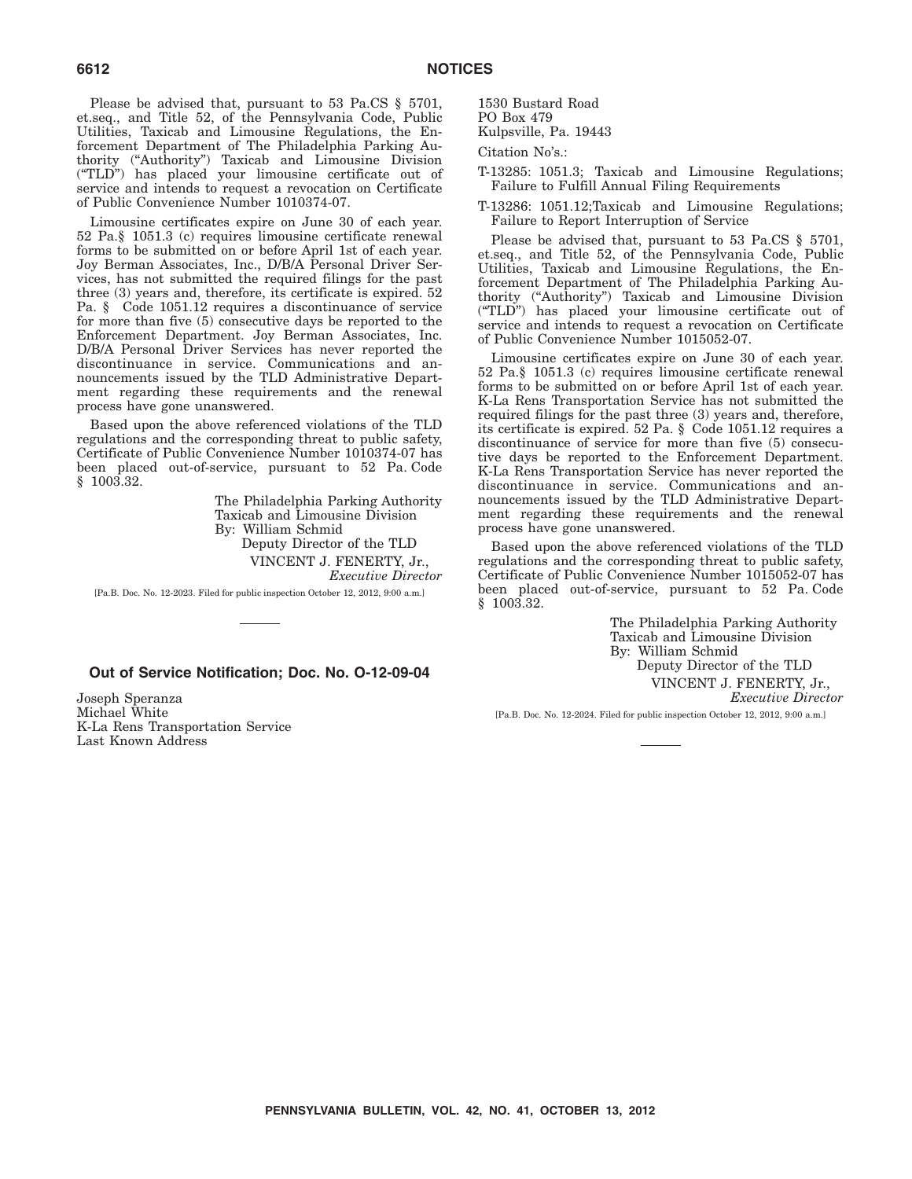Please be advised that, pursuant to 53 Pa.CS § 5701, et.seq., and Title 52, of the Pennsylvania Code, Public Utilities, Taxicab and Limousine Regulations, the Enforcement Department of The Philadelphia Parking Authority ("Authority") Taxicab and Limousine Division ("TLD") has placed your limousine certificate out of service and intends to request a revocation on Certificate of Public Convenience Number 1010374-07.

Limousine certificates expire on June 30 of each year. 52 Pa.§ 1051.3 (c) requires limousine certificate renewal forms to be submitted on or before April 1st of each year. Joy Berman Associates, Inc., D/B/A Personal Driver Services, has not submitted the required filings for the past three (3) years and, therefore, its certificate is expired. 52 Pa. § Code 1051.12 requires a discontinuance of service for more than five (5) consecutive days be reported to the Enforcement Department. Joy Berman Associates, Inc. D/B/A Personal Driver Services has never reported the discontinuance in service. Communications and announcements issued by the TLD Administrative Department regarding these requirements and the renewal process have gone unanswered.

Based upon the above referenced violations of the TLD regulations and the corresponding threat to public safety, Certificate of Public Convenience Number 1010374-07 has been placed out-of-service, pursuant to 52 Pa. Code § 1003.32.

The Philadelphia Parking Authority
Taxicab and Limousine Division
By: William Schmid
Deputy Director of the TLD
VINCENT J. FENERTY, Jr.,
*Executive Director*

[Pa.B. Doc. No. 12-2023. Filed for public inspection October 12, 2012, 9:00 a.m.]

## Out of Service Notification; Doc. No. O-12-09-04

Joseph Speranza
Michael White
K-La Rens Transportation Service
Last Known Address
1530 Bustard Road
PO Box 479
Kulpsville, Pa. 19443

Citation No's.:

T-13285: 1051.3; Taxicab and Limousine Regulations; Failure to Fulfill Annual Filing Requirements

T-13286: 1051.12;Taxicab and Limousine Regulations; Failure to Report Interruption of Service

Please be advised that, pursuant to 53 Pa.CS § 5701, et.seq., and Title 52, of the Pennsylvania Code, Public Utilities, Taxicab and Limousine Regulations, the Enforcement Department of The Philadelphia Parking Authority ("Authority") Taxicab and Limousine Division ("TLD") has placed your limousine certificate out of service and intends to request a revocation on Certificate of Public Convenience Number 1015052-07.

Limousine certificates expire on June 30 of each year. 52 Pa.§ 1051.3 (c) requires limousine certificate renewal forms to be submitted on or before April 1st of each year. K-La Rens Transportation Service has not submitted the required filings for the past three (3) years and, therefore, its certificate is expired. 52 Pa. § Code 1051.12 requires a discontinuance of service for more than five (5) consecutive days be reported to the Enforcement Department. K-La Rens Transportation Service has never reported the discontinuance in service. Communications and announcements issued by the TLD Administrative Department regarding these requirements and the renewal process have gone unanswered.

Based upon the above referenced violations of the TLD regulations and the corresponding threat to public safety, Certificate of Public Convenience Number 1015052-07 has been placed out-of-service, pursuant to 52 Pa. Code § 1003.32.

The Philadelphia Parking Authority
Taxicab and Limousine Division
By: William Schmid
Deputy Director of the TLD
VINCENT J. FENERTY, Jr.,
*Executive Director*

[Pa.B. Doc. No. 12-2024. Filed for public inspection October 12, 2012, 9:00 a.m.]